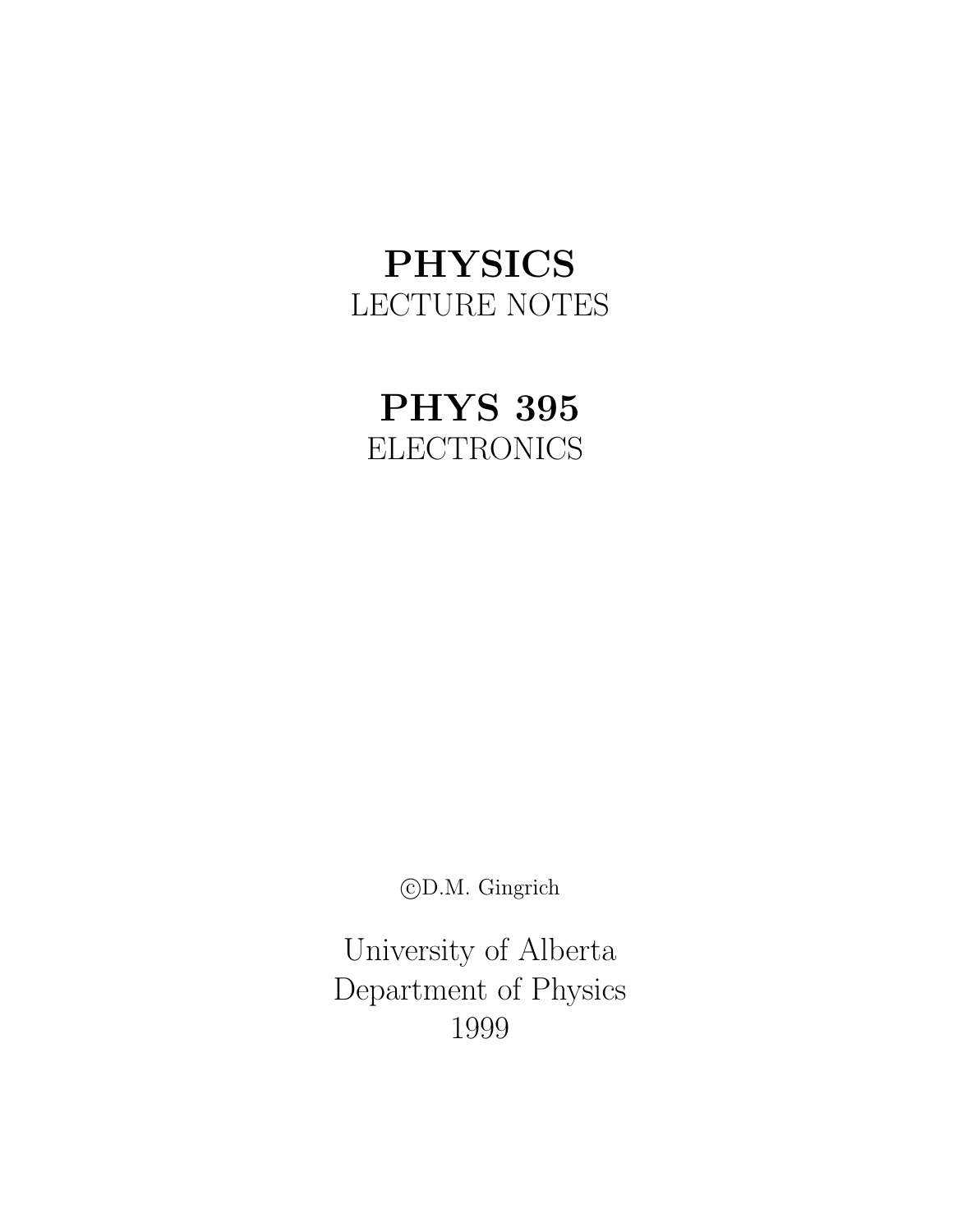# PHYSICS
LECTURE NOTES

# PHYS 395
ELECTRONICS

©D.M. Gingrich

University of Alberta
Department of Physics
1999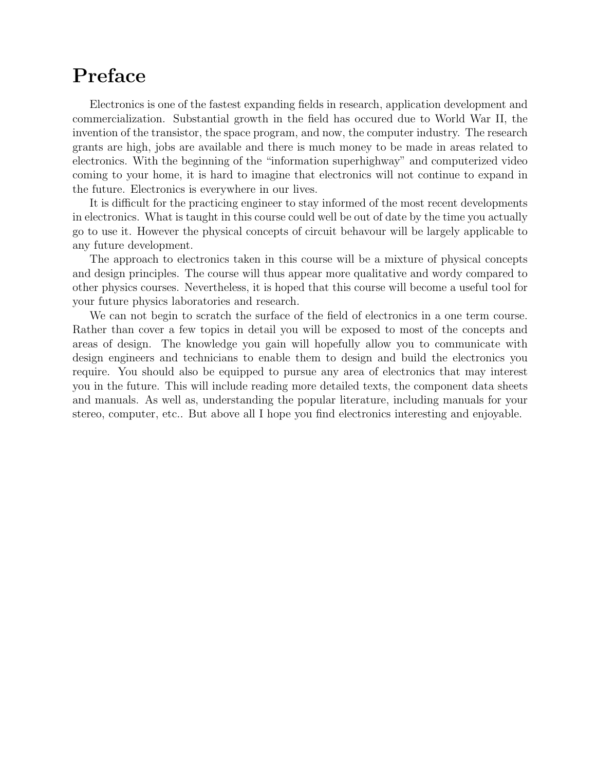# Preface

Electronics is one of the fastest expanding fields in research, application development and commercialization. Substantial growth in the field has occured due to World War II, the invention of the transistor, the space program, and now, the computer industry. The research grants are high, jobs are available and there is much money to be made in areas related to electronics. With the beginning of the "information superhighway" and computerized video coming to your home, it is hard to imagine that electronics will not continue to expand in the future. Electronics is everywhere in our lives.

It is difficult for the practicing engineer to stay informed of the most recent developments in electronics. What is taught in this course could well be out of date by the time you actually go to use it. However the physical concepts of circuit behavour will be largely applicable to any future development.

The approach to electronics taken in this course will be a mixture of physical concepts and design principles. The course will thus appear more qualitative and wordy compared to other physics courses. Nevertheless, it is hoped that this course will become a useful tool for your future physics laboratories and research.

We can not begin to scratch the surface of the field of electronics in a one term course. Rather than cover a few topics in detail you will be exposed to most of the concepts and areas of design. The knowledge you gain will hopefully allow you to communicate with design engineers and technicians to enable them to design and build the electronics you require. You should also be equipped to pursue any area of electronics that may interest you in the future. This will include reading more detailed texts, the component data sheets and manuals. As well as, understanding the popular literature, including manuals for your stereo, computer, etc.. But above all I hope you find electronics interesting and enjoyable.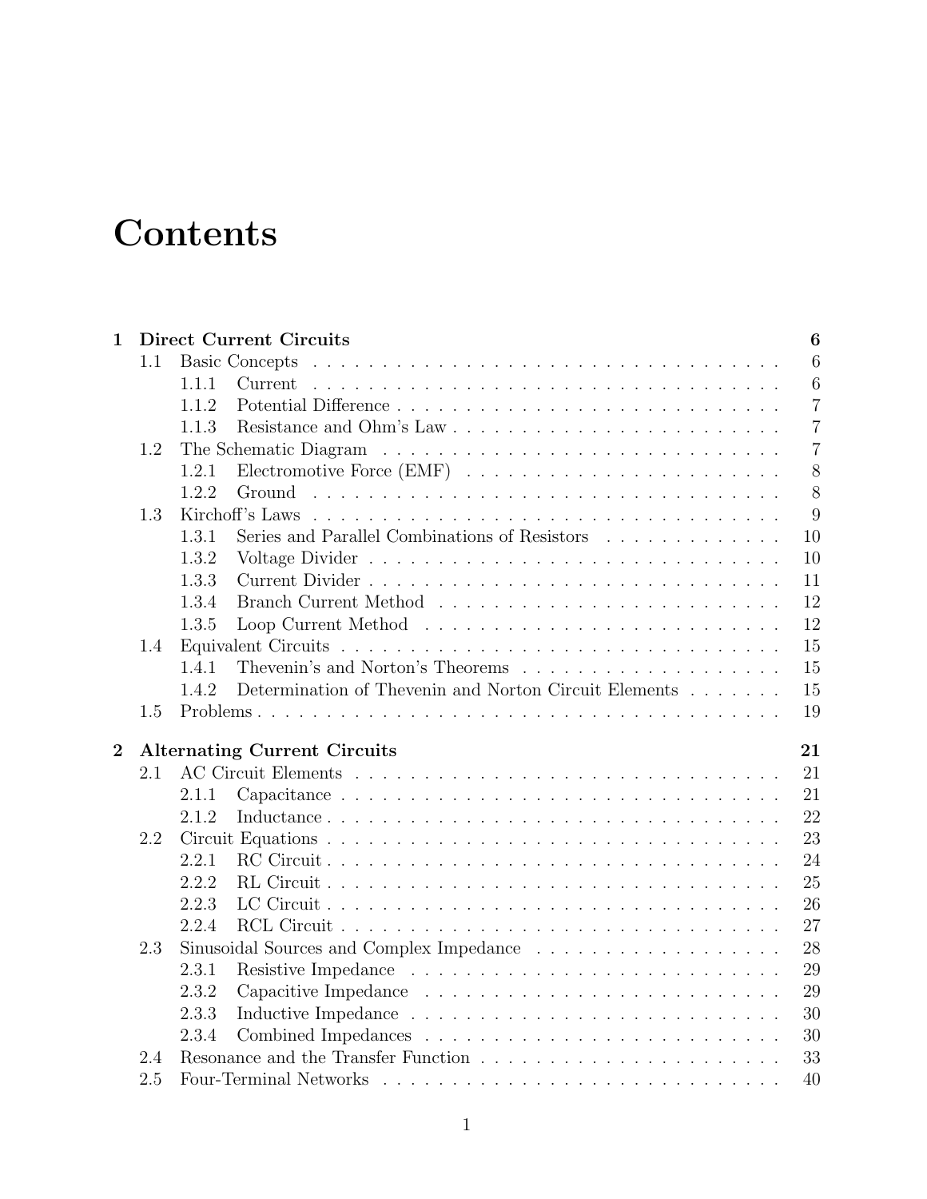# Contents

**1 Direct Current Circuits** **6**

- 1.1 Basic Concepts . . . . . 6
  - 1.1.1 Current . . . . . 6
  - 1.1.2 Potential Difference . . . . . 7
  - 1.1.3 Resistance and Ohm's Law . . . . . 7
- 1.2 The Schematic Diagram . . . . . 7
  - 1.2.1 Electromotive Force (EMF) . . . . . 8
  - 1.2.2 Ground . . . . . 8
- 1.3 Kirchoff's Laws . . . . . 9
  - 1.3.1 Series and Parallel Combinations of Resistors . . . . . 10
  - 1.3.2 Voltage Divider . . . . . 10
  - 1.3.3 Current Divider . . . . . 11
  - 1.3.4 Branch Current Method . . . . . 12
  - 1.3.5 Loop Current Method . . . . . 12
- 1.4 Equivalent Circuits . . . . . 15
  - 1.4.1 Thevenin's and Norton's Theorems . . . . . 15
  - 1.4.2 Determination of Thevenin and Norton Circuit Elements . . . . . 15
- 1.5 Problems . . . . . 19

**2 Alternating Current Circuits** **21**

- 2.1 AC Circuit Elements . . . . . 21
  - 2.1.1 Capacitance . . . . . 21
  - 2.1.2 Inductance . . . . . 22
- 2.2 Circuit Equations . . . . . 23
  - 2.2.1 RC Circuit . . . . . 24
  - 2.2.2 RL Circuit . . . . . 25
  - 2.2.3 LC Circuit . . . . . 26
  - 2.2.4 RCL Circuit . . . . . 27
- 2.3 Sinusoidal Sources and Complex Impedance . . . . . 28
  - 2.3.1 Resistive Impedance . . . . . 29
  - 2.3.2 Capacitive Impedance . . . . . 29
  - 2.3.3 Inductive Impedance . . . . . 30
  - 2.3.4 Combined Impedances . . . . . 30
- 2.4 Resonance and the Transfer Function . . . . . 33
- 2.5 Four-Terminal Networks . . . . . 40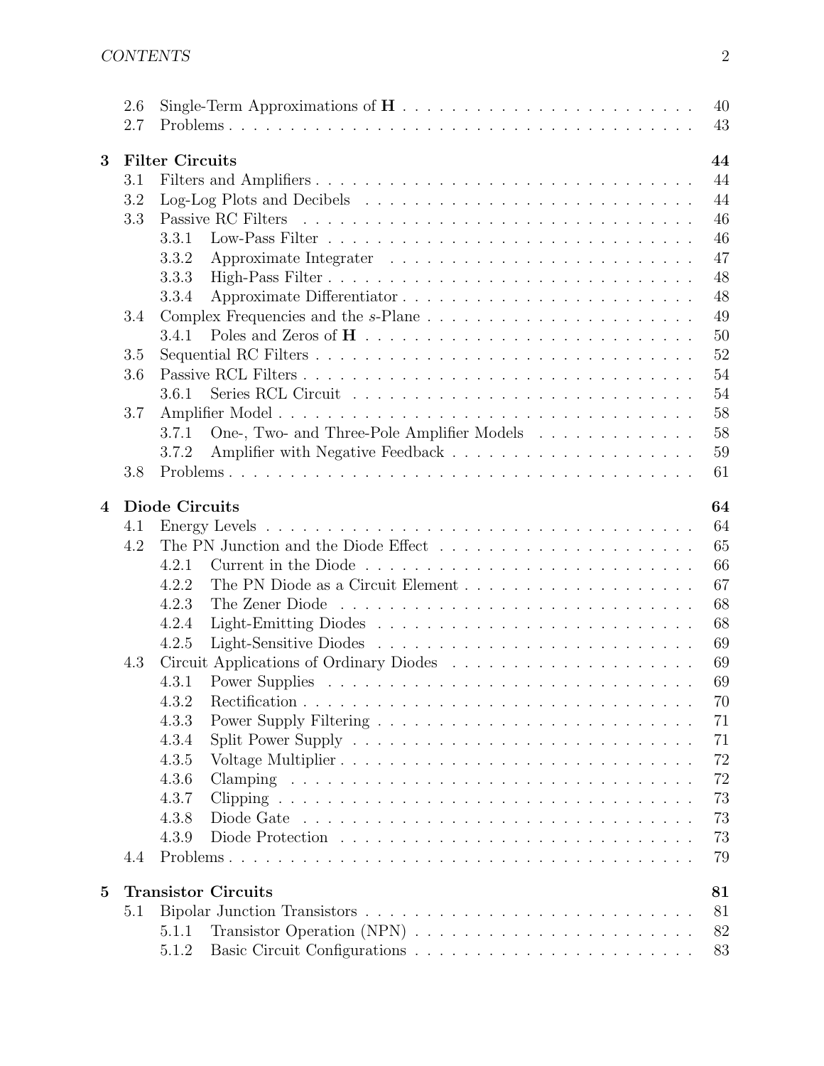| | | |
|---|---|---|
| 2.6 | Single-Term Approximations of **H** | 40 |
| 2.7 | Problems | 43 |

**3 Filter Circuits** — **44**

| | | |
|---|---|---|
| 3.1 | Filters and Amplifiers | 44 |
| 3.2 | Log-Log Plots and Decibels | 44 |
| 3.3 | Passive RC Filters | 46 |
| 3.3.1 | Low-Pass Filter | 46 |
| 3.3.2 | Approximate Integrater | 47 |
| 3.3.3 | High-Pass Filter | 48 |
| 3.3.4 | Approximate Differentiator | 48 |
| 3.4 | Complex Frequencies and the *s*-Plane | 49 |
| 3.4.1 | Poles and Zeros of **H** | 50 |
| 3.5 | Sequential RC Filters | 52 |
| 3.6 | Passive RCL Filters | 54 |
| 3.6.1 | Series RCL Circuit | 54 |
| 3.7 | Amplifier Model | 58 |
| 3.7.1 | One-, Two- and Three-Pole Amplifier Models | 58 |
| 3.7.2 | Amplifier with Negative Feedback | 59 |
| 3.8 | Problems | 61 |

**4 Diode Circuits** — **64**

| | | |
|---|---|---|
| 4.1 | Energy Levels | 64 |
| 4.2 | The PN Junction and the Diode Effect | 65 |
| 4.2.1 | Current in the Diode | 66 |
| 4.2.2 | The PN Diode as a Circuit Element | 67 |
| 4.2.3 | The Zener Diode | 68 |
| 4.2.4 | Light-Emitting Diodes | 68 |
| 4.2.5 | Light-Sensitive Diodes | 69 |
| 4.3 | Circuit Applications of Ordinary Diodes | 69 |
| 4.3.1 | Power Supplies | 69 |
| 4.3.2 | Rectification | 70 |
| 4.3.3 | Power Supply Filtering | 71 |
| 4.3.4 | Split Power Supply | 71 |
| 4.3.5 | Voltage Multiplier | 72 |
| 4.3.6 | Clamping | 72 |
| 4.3.7 | Clipping | 73 |
| 4.3.8 | Diode Gate | 73 |
| 4.3.9 | Diode Protection | 73 |
| 4.4 | Problems | 79 |

**5 Transistor Circuits** — **81**

| | | |
|---|---|---|
| 5.1 | Bipolar Junction Transistors | 81 |
| 5.1.1 | Transistor Operation (NPN) | 82 |
| 5.1.2 | Basic Circuit Configurations | 83 |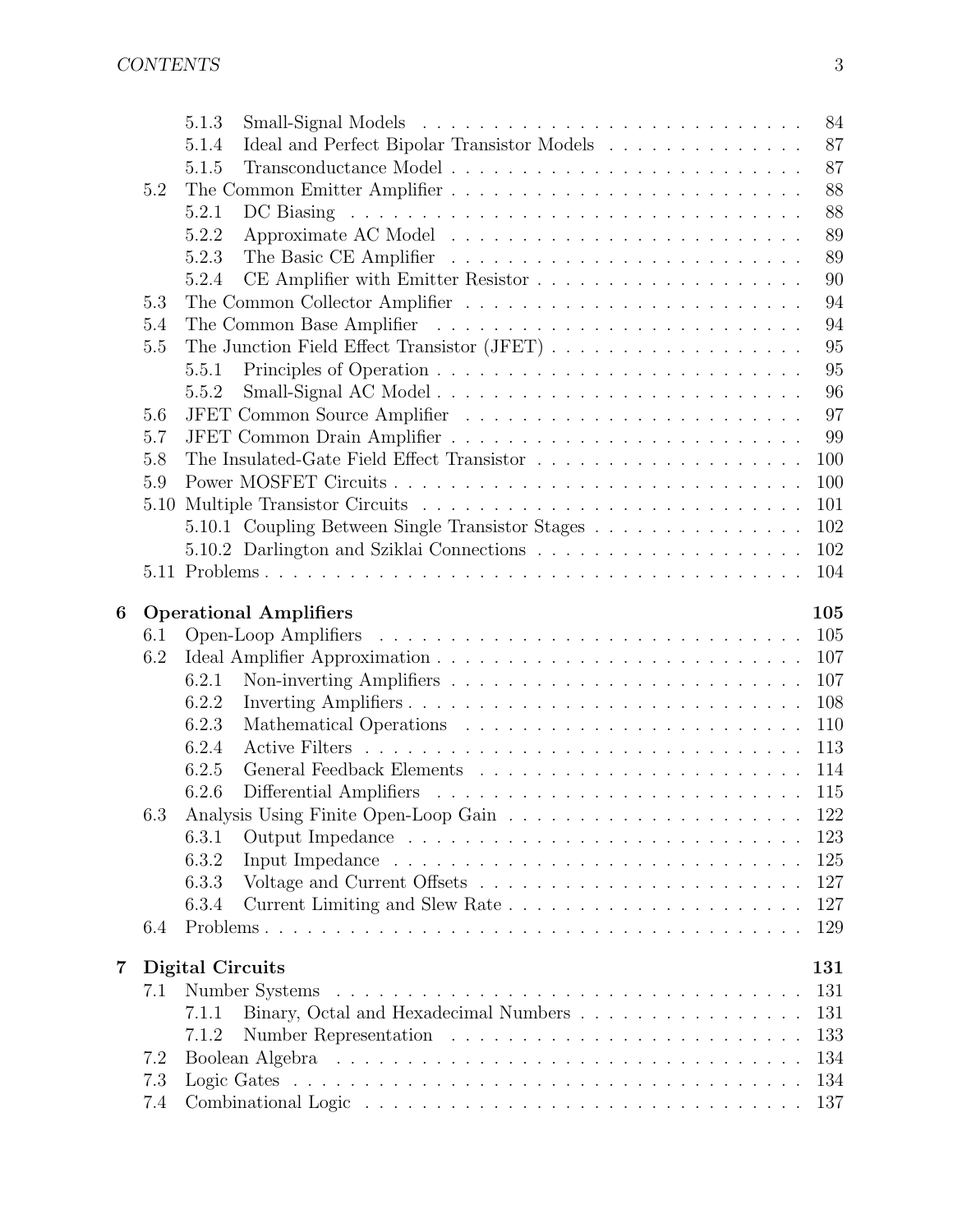| | | |
|---|---|---|
| 5.1.3 | Small-Signal Models | 84 |
| 5.1.4 | Ideal and Perfect Bipolar Transistor Models | 87 |
| 5.1.5 | Transconductance Model | 87 |
| 5.2 | The Common Emitter Amplifier | 88 |
| 5.2.1 | DC Biasing | 88 |
| 5.2.2 | Approximate AC Model | 89 |
| 5.2.3 | The Basic CE Amplifier | 89 |
| 5.2.4 | CE Amplifier with Emitter Resistor | 90 |
| 5.3 | The Common Collector Amplifier | 94 |
| 5.4 | The Common Base Amplifier | 94 |
| 5.5 | The Junction Field Effect Transistor (JFET) | 95 |
| 5.5.1 | Principles of Operation | 95 |
| 5.5.2 | Small-Signal AC Model | 96 |
| 5.6 | JFET Common Source Amplifier | 97 |
| 5.7 | JFET Common Drain Amplifier | 99 |
| 5.8 | The Insulated-Gate Field Effect Transistor | 100 |
| 5.9 | Power MOSFET Circuits | 100 |
| 5.10 | Multiple Transistor Circuits | 101 |
| 5.10.1 | Coupling Between Single Transistor Stages | 102 |
| 5.10.2 | Darlington and Sziklai Connections | 102 |
| 5.11 | Problems | 104 |
| **6** | **Operational Amplifiers** | **105** |
| 6.1 | Open-Loop Amplifiers | 105 |
| 6.2 | Ideal Amplifier Approximation | 107 |
| 6.2.1 | Non-inverting Amplifiers | 107 |
| 6.2.2 | Inverting Amplifiers | 108 |
| 6.2.3 | Mathematical Operations | 110 |
| 6.2.4 | Active Filters | 113 |
| 6.2.5 | General Feedback Elements | 114 |
| 6.2.6 | Differential Amplifiers | 115 |
| 6.3 | Analysis Using Finite Open-Loop Gain | 122 |
| 6.3.1 | Output Impedance | 123 |
| 6.3.2 | Input Impedance | 125 |
| 6.3.3 | Voltage and Current Offsets | 127 |
| 6.3.4 | Current Limiting and Slew Rate | 127 |
| 6.4 | Problems | 129 |
| **7** | **Digital Circuits** | **131** |
| 7.1 | Number Systems | 131 |
| 7.1.1 | Binary, Octal and Hexadecimal Numbers | 131 |
| 7.1.2 | Number Representation | 133 |
| 7.2 | Boolean Algebra | 134 |
| 7.3 | Logic Gates | 134 |
| 7.4 | Combinational Logic | 137 |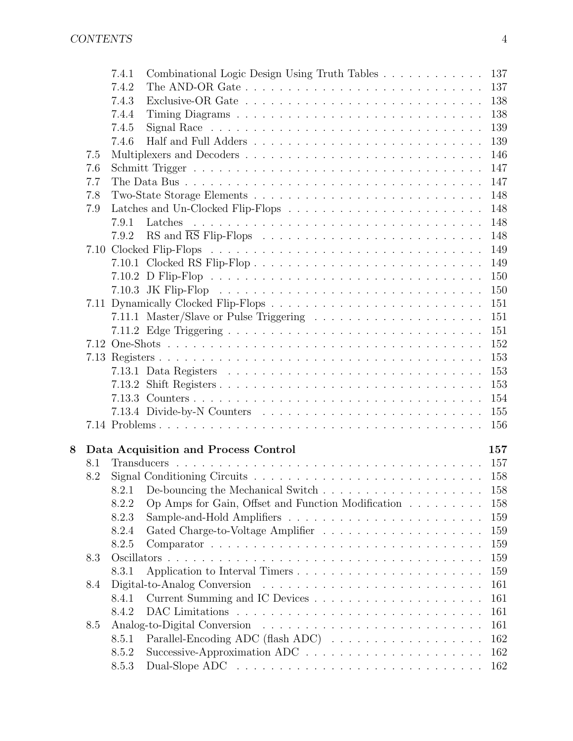- 7.4.1 Combinational Logic Design Using Truth Tables . . . 137
- 7.4.2 The AND-OR Gate . . . 137
- 7.4.3 Exclusive-OR Gate . . . 138
- 7.4.4 Timing Diagrams . . . 138
- 7.4.5 Signal Race . . . 139
- 7.4.6 Half and Full Adders . . . 139
- 7.5 Multiplexers and Decoders . . . 146
- 7.6 Schmitt Trigger . . . 147
- 7.7 The Data Bus . . . 147
- 7.8 Two-State Storage Elements . . . 148
- 7.9 Latches and Un-Clocked Flip-Flops . . . 148
  - 7.9.1 Latches . . . 148
  - 7.9.2 RS and $\overline{\text{RS}}$ Flip-Flops . . . 148
- 7.10 Clocked Flip-Flops . . . 149
  - 7.10.1 Clocked RS Flip-Flop . . . 149
  - 7.10.2 D Flip-Flop . . . 150
  - 7.10.3 JK Flip-Flop . . . 150
- 7.11 Dynamically Clocked Flip-Flops . . . 151
  - 7.11.1 Master/Slave or Pulse Triggering . . . 151
  - 7.11.2 Edge Triggering . . . 151
- 7.12 One-Shots . . . 152
- 7.13 Registers . . . 153
  - 7.13.1 Data Registers . . . 153
  - 7.13.2 Shift Registers . . . 153
  - 7.13.3 Counters . . . 154
  - 7.13.4 Divide-by-N Counters . . . 155
- 7.14 Problems . . . 156

**8 Data Acquisition and Process Control** **157**

- 8.1 Transducers . . . 157
- 8.2 Signal Conditioning Circuits . . . 158
  - 8.2.1 De-bouncing the Mechanical Switch . . . 158
  - 8.2.2 Op Amps for Gain, Offset and Function Modification . . . 158
  - 8.2.3 Sample-and-Hold Amplifiers . . . 159
  - 8.2.4 Gated Charge-to-Voltage Amplifier . . . 159
  - 8.2.5 Comparator . . . 159
- 8.3 Oscillators . . . 159
  - 8.3.1 Application to Interval Timers . . . 159
- 8.4 Digital-to-Analog Conversion . . . 161
  - 8.4.1 Current Summing and IC Devices . . . 161
  - 8.4.2 DAC Limitations . . . 161
- 8.5 Analog-to-Digital Conversion . . . 161
  - 8.5.1 Parallel-Encoding ADC (flash ADC) . . . 162
  - 8.5.2 Successive-Approximation ADC . . . 162
  - 8.5.3 Dual-Slope ADC . . . 162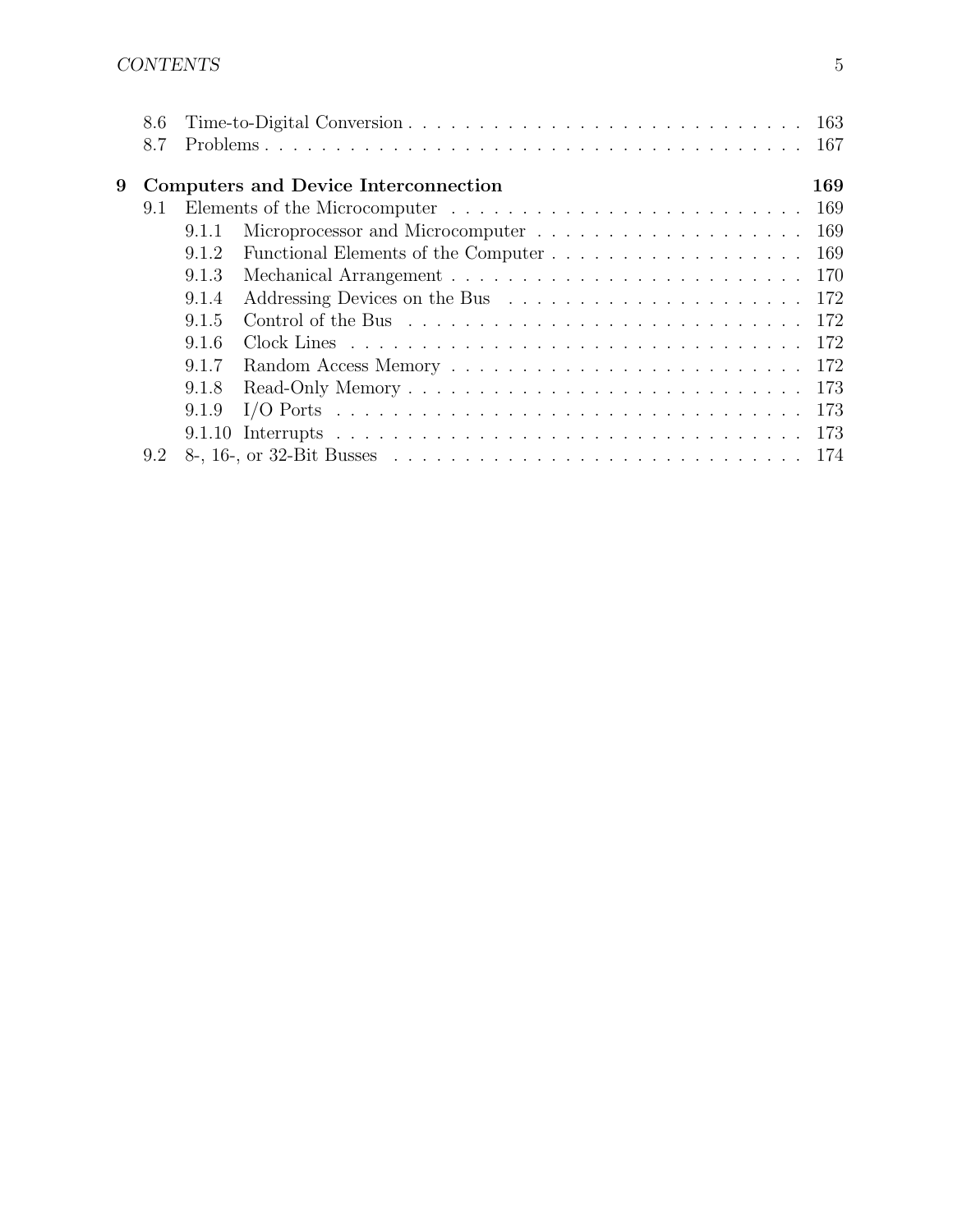8.6 Time-to-Digital Conversion . . . . . . . . . . . . . . . . . . . . . . . . . . . . 163
8.7 Problems . . . . . . . . . . . . . . . . . . . . . . . . . . . . . . . . . . . . . . 167

**9 Computers and Device Interconnection 169**

9.1 Elements of the Microcomputer . . . . . . . . . . . . . . . . . . . . . . . . . 169
- 9.1.1 Microprocessor and Microcomputer . . . . . . . . . . . . . . . . . . . 169
- 9.1.2 Functional Elements of the Computer . . . . . . . . . . . . . . . . . . 169
- 9.1.3 Mechanical Arrangement . . . . . . . . . . . . . . . . . . . . . . . . . 170
- 9.1.4 Addressing Devices on the Bus . . . . . . . . . . . . . . . . . . . . . 172
- 9.1.5 Control of the Bus . . . . . . . . . . . . . . . . . . . . . . . . . . . . 172
- 9.1.6 Clock Lines . . . . . . . . . . . . . . . . . . . . . . . . . . . . . . . . 172
- 9.1.7 Random Access Memory . . . . . . . . . . . . . . . . . . . . . . . . . 172
- 9.1.8 Read-Only Memory . . . . . . . . . . . . . . . . . . . . . . . . . . . . 173
- 9.1.9 I/O Ports . . . . . . . . . . . . . . . . . . . . . . . . . . . . . . . . . 173
- 9.1.10 Interrupts . . . . . . . . . . . . . . . . . . . . . . . . . . . . . . . . . 173

9.2 8-, 16-, or 32-Bit Busses . . . . . . . . . . . . . . . . . . . . . . . . . . . . . 174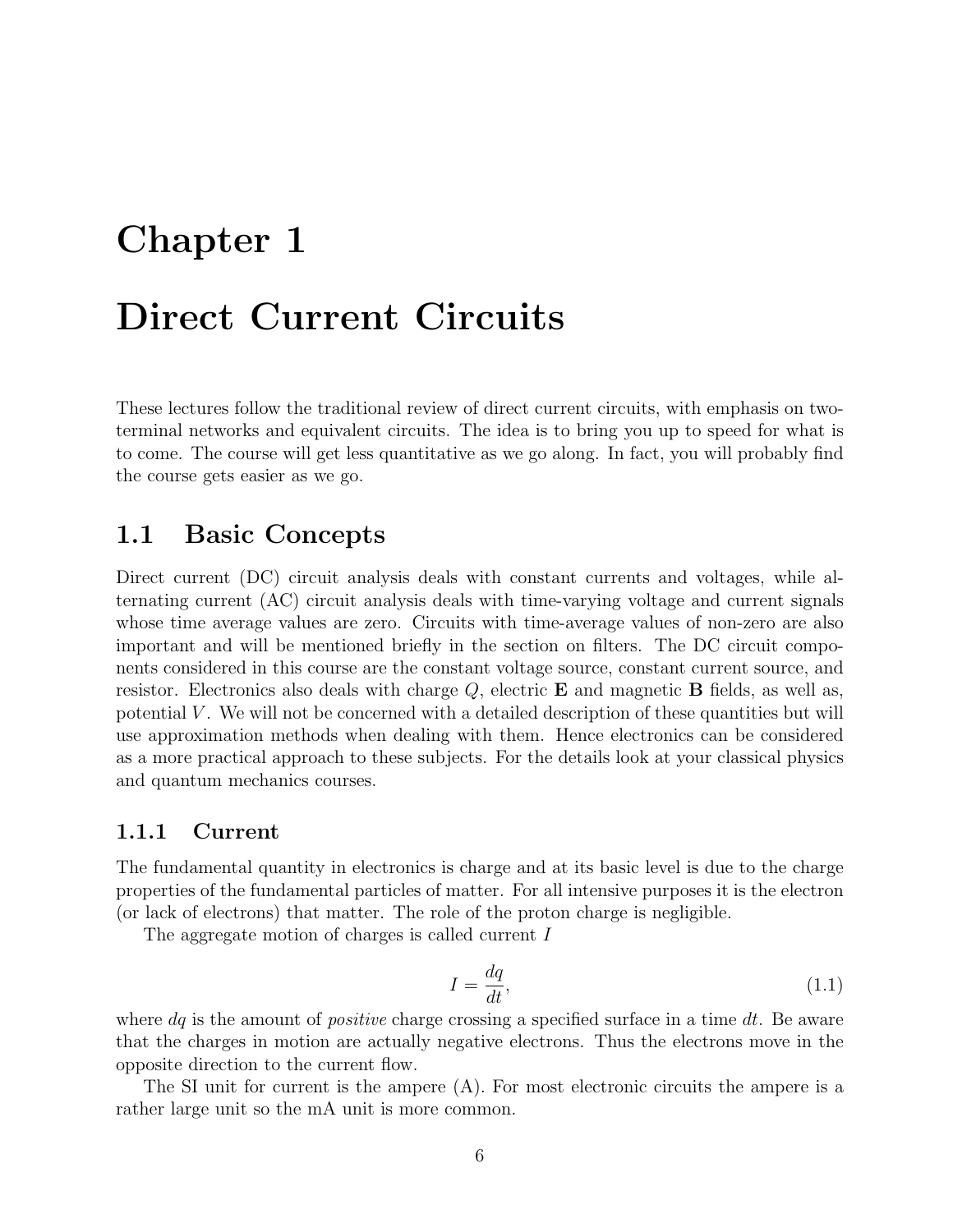# Chapter 1

# Direct Current Circuits

These lectures follow the traditional review of direct current circuits, with emphasis on two-terminal networks and equivalent circuits. The idea is to bring you up to speed for what is to come. The course will get less quantitative as we go along. In fact, you will probably find the course gets easier as we go.

## 1.1 Basic Concepts

Direct current (DC) circuit analysis deals with constant currents and voltages, while alternating current (AC) circuit analysis deals with time-varying voltage and current signals whose time average values are zero. Circuits with time-average values of non-zero are also important and will be mentioned briefly in the section on filters. The DC circuit components considered in this course are the constant voltage source, constant current source, and resistor. Electronics also deals with charge $Q$, electric $\mathbf{E}$ and magnetic $\mathbf{B}$ fields, as well as, potential $V$. We will not be concerned with a detailed description of these quantities but will use approximation methods when dealing with them. Hence electronics can be considered as a more practical approach to these subjects. For the details look at your classical physics and quantum mechanics courses.

### 1.1.1 Current

The fundamental quantity in electronics is charge and at its basic level is due to the charge properties of the fundamental particles of matter. For all intensive purposes it is the electron (or lack of electrons) that matter. The role of the proton charge is negligible.

The aggregate motion of charges is called current $I$

$$I = \frac{dq}{dt}, \tag{1.1}$$

where $dq$ is the amount of *positive* charge crossing a specified surface in a time $dt$. Be aware that the charges in motion are actually negative electrons. Thus the electrons move in the opposite direction to the current flow.

The SI unit for current is the ampere (A). For most electronic circuits the ampere is a rather large unit so the mA unit is more common.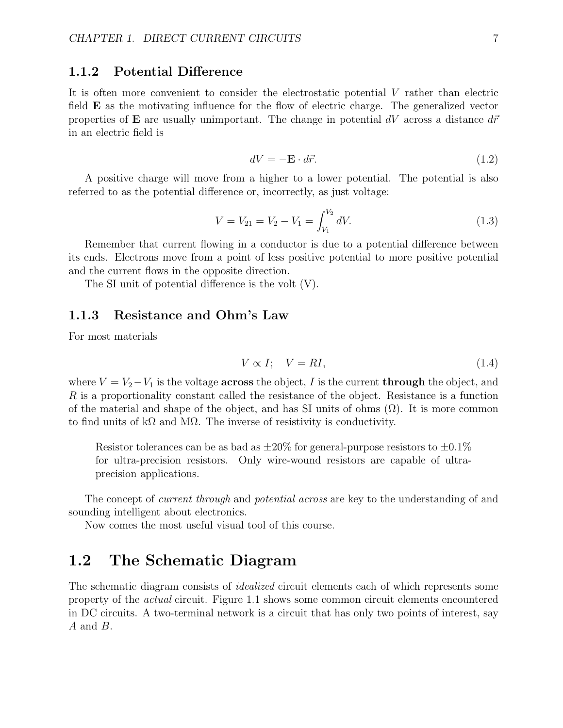### 1.1.2 Potential Difference

It is often more convenient to consider the electrostatic potential $V$ rather than electric field $\mathbf{E}$ as the motivating influence for the flow of electric charge. The generalized vector properties of $\mathbf{E}$ are usually unimportant. The change in potential $dV$ across a distance $d\vec{r}$ in an electric field is

$$dV = -\mathbf{E} \cdot d\vec{r}. \tag{1.2}$$

A positive charge will move from a higher to a lower potential. The potential is also referred to as the potential difference or, incorrectly, as just voltage:

$$V = V_{21} = V_2 - V_1 = \int_{V_1}^{V_2} dV. \tag{1.3}$$

Remember that current flowing in a conductor is due to a potential difference between its ends. Electrons move from a point of less positive potential to more positive potential and the current flows in the opposite direction.

The SI unit of potential difference is the volt (V).

### 1.1.3 Resistance and Ohm's Law

For most materials

$$V \propto I; \quad V = RI, \tag{1.4}$$

where $V = V_2 - V_1$ is the voltage **across** the object, $I$ is the current **through** the object, and $R$ is a proportionality constant called the resistance of the object. Resistance is a function of the material and shape of the object, and has SI units of ohms ($\Omega$). It is more common to find units of k$\Omega$ and M$\Omega$. The inverse of resistivity is conductivity.

> Resistor tolerances can be as bad as $\pm 20\%$ for general-purpose resistors to $\pm 0.1\%$ for ultra-precision resistors. Only wire-wound resistors are capable of ultra-precision applications.

The concept of *current through* and *potential across* are key to the understanding of and sounding intelligent about electronics.

Now comes the most useful visual tool of this course.

## 1.2 The Schematic Diagram

The schematic diagram consists of *idealized* circuit elements each of which represents some property of the *actual* circuit. Figure 1.1 shows some common circuit elements encountered in DC circuits. A two-terminal network is a circuit that has only two points of interest, say $A$ and $B$.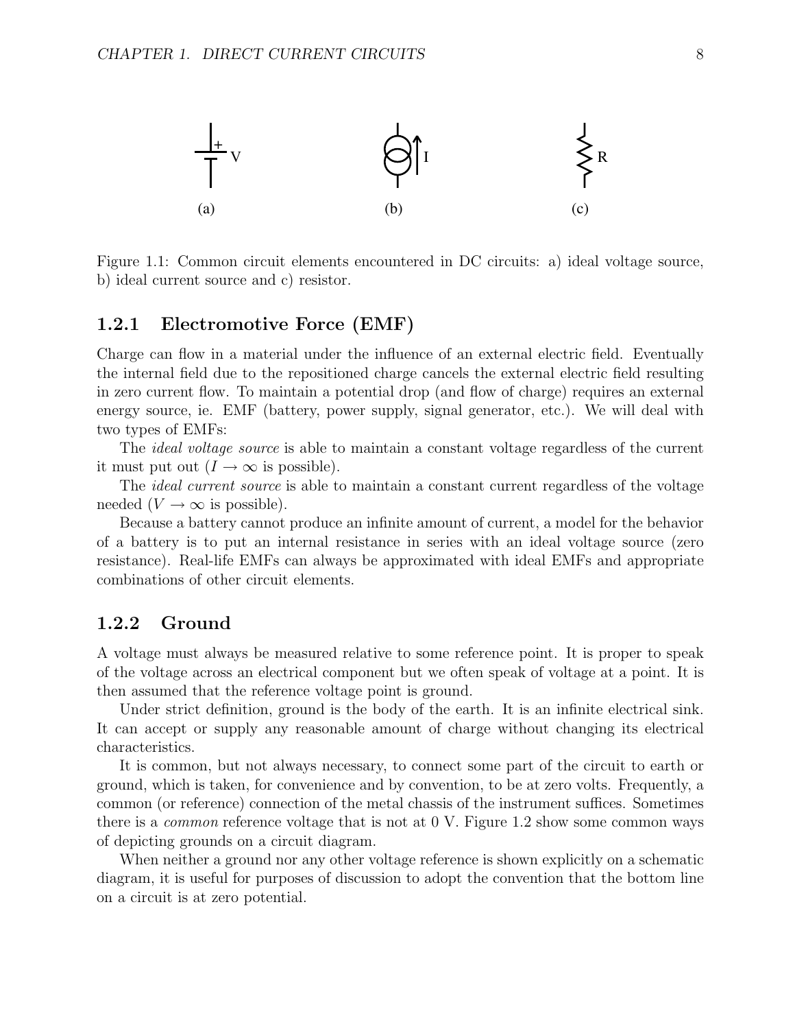Figure 1.1: Common circuit elements encountered in DC circuits: a) ideal voltage source, b) ideal current source and c) resistor.

### 1.2.1 Electromotive Force (EMF)

Charge can flow in a material under the influence of an external electric field. Eventually the internal field due to the repositioned charge cancels the external electric field resulting in zero current flow. To maintain a potential drop (and flow of charge) requires an external energy source, ie. EMF (battery, power supply, signal generator, etc.). We will deal with two types of EMFs:

The *ideal voltage source* is able to maintain a constant voltage regardless of the current it must put out ($I \rightarrow \infty$ is possible).

The *ideal current source* is able to maintain a constant current regardless of the voltage needed ($V \rightarrow \infty$ is possible).

Because a battery cannot produce an infinite amount of current, a model for the behavior of a battery is to put an internal resistance in series with an ideal voltage source (zero resistance). Real-life EMFs can always be approximated with ideal EMFs and appropriate combinations of other circuit elements.

### 1.2.2 Ground

A voltage must always be measured relative to some reference point. It is proper to speak of the voltage across an electrical component but we often speak of voltage at a point. It is then assumed that the reference voltage point is ground.

Under strict definition, ground is the body of the earth. It is an infinite electrical sink. It can accept or supply any reasonable amount of charge without changing its electrical characteristics.

It is common, but not always necessary, to connect some part of the circuit to earth or ground, which is taken, for convenience and by convention, to be at zero volts. Frequently, a common (or reference) connection of the metal chassis of the instrument suffices. Sometimes there is a *common* reference voltage that is not at 0 V. Figure 1.2 show some common ways of depicting grounds on a circuit diagram.

When neither a ground nor any other voltage reference is shown explicitly on a schematic diagram, it is useful for purposes of discussion to adopt the convention that the bottom line on a circuit is at zero potential.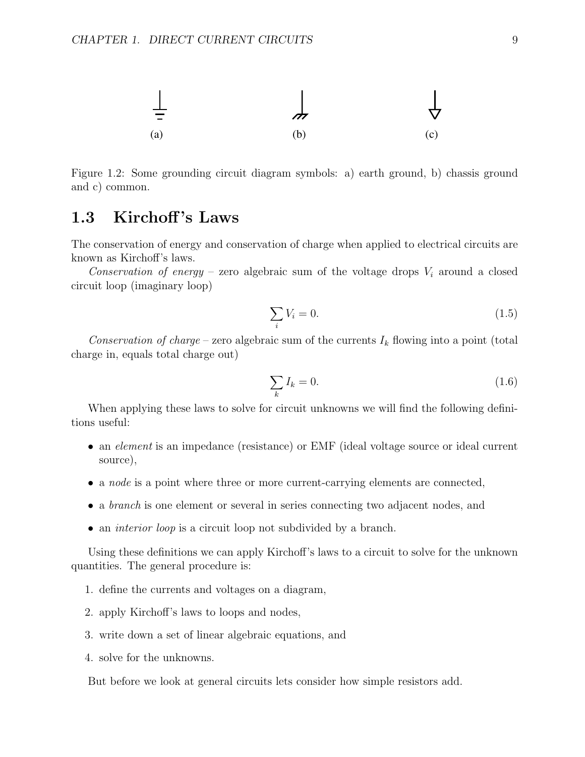(a) (b) (c)

Figure 1.2: Some grounding circuit diagram symbols: a) earth ground, b) chassis ground and c) common.

## 1.3 Kirchoff's Laws

The conservation of energy and conservation of charge when applied to electrical circuits are known as Kirchoff's laws.

*Conservation of energy* – zero algebraic sum of the voltage drops $V_i$ around a closed circuit loop (imaginary loop)

$$\sum_i V_i = 0. \tag{1.5}$$

*Conservation of charge* – zero algebraic sum of the currents $I_k$ flowing into a point (total charge in, equals total charge out)

$$\sum_k I_k = 0. \tag{1.6}$$

When applying these laws to solve for circuit unknowns we will find the following definitions useful:

- an *element* is an impedance (resistance) or EMF (ideal voltage source or ideal current source),
- a *node* is a point where three or more current-carrying elements are connected,
- a *branch* is one element or several in series connecting two adjacent nodes, and
- an *interior loop* is a circuit loop not subdivided by a branch.

Using these definitions we can apply Kirchoff's laws to a circuit to solve for the unknown quantities. The general procedure is:

1. define the currents and voltages on a diagram,
2. apply Kirchoff's laws to loops and nodes,
3. write down a set of linear algebraic equations, and
4. solve for the unknowns.

But before we look at general circuits lets consider how simple resistors add.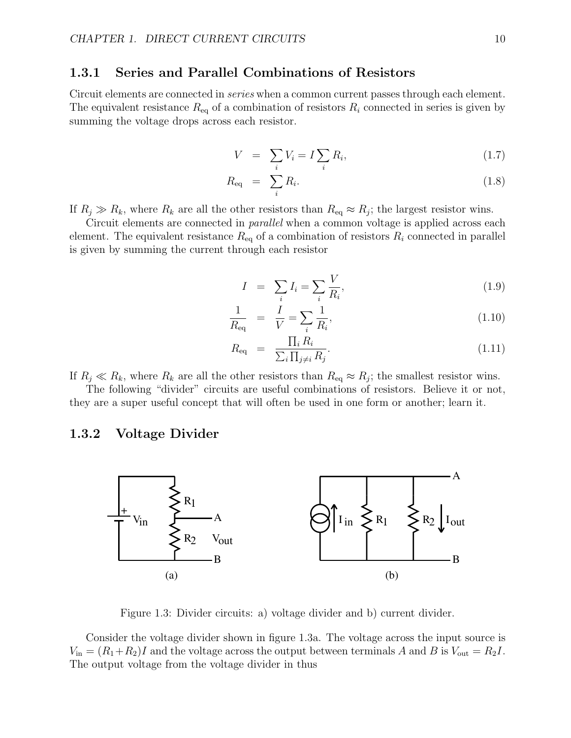### 1.3.1 Series and Parallel Combinations of Resistors

Circuit elements are connected in *series* when a common current passes through each element. The equivalent resistance $R_{\text{eq}}$ of a combination of resistors $R_i$ connected in series is given by summing the voltage drops across each resistor.

$$V = \sum_i V_i = I \sum_i R_i, \tag{1.7}$$

$$R_{\text{eq}} = \sum_i R_i. \tag{1.8}$$

If $R_j \gg R_k$, where $R_k$ are all the other resistors than $R_{\text{eq}} \approx R_j$; the largest resistor wins.

Circuit elements are connected in *parallel* when a common voltage is applied across each element. The equivalent resistance $R_{\text{eq}}$ of a combination of resistors $R_i$ connected in parallel is given by summing the current through each resistor

$$I = \sum_i I_i = \sum_i \frac{V}{R_i}, \tag{1.9}$$

$$\frac{1}{R_{\text{eq}}} = \frac{I}{V} = \sum_i \frac{1}{R_i}, \tag{1.10}$$

$$R_{\text{eq}} = \frac{\prod_i R_i}{\sum_i \prod_{j \neq i} R_j}. \tag{1.11}$$

If $R_j \ll R_k$, where $R_k$ are all the other resistors than $R_{\text{eq}} \approx R_j$; the smallest resistor wins.

The following "divider" circuits are useful combinations of resistors. Believe it or not, they are a super useful concept that will often be used in one form or another; learn it.

### 1.3.2 Voltage Divider

Figure 1.3: Divider circuits: a) voltage divider and b) current divider.

Consider the voltage divider shown in figure 1.3a. The voltage across the input source is $V_{\text{in}} = (R_1 + R_2)I$ and the voltage across the output between terminals $A$ and $B$ is $V_{\text{out}} = R_2 I$. The output voltage from the voltage divider in thus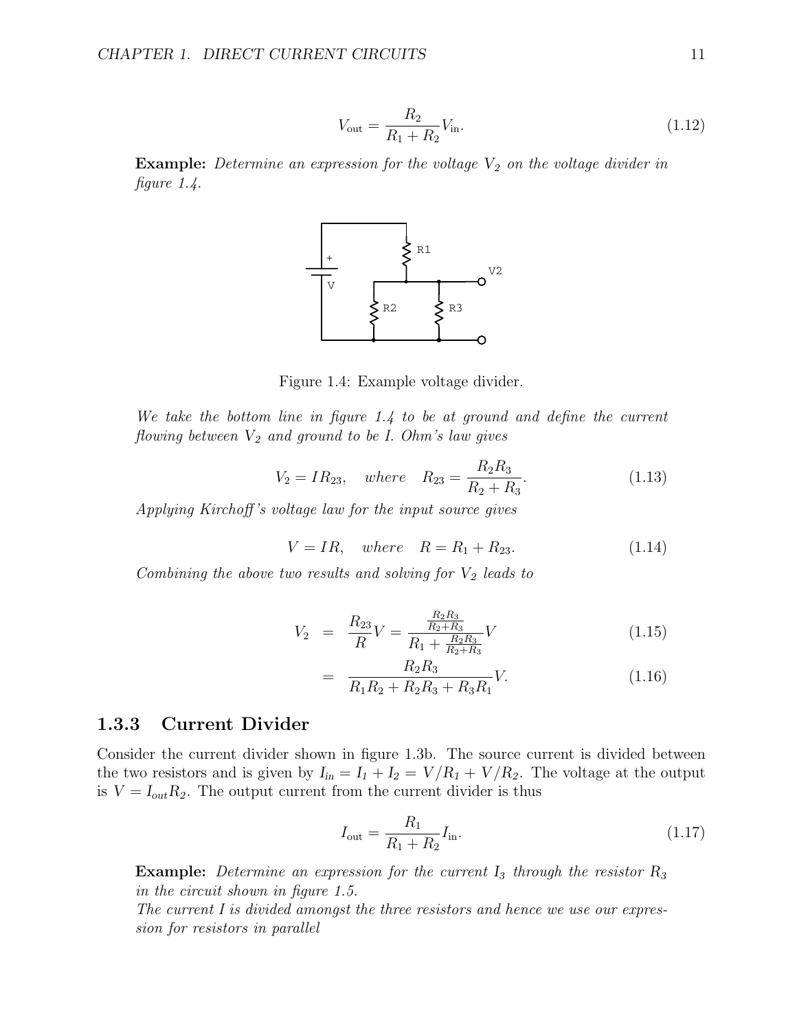$$V_{\text{out}} = \frac{R_2}{R_1 + R_2} V_{\text{in}}. \tag{1.12}$$

**Example:** *Determine an expression for the voltage $V_2$ on the voltage divider in figure 1.4.*

Figure 1.4: Example voltage divider.

*We take the bottom line in figure 1.4 to be at ground and define the current flowing between $V_2$ and ground to be I. Ohm's law gives*

$$V_2 = IR_{23}, \quad \text{where} \quad R_{23} = \frac{R_2 R_3}{R_2 + R_3}. \tag{1.13}$$

*Applying Kirchoff's voltage law for the input source gives*

$$V = IR, \quad \text{where} \quad R = R_1 + R_{23}. \tag{1.14}$$

*Combining the above two results and solving for $V_2$ leads to*

$$V_2 = \frac{R_{23}}{R} V = \frac{\frac{R_2 R_3}{R_2 + R_3}}{R_1 + \frac{R_2 R_3}{R_2 + R_3}} V \tag{1.15}$$

$$= \frac{R_2 R_3}{R_1 R_2 + R_2 R_3 + R_3 R_1} V. \tag{1.16}$$

### 1.3.3 Current Divider

Consider the current divider shown in figure 1.3b. The source current is divided between the two resistors and is given by $I_{in} = I_1 + I_2 = V/R_1 + V/R_2$. The voltage at the output is $V = I_{out} R_2$. The output current from the current divider is thus

$$I_{\text{out}} = \frac{R_1}{R_1 + R_2} I_{\text{in}}. \tag{1.17}$$

**Example:** *Determine an expression for the current $I_3$ through the resistor $R_3$ in the circuit shown in figure 1.5.*

*The current I is divided amongst the three resistors and hence we use our expression for resistors in parallel*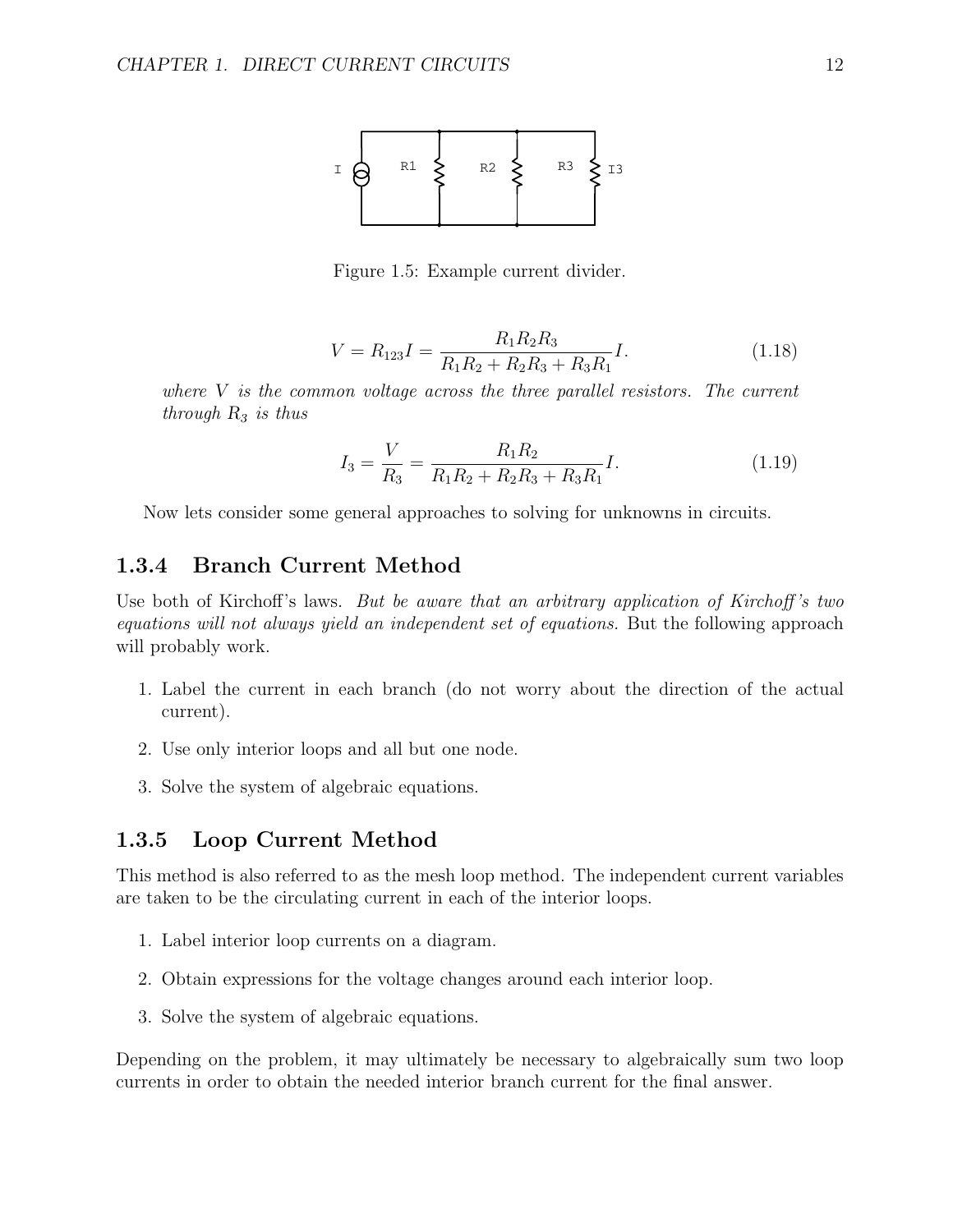Figure 1.5: Example current divider.

$$V = R_{123}I = \frac{R_1R_2R_3}{R_1R_2 + R_2R_3 + R_3R_1}I. \tag{1.18}$$

*where $V$ is the common voltage across the three parallel resistors. The current through $R_3$ is thus*

$$I_3 = \frac{V}{R_3} = \frac{R_1R_2}{R_1R_2 + R_2R_3 + R_3R_1}I. \tag{1.19}$$

Now lets consider some general approaches to solving for unknowns in circuits.

### 1.3.4 Branch Current Method

Use both of Kirchoff's laws. *But be aware that an arbitrary application of Kirchoff's two equations will not always yield an independent set of equations.* But the following approach will probably work.

1. Label the current in each branch (do not worry about the direction of the actual current).
2. Use only interior loops and all but one node.
3. Solve the system of algebraic equations.

### 1.3.5 Loop Current Method

This method is also referred to as the mesh loop method. The independent current variables are taken to be the circulating current in each of the interior loops.

1. Label interior loop currents on a diagram.
2. Obtain expressions for the voltage changes around each interior loop.
3. Solve the system of algebraic equations.

Depending on the problem, it may ultimately be necessary to algebraically sum two loop currents in order to obtain the needed interior branch current for the final answer.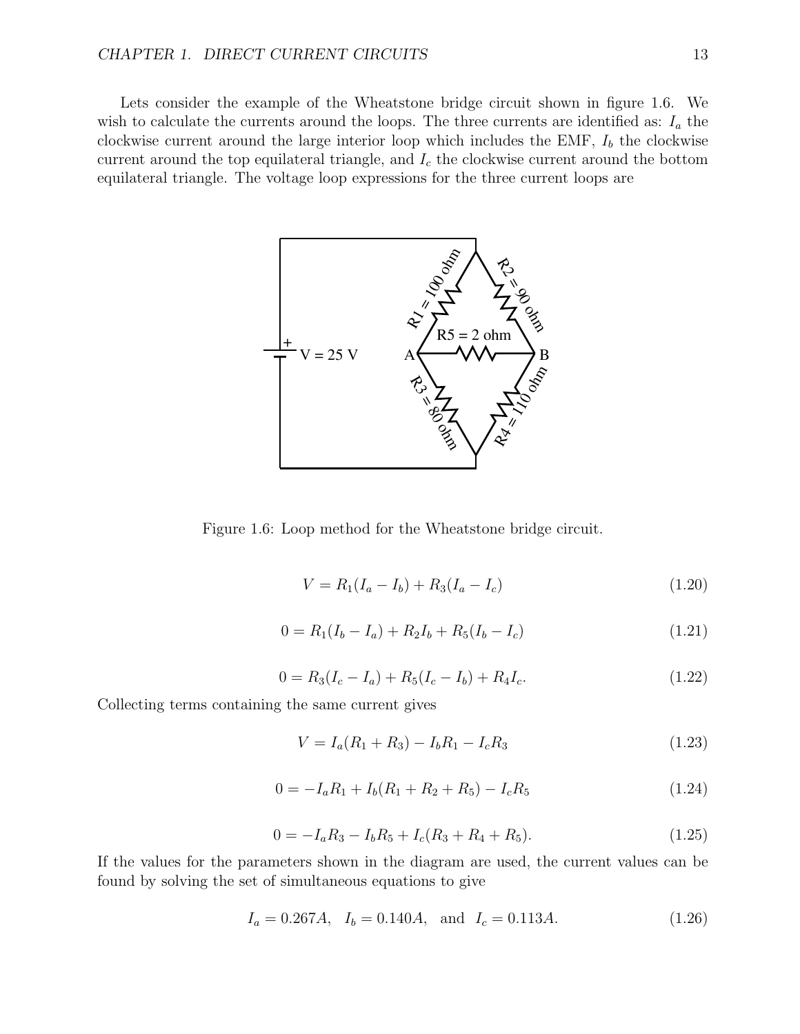Lets consider the example of the Wheatstone bridge circuit shown in figure 1.6. We wish to calculate the currents around the loops. The three currents are identified as: $I_a$ the clockwise current around the large interior loop which includes the EMF, $I_b$ the clockwise current around the top equilateral triangle, and $I_c$ the clockwise current around the bottom equilateral triangle. The voltage loop expressions for the three current loops are

Figure 1.6: Loop method for the Wheatstone bridge circuit.

$$V = R_1(I_a - I_b) + R_3(I_a - I_c) \tag{1.20}$$

$$0 = R_1(I_b - I_a) + R_2 I_b + R_5(I_b - I_c) \tag{1.21}$$

$$0 = R_3(I_c - I_a) + R_5(I_c - I_b) + R_4 I_c. \tag{1.22}$$

Collecting terms containing the same current gives

$$V = I_a(R_1 + R_3) - I_b R_1 - I_c R_3 \tag{1.23}$$

$$0 = -I_a R_1 + I_b(R_1 + R_2 + R_5) - I_c R_5 \tag{1.24}$$

$$0 = -I_a R_3 - I_b R_5 + I_c(R_3 + R_4 + R_5). \tag{1.25}$$

If the values for the parameters shown in the diagram are used, the current values can be found by solving the set of simultaneous equations to give

$$I_a = 0.267A, \quad I_b = 0.140A, \quad \text{and} \quad I_c = 0.113A. \tag{1.26}$$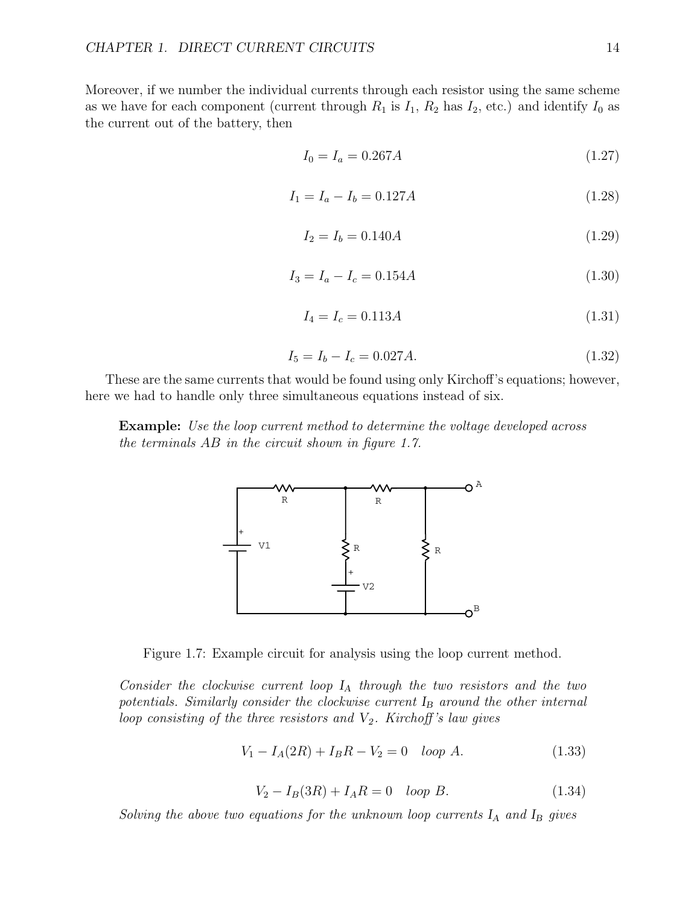Moreover, if we number the individual currents through each resistor using the same scheme as we have for each component (current through $R_1$ is $I_1$, $R_2$ has $I_2$, etc.) and identify $I_0$ as the current out of the battery, then

$$I_0 = I_a = 0.267A \tag{1.27}$$

$$I_1 = I_a - I_b = 0.127A \tag{1.28}$$

$$I_2 = I_b = 0.140A \tag{1.29}$$

$$I_3 = I_a - I_c = 0.154A \tag{1.30}$$

$$I_4 = I_c = 0.113A \tag{1.31}$$

$$I_5 = I_b - I_c = 0.027A. \tag{1.32}$$

These are the same currents that would be found using only Kirchoff's equations; however, here we had to handle only three simultaneous equations instead of six.

**Example:** *Use the loop current method to determine the voltage developed across the terminals AB in the circuit shown in figure 1.7.*

Figure 1.7: Example circuit for analysis using the loop current method.

*Consider the clockwise current loop $I_A$ through the two resistors and the two potentials. Similarly consider the clockwise current $I_B$ around the other internal loop consisting of the three resistors and $V_2$. Kirchoff's law gives*

$$V_1 - I_A(2R) + I_B R - V_2 = 0 \quad \textit{loop A}. \tag{1.33}$$

$$V_2 - I_B(3R) + I_A R = 0 \quad \textit{loop B}. \tag{1.34}$$

*Solving the above two equations for the unknown loop currents $I_A$ and $I_B$ gives*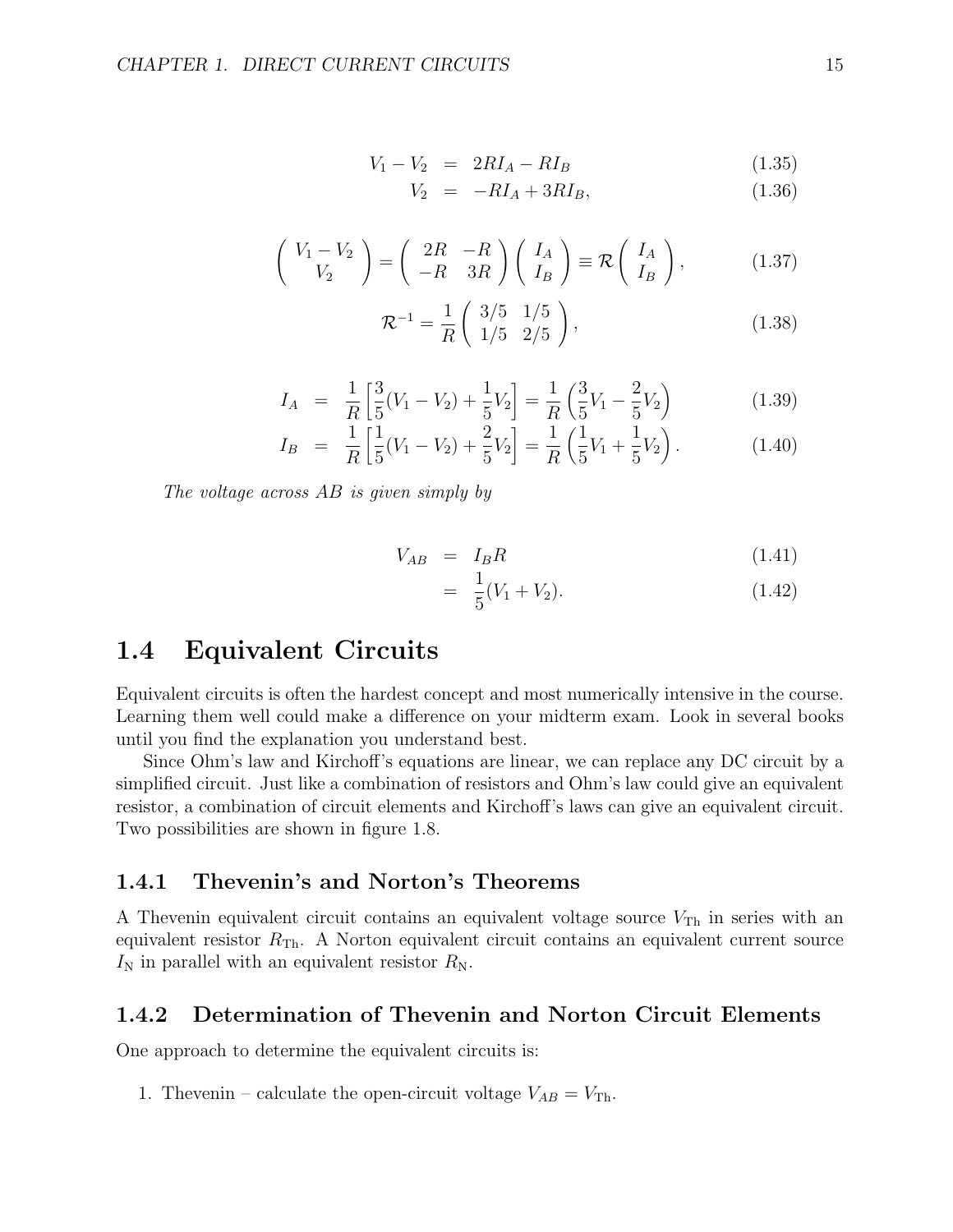$$
\begin{aligned}
V_1 - V_2 &= 2RI_A - RI_B \quad (1.35)\\
V_2 &= -RI_A + 3RI_B, \quad (1.36)
\end{aligned}
$$

$$
\begin{pmatrix} V_1 - V_2 \\ V_2 \end{pmatrix} = \begin{pmatrix} 2R & -R \\ -R & 3R \end{pmatrix} \begin{pmatrix} I_A \\ I_B \end{pmatrix} \equiv \mathcal{R} \begin{pmatrix} I_A \\ I_B \end{pmatrix}, \quad (1.37)
$$

$$
\mathcal{R}^{-1} = \frac{1}{R} \begin{pmatrix} 3/5 & 1/5 \\ 1/5 & 2/5 \end{pmatrix}, \quad (1.38)
$$

$$
\begin{aligned}
I_A &= \frac{1}{R}\left[\frac{3}{5}(V_1 - V_2) + \frac{1}{5}V_2\right] = \frac{1}{R}\left(\frac{3}{5}V_1 - \frac{2}{5}V_2\right) \quad (1.39)\\
I_B &= \frac{1}{R}\left[\frac{1}{5}(V_1 - V_2) + \frac{2}{5}V_2\right] = \frac{1}{R}\left(\frac{1}{5}V_1 + \frac{1}{5}V_2\right). \quad (1.40)
\end{aligned}
$$

*The voltage across AB is given simply by*

$$
\begin{aligned}
V_{AB} &= I_B R \quad (1.41)\\
&= \frac{1}{5}(V_1 + V_2). \quad (1.42)
\end{aligned}
$$

## 1.4 Equivalent Circuits

Equivalent circuits is often the hardest concept and most numerically intensive in the course. Learning them well could make a difference on your midterm exam. Look in several books until you find the explanation you understand best.

Since Ohm's law and Kirchoff's equations are linear, we can replace any DC circuit by a simplified circuit. Just like a combination of resistors and Ohm's law could give an equivalent resistor, a combination of circuit elements and Kirchoff's laws can give an equivalent circuit. Two possibilities are shown in figure 1.8.

### 1.4.1 Thevenin's and Norton's Theorems

A Thevenin equivalent circuit contains an equivalent voltage source $V_{\text{Th}}$ in series with an equivalent resistor $R_{\text{Th}}$. A Norton equivalent circuit contains an equivalent current source $I_{\text{N}}$ in parallel with an equivalent resistor $R_{\text{N}}$.

### 1.4.2 Determination of Thevenin and Norton Circuit Elements

One approach to determine the equivalent circuits is:

1. Thevenin – calculate the open-circuit voltage $V_{AB} = V_{\text{Th}}$.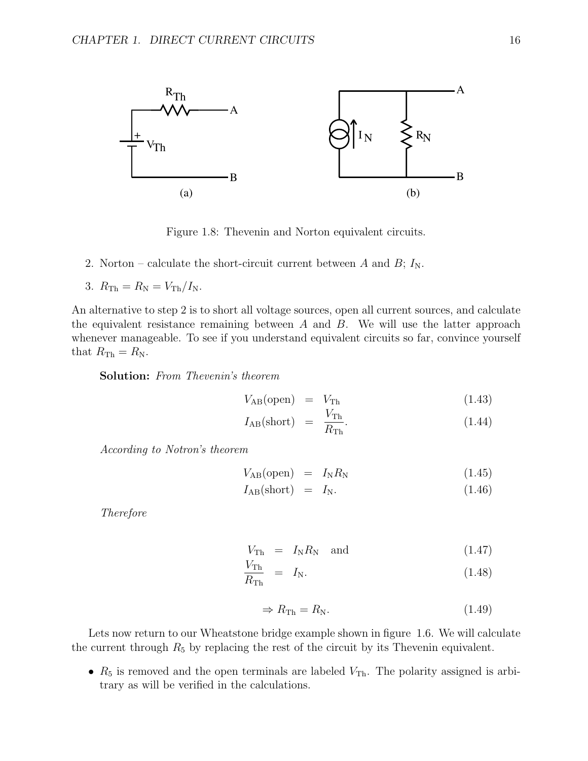Figure 1.8: Thevenin and Norton equivalent circuits.

2. Norton – calculate the short-circuit current between $A$ and $B$; $I_{\rm N}$.

3. $R_{\rm Th} = R_{\rm N} = V_{\rm Th}/I_{\rm N}$.

An alternative to step 2 is to short all voltage sources, open all current sources, and calculate the equivalent resistance remaining between $A$ and $B$. We will use the latter approach whenever manageable. To see if you understand equivalent circuits so far, convince yourself that $R_{\rm Th} = R_{\rm N}$.

**Solution:** *From Thevenin's theorem*

$$V_{\rm AB}(\text{open}) = V_{\rm Th} \tag{1.43}$$

$$I_{\rm AB}(\text{short}) = \frac{V_{\rm Th}}{R_{\rm Th}}. \tag{1.44}$$

*According to Notron's theorem*

$$V_{\rm AB}(\text{open}) = I_{\rm N} R_{\rm N} \tag{1.45}$$

$$I_{\rm AB}(\text{short}) = I_{\rm N}. \tag{1.46}$$

*Therefore*

$$V_{\rm Th} = I_{\rm N} R_{\rm N} \quad \text{and} \tag{1.47}$$

$$\frac{V_{\rm Th}}{R_{\rm Th}} = I_{\rm N}. \tag{1.48}$$

$$\Rightarrow R_{\rm Th} = R_{\rm N}. \tag{1.49}$$

Lets now return to our Wheatstone bridge example shown in figure 1.6. We will calculate the current through $R_5$ by replacing the rest of the circuit by its Thevenin equivalent.

- $R_5$ is removed and the open terminals are labeled $V_{\rm Th}$. The polarity assigned is arbitrary as will be verified in the calculations.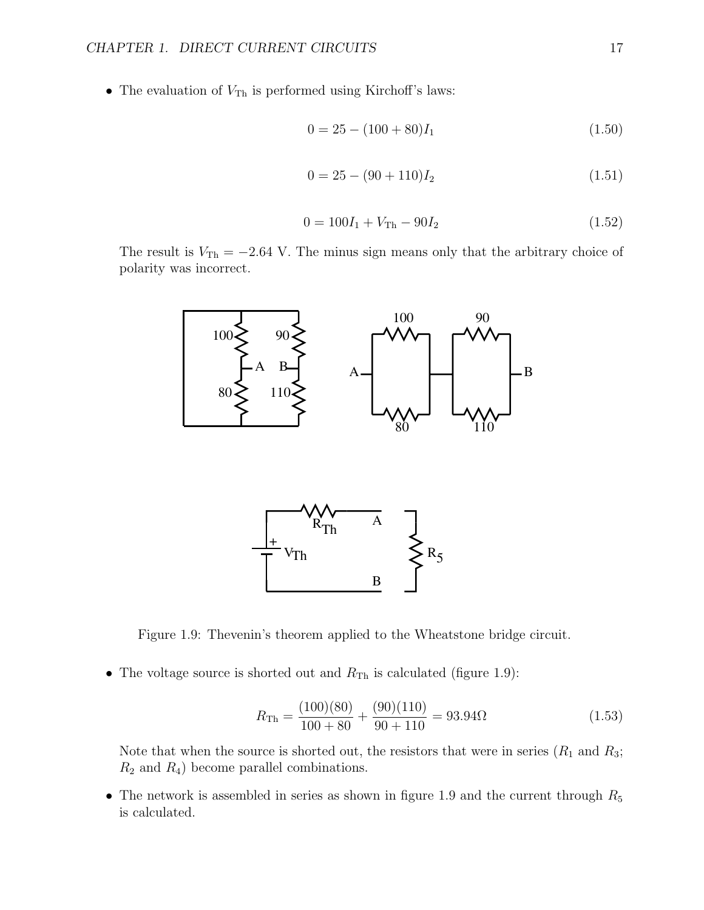- The evaluation of $V_{\rm Th}$ is performed using Kirchoff's laws:

$$0 = 25 - (100 + 80)I_1 \tag{1.50}$$

$$0 = 25 - (90 + 110)I_2 \tag{1.51}$$

$$0 = 100I_1 + V_{\rm Th} - 90I_2 \tag{1.52}$$

The result is $V_{\rm Th} = -2.64$ V. The minus sign means only that the arbitrary choice of polarity was incorrect.

Figure 1.9: Thevenin's theorem applied to the Wheatstone bridge circuit.

- The voltage source is shorted out and $R_{\rm Th}$ is calculated (figure 1.9):

$$R_{\rm Th} = \frac{(100)(80)}{100 + 80} + \frac{(90)(110)}{90 + 110} = 93.94\Omega \tag{1.53}$$

Note that when the source is shorted out, the resistors that were in series ($R_1$ and $R_3$; $R_2$ and $R_4$) become parallel combinations.

- The network is assembled in series as shown in figure 1.9 and the current through $R_5$ is calculated.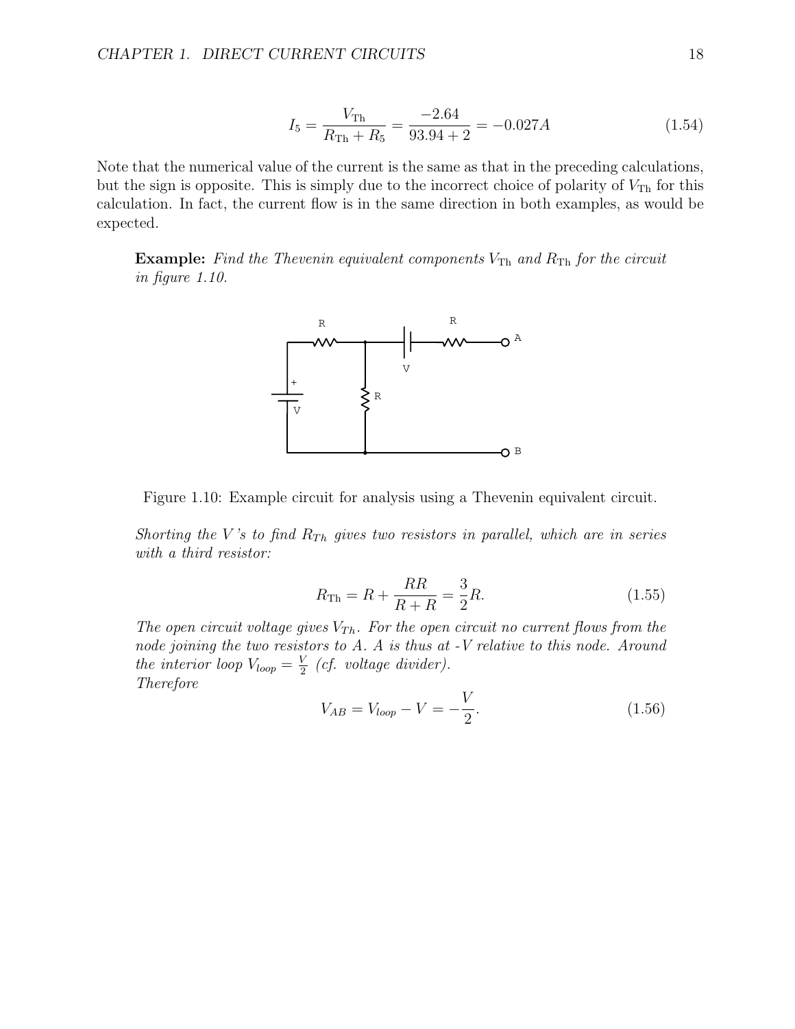$$I_5 = \frac{V_{\text{Th}}}{R_{\text{Th}} + R_5} = \frac{-2.64}{93.94 + 2} = -0.027A \tag{1.54}$$

Note that the numerical value of the current is the same as that in the preceding calculations, but the sign is opposite. This is simply due to the incorrect choice of polarity of $V_{\text{Th}}$ for this calculation. In fact, the current flow is in the same direction in both examples, as would be expected.

> **Example:** *Find the Thevenin equivalent components $V_{\text{Th}}$ and $R_{\text{Th}}$ for the circuit in figure 1.10.*

Figure 1.10: Example circuit for analysis using a Thevenin equivalent circuit.

*Shorting the V's to find $R_{Th}$ gives two resistors in parallel, which are in series with a third resistor:*

$$R_{\text{Th}} = R + \frac{RR}{R+R} = \frac{3}{2}R. \tag{1.55}$$

*The open circuit voltage gives $V_{Th}$. For the open circuit no current flows from the node joining the two resistors to A. A is thus at -V relative to this node. Around the interior loop $V_{loop} = \frac{V}{2}$ (cf. voltage divider).*
*Therefore*

$$V_{AB} = V_{loop} - V = -\frac{V}{2}. \tag{1.56}$$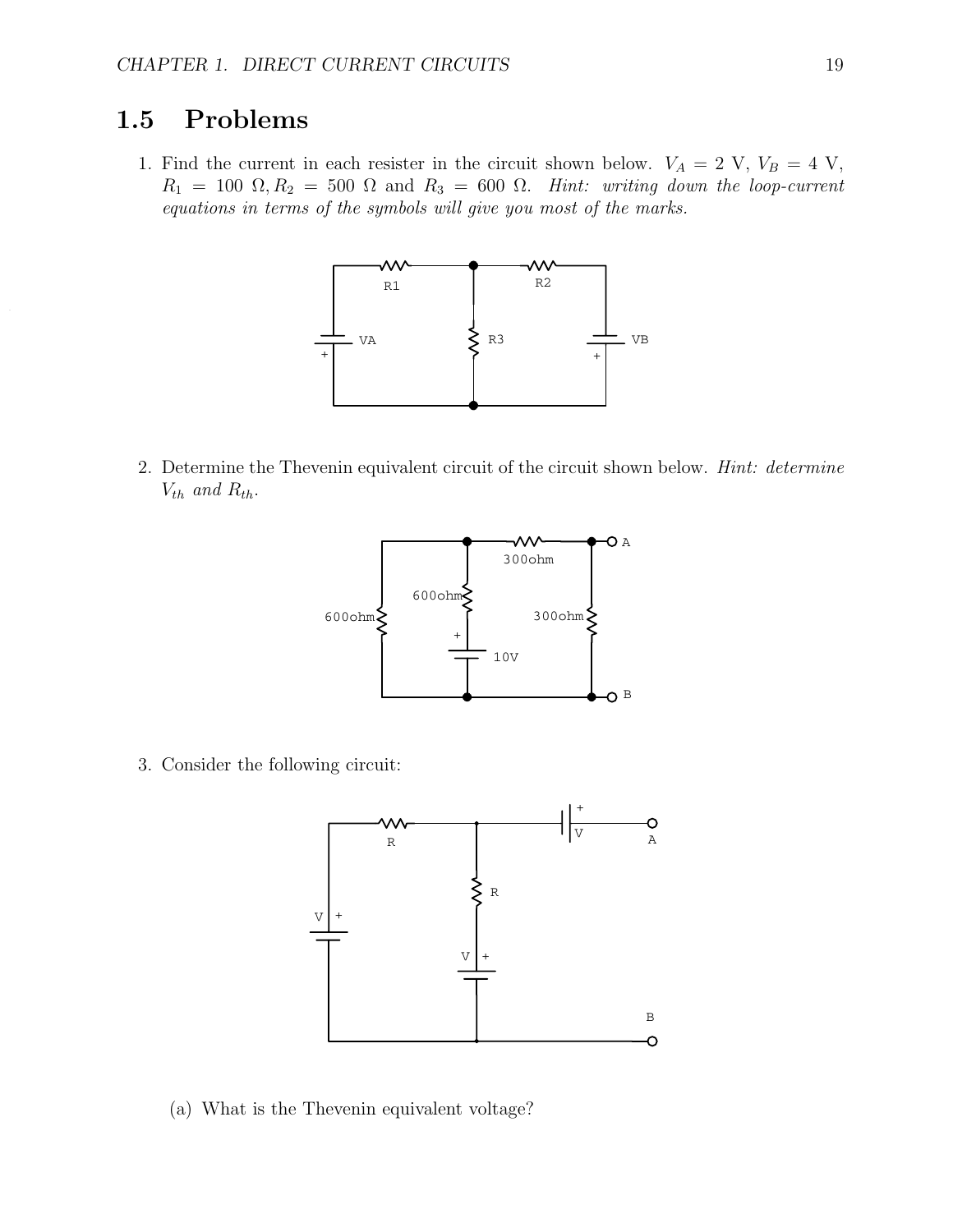## 1.5 Problems

1. Find the current in each resister in the circuit shown below. $V_A = 2$ V, $V_B = 4$ V, $R_1 = 100\ \Omega, R_2 = 500\ \Omega$ and $R_3 = 600\ \Omega$. *Hint: writing down the loop-current equations in terms of the symbols will give you most of the marks.*

2. Determine the Thevenin equivalent circuit of the circuit shown below. *Hint: determine $V_{th}$ and $R_{th}$.*

3. Consider the following circuit:

   (a) What is the Thevenin equivalent voltage?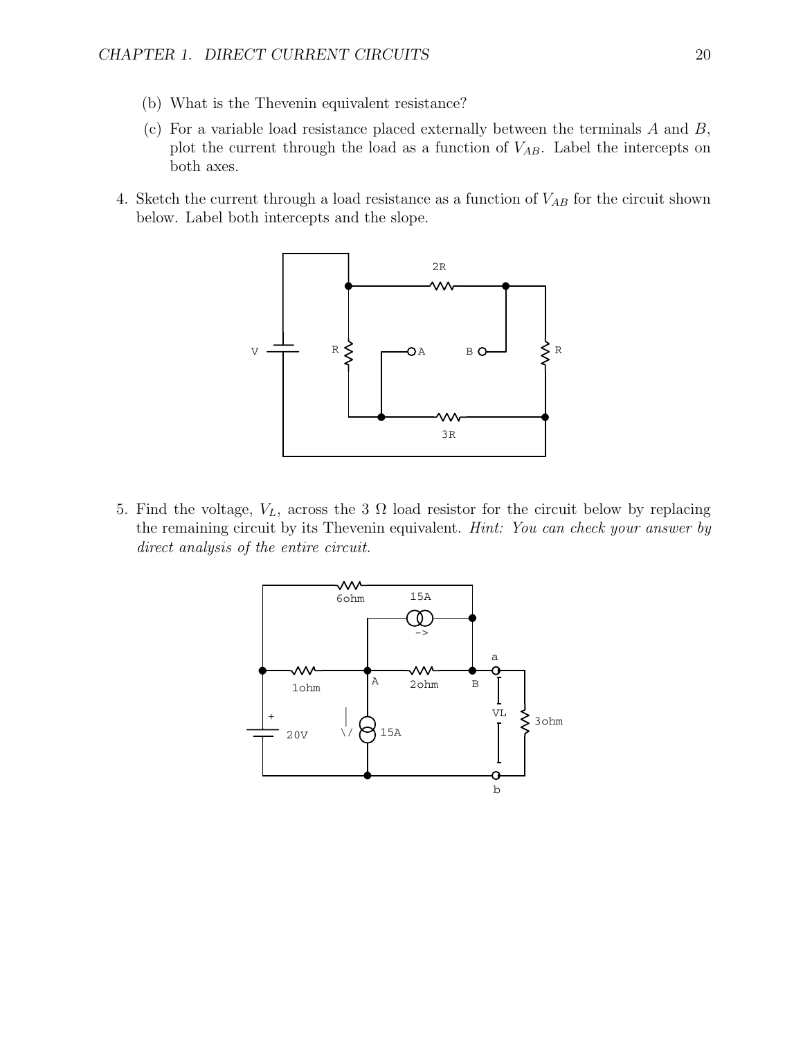(b) What is the Thevenin equivalent resistance?

(c) For a variable load resistance placed externally between the terminals $A$ and $B$, plot the current through the load as a function of $V_{AB}$. Label the intercepts on both axes.

4. Sketch the current through a load resistance as a function of $V_{AB}$ for the circuit shown below. Label both intercepts and the slope.

5. Find the voltage, $V_L$, across the 3 $\Omega$ load resistor for the circuit below by replacing the remaining circuit by its Thevenin equivalent. *Hint: You can check your answer by direct analysis of the entire circuit.*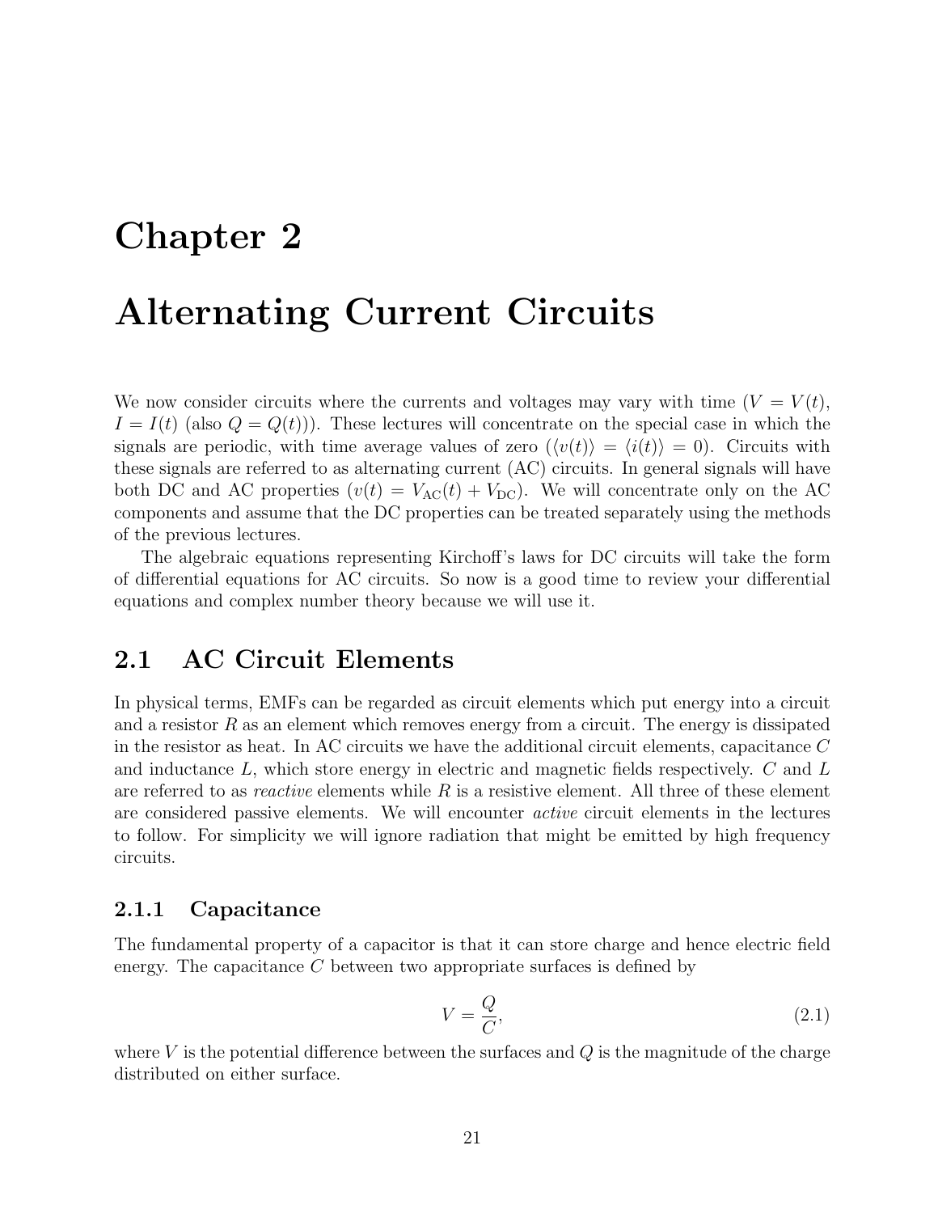# Chapter 2

# Alternating Current Circuits

We now consider circuits where the currents and voltages may vary with time ($V = V(t)$, $I = I(t)$ (also $Q = Q(t)$)). These lectures will concentrate on the special case in which the signals are periodic, with time average values of zero ($\langle v(t) \rangle = \langle i(t) \rangle = 0$). Circuits with these signals are referred to as alternating current (AC) circuits. In general signals will have both DC and AC properties ($v(t) = V_{\mathrm{AC}}(t) + V_{\mathrm{DC}}$). We will concentrate only on the AC components and assume that the DC properties can be treated separately using the methods of the previous lectures.

The algebraic equations representing Kirchoff's laws for DC circuits will take the form of differential equations for AC circuits. So now is a good time to review your differential equations and complex number theory because we will use it.

## 2.1 AC Circuit Elements

In physical terms, EMFs can be regarded as circuit elements which put energy into a circuit and a resistor $R$ as an element which removes energy from a circuit. The energy is dissipated in the resistor as heat. In AC circuits we have the additional circuit elements, capacitance $C$ and inductance $L$, which store energy in electric and magnetic fields respectively. $C$ and $L$ are referred to as *reactive* elements while $R$ is a resistive element. All three of these element are considered passive elements. We will encounter *active* circuit elements in the lectures to follow. For simplicity we will ignore radiation that might be emitted by high frequency circuits.

### 2.1.1 Capacitance

The fundamental property of a capacitor is that it can store charge and hence electric field energy. The capacitance $C$ between two appropriate surfaces is defined by

$$V = \frac{Q}{C}, \tag{2.1}$$

where $V$ is the potential difference between the surfaces and $Q$ is the magnitude of the charge distributed on either surface.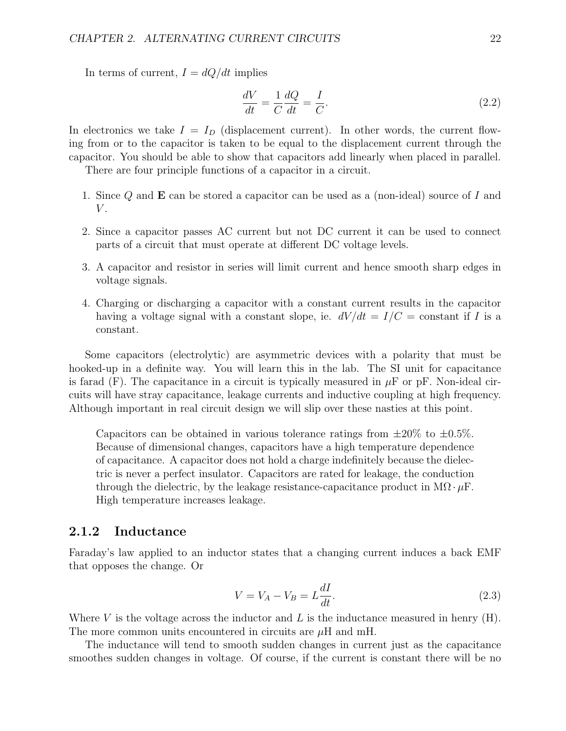In terms of current, $I = dQ/dt$ implies

$$\frac{dV}{dt} = \frac{1}{C}\frac{dQ}{dt} = \frac{I}{C}. \tag{2.2}$$

In electronics we take $I = I_D$ (displacement current). In other words, the current flowing from or to the capacitor is taken to be equal to the displacement current through the capacitor. You should be able to show that capacitors add linearly when placed in parallel.

There are four principle functions of a capacitor in a circuit.

1. Since $Q$ and $\mathbf{E}$ can be stored a capacitor can be used as a (non-ideal) source of $I$ and $V$.

2. Since a capacitor passes AC current but not DC current it can be used to connect parts of a circuit that must operate at different DC voltage levels.

3. A capacitor and resistor in series will limit current and hence smooth sharp edges in voltage signals.

4. Charging or discharging a capacitor with a constant current results in the capacitor having a voltage signal with a constant slope, ie. $dV/dt = I/C =$ constant if $I$ is a constant.

Some capacitors (electrolytic) are asymmetric devices with a polarity that must be hooked-up in a definite way. You will learn this in the lab. The SI unit for capacitance is farad (F). The capacitance in a circuit is typically measured in $\mu$F or pF. Non-ideal circuits will have stray capacitance, leakage currents and inductive coupling at high frequency. Although important in real circuit design we will slip over these nasties at this point.

> Capacitors can be obtained in various tolerance ratings from $\pm 20\%$ to $\pm 0.5\%$. Because of dimensional changes, capacitors have a high temperature dependence of capacitance. A capacitor does not hold a charge indefinitely because the dielectric is never a perfect insulator. Capacitors are rated for leakage, the conduction through the dielectric, by the leakage resistance-capacitance product in $\text{M}\Omega \cdot \mu\text{F}$. High temperature increases leakage.

### 2.1.2 Inductance

Faraday's law applied to an inductor states that a changing current induces a back EMF that opposes the change. Or

$$V = V_A - V_B = L\frac{dI}{dt}. \tag{2.3}$$

Where $V$ is the voltage across the inductor and $L$ is the inductance measured in henry (H). The more common units encountered in circuits are $\mu$H and mH.

The inductance will tend to smooth sudden changes in current just as the capacitance smoothes sudden changes in voltage. Of course, if the current is constant there will be no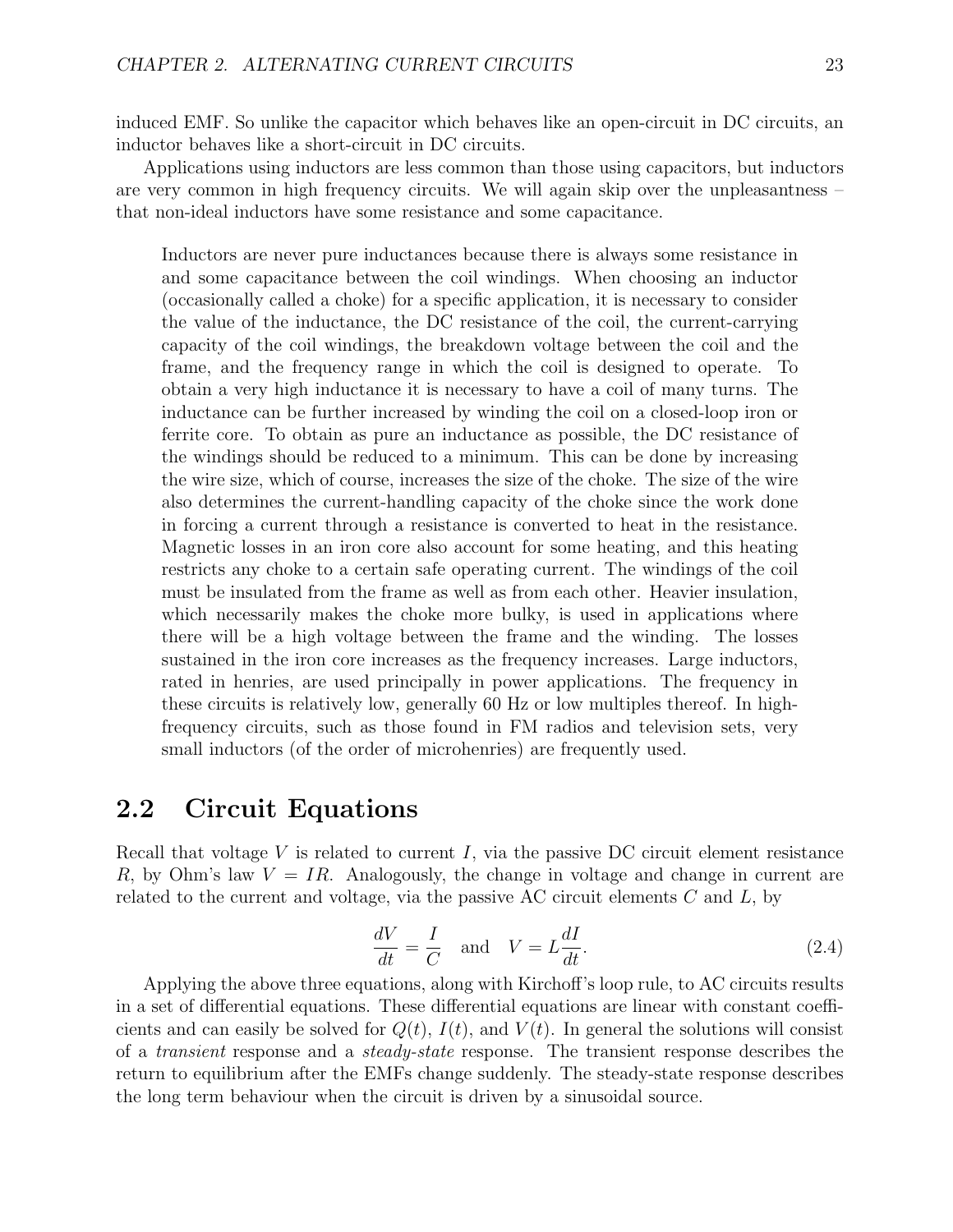induced EMF. So unlike the capacitor which behaves like an open-circuit in DC circuits, an inductor behaves like a short-circuit in DC circuits.

Applications using inductors are less common than those using capacitors, but inductors are very common in high frequency circuits. We will again skip over the unpleasantness – that non-ideal inductors have some resistance and some capacitance.

> Inductors are never pure inductances because there is always some resistance in and some capacitance between the coil windings. When choosing an inductor (occasionally called a choke) for a specific application, it is necessary to consider the value of the inductance, the DC resistance of the coil, the current-carrying capacity of the coil windings, the breakdown voltage between the coil and the frame, and the frequency range in which the coil is designed to operate. To obtain a very high inductance it is necessary to have a coil of many turns. The inductance can be further increased by winding the coil on a closed-loop iron or ferrite core. To obtain as pure an inductance as possible, the DC resistance of the windings should be reduced to a minimum. This can be done by increasing the wire size, which of course, increases the size of the choke. The size of the wire also determines the current-handling capacity of the choke since the work done in forcing a current through a resistance is converted to heat in the resistance. Magnetic losses in an iron core also account for some heating, and this heating restricts any choke to a certain safe operating current. The windings of the coil must be insulated from the frame as well as from each other. Heavier insulation, which necessarily makes the choke more bulky, is used in applications where there will be a high voltage between the frame and the winding. The losses sustained in the iron core increases as the frequency increases. Large inductors, rated in henries, are used principally in power applications. The frequency in these circuits is relatively low, generally 60 Hz or low multiples thereof. In high-frequency circuits, such as those found in FM radios and television sets, very small inductors (of the order of microhenries) are frequently used.

## 2.2 Circuit Equations

Recall that voltage $V$ is related to current $I$, via the passive DC circuit element resistance $R$, by Ohm's law $V = IR$. Analogously, the change in voltage and change in current are related to the current and voltage, via the passive AC circuit elements $C$ and $L$, by

$$\frac{dV}{dt} = \frac{I}{C} \quad \text{and} \quad V = L\frac{dI}{dt}. \tag{2.4}$$

Applying the above three equations, along with Kirchoff's loop rule, to AC circuits results in a set of differential equations. These differential equations are linear with constant coefficients and can easily be solved for $Q(t)$, $I(t)$, and $V(t)$. In general the solutions will consist of a *transient* response and a *steady-state* response. The transient response describes the return to equilibrium after the EMFs change suddenly. The steady-state response describes the long term behaviour when the circuit is driven by a sinusoidal source.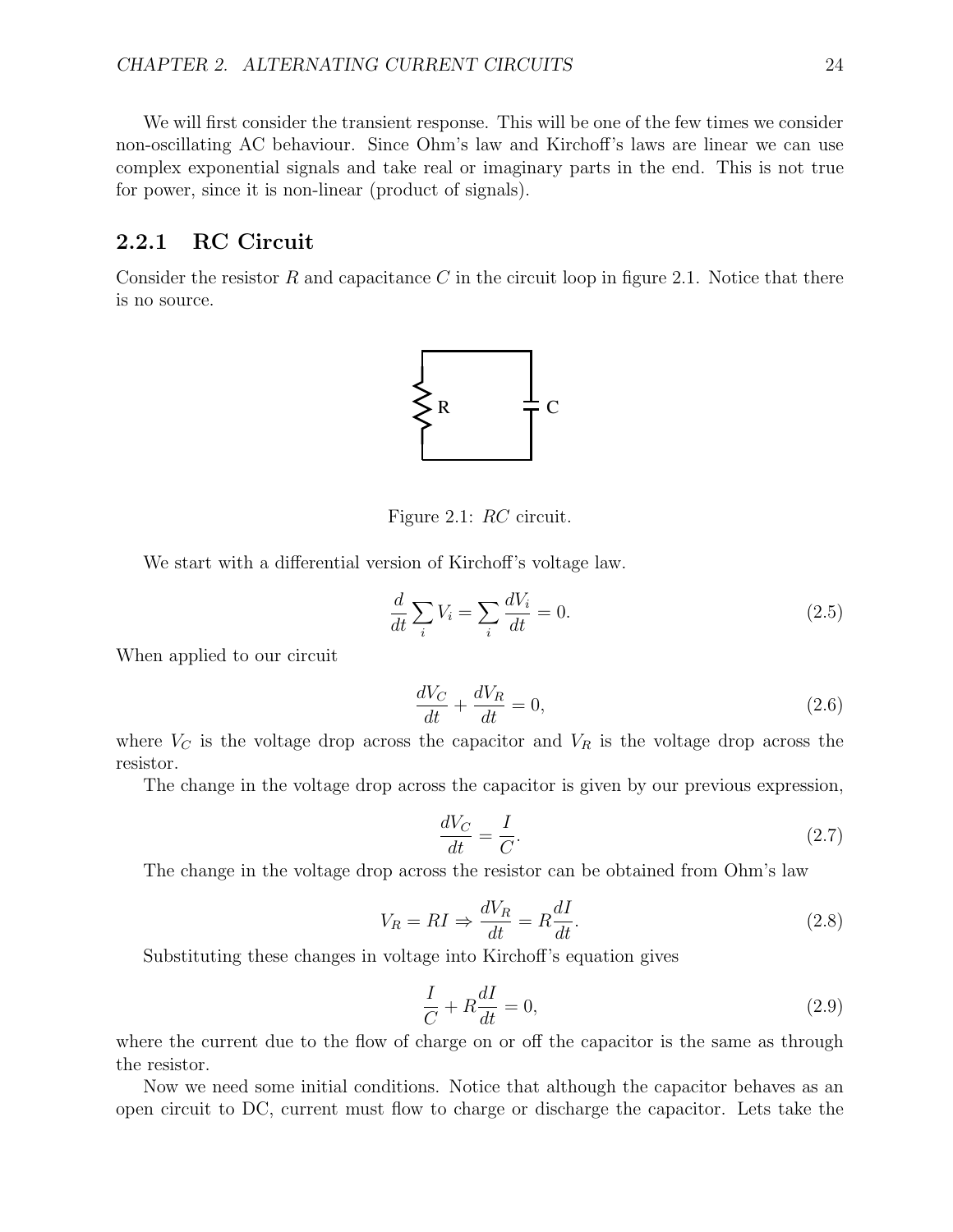We will first consider the transient response. This will be one of the few times we consider non-oscillating AC behaviour. Since Ohm's law and Kirchoff's laws are linear we can use complex exponential signals and take real or imaginary parts in the end. This is not true for power, since it is non-linear (product of signals).

### 2.2.1 RC Circuit

Consider the resistor $R$ and capacitance $C$ in the circuit loop in figure 2.1. Notice that there is no source.

Figure 2.1: $RC$ circuit.

We start with a differential version of Kirchoff's voltage law.

$$\frac{d}{dt}\sum_i V_i = \sum_i \frac{dV_i}{dt} = 0. \tag{2.5}$$

When applied to our circuit

$$\frac{dV_C}{dt} + \frac{dV_R}{dt} = 0, \tag{2.6}$$

where $V_C$ is the voltage drop across the capacitor and $V_R$ is the voltage drop across the resistor.

The change in the voltage drop across the capacitor is given by our previous expression,

$$\frac{dV_C}{dt} = \frac{I}{C}. \tag{2.7}$$

The change in the voltage drop across the resistor can be obtained from Ohm's law

$$V_R = RI \Rightarrow \frac{dV_R}{dt} = R\frac{dI}{dt}. \tag{2.8}$$

Substituting these changes in voltage into Kirchoff's equation gives

$$\frac{I}{C} + R\frac{dI}{dt} = 0, \tag{2.9}$$

where the current due to the flow of charge on or off the capacitor is the same as through the resistor.

Now we need some initial conditions. Notice that although the capacitor behaves as an open circuit to DC, current must flow to charge or discharge the capacitor. Lets take the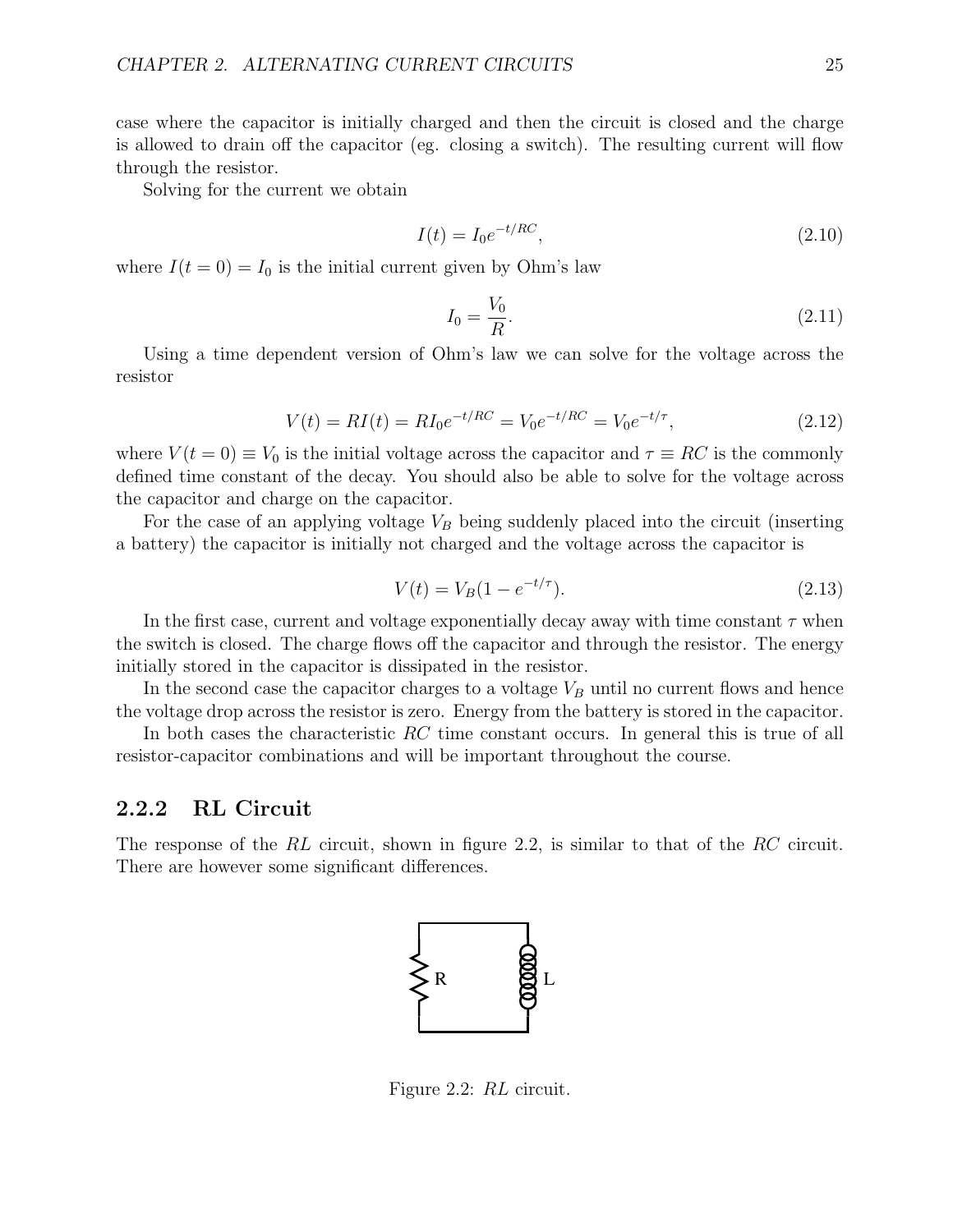case where the capacitor is initially charged and then the circuit is closed and the charge is allowed to drain off the capacitor (eg. closing a switch). The resulting current will flow through the resistor.

Solving for the current we obtain

$$I(t) = I_0 e^{-t/RC}, \tag{2.10}$$

where $I(t=0) = I_0$ is the initial current given by Ohm's law

$$I_0 = \frac{V_0}{R}. \tag{2.11}$$

Using a time dependent version of Ohm's law we can solve for the voltage across the resistor

$$V(t) = RI(t) = RI_0 e^{-t/RC} = V_0 e^{-t/RC} = V_0 e^{-t/\tau}, \tag{2.12}$$

where $V(t=0) \equiv V_0$ is the initial voltage across the capacitor and $\tau \equiv RC$ is the commonly defined time constant of the decay. You should also be able to solve for the voltage across the capacitor and charge on the capacitor.

For the case of an applying voltage $V_B$ being suddenly placed into the circuit (inserting a battery) the capacitor is initially not charged and the voltage across the capacitor is

$$V(t) = V_B(1 - e^{-t/\tau}). \tag{2.13}$$

In the first case, current and voltage exponentially decay away with time constant $\tau$ when the switch is closed. The charge flows off the capacitor and through the resistor. The energy initially stored in the capacitor is dissipated in the resistor.

In the second case the capacitor charges to a voltage $V_B$ until no current flows and hence the voltage drop across the resistor is zero. Energy from the battery is stored in the capacitor.

In both cases the characteristic $RC$ time constant occurs. In general this is true of all resistor-capacitor combinations and will be important throughout the course.

### 2.2.2 RL Circuit

The response of the $RL$ circuit, shown in figure 2.2, is similar to that of the $RC$ circuit. There are however some significant differences.

Figure 2.2: $RL$ circuit.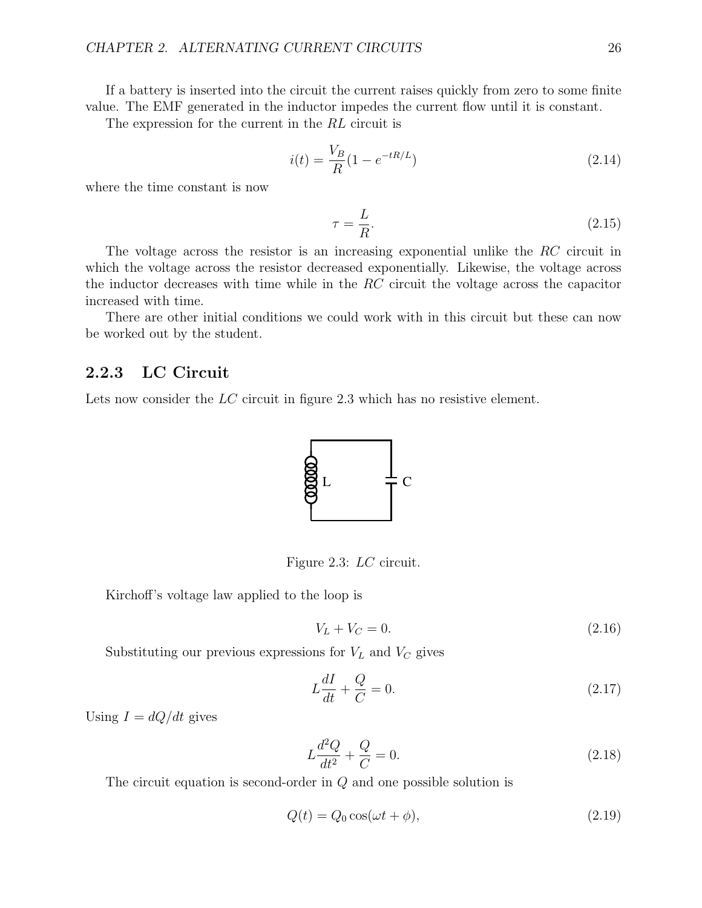If a battery is inserted into the circuit the current raises quickly from zero to some finite value. The EMF generated in the inductor impedes the current flow until it is constant.

The expression for the current in the $RL$ circuit is

$$i(t) = \frac{V_B}{R}(1 - e^{-tR/L}) \tag{2.14}$$

where the time constant is now

$$\tau = \frac{L}{R}. \tag{2.15}$$

The voltage across the resistor is an increasing exponential unlike the $RC$ circuit in which the voltage across the resistor decreased exponentially. Likewise, the voltage across the inductor decreases with time while in the $RC$ circuit the voltage across the capacitor increased with time.

There are other initial conditions we could work with in this circuit but these can now be worked out by the student.

### 2.2.3 LC Circuit

Lets now consider the $LC$ circuit in figure 2.3 which has no resistive element.

Figure 2.3: $LC$ circuit.

Kirchoff's voltage law applied to the loop is

$$V_L + V_C = 0. \tag{2.16}$$

Substituting our previous expressions for $V_L$ and $V_C$ gives

$$L\frac{dI}{dt} + \frac{Q}{C} = 0. \tag{2.17}$$

Using $I = dQ/dt$ gives

$$L\frac{d^2Q}{dt^2} + \frac{Q}{C} = 0. \tag{2.18}$$

The circuit equation is second-order in $Q$ and one possible solution is

$$Q(t) = Q_0 \cos(\omega t + \phi), \tag{2.19}$$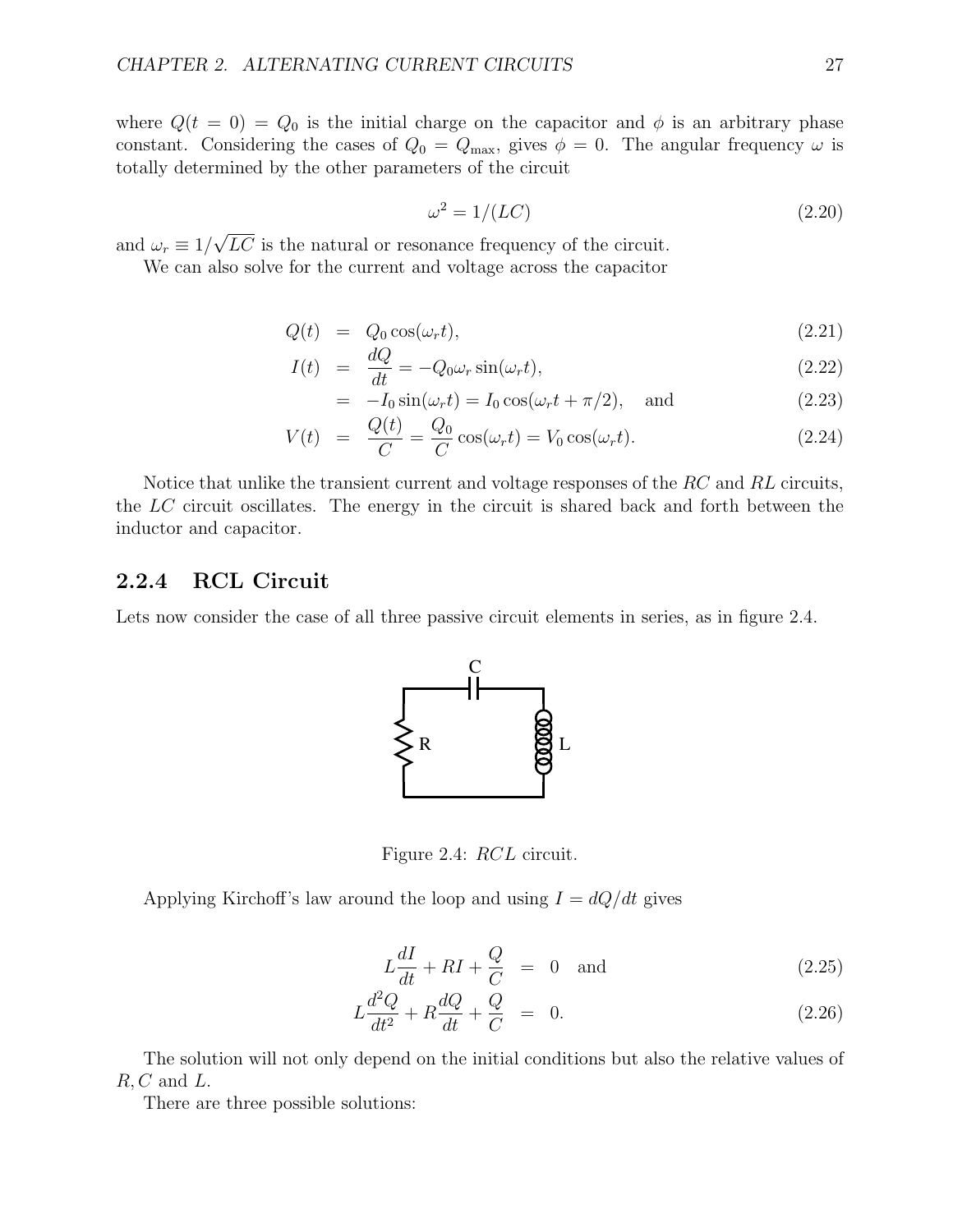where $Q(t = 0) = Q_0$ is the initial charge on the capacitor and $\phi$ is an arbitrary phase constant. Considering the cases of $Q_0 = Q_{\max}$, gives $\phi = 0$. The angular frequency $\omega$ is totally determined by the other parameters of the circuit

$$\omega^2 = 1/(LC) \tag{2.20}$$

and $\omega_r \equiv 1/\sqrt{LC}$ is the natural or resonance frequency of the circuit.

We can also solve for the current and voltage across the capacitor

$$Q(t) = Q_0 \cos(\omega_r t), \tag{2.21}$$

$$I(t) = \frac{dQ}{dt} = -Q_0 \omega_r \sin(\omega_r t), \tag{2.22}$$

$$= -I_0 \sin(\omega_r t) = I_0 \cos(\omega_r t + \pi/2), \quad \text{and} \tag{2.23}$$

$$V(t) = \frac{Q(t)}{C} = \frac{Q_0}{C} \cos(\omega_r t) = V_0 \cos(\omega_r t). \tag{2.24}$$

Notice that unlike the transient current and voltage responses of the $RC$ and $RL$ circuits, the $LC$ circuit oscillates. The energy in the circuit is shared back and forth between the inductor and capacitor.

### 2.2.4 RCL Circuit

Lets now consider the case of all three passive circuit elements in series, as in figure 2.4.

Figure 2.4: $RCL$ circuit.

Applying Kirchoff's law around the loop and using $I = dQ/dt$ gives

$$L\frac{dI}{dt} + RI + \frac{Q}{C} = 0 \quad \text{and} \tag{2.25}$$

$$L\frac{d^2Q}{dt^2} + R\frac{dQ}{dt} + \frac{Q}{C} = 0. \tag{2.26}$$

The solution will not only depend on the initial conditions but also the relative values of $R, C$ and $L$.

There are three possible solutions: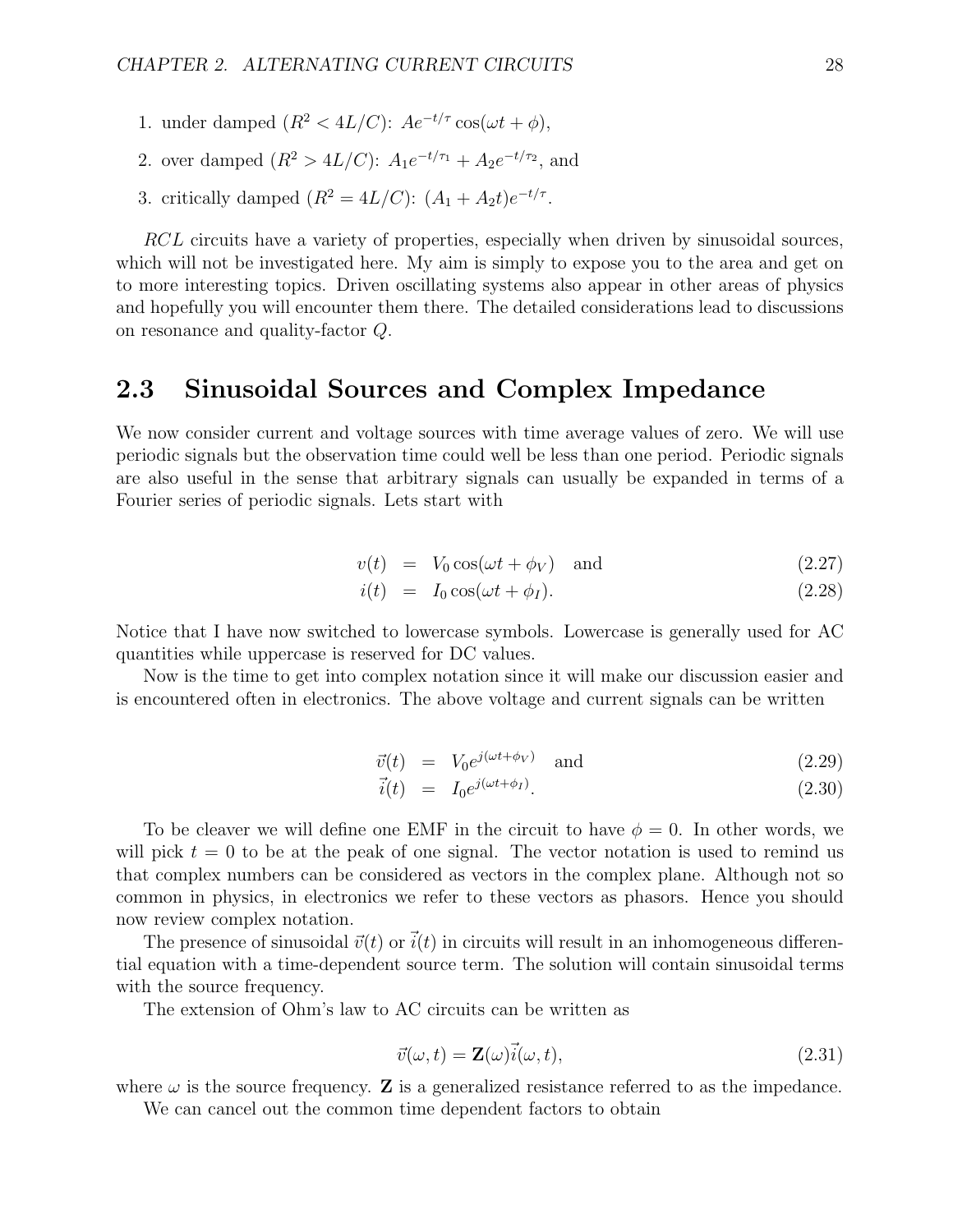1. under damped ($R^2 < 4L/C$): $Ae^{-t/\tau}\cos(\omega t + \phi)$,
2. over damped ($R^2 > 4L/C$): $A_1 e^{-t/\tau_1} + A_2 e^{-t/\tau_2}$, and
3. critically damped ($R^2 = 4L/C$): $(A_1 + A_2 t)e^{-t/\tau}$.

*RCL* circuits have a variety of properties, especially when driven by sinusoidal sources, which will not be investigated here. My aim is simply to expose you to the area and get on to more interesting topics. Driven oscillating systems also appear in other areas of physics and hopefully you will encounter them there. The detailed considerations lead to discussions on resonance and quality-factor $Q$.

## 2.3 Sinusoidal Sources and Complex Impedance

We now consider current and voltage sources with time average values of zero. We will use periodic signals but the observation time could well be less than one period. Periodic signals are also useful in the sense that arbitrary signals can usually be expanded in terms of a Fourier series of periodic signals. Lets start with

$$v(t) = V_0 \cos(\omega t + \phi_V) \quad \text{and} \tag{2.27}$$

$$i(t) = I_0 \cos(\omega t + \phi_I). \tag{2.28}$$

Notice that I have now switched to lowercase symbols. Lowercase is generally used for AC quantities while uppercase is reserved for DC values.

Now is the time to get into complex notation since it will make our discussion easier and is encountered often in electronics. The above voltage and current signals can be written

$$\vec{v}(t) = V_0 e^{j(\omega t + \phi_V)} \quad \text{and} \tag{2.29}$$

$$\vec{i}(t) = I_0 e^{j(\omega t + \phi_I)}. \tag{2.30}$$

To be cleaver we will define one EMF in the circuit to have $\phi = 0$. In other words, we will pick $t = 0$ to be at the peak of one signal. The vector notation is used to remind us that complex numbers can be considered as vectors in the complex plane. Although not so common in physics, in electronics we refer to these vectors as phasors. Hence you should now review complex notation.

The presence of sinusoidal $\vec{v}(t)$ or $\vec{i}(t)$ in circuits will result in an inhomogeneous differential equation with a time-dependent source term. The solution will contain sinusoidal terms with the source frequency.

The extension of Ohm's law to AC circuits can be written as

$$\vec{v}(\omega, t) = \mathbf{Z}(\omega)\vec{i}(\omega, t), \tag{2.31}$$

where $\omega$ is the source frequency. $\mathbf{Z}$ is a generalized resistance referred to as the impedance.

We can cancel out the common time dependent factors to obtain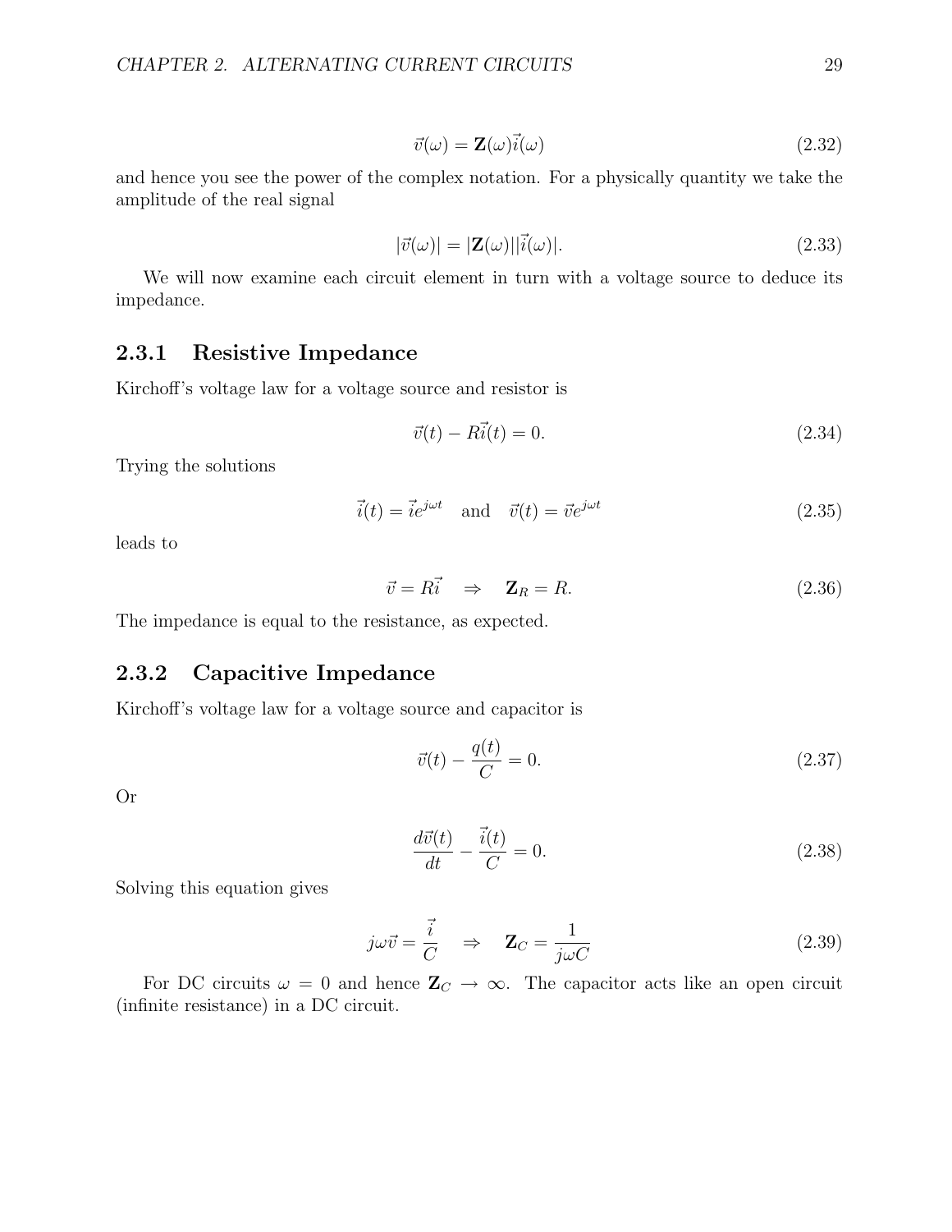$$\vec{v}(\omega) = \mathbf{Z}(\omega)\vec{i}(\omega) \tag{2.32}$$

and hence you see the power of the complex notation. For a physically quantity we take the amplitude of the real signal

$$|\vec{v}(\omega)| = |\mathbf{Z}(\omega)||\vec{i}(\omega)|. \tag{2.33}$$

We will now examine each circuit element in turn with a voltage source to deduce its impedance.

### 2.3.1 Resistive Impedance

Kirchoff's voltage law for a voltage source and resistor is

$$\vec{v}(t) - R\vec{i}(t) = 0. \tag{2.34}$$

Trying the solutions

$$\vec{i}(t) = \vec{i}e^{j\omega t} \quad \text{and} \quad \vec{v}(t) = \vec{v}e^{j\omega t} \tag{2.35}$$

leads to

$$\vec{v} = R\vec{i} \quad \Rightarrow \quad \mathbf{Z}_R = R. \tag{2.36}$$

The impedance is equal to the resistance, as expected.

### 2.3.2 Capacitive Impedance

Kirchoff's voltage law for a voltage source and capacitor is

$$\vec{v}(t) - \frac{q(t)}{C} = 0. \tag{2.37}$$

Or

$$\frac{d\vec{v}(t)}{dt} - \frac{\vec{i}(t)}{C} = 0. \tag{2.38}$$

Solving this equation gives

$$j\omega\vec{v} = \frac{\vec{i}}{C} \quad \Rightarrow \quad \mathbf{Z}_C = \frac{1}{j\omega C} \tag{2.39}$$

For DC circuits $\omega = 0$ and hence $\mathbf{Z}_C \to \infty$. The capacitor acts like an open circuit (infinite resistance) in a DC circuit.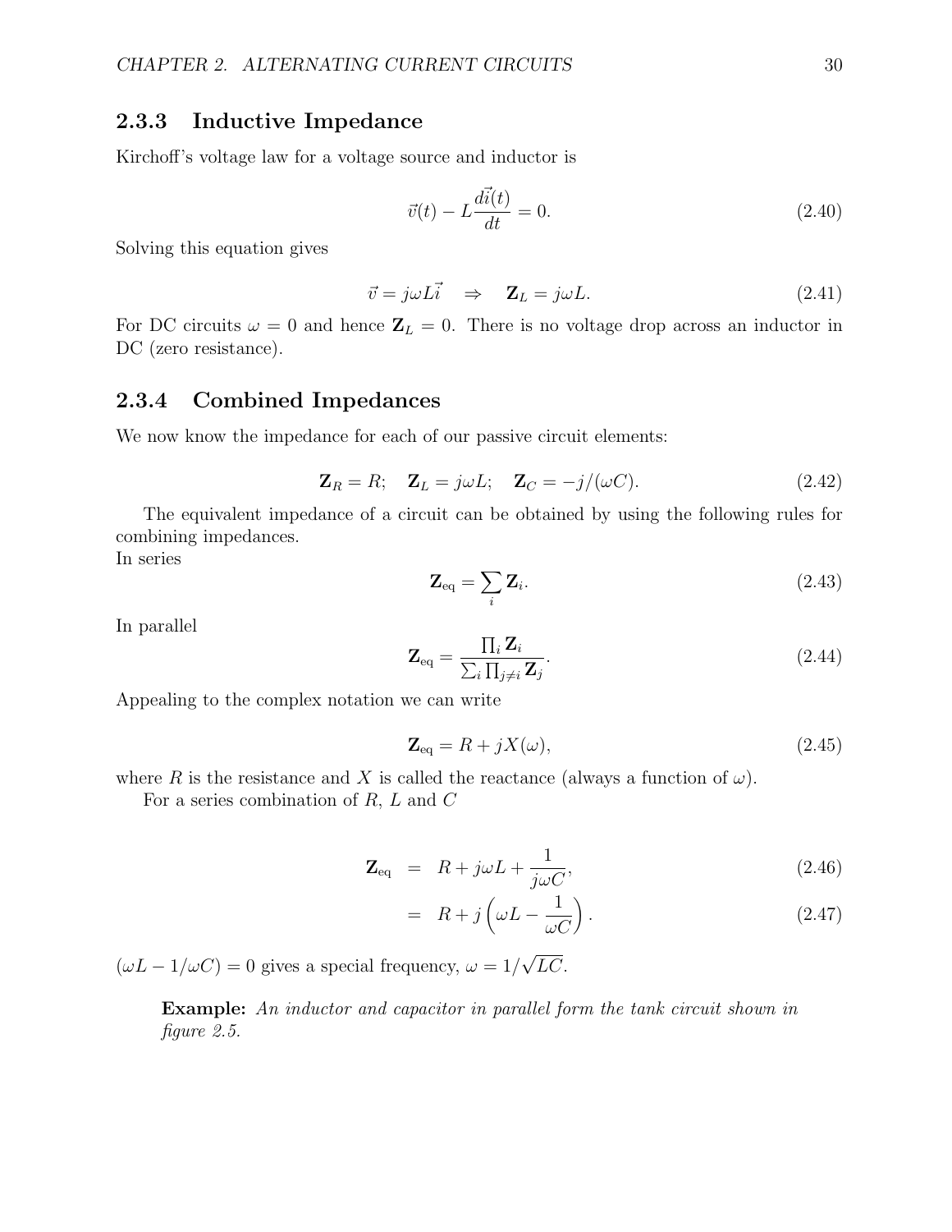### 2.3.3 Inductive Impedance

Kirchoff's voltage law for a voltage source and inductor is

$$\vec{v}(t) - L\frac{d\vec{i}(t)}{dt} = 0. \tag{2.40}$$

Solving this equation gives

$$\vec{v} = j\omega L\vec{i} \quad \Rightarrow \quad \mathbf{Z}_L = j\omega L. \tag{2.41}$$

For DC circuits $\omega = 0$ and hence $\mathbf{Z}_L = 0$. There is no voltage drop across an inductor in DC (zero resistance).

### 2.3.4 Combined Impedances

We now know the impedance for each of our passive circuit elements:

$$\mathbf{Z}_R = R; \quad \mathbf{Z}_L = j\omega L; \quad \mathbf{Z}_C = -j/(\omega C). \tag{2.42}$$

The equivalent impedance of a circuit can be obtained by using the following rules for combining impedances.
In series

$$\mathbf{Z}_{\text{eq}} = \sum_i \mathbf{Z}_i. \tag{2.43}$$

In parallel

$$\mathbf{Z}_{\text{eq}} = \frac{\prod_i \mathbf{Z}_i}{\sum_i \prod_{j\neq i} \mathbf{Z}_j}. \tag{2.44}$$

Appealing to the complex notation we can write

$$\mathbf{Z}_{\text{eq}} = R + jX(\omega), \tag{2.45}$$

where $R$ is the resistance and $X$ is called the reactance (always a function of $\omega$).

For a series combination of $R$, $L$ and $C$

$$\mathbf{Z}_{\text{eq}} = R + j\omega L + \frac{1}{j\omega C}, \tag{2.46}$$

$$= R + j\left(\omega L - \frac{1}{\omega C}\right). \tag{2.47}$$

$(\omega L - 1/\omega C) = 0$ gives a special frequency, $\omega = 1/\sqrt{LC}$.

> **Example:** *An inductor and capacitor in parallel form the tank circuit shown in figure 2.5.*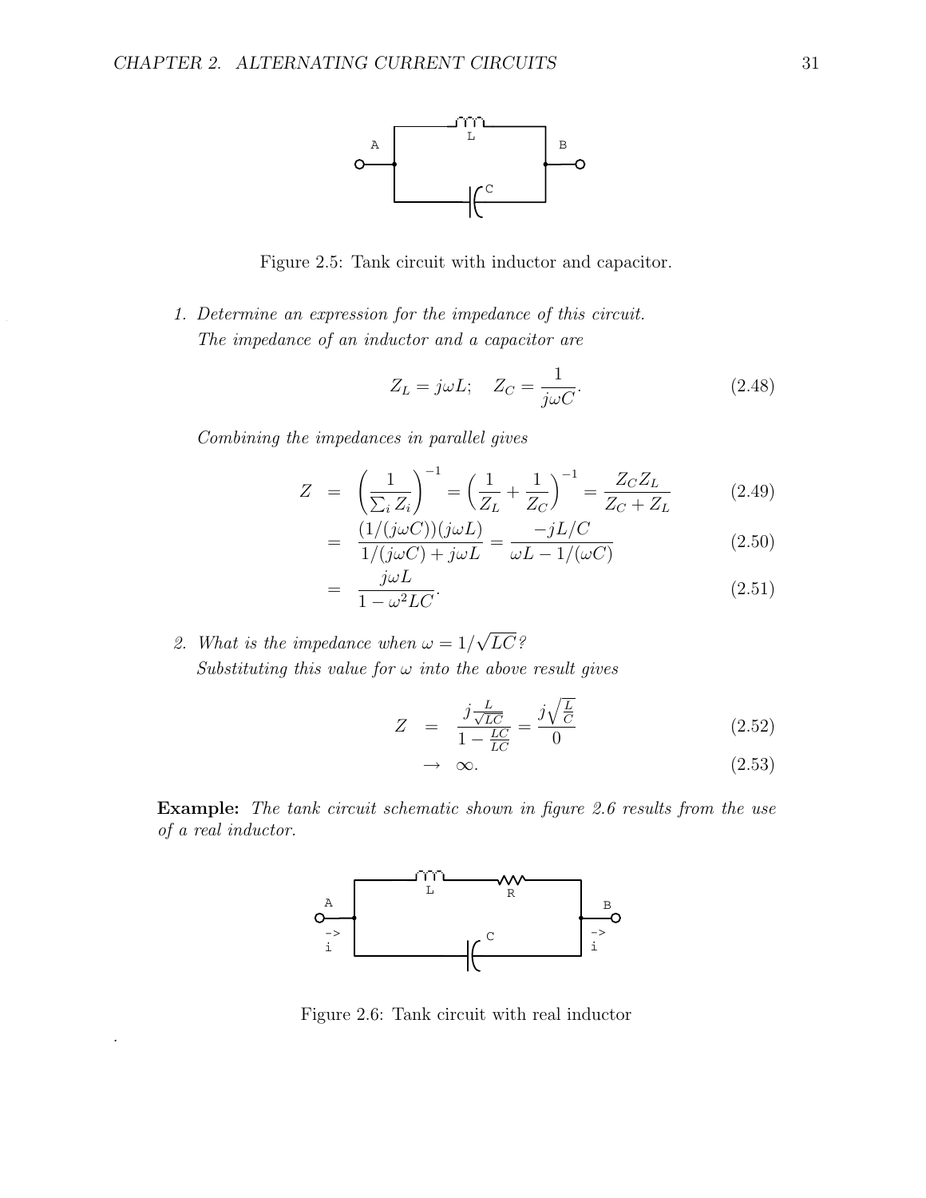Figure 2.5: Tank circuit with inductor and capacitor.

1. *Determine an expression for the impedance of this circuit.*
   *The impedance of an inductor and a capacitor are*

$$Z_L = j\omega L; \quad Z_C = \frac{1}{j\omega C}. \tag{2.48}$$

*Combining the impedances in parallel gives*

$$\begin{aligned} Z &= \left(\frac{1}{\sum_i Z_i}\right)^{-1} = \left(\frac{1}{Z_L} + \frac{1}{Z_C}\right)^{-1} = \frac{Z_C Z_L}{Z_C + Z_L} && (2.49) \\ &= \frac{(1/(j\omega C))(j\omega L)}{1/(j\omega C) + j\omega L} = \frac{-jL/C}{\omega L - 1/(\omega C)} && (2.50) \\ &= \frac{j\omega L}{1 - \omega^2 LC}. && (2.51) \end{aligned}$$

2. *What is the impedance when $\omega = 1/\sqrt{LC}$?*
   *Substituting this value for $\omega$ into the above result gives*

$$\begin{aligned} Z &= \frac{j\frac{L}{\sqrt{LC}}}{1 - \frac{LC}{LC}} = \frac{j\sqrt{\frac{L}{C}}}{0} && (2.52) \\ &\to \infty. && (2.53) \end{aligned}$$

**Example:** *The tank circuit schematic shown in figure 2.6 results from the use of a real inductor.*

Figure 2.6: Tank circuit with real inductor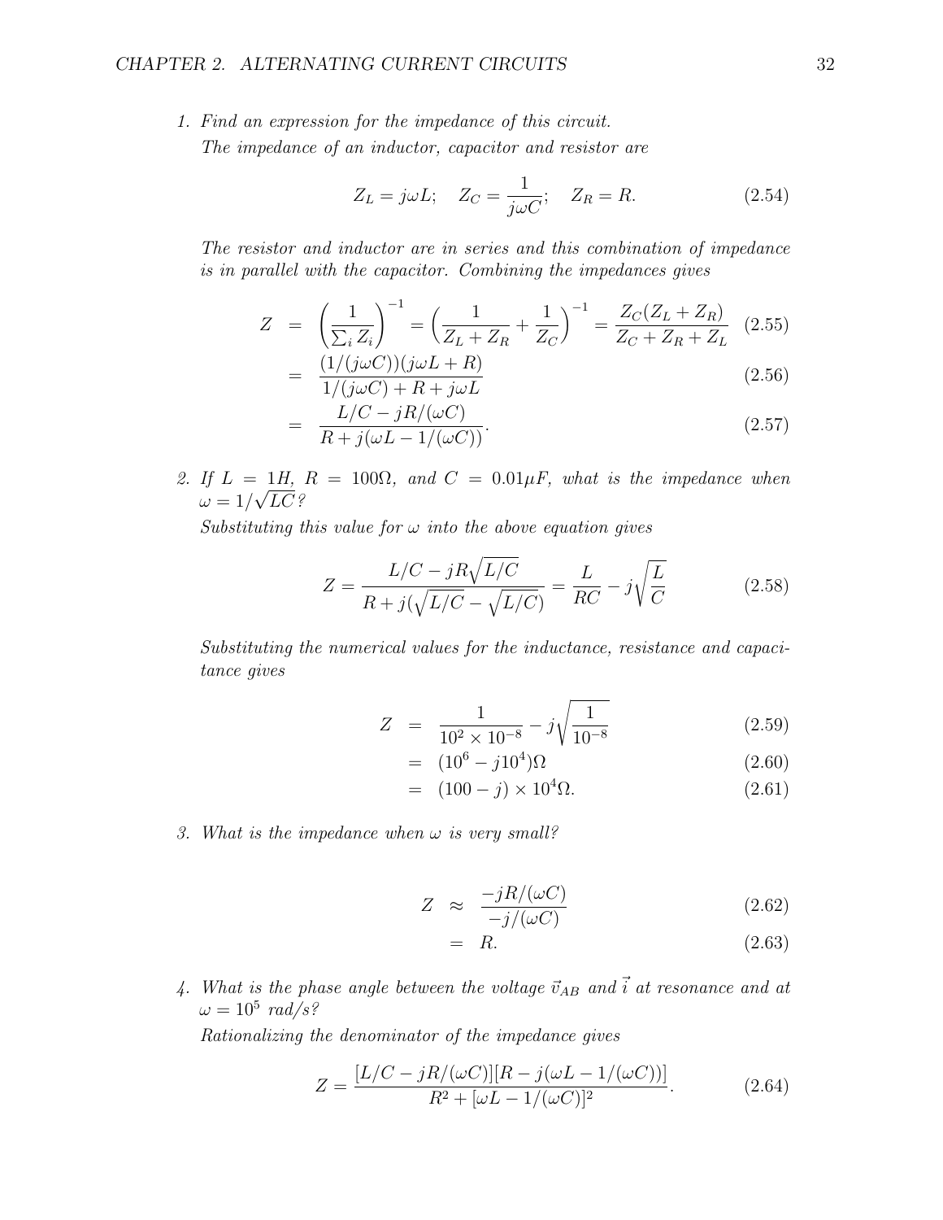1. *Find an expression for the impedance of this circuit.*
   *The impedance of an inductor, capacitor and resistor are*

$$Z_L = j\omega L; \quad Z_C = \frac{1}{j\omega C}; \quad Z_R = R. \tag{2.54}$$

   *The resistor and inductor are in series and this combination of impedance is in parallel with the capacitor. Combining the impedances gives*

$$\begin{aligned}
Z &= \left(\frac{1}{\sum_i Z_i}\right)^{-1} = \left(\frac{1}{Z_L + Z_R} + \frac{1}{Z_C}\right)^{-1} = \frac{Z_C(Z_L + Z_R)}{Z_C + Z_R + Z_L} && (2.55)\\
&= \frac{(1/(j\omega C))(j\omega L + R)}{1/(j\omega C) + R + j\omega L} && (2.56)\\
&= \frac{L/C - jR/(\omega C)}{R + j(\omega L - 1/(\omega C))}. && (2.57)
\end{aligned}$$

2. *If $L = 1H$, $R = 100\Omega$, and $C = 0.01\mu F$, what is the impedance when $\omega = 1/\sqrt{LC}$?*
   *Substituting this value for $\omega$ into the above equation gives*

$$Z = \frac{L/C - jR\sqrt{L/C}}{R + j(\sqrt{L/C} - \sqrt{L/C})} = \frac{L}{RC} - j\sqrt{\frac{L}{C}} \tag{2.58}$$

   *Substituting the numerical values for the inductance, resistance and capacitance gives*

$$\begin{aligned}
Z &= \frac{1}{10^2 \times 10^{-8}} - j\sqrt{\frac{1}{10^{-8}}} && (2.59)\\
&= (10^6 - j10^4)\Omega && (2.60)\\
&= (100 - j) \times 10^4\Omega. && (2.61)
\end{aligned}$$

3. *What is the impedance when $\omega$ is very small?*

$$\begin{aligned}
Z &\approx \frac{-jR/(\omega C)}{-j/(\omega C)} && (2.62)\\
&= R. && (2.63)
\end{aligned}$$

4. *What is the phase angle between the voltage $\vec{v}_{AB}$ and $\vec{i}$ at resonance and at $\omega = 10^5$ rad/s?*
   *Rationalizing the denominator of the impedance gives*

$$Z = \frac{[L/C - jR/(\omega C)][R - j(\omega L - 1/(\omega C))]}{R^2 + [\omega L - 1/(\omega C)]^2}. \tag{2.64}$$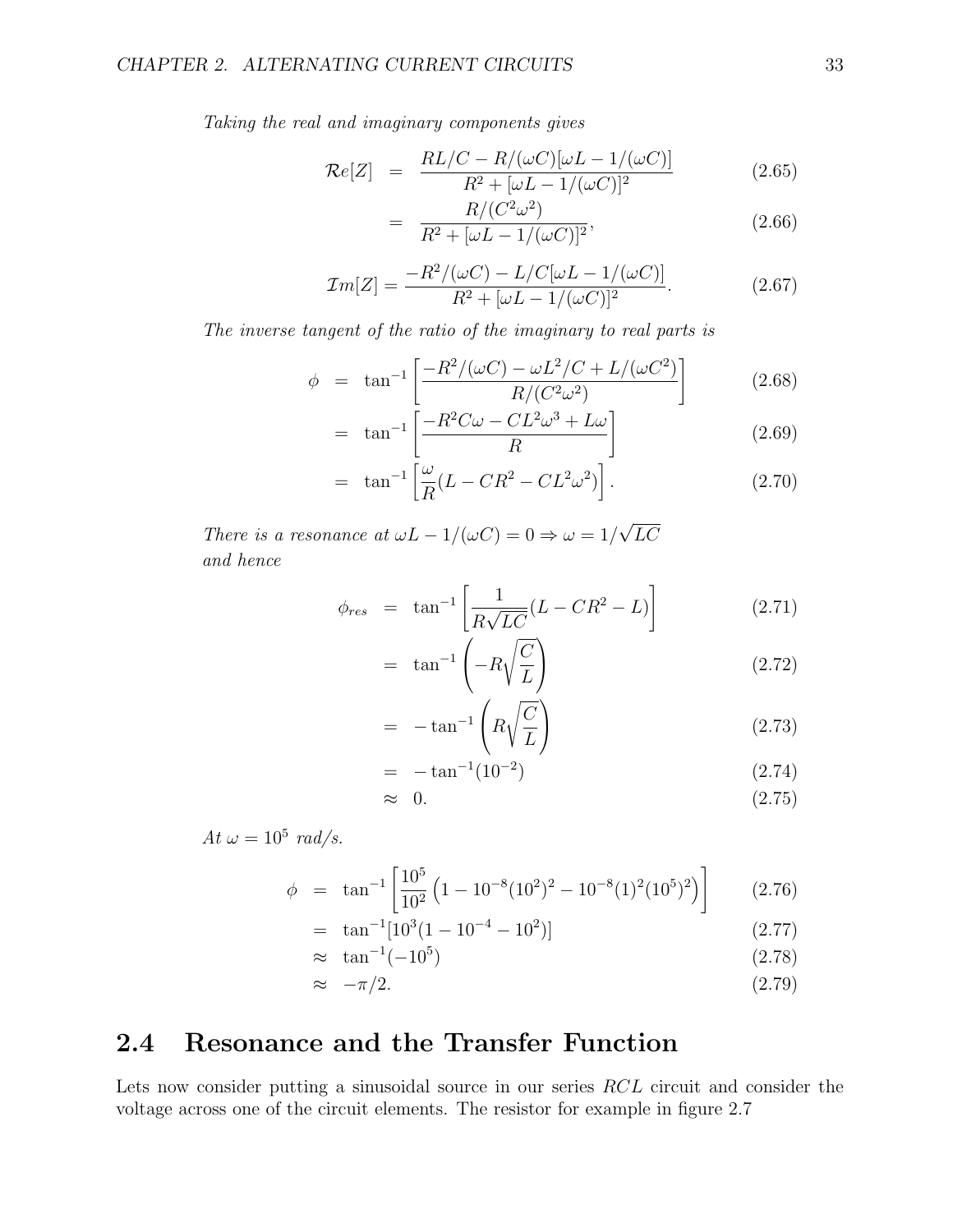*Taking the real and imaginary components gives*

$$
\begin{aligned}
\mathcal{R}e[Z] &= \frac{RL/C - R/(\omega C)[\omega L - 1/(\omega C)]}{R^2 + [\omega L - 1/(\omega C)]^2} && (2.65) \\
&= \frac{R/(C^2\omega^2)}{R^2 + [\omega L - 1/(\omega C)]^2}, && (2.66)
\end{aligned}
$$

$$
\mathcal{I}m[Z] = \frac{-R^2/(\omega C) - L/C[\omega L - 1/(\omega C)]}{R^2 + [\omega L - 1/(\omega C)]^2}. \quad (2.67)
$$

*The inverse tangent of the ratio of the imaginary to real parts is*

$$
\begin{aligned}
\phi &= \tan^{-1}\left[\frac{-R^2/(\omega C) - \omega L^2/C + L/(\omega C^2)}{R/(C^2\omega^2)}\right] && (2.68) \\
&= \tan^{-1}\left[\frac{-R^2 C\omega - CL^2\omega^3 + L\omega}{R}\right] && (2.69) \\
&= \tan^{-1}\left[\frac{\omega}{R}(L - CR^2 - CL^2\omega^2)\right]. && (2.70)
\end{aligned}
$$

*There is a resonance at* $\omega L - 1/(\omega C) = 0 \Rightarrow \omega = 1/\sqrt{LC}$ *and hence*

$$
\begin{aligned}
\phi_{res} &= \tan^{-1}\left[\frac{1}{R\sqrt{LC}}(L - CR^2 - L)\right] && (2.71) \\
&= \tan^{-1}\left(-R\sqrt{\frac{C}{L}}\right) && (2.72) \\
&= -\tan^{-1}\left(R\sqrt{\frac{C}{L}}\right) && (2.73) \\
&= -\tan^{-1}(10^{-2}) && (2.74) \\
&\approx 0. && (2.75)
\end{aligned}
$$

*At* $\omega = 10^5$ *rad/s.*

$$
\begin{aligned}
\phi &= \tan^{-1}\left[\frac{10^5}{10^2}\left(1 - 10^{-8}(10^2)^2 - 10^{-8}(1)^2(10^5)^2\right)\right] && (2.76) \\
&= \tan^{-1}[10^3(1 - 10^{-4} - 10^2)] && (2.77) \\
&\approx \tan^{-1}(-10^5) && (2.78) \\
&\approx -\pi/2. && (2.79)
\end{aligned}
$$

## 2.4 Resonance and the Transfer Function

Lets now consider putting a sinusoidal source in our series $RCL$ circuit and consider the voltage across one of the circuit elements. The resistor for example in figure 2.7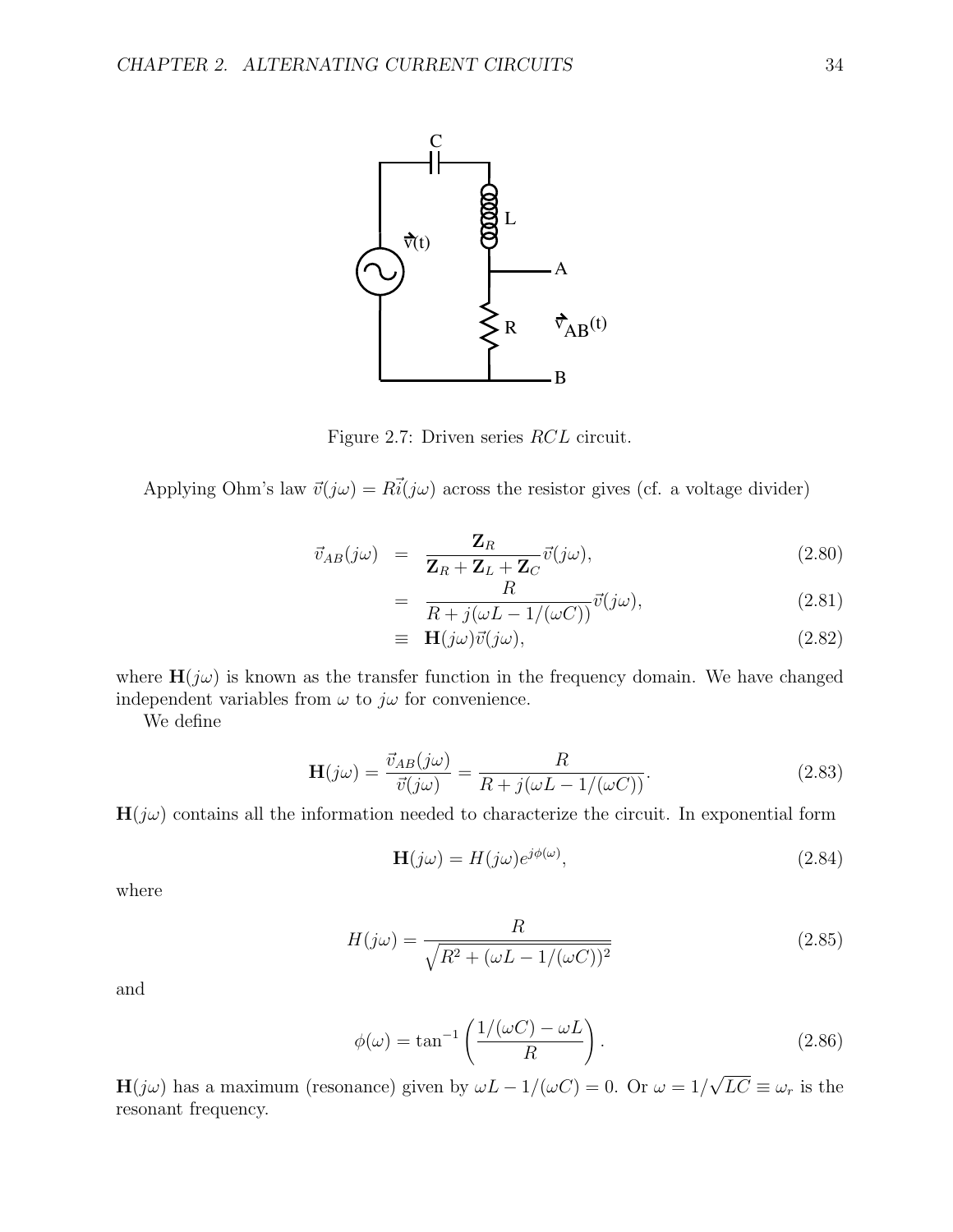Figure 2.7: Driven series $RCL$ circuit.

Applying Ohm's law $\vec{v}(j\omega) = R\vec{i}(j\omega)$ across the resistor gives (cf. a voltage divider)

$$\vec{v}_{AB}(j\omega) = \frac{\mathbf{Z}_R}{\mathbf{Z}_R + \mathbf{Z}_L + \mathbf{Z}_C}\vec{v}(j\omega), \tag{2.80}$$

$$= \frac{R}{R + j(\omega L - 1/(\omega C))}\vec{v}(j\omega), \tag{2.81}$$

$$\equiv \mathbf{H}(j\omega)\vec{v}(j\omega), \tag{2.82}$$

where $\mathbf{H}(j\omega)$ is known as the transfer function in the frequency domain. We have changed independent variables from $\omega$ to $j\omega$ for convenience.

We define

$$\mathbf{H}(j\omega) = \frac{\vec{v}_{AB}(j\omega)}{\vec{v}(j\omega)} = \frac{R}{R + j(\omega L - 1/(\omega C))}. \tag{2.83}$$

$\mathbf{H}(j\omega)$ contains all the information needed to characterize the circuit. In exponential form

$$\mathbf{H}(j\omega) = H(j\omega)e^{j\phi(\omega)}, \tag{2.84}$$

where

$$H(j\omega) = \frac{R}{\sqrt{R^2 + (\omega L - 1/(\omega C))^2}} \tag{2.85}$$

and

$$\phi(\omega) = \tan^{-1}\left(\frac{1/(\omega C) - \omega L}{R}\right). \tag{2.86}$$

$\mathbf{H}(j\omega)$ has a maximum (resonance) given by $\omega L - 1/(\omega C) = 0$. Or $\omega = 1/\sqrt{LC} \equiv \omega_r$ is the resonant frequency.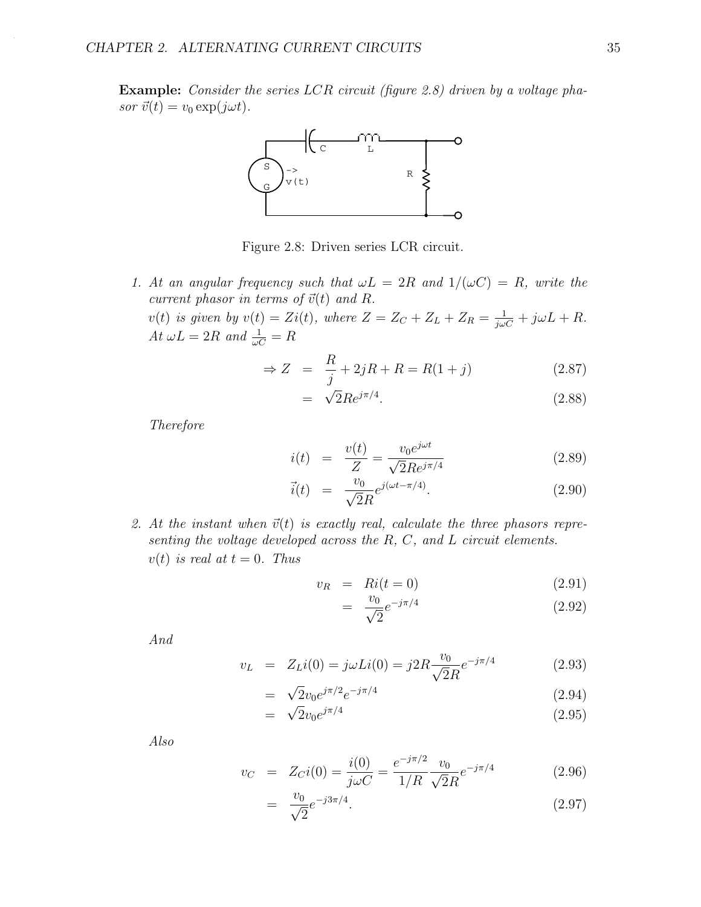**Example:** *Consider the series LCR circuit (figure 2.8) driven by a voltage phasor $\vec{v}(t) = v_0 \exp(j\omega t)$.*

Figure 2.8: Driven series LCR circuit.

1. *At an angular frequency such that $\omega L = 2R$ and $1/(\omega C) = R$, write the current phasor in terms of $\vec{v}(t)$ and $R$.*

   *$v(t)$ is given by $v(t) = Zi(t)$, where $Z = Z_C + Z_L + Z_R = \frac{1}{j\omega C} + j\omega L + R$. At $\omega L = 2R$ and $\frac{1}{\omega C} = R$*

$$\Rightarrow Z = \frac{R}{j} + 2jR + R = R(1+j) \tag{2.87}$$

$$= \sqrt{2}Re^{j\pi/4}. \tag{2.88}$$

   *Therefore*

$$i(t) = \frac{v(t)}{Z} = \frac{v_0 e^{j\omega t}}{\sqrt{2}Re^{j\pi/4}} \tag{2.89}$$

$$\vec{i}(t) = \frac{v_0}{\sqrt{2}R} e^{j(\omega t - \pi/4)}. \tag{2.90}$$

2. *At the instant when $\vec{v}(t)$ is exactly real, calculate the three phasors representing the voltage developed across the $R$, $C$, and $L$ circuit elements.*

   *$v(t)$ is real at $t = 0$. Thus*

$$v_R = Ri(t=0) \tag{2.91}$$

$$= \frac{v_0}{\sqrt{2}} e^{-j\pi/4} \tag{2.92}$$

   *And*

$$v_L = Z_L i(0) = j\omega L i(0) = j2R\frac{v_0}{\sqrt{2}R}e^{-j\pi/4} \tag{2.93}$$

$$= \sqrt{2}v_0 e^{j\pi/2} e^{-j\pi/4} \tag{2.94}$$

$$= \sqrt{2}v_0 e^{j\pi/4} \tag{2.95}$$

   *Also*

$$v_C = Z_C i(0) = \frac{i(0)}{j\omega C} = \frac{e^{-j\pi/2}}{1/R}\frac{v_0}{\sqrt{2}R}e^{-j\pi/4} \tag{2.96}$$

$$= \frac{v_0}{\sqrt{2}} e^{-j3\pi/4}. \tag{2.97}$$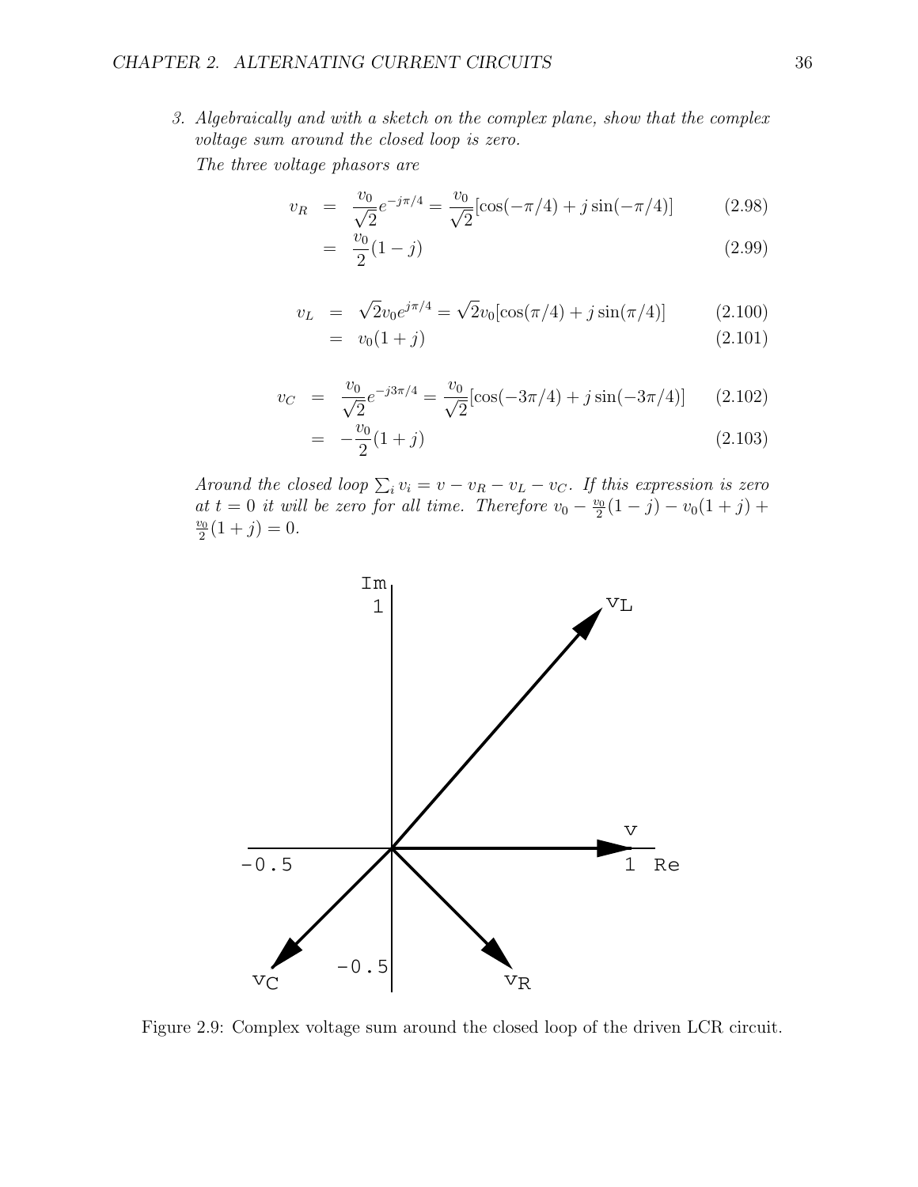3. *Algebraically and with a sketch on the complex plane, show that the complex voltage sum around the closed loop is zero.*

   *The three voltage phasors are*

$$
\begin{aligned}
v_R &= \frac{v_0}{\sqrt{2}} e^{-j\pi/4} = \frac{v_0}{\sqrt{2}}[\cos(-\pi/4) + j\sin(-\pi/4)] \qquad (2.98)\\
&= \frac{v_0}{2}(1-j) \qquad (2.99)
\end{aligned}
$$

$$
\begin{aligned}
v_L &= \sqrt{2} v_0 e^{j\pi/4} = \sqrt{2} v_0 [\cos(\pi/4) + j\sin(\pi/4)] \qquad (2.100)\\
&= v_0(1+j) \qquad (2.101)
\end{aligned}
$$

$$
\begin{aligned}
v_C &= \frac{v_0}{\sqrt{2}} e^{-j3\pi/4} = \frac{v_0}{\sqrt{2}}[\cos(-3\pi/4) + j\sin(-3\pi/4)] \qquad (2.102)\\
&= -\frac{v_0}{2}(1+j) \qquad (2.103)
\end{aligned}
$$

   *Around the closed loop* $\sum_i v_i = v - v_R - v_L - v_C$. *If this expression is zero at* $t = 0$ *it will be zero for all time. Therefore* $v_0 - \frac{v_0}{2}(1-j) - v_0(1+j) + \frac{v_0}{2}(1+j) = 0$.

Figure 2.9: Complex voltage sum around the closed loop of the driven LCR circuit.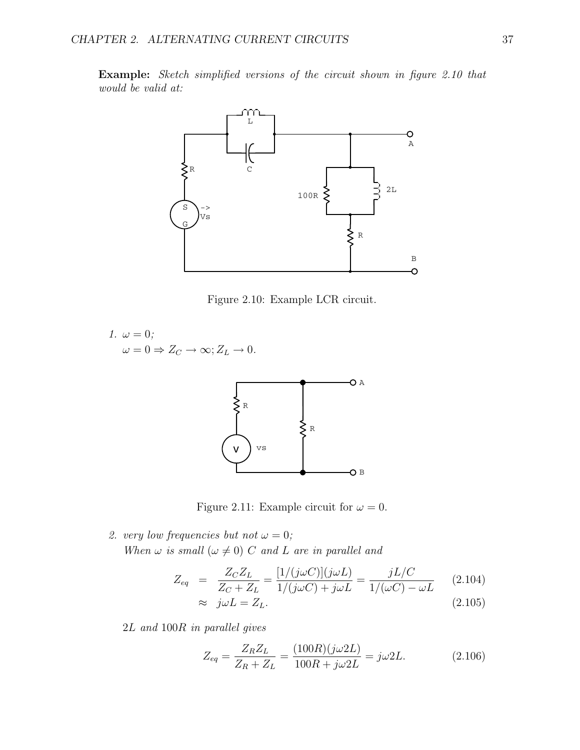**Example:** *Sketch simplified versions of the circuit shown in figure 2.10 that would be valid at:*

Figure 2.10: Example LCR circuit.

1. *$\omega = 0$;*

   $\omega = 0 \Rightarrow Z_C \to \infty; Z_L \to 0.$

Figure 2.11: Example circuit for $\omega = 0$.

2. *very low frequencies but not $\omega = 0$;*

   *When $\omega$ is small ($\omega \neq 0$) $C$ and $L$ are in parallel and*

$$
\begin{aligned}
Z_{eq} &= \frac{Z_C Z_L}{Z_C + Z_L} = \frac{[1/(j\omega C)](j\omega L)}{1/(j\omega C) + j\omega L} = \frac{jL/C}{1/(\omega C) - \omega L} \qquad (2.104)\\
&\approx j\omega L = Z_L. \qquad (2.105)
\end{aligned}
$$

   *$2L$ and $100R$ in parallel gives*

$$
Z_{eq} = \frac{Z_R Z_L}{Z_R + Z_L} = \frac{(100R)(j\omega 2L)}{100R + j\omega 2L} = j\omega 2L. \qquad (2.106)
$$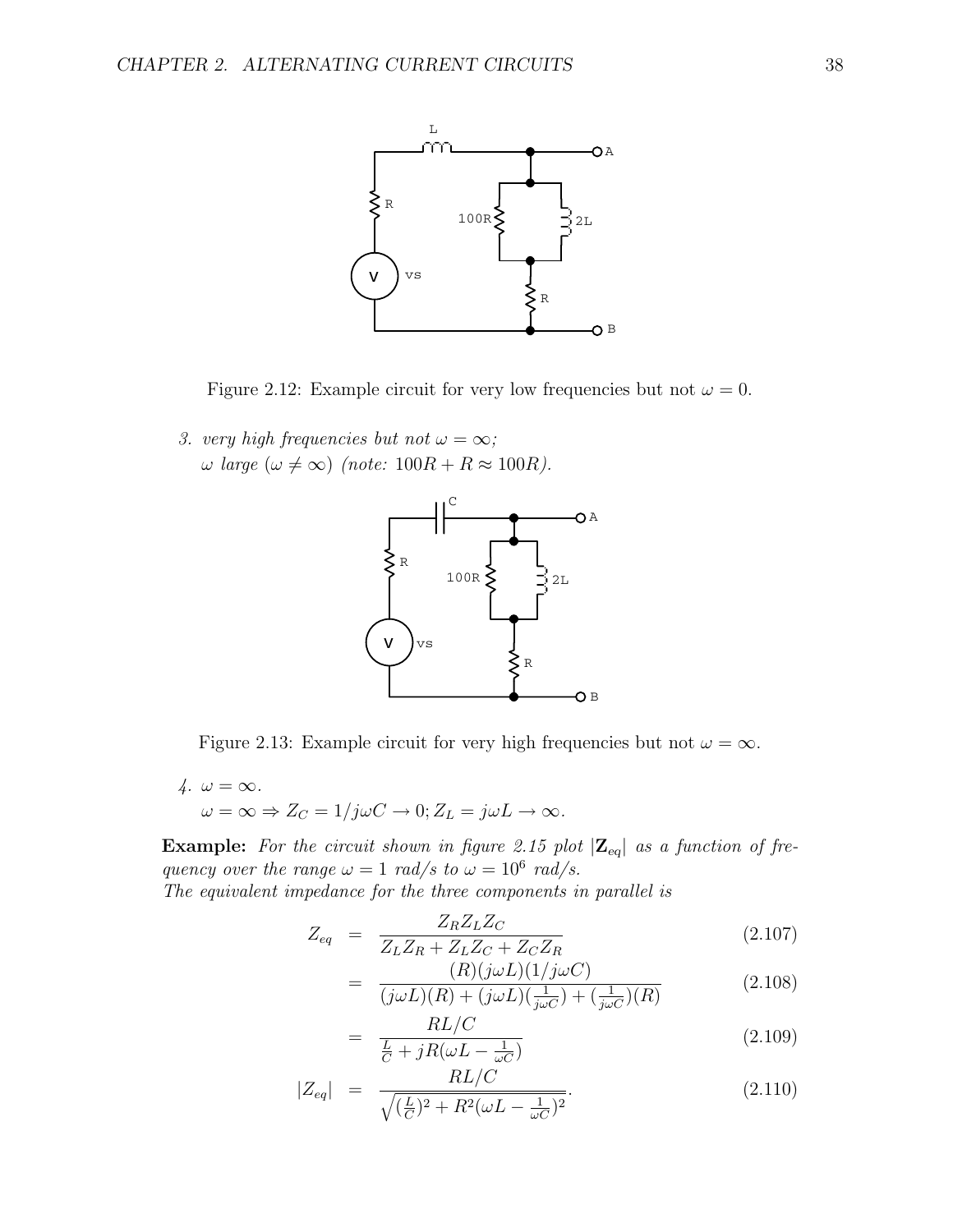Figure 2.12: Example circuit for very low frequencies but not $\omega = 0$.

3. *very high frequencies but not $\omega = \infty$;*
   *$\omega$ large ($\omega \neq \infty$) (note: $100R + R \approx 100R$).*

Figure 2.13: Example circuit for very high frequencies but not $\omega = \infty$.

4. *$\omega = \infty$.*
   *$\omega = \infty \Rightarrow Z_C = 1/j\omega C \to 0; Z_L = j\omega L \to \infty$.*

**Example:** *For the circuit shown in figure 2.15 plot $|\mathbf{Z}_{\text{eq}}|$ as a function of frequency over the range $\omega = 1$ rad/s to $\omega = 10^6$ rad/s.*
*The equivalent impedance for the three components in parallel is*

$$Z_{eq} = \frac{Z_R Z_L Z_C}{Z_L Z_R + Z_L Z_C + Z_C Z_R} \tag{2.107}$$

$$= \frac{(R)(j\omega L)(1/j\omega C)}{(j\omega L)(R) + (j\omega L)(\frac{1}{j\omega C}) + (\frac{1}{j\omega C})(R)} \tag{2.108}$$

$$= \frac{RL/C}{\frac{L}{C} + jR(\omega L - \frac{1}{\omega C})} \tag{2.109}$$

$$|Z_{eq}| = \frac{RL/C}{\sqrt{(\frac{L}{C})^2 + R^2(\omega L - \frac{1}{\omega C})^2}}. \tag{2.110}$$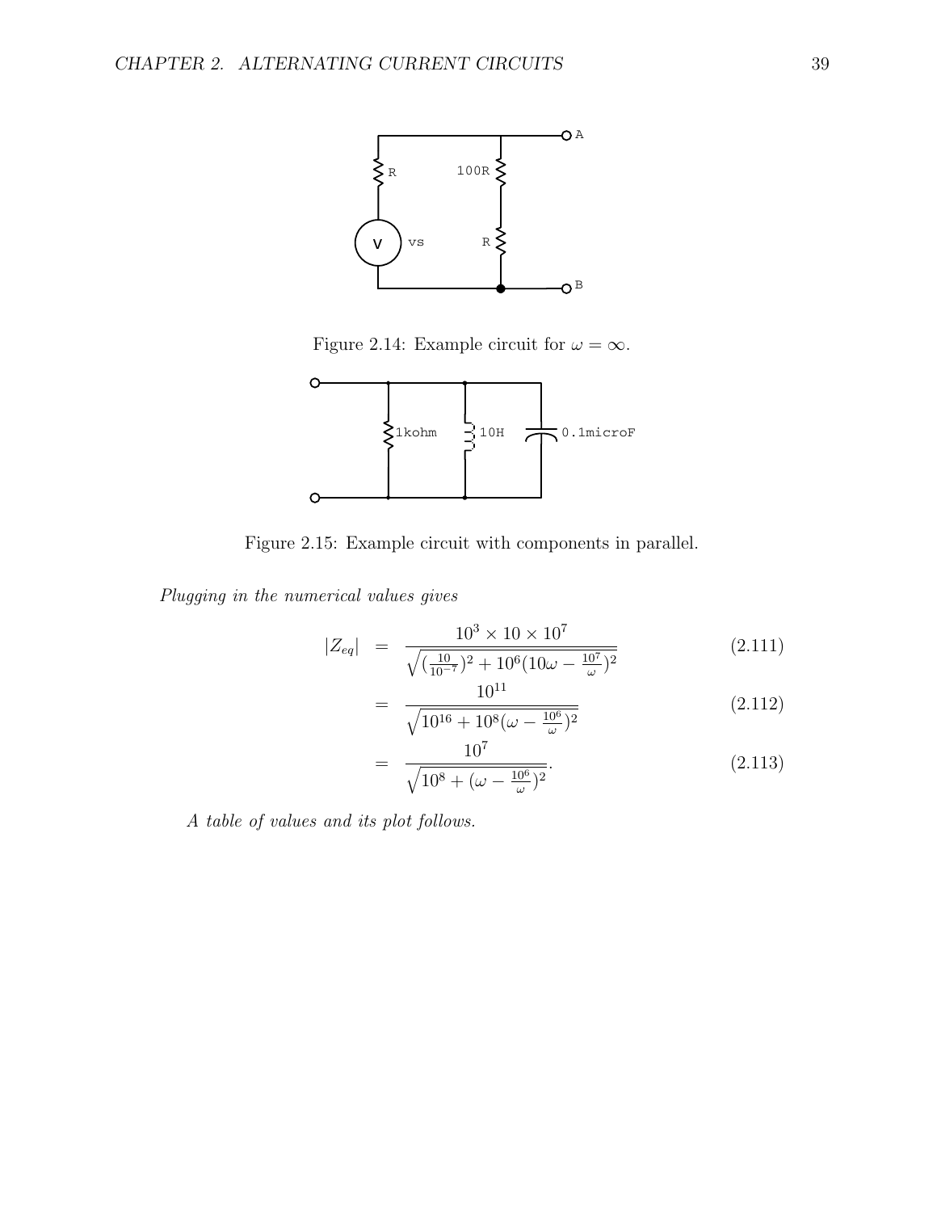Figure 2.14: Example circuit for $\omega = \infty$.

Figure 2.15: Example circuit with components in parallel.

*Plugging in the numerical values gives*

$$
\begin{aligned}
|Z_{eq}| &= \frac{10^3 \times 10 \times 10^7}{\sqrt{(\frac{10}{10^{-7}})^2 + 10^6(10\omega - \frac{10^7}{\omega})^2}} && (2.111) \\
&= \frac{10^{11}}{\sqrt{10^{16} + 10^8(\omega - \frac{10^6}{\omega})^2}} && (2.112) \\
&= \frac{10^7}{\sqrt{10^8 + (\omega - \frac{10^6}{\omega})^2}}. && (2.113)
\end{aligned}
$$

*A table of values and its plot follows.*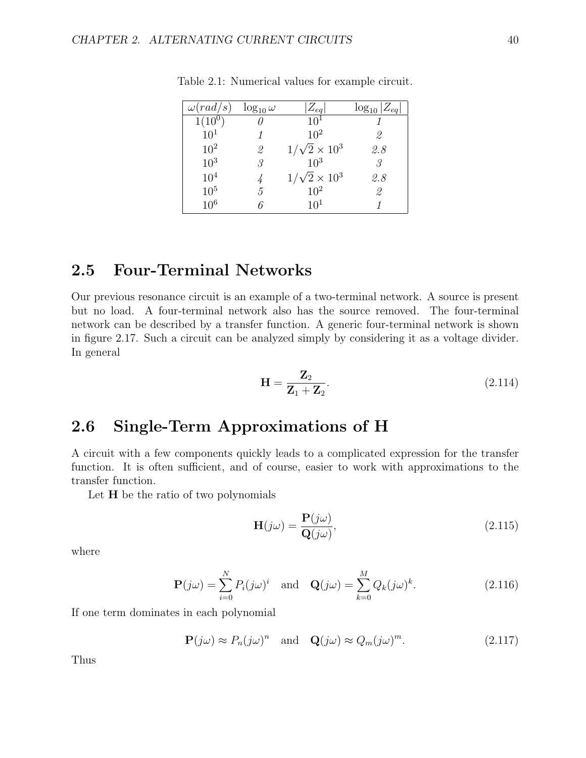Table 2.1: Numerical values for example circuit.

| $\omega(rad/s)$ | $\log_{10}\omega$ | $\|Z_{eq}\|$ | $\log_{10}\|Z_{eq}\|$ |
|---|---|---|---|
| $1(10^0)$ | *0* | $10^1$ | *1* |
| $10^1$ | *1* | $10^2$ | *2* |
| $10^2$ | *2* | $1/\sqrt{2}\times 10^3$ | *2.8* |
| $10^3$ | *3* | $10^3$ | *3* |
| $10^4$ | *4* | $1/\sqrt{2}\times 10^3$ | *2.8* |
| $10^5$ | *5* | $10^2$ | *2* |
| $10^6$ | *6* | $10^1$ | *1* |

## 2.5 Four-Terminal Networks

Our previous resonance circuit is an example of a two-terminal network. A source is present but no load. A four-terminal network also has the source removed. The four-terminal network can be described by a transfer function. A generic four-terminal network is shown in figure 2.17. Such a circuit can be analyzed simply by considering it as a voltage divider. In general

$$\mathbf{H} = \frac{\mathbf{Z}_2}{\mathbf{Z}_1 + \mathbf{Z}_2}. \tag{2.114}$$

## 2.6 Single-Term Approximations of H

A circuit with a few components quickly leads to a complicated expression for the transfer function. It is often sufficient, and of course, easier to work with approximations to the transfer function.

Let $\mathbf{H}$ be the ratio of two polynomials

$$\mathbf{H}(j\omega) = \frac{\mathbf{P}(j\omega)}{\mathbf{Q}(j\omega)}, \tag{2.115}$$

where

$$\mathbf{P}(j\omega) = \sum_{i=0}^{N} P_i (j\omega)^i \quad \text{and} \quad \mathbf{Q}(j\omega) = \sum_{k=0}^{M} Q_k (j\omega)^k. \tag{2.116}$$

If one term dominates in each polynomial

$$\mathbf{P}(j\omega) \approx P_n (j\omega)^n \quad \text{and} \quad \mathbf{Q}(j\omega) \approx Q_m (j\omega)^m. \tag{2.117}$$

Thus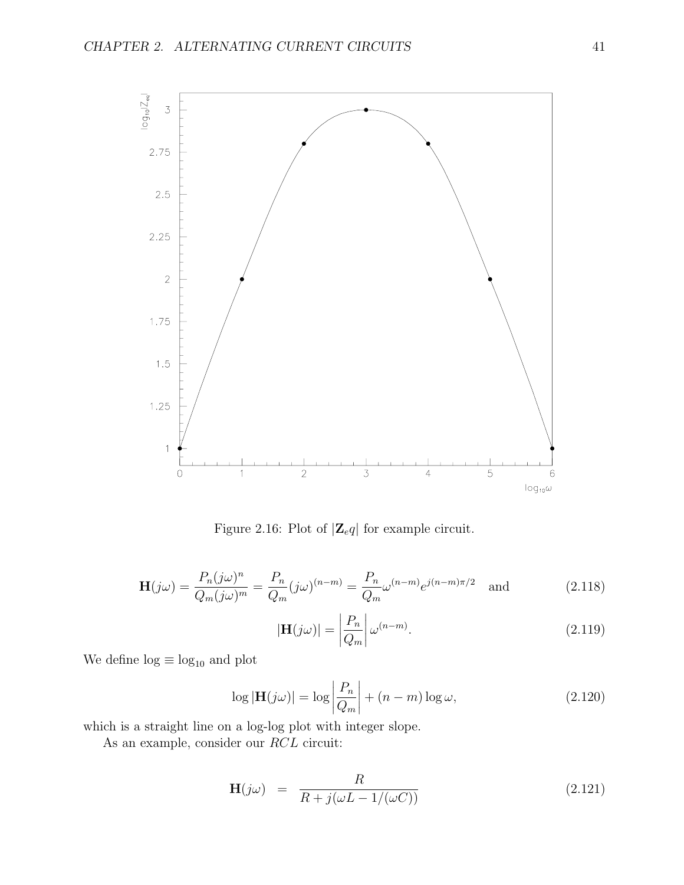Figure 2.16: Plot of $|\mathbf{Z}_e q|$ for example circuit.

$$\mathbf{H}(j\omega) = \frac{P_n(j\omega)^n}{Q_m(j\omega)^m} = \frac{P_n}{Q_m}(j\omega)^{(n-m)} = \frac{P_n}{Q_m}\omega^{(n-m)}e^{j(n-m)\pi/2} \quad \text{and} \tag{2.118}$$

$$|\mathbf{H}(j\omega)| = \left|\frac{P_n}{Q_m}\right|\omega^{(n-m)}. \tag{2.119}$$

We define $\log \equiv \log_{10}$ and plot

$$\log|\mathbf{H}(j\omega)| = \log\left|\frac{P_n}{Q_m}\right| + (n-m)\log\omega, \tag{2.120}$$

which is a straight line on a log-log plot with integer slope.

As an example, consider our $RCL$ circuit:

$$\mathbf{H}(j\omega) \quad = \quad \frac{R}{R + j(\omega L - 1/(\omega C))} \tag{2.121}$$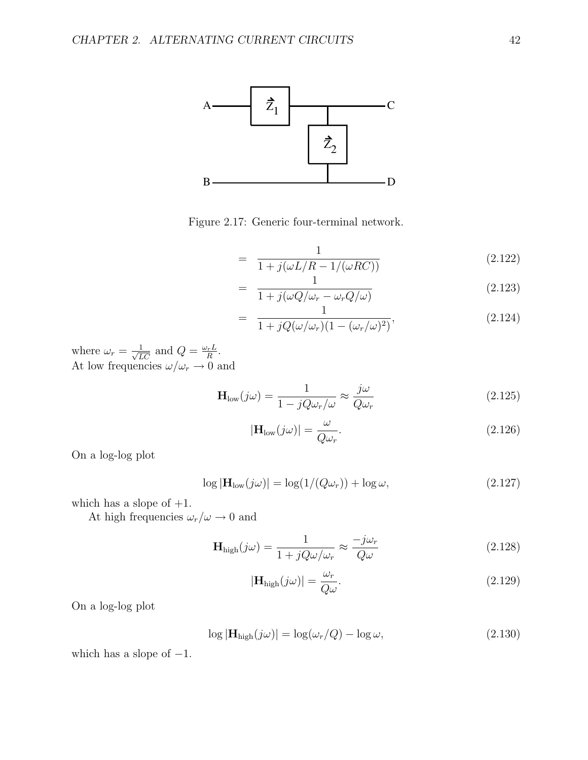Figure 2.17: Generic four-terminal network.

$$= \frac{1}{1 + j(\omega L/R - 1/(\omega RC))} \tag{2.122}$$

$$= \frac{1}{1 + j(\omega Q/\omega_r - \omega_r Q/\omega)} \tag{2.123}$$

$$= \frac{1}{1 + jQ(\omega/\omega_r)(1 - (\omega_r/\omega)^2)}, \tag{2.124}$$

where $\omega_r = \frac{1}{\sqrt{LC}}$ and $Q = \frac{\omega_r L}{R}$.
At low frequencies $\omega/\omega_r \to 0$ and

$$\mathbf{H}_{\text{low}}(j\omega) = \frac{1}{1 - jQ\omega_r/\omega} \approx \frac{j\omega}{Q\omega_r} \tag{2.125}$$

$$|\mathbf{H}_{\text{low}}(j\omega)| = \frac{\omega}{Q\omega_r}. \tag{2.126}$$

On a log-log plot

$$\log|\mathbf{H}_{\text{low}}(j\omega)| = \log(1/(Q\omega_r)) + \log\omega, \tag{2.127}$$

which has a slope of $+1$.

At high frequencies $\omega_r/\omega \to 0$ and

$$\mathbf{H}_{\text{high}}(j\omega) = \frac{1}{1 + jQ\omega/\omega_r} \approx \frac{-j\omega_r}{Q\omega} \tag{2.128}$$

$$|\mathbf{H}_{\text{high}}(j\omega)| = \frac{\omega_r}{Q\omega}. \tag{2.129}$$

On a log-log plot

$$\log|\mathbf{H}_{\text{high}}(j\omega)| = \log(\omega_r/Q) - \log\omega, \tag{2.130}$$

which has a slope of $-1$.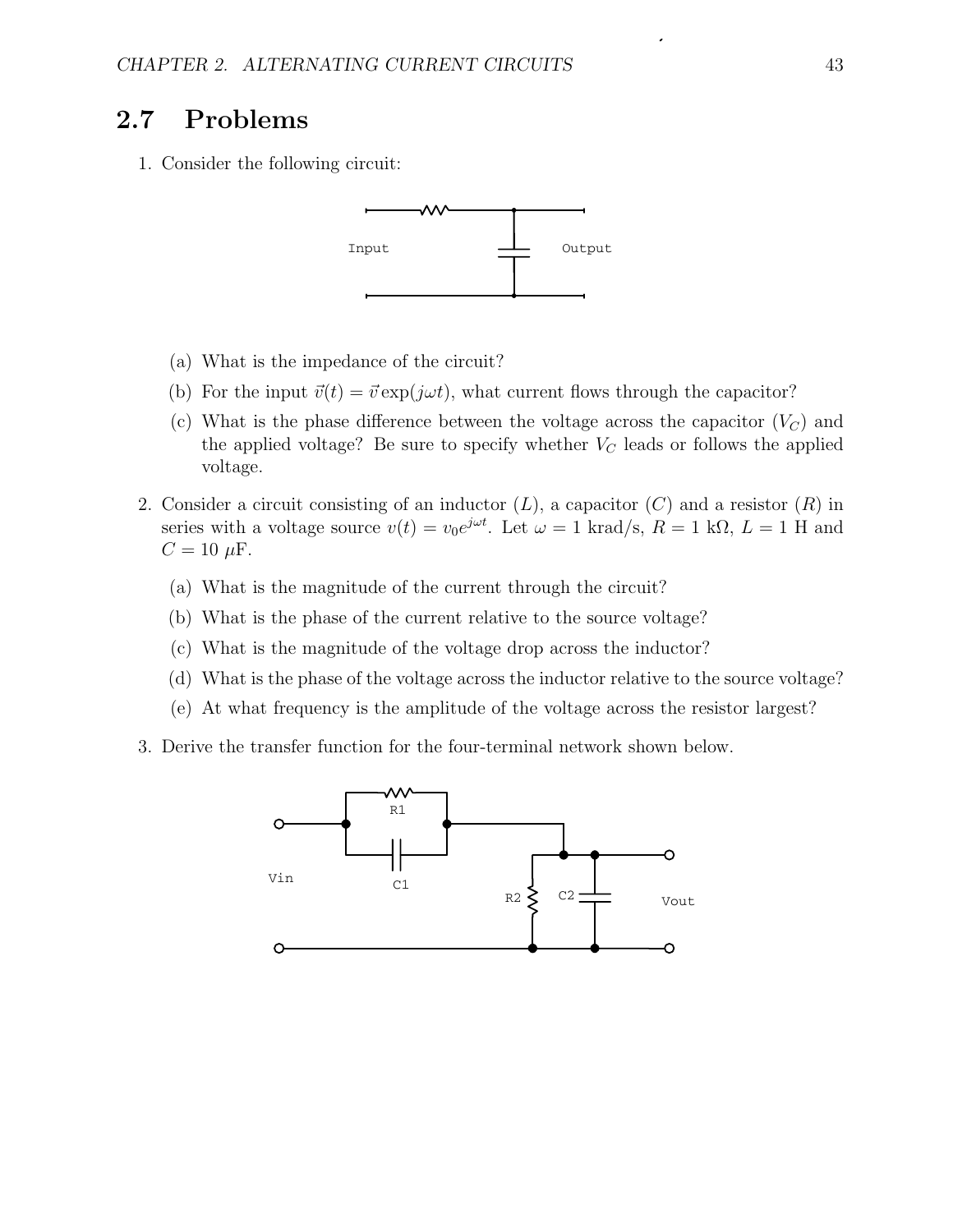## 2.7 Problems

1. Consider the following circuit:

   (a) What is the impedance of the circuit?

   (b) For the input $\vec{v}(t) = \vec{v}\exp(j\omega t)$, what current flows through the capacitor?

   (c) What is the phase difference between the voltage across the capacitor ($V_C$) and the applied voltage? Be sure to specify whether $V_C$ leads or follows the applied voltage.

2. Consider a circuit consisting of an inductor ($L$), a capacitor ($C$) and a resistor ($R$) in series with a voltage source $v(t) = v_0 e^{j\omega t}$. Let $\omega = 1$ krad/s, $R = 1$ k$\Omega$, $L = 1$ H and $C = 10$ $\mu$F.

   (a) What is the magnitude of the current through the circuit?

   (b) What is the phase of the current relative to the source voltage?

   (c) What is the magnitude of the voltage drop across the inductor?

   (d) What is the phase of the voltage across the inductor relative to the source voltage?

   (e) At what frequency is the amplitude of the voltage across the resistor largest?

3. Derive the transfer function for the four-terminal network shown below.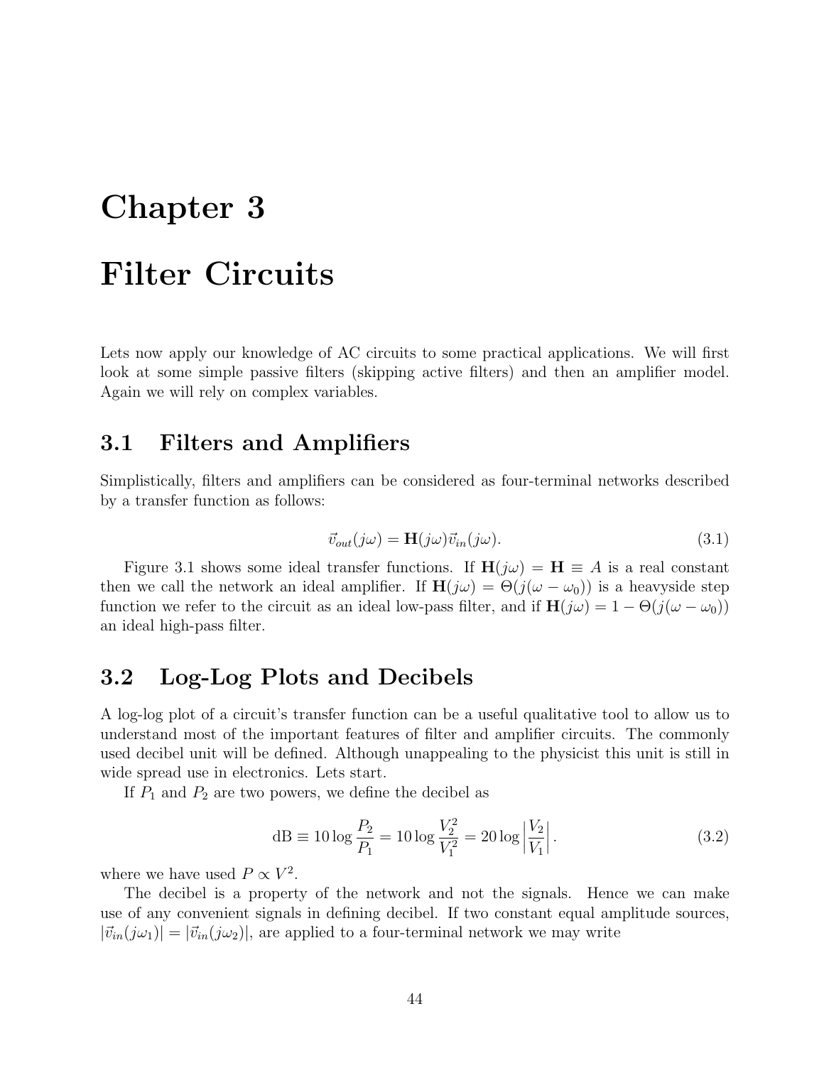# Chapter 3

# Filter Circuits

Lets now apply our knowledge of AC circuits to some practical applications. We will first look at some simple passive filters (skipping active filters) and then an amplifier model. Again we will rely on complex variables.

## 3.1 Filters and Amplifiers

Simplistically, filters and amplifiers can be considered as four-terminal networks described by a transfer function as follows:

$$\vec{v}_{out}(j\omega) = \mathbf{H}(j\omega)\vec{v}_{in}(j\omega). \tag{3.1}$$

Figure 3.1 shows some ideal transfer functions. If $\mathbf{H}(j\omega) = \mathbf{H} \equiv A$ is a real constant then we call the network an ideal amplifier. If $\mathbf{H}(j\omega) = \Theta(j(\omega - \omega_0))$ is a heavyside step function we refer to the circuit as an ideal low-pass filter, and if $\mathbf{H}(j\omega) = 1 - \Theta(j(\omega - \omega_0))$ an ideal high-pass filter.

## 3.2 Log-Log Plots and Decibels

A log-log plot of a circuit's transfer function can be a useful qualitative tool to allow us to understand most of the important features of filter and amplifier circuits. The commonly used decibel unit will be defined. Although unappealing to the physicist this unit is still in wide spread use in electronics. Lets start.

If $P_1$ and $P_2$ are two powers, we define the decibel as

$$\text{dB} \equiv 10 \log \frac{P_2}{P_1} = 10 \log \frac{V_2^2}{V_1^2} = 20 \log \left| \frac{V_2}{V_1} \right|. \tag{3.2}$$

where we have used $P \propto V^2$.

The decibel is a property of the network and not the signals. Hence we can make use of any convenient signals in defining decibel. If two constant equal amplitude sources, $|\vec{v}_{in}(j\omega_1)| = |\vec{v}_{in}(j\omega_2)|$, are applied to a four-terminal network we may write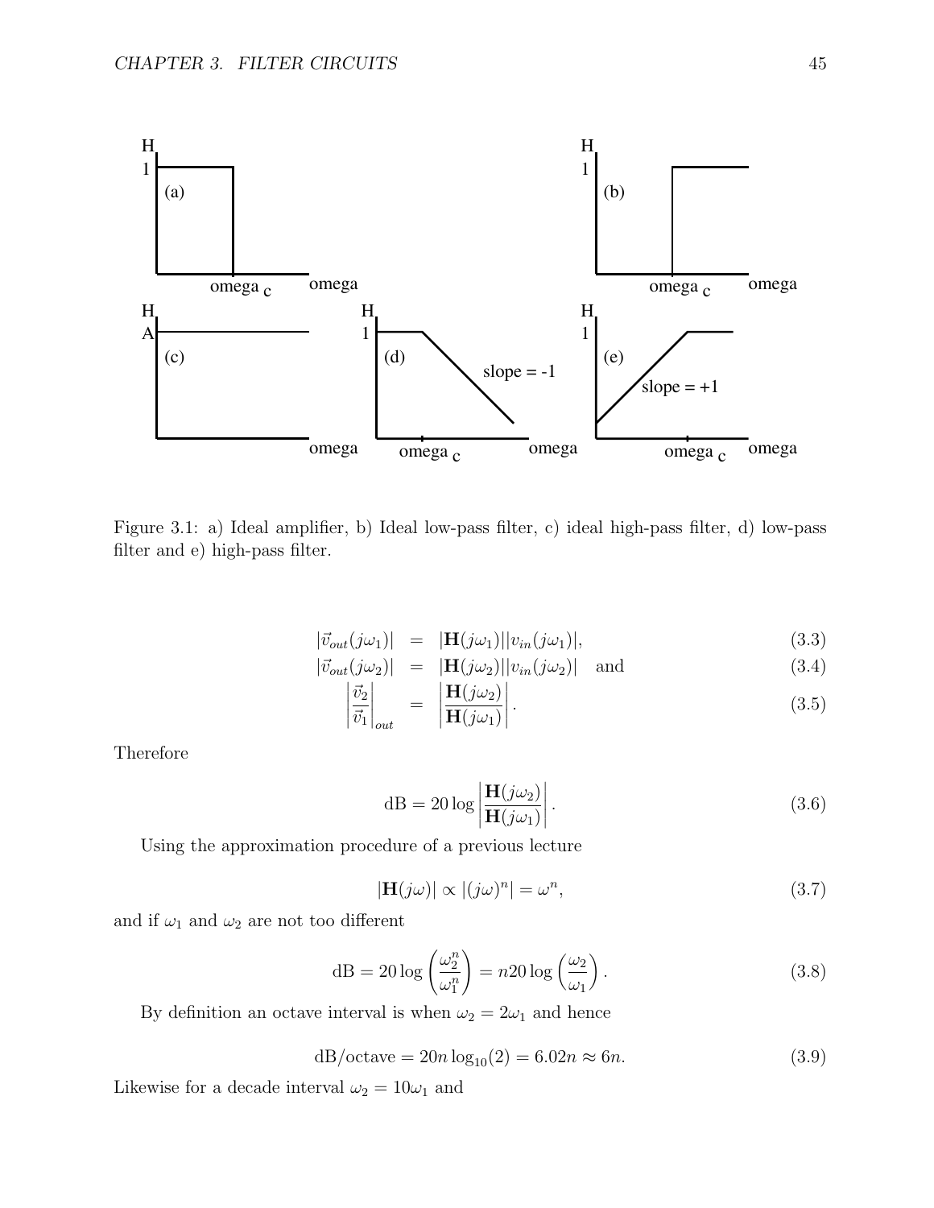Figure 3.1: a) Ideal amplifier, b) Ideal low-pass filter, c) ideal high-pass filter, d) low-pass filter and e) high-pass filter.

$$|\vec{v}_{out}(j\omega_1)| = |\mathbf{H}(j\omega_1)||v_{in}(j\omega_1)|, \tag{3.3}$$

$$|\vec{v}_{out}(j\omega_2)| = |\mathbf{H}(j\omega_2)||v_{in}(j\omega_2)| \quad \text{and} \tag{3.4}$$

$$\left|\frac{\vec{v}_2}{\vec{v}_1}\right|_{out} = \left|\frac{\mathbf{H}(j\omega_2)}{\mathbf{H}(j\omega_1)}\right|. \tag{3.5}$$

Therefore

$$\text{dB} = 20\log\left|\frac{\mathbf{H}(j\omega_2)}{\mathbf{H}(j\omega_1)}\right|. \tag{3.6}$$

Using the approximation procedure of a previous lecture

$$|\mathbf{H}(j\omega)| \propto |(j\omega)^n| = \omega^n, \tag{3.7}$$

and if $\omega_1$ and $\omega_2$ are not too different

$$\text{dB} = 20\log\left(\frac{\omega_2^n}{\omega_1^n}\right) = n20\log\left(\frac{\omega_2}{\omega_1}\right). \tag{3.8}$$

By definition an octave interval is when $\omega_2 = 2\omega_1$ and hence

$$\text{dB/octave} = 20n\log_{10}(2) = 6.02n \approx 6n. \tag{3.9}$$

Likewise for a decade interval $\omega_2 = 10\omega_1$ and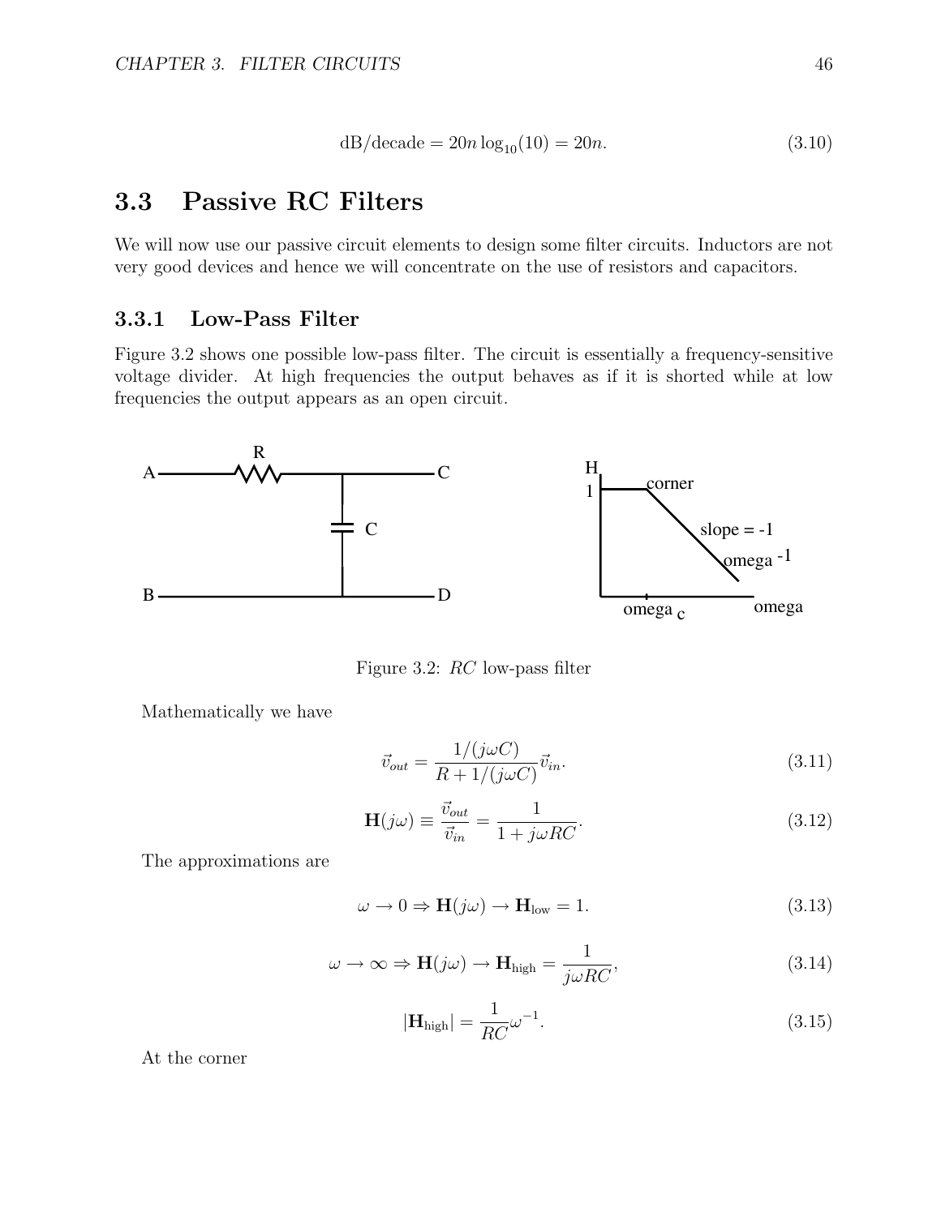$$\text{dB/decade} = 20n \log_{10}(10) = 20n. \tag{3.10}$$

## 3.3 Passive RC Filters

We will now use our passive circuit elements to design some filter circuits. Inductors are not very good devices and hence we will concentrate on the use of resistors and capacitors.

### 3.3.1 Low-Pass Filter

Figure 3.2 shows one possible low-pass filter. The circuit is essentially a frequency-sensitive voltage divider. At high frequencies the output behaves as if it is shorted while at low frequencies the output appears as an open circuit.

Figure 3.2: $RC$ low-pass filter

Mathematically we have

$$\vec{v}_{out} = \frac{1/(j\omega C)}{R + 1/(j\omega C)} \vec{v}_{in}. \tag{3.11}$$

$$\mathbf{H}(j\omega) \equiv \frac{\vec{v}_{out}}{\vec{v}_{in}} = \frac{1}{1 + j\omega RC}. \tag{3.12}$$

The approximations are

$$\omega \to 0 \Rightarrow \mathbf{H}(j\omega) \to \mathbf{H}_{\text{low}} = 1. \tag{3.13}$$

$$\omega \to \infty \Rightarrow \mathbf{H}(j\omega) \to \mathbf{H}_{\text{high}} = \frac{1}{j\omega RC}, \tag{3.14}$$

$$|\mathbf{H}_{\text{high}}| = \frac{1}{RC}\omega^{-1}. \tag{3.15}$$

At the corner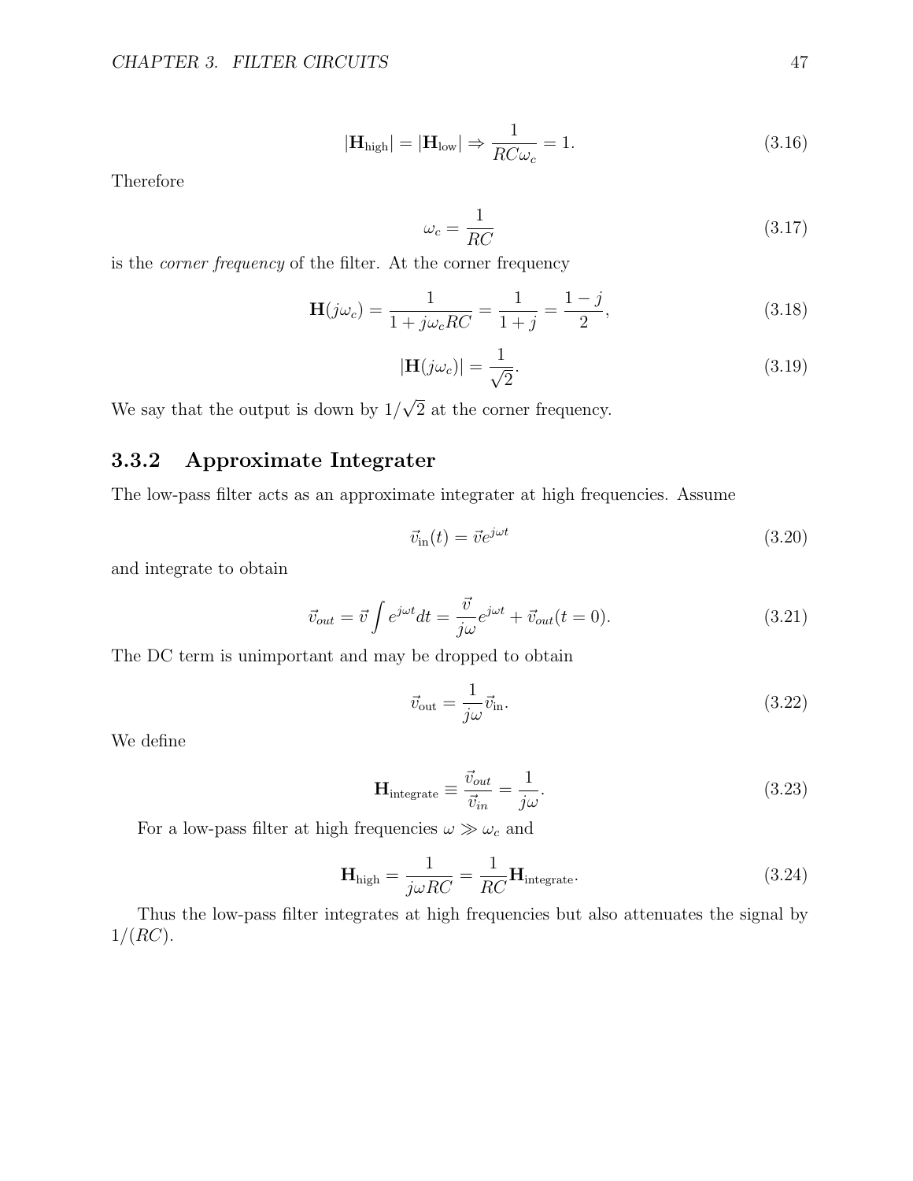$$|\mathbf{H}_{\text{high}}| = |\mathbf{H}_{\text{low}}| \Rightarrow \frac{1}{RC\omega_c} = 1. \tag{3.16}$$

Therefore

$$\omega_c = \frac{1}{RC} \tag{3.17}$$

is the *corner frequency* of the filter. At the corner frequency

$$\mathbf{H}(j\omega_c) = \frac{1}{1 + j\omega_c RC} = \frac{1}{1+j} = \frac{1-j}{2}, \tag{3.18}$$

$$|\mathbf{H}(j\omega_c)| = \frac{1}{\sqrt{2}}. \tag{3.19}$$

We say that the output is down by $1/\sqrt{2}$ at the corner frequency.

### 3.3.2 Approximate Integrater

The low-pass filter acts as an approximate integrater at high frequencies. Assume

$$\vec{v}_{\text{in}}(t) = \vec{v}e^{j\omega t} \tag{3.20}$$

and integrate to obtain

$$\vec{v}_{out} = \vec{v}\int e^{j\omega t}dt = \frac{\vec{v}}{j\omega}e^{j\omega t} + \vec{v}_{out}(t=0). \tag{3.21}$$

The DC term is unimportant and may be dropped to obtain

$$\vec{v}_{\text{out}} = \frac{1}{j\omega}\vec{v}_{\text{in}}. \tag{3.22}$$

We define

$$\mathbf{H}_{\text{integrate}} \equiv \frac{\vec{v}_{out}}{\vec{v}_{in}} = \frac{1}{j\omega}. \tag{3.23}$$

For a low-pass filter at high frequencies $\omega \gg \omega_c$ and

$$\mathbf{H}_{\text{high}} = \frac{1}{j\omega RC} = \frac{1}{RC}\mathbf{H}_{\text{integrate}}. \tag{3.24}$$

Thus the low-pass filter integrates at high frequencies but also attenuates the signal by $1/(RC)$.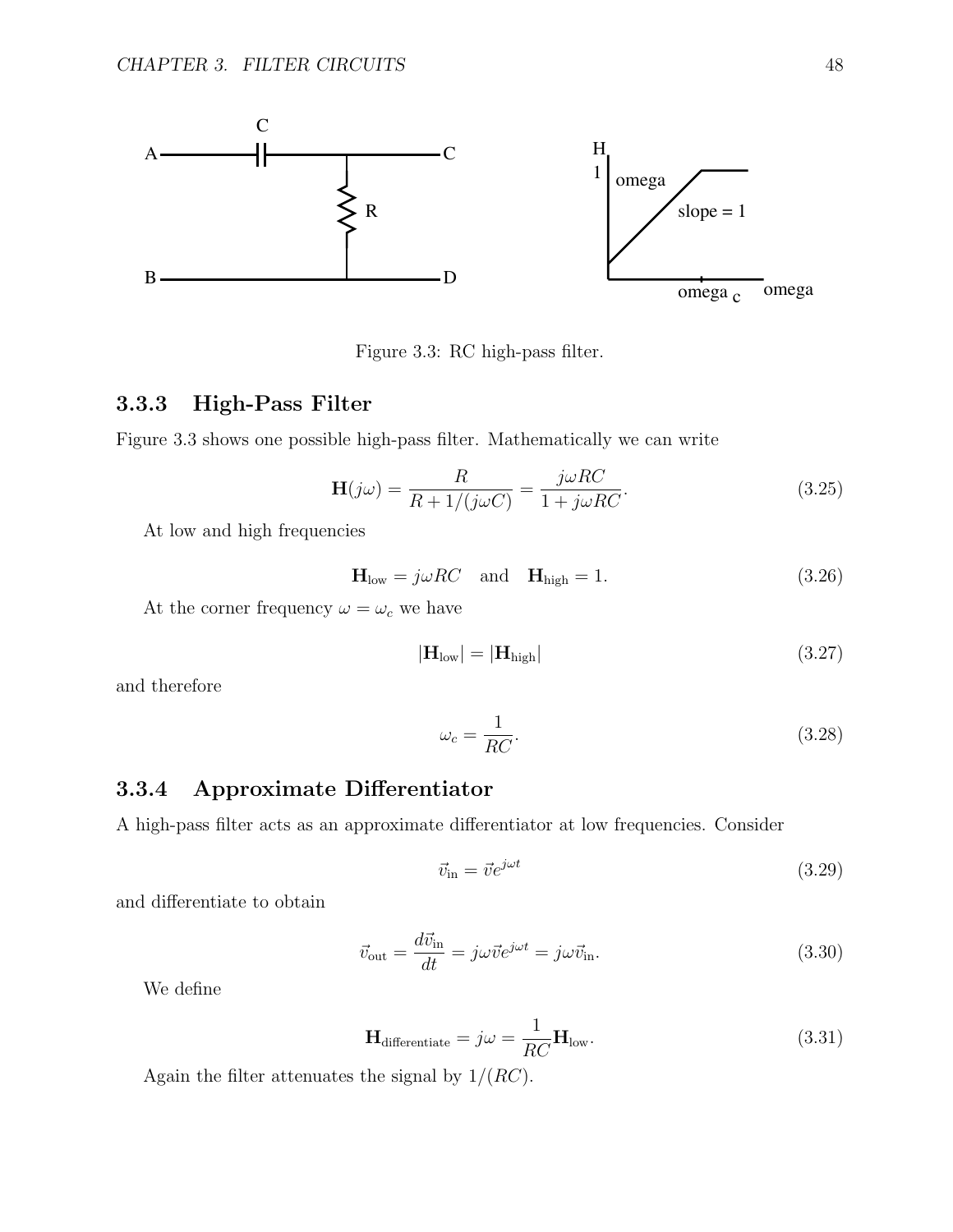Figure 3.3: RC high-pass filter.

### 3.3.3 High-Pass Filter

Figure 3.3 shows one possible high-pass filter. Mathematically we can write

$$\mathbf{H}(j\omega) = \frac{R}{R + 1/(j\omega C)} = \frac{j\omega RC}{1 + j\omega RC}. \tag{3.25}$$

At low and high frequencies

$$\mathbf{H}_{\text{low}} = j\omega RC \quad \text{and} \quad \mathbf{H}_{\text{high}} = 1. \tag{3.26}$$

At the corner frequency $\omega = \omega_c$ we have

$$|\mathbf{H}_{\text{low}}| = |\mathbf{H}_{\text{high}}| \tag{3.27}$$

and therefore

$$\omega_c = \frac{1}{RC}. \tag{3.28}$$

### 3.3.4 Approximate Differentiator

A high-pass filter acts as an approximate differentiator at low frequencies. Consider

$$\vec{v}_{\text{in}} = \vec{v}e^{j\omega t} \tag{3.29}$$

and differentiate to obtain

$$\vec{v}_{\text{out}} = \frac{d\vec{v}_{\text{in}}}{dt} = j\omega\vec{v}e^{j\omega t} = j\omega\vec{v}_{\text{in}}. \tag{3.30}$$

We define

$$\mathbf{H}_{\text{differentiate}} = j\omega = \frac{1}{RC}\mathbf{H}_{\text{low}}. \tag{3.31}$$

Again the filter attenuates the signal by $1/(RC)$.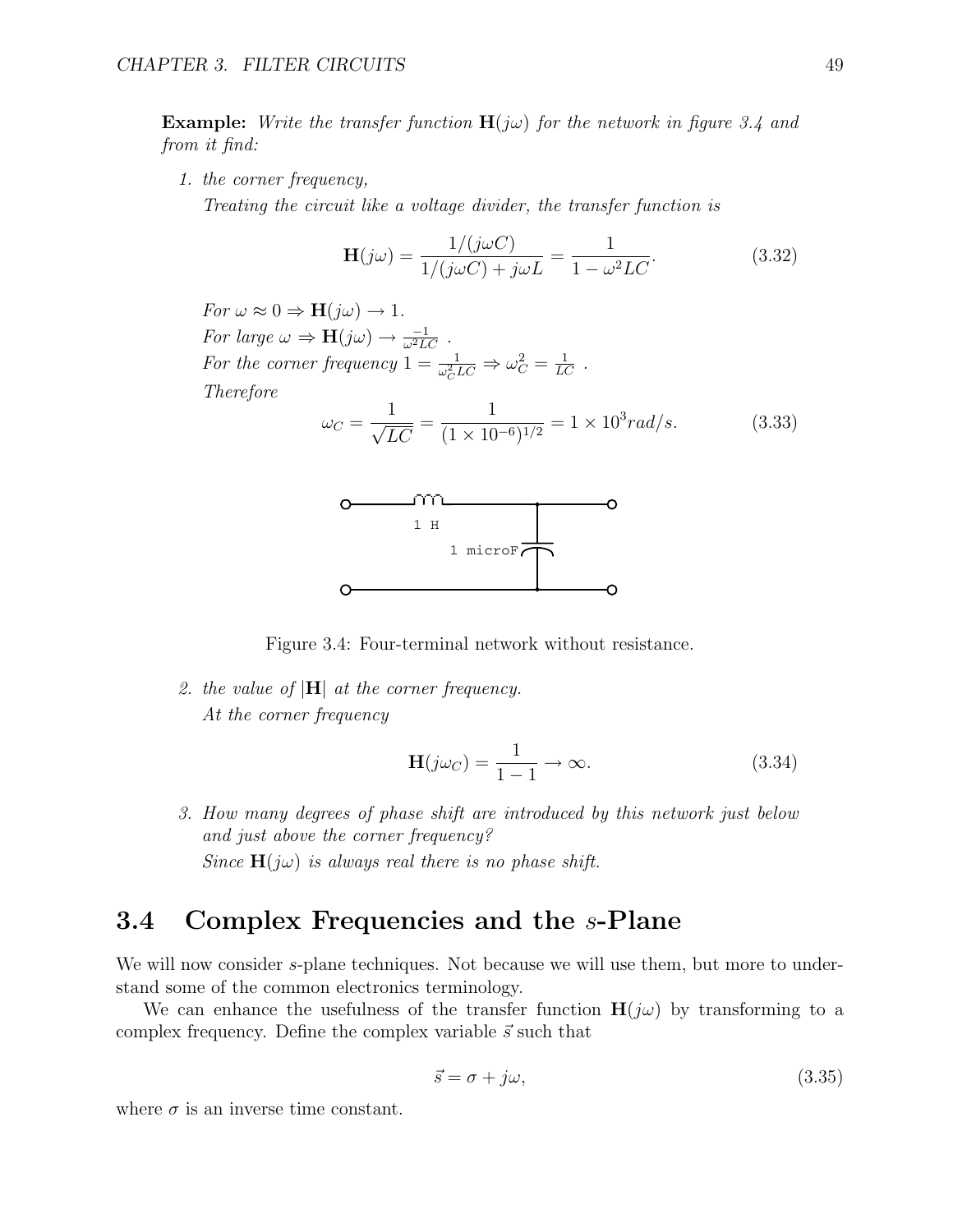**Example:** *Write the transfer function* $\mathbf{H}(j\omega)$ *for the network in figure 3.4 and from it find:*

1. *the corner frequency,*
   *Treating the circuit like a voltage divider, the transfer function is*

$$\mathbf{H}(j\omega) = \frac{1/(j\omega C)}{1/(j\omega C) + j\omega L} = \frac{1}{1 - \omega^2 LC}. \tag{3.32}$$

   *For* $\omega \approx 0 \Rightarrow \mathbf{H}(j\omega) \to 1$.
   *For large* $\omega \Rightarrow \mathbf{H}(j\omega) \to \frac{-1}{\omega^2 LC}$ .
   *For the corner frequency* $1 = \frac{1}{\omega_C^2 LC} \Rightarrow \omega_C^2 = \frac{1}{LC}$ .
   *Therefore*

$$\omega_C = \frac{1}{\sqrt{LC}} = \frac{1}{(1 \times 10^{-6})^{1/2}} = 1 \times 10^3 rad/s. \tag{3.33}$$

Figure 3.4: Four-terminal network without resistance.

2. *the value of* $|\mathbf{H}|$ *at the corner frequency.*
   *At the corner frequency*

$$\mathbf{H}(j\omega_C) = \frac{1}{1-1} \to \infty. \tag{3.34}$$

3. *How many degrees of phase shift are introduced by this network just below and just above the corner frequency?*
   *Since* $\mathbf{H}(j\omega)$ *is always real there is no phase shift.*

## 3.4 Complex Frequencies and the $s$-Plane

We will now consider $s$-plane techniques. Not because we will use them, but more to understand some of the common electronics terminology.

We can enhance the usefulness of the transfer function $\mathbf{H}(j\omega)$ by transforming to a complex frequency. Define the complex variable $\vec{s}$ such that

$$\vec{s} = \sigma + j\omega, \tag{3.35}$$

where $\sigma$ is an inverse time constant.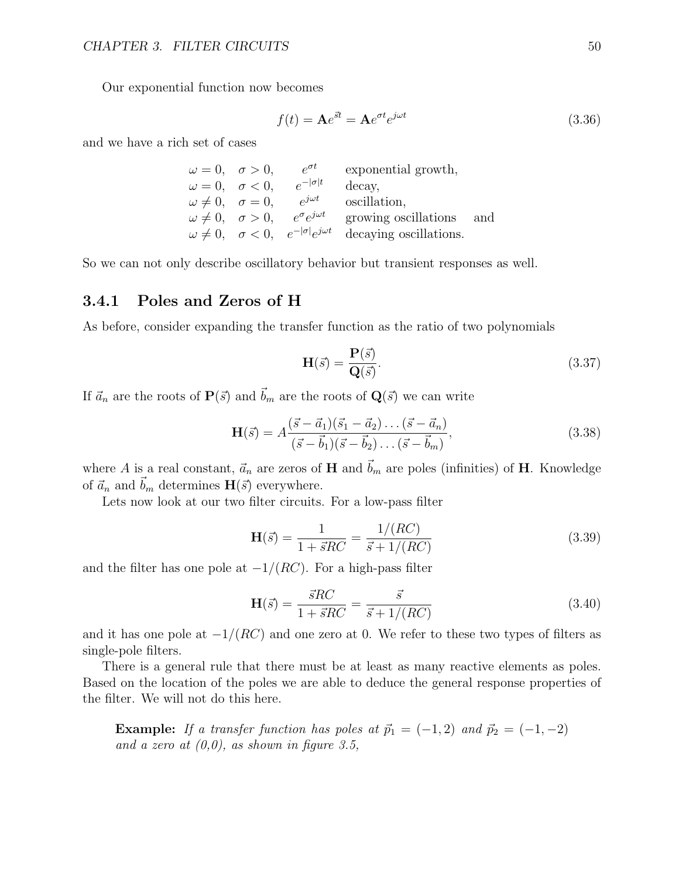Our exponential function now becomes

$$f(t) = \mathbf{A}e^{\vec{s}t} = \mathbf{A}e^{\sigma t}e^{j\omega t} \tag{3.36}$$

and we have a rich set of cases

| | | | |
|---|---|---|---|
| $\omega = 0,$ | $\sigma > 0,$ | $e^{\sigma t}$ | exponential growth, |
| $\omega = 0,$ | $\sigma < 0,$ | $e^{-\lvert\sigma\rvert t}$ | decay, |
| $\omega \neq 0,$ | $\sigma = 0,$ | $e^{j\omega t}$ | oscillation, |
| $\omega \neq 0,$ | $\sigma > 0,$ | $e^{\sigma}e^{j\omega t}$ | growing oscillations and |
| $\omega \neq 0,$ | $\sigma < 0,$ | $e^{-\lvert\sigma\rvert}e^{j\omega t}$ | decaying oscillations. |

So we can not only describe oscillatory behavior but transient responses as well.

### 3.4.1 Poles and Zeros of H

As before, consider expanding the transfer function as the ratio of two polynomials

$$\mathbf{H}(\vec{s}) = \frac{\mathbf{P}(\vec{s})}{\mathbf{Q}(\vec{s})}. \tag{3.37}$$

If $\vec{a}_n$ are the roots of $\mathbf{P}(\vec{s})$ and $\vec{b}_m$ are the roots of $\mathbf{Q}(\vec{s})$ we can write

$$\mathbf{H}(\vec{s}) = A\frac{(\vec{s}-\vec{a}_1)(\vec{s}_1-\vec{a}_2)\ldots(\vec{s}-\vec{a}_n)}{(\vec{s}-\vec{b}_1)(\vec{s}-\vec{b}_2)\ldots(\vec{s}-\vec{b}_m)}, \tag{3.38}$$

where $A$ is a real constant, $\vec{a}_n$ are zeros of $\mathbf{H}$ and $\vec{b}_m$ are poles (infinities) of $\mathbf{H}$. Knowledge of $\vec{a}_n$ and $\vec{b}_m$ determines $\mathbf{H}(\vec{s})$ everywhere.

Lets now look at our two filter circuits. For a low-pass filter

$$\mathbf{H}(\vec{s}) = \frac{1}{1+\vec{s}RC} = \frac{1/(RC)}{\vec{s}+1/(RC)} \tag{3.39}$$

and the filter has one pole at $-1/(RC)$. For a high-pass filter

$$\mathbf{H}(\vec{s}) = \frac{\vec{s}RC}{1+\vec{s}RC} = \frac{\vec{s}}{\vec{s}+1/(RC)} \tag{3.40}$$

and it has one pole at $-1/(RC)$ and one zero at 0. We refer to these two types of filters as single-pole filters.

There is a general rule that there must be at least as many reactive elements as poles. Based on the location of the poles we are able to deduce the general response properties of the filter. We will not do this here.

> **Example:** *If a transfer function has poles at $\vec{p}_1 = (-1, 2)$ and $\vec{p}_2 = (-1, -2)$ and a zero at (0,0), as shown in figure 3.5,*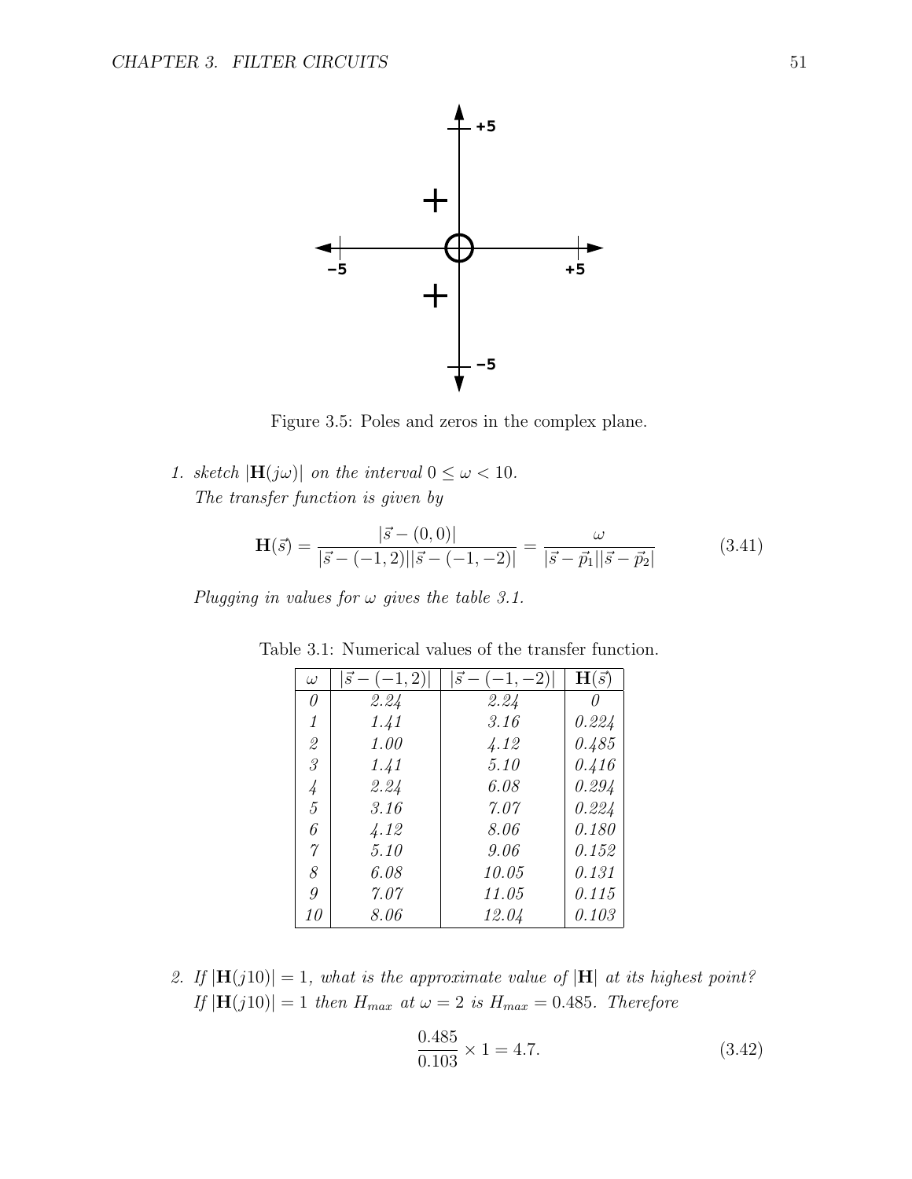Figure 3.5: Poles and zeros in the complex plane.

1. *sketch $|\mathbf{H}(j\omega)|$ on the interval $0 \leq \omega < 10$.*
   *The transfer function is given by*

$$\mathbf{H}(\vec{s}) = \frac{|\vec{s} - (0,0)|}{|\vec{s} - (-1,2)||\vec{s} - (-1,-2)|} = \frac{\omega}{|\vec{s} - \vec{p}_1||\vec{s} - \vec{p}_2|} \tag{3.41}$$

   *Plugging in values for $\omega$ gives the table 3.1.*

Table 3.1: Numerical values of the transfer function.

| $\omega$ | $\lvert\vec{s} - (-1,2)\rvert$ | $\lvert\vec{s} - (-1,-2)\rvert$ | $\mathbf{H}(\vec{s})$ |
|---|---|---|---|
| 0 | 2.24 | 2.24 | 0 |
| 1 | 1.41 | 3.16 | 0.224 |
| 2 | 1.00 | 4.12 | 0.485 |
| 3 | 1.41 | 5.10 | 0.416 |
| 4 | 2.24 | 6.08 | 0.294 |
| 5 | 3.16 | 7.07 | 0.224 |
| 6 | 4.12 | 8.06 | 0.180 |
| 7 | 5.10 | 9.06 | 0.152 |
| 8 | 6.08 | 10.05 | 0.131 |
| 9 | 7.07 | 11.05 | 0.115 |
| 10 | 8.06 | 12.04 | 0.103 |

2. *If $|\mathbf{H}(j10)| = 1$, what is the approximate value of $|\mathbf{H}|$ at its highest point?*
   *If $|\mathbf{H}(j10)| = 1$ then $H_{max}$ at $\omega = 2$ is $H_{max} = 0.485$. Therefore*

$$\frac{0.485}{0.103} \times 1 = 4.7. \tag{3.42}$$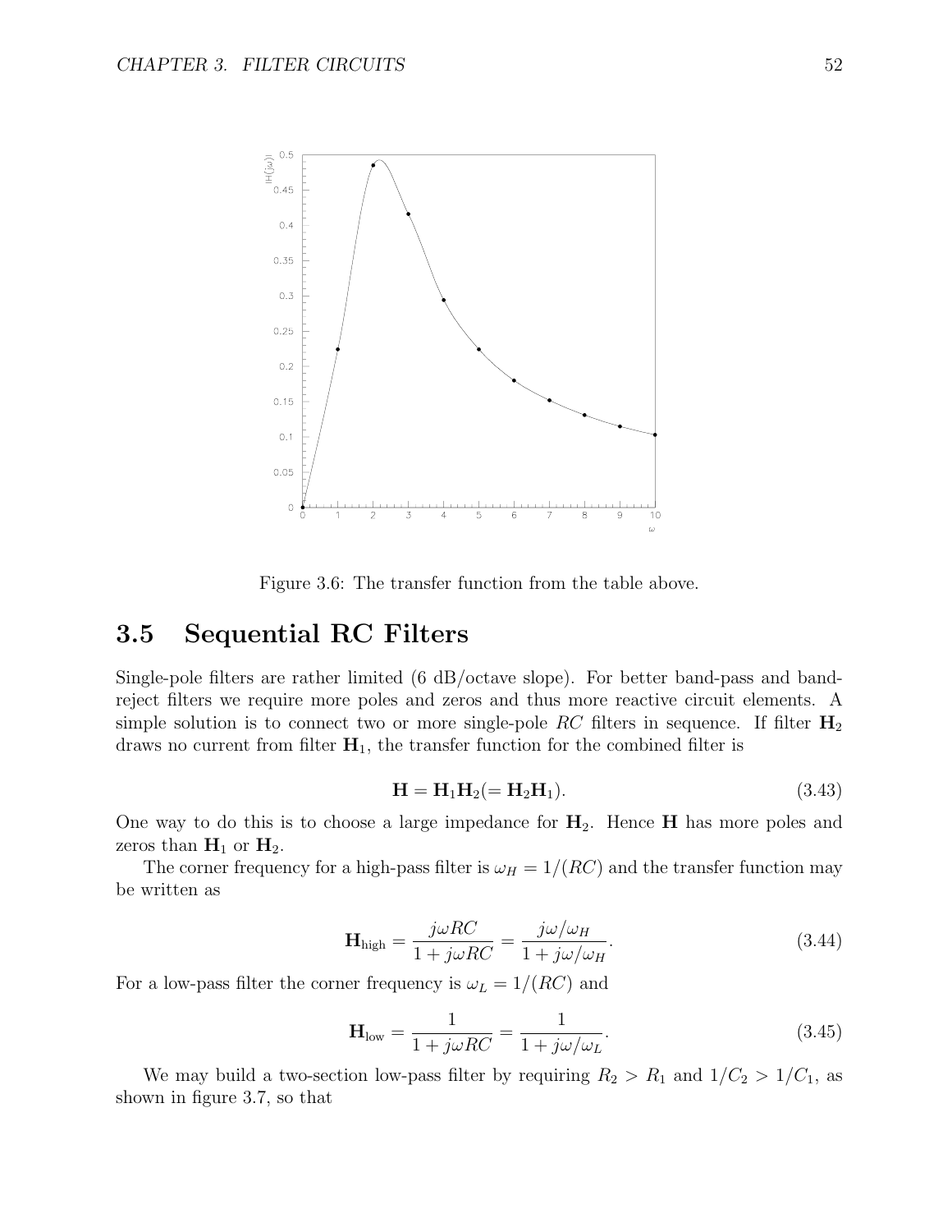Figure 3.6: The transfer function from the table above.

## 3.5 Sequential RC Filters

Single-pole filters are rather limited (6 dB/octave slope). For better band-pass and band-reject filters we require more poles and zeros and thus more reactive circuit elements. A simple solution is to connect two or more single-pole $RC$ filters in sequence. If filter $\mathbf{H}_2$ draws no current from filter $\mathbf{H}_1$, the transfer function for the combined filter is

$$\mathbf{H} = \mathbf{H}_1\mathbf{H}_2 (= \mathbf{H}_2\mathbf{H}_1). \tag{3.43}$$

One way to do this is to choose a large impedance for $\mathbf{H}_2$. Hence $\mathbf{H}$ has more poles and zeros than $\mathbf{H}_1$ or $\mathbf{H}_2$.

The corner frequency for a high-pass filter is $\omega_H = 1/(RC)$ and the transfer function may be written as

$$\mathbf{H}_{\text{high}} = \frac{j\omega RC}{1 + j\omega RC} = \frac{j\omega/\omega_H}{1 + j\omega/\omega_H}. \tag{3.44}$$

For a low-pass filter the corner frequency is $\omega_L = 1/(RC)$ and

$$\mathbf{H}_{\text{low}} = \frac{1}{1 + j\omega RC} = \frac{1}{1 + j\omega/\omega_L}. \tag{3.45}$$

We may build a two-section low-pass filter by requiring $R_2 > R_1$ and $1/C_2 > 1/C_1$, as shown in figure 3.7, so that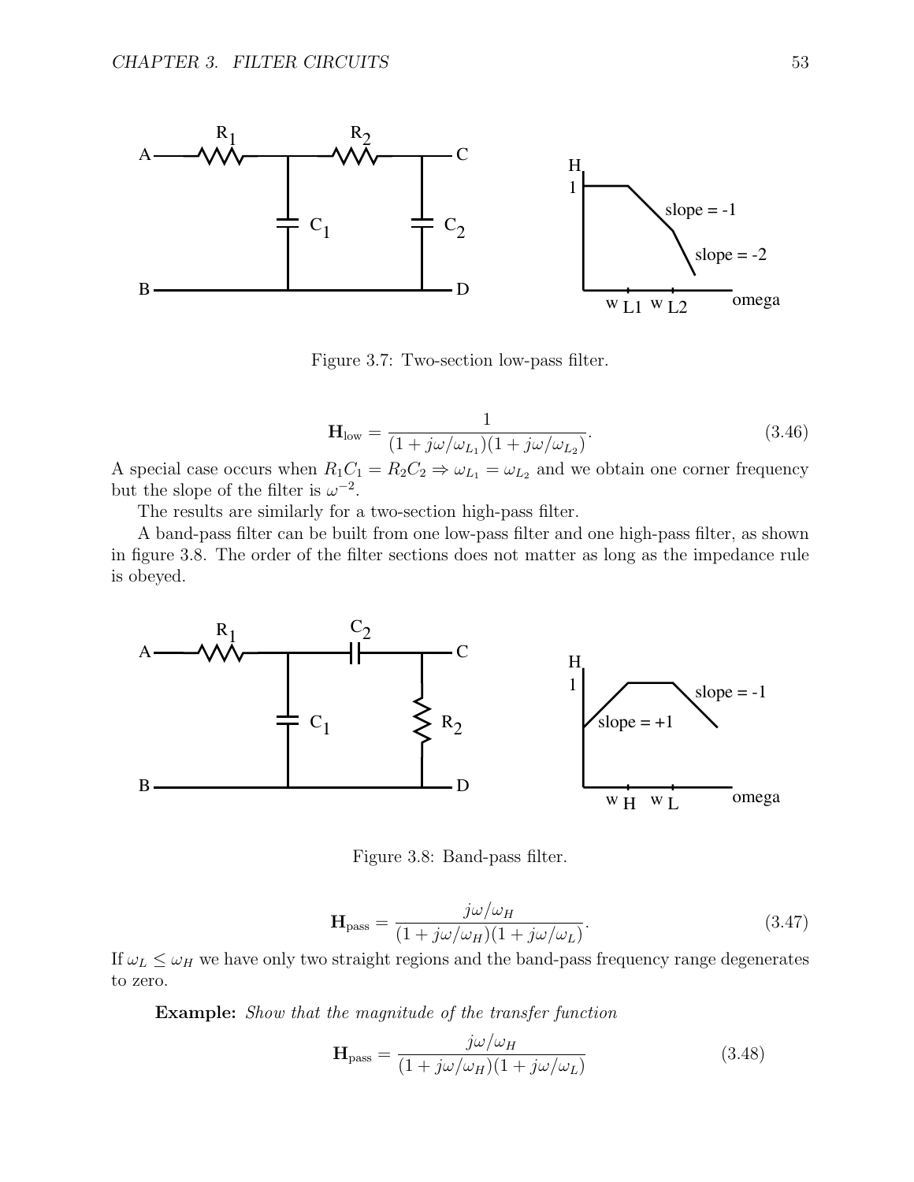Figure 3.7: Two-section low-pass filter.

$$\mathbf{H}_{\text{low}} = \frac{1}{(1 + j\omega/\omega_{L_1})(1 + j\omega/\omega_{L_2})}. \tag{3.46}$$

A special case occurs when $R_1C_1 = R_2C_2 \Rightarrow \omega_{L_1} = \omega_{L_2}$ and we obtain one corner frequency but the slope of the filter is $\omega^{-2}$.

The results are similarly for a two-section high-pass filter.

A band-pass filter can be built from one low-pass filter and one high-pass filter, as shown in figure 3.8. The order of the filter sections does not matter as long as the impedance rule is obeyed.

Figure 3.8: Band-pass filter.

$$\mathbf{H}_{\text{pass}} = \frac{j\omega/\omega_H}{(1 + j\omega/\omega_H)(1 + j\omega/\omega_L)}. \tag{3.47}$$

If $\omega_L \leq \omega_H$ we have only two straight regions and the band-pass frequency range degenerates to zero.

**Example:** *Show that the magnitude of the transfer function*

$$\mathbf{H}_{\text{pass}} = \frac{j\omega/\omega_H}{(1 + j\omega/\omega_H)(1 + j\omega/\omega_L)} \tag{3.48}$$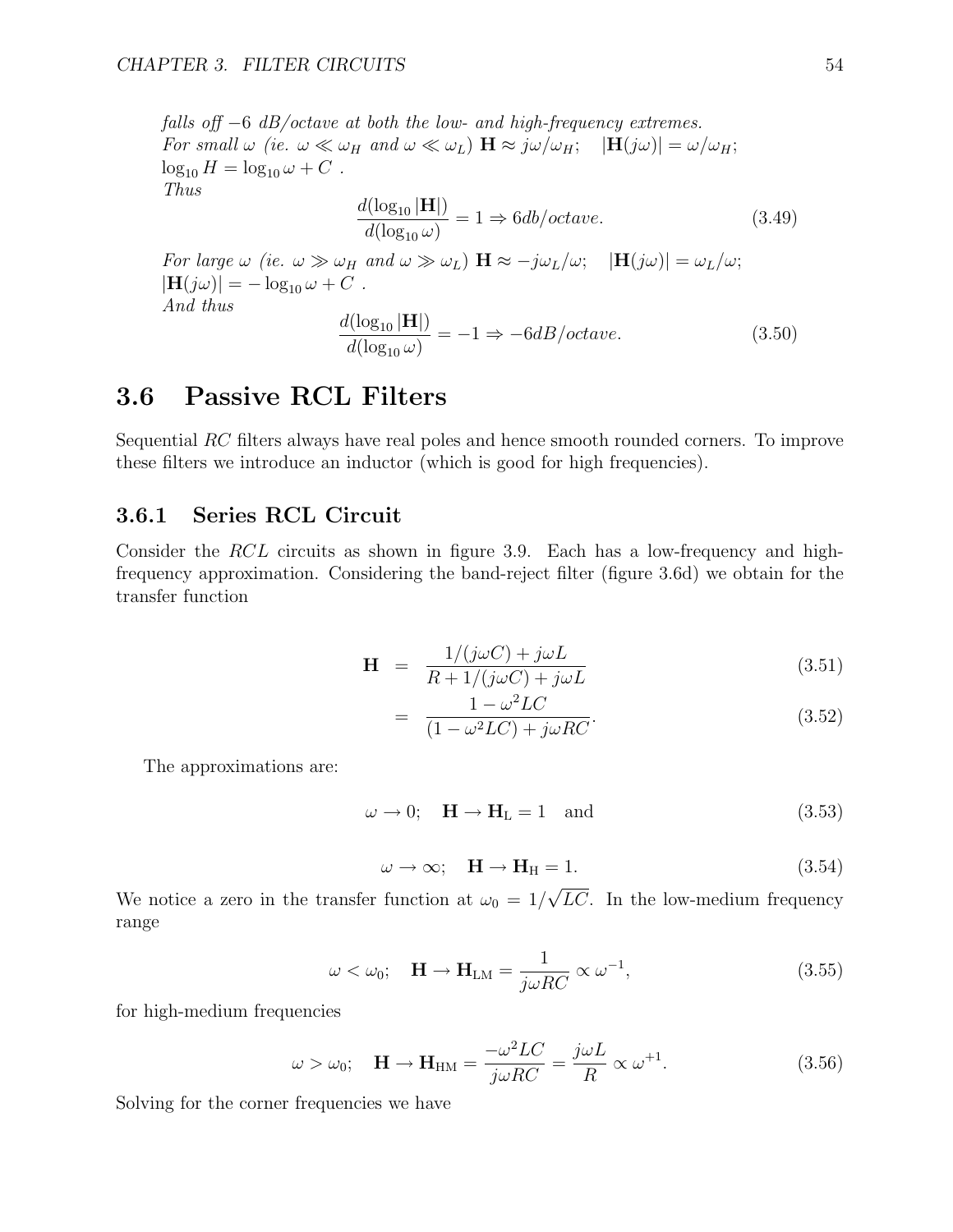*falls off −6 dB/octave at both the low- and high-frequency extremes.*
*For small* $\omega$ *(ie.* $\omega \ll \omega_H$ *and* $\omega \ll \omega_L$*)* $\mathbf{H} \approx j\omega/\omega_H$; $|\mathbf{H}(j\omega)| = \omega/\omega_H$;
$\log_{10} H = \log_{10} \omega + C$ .
*Thus*

$$\frac{d(\log_{10}|\mathbf{H}|)}{d(\log_{10}\omega)} = 1 \Rightarrow 6db/octave. \tag{3.49}$$

*For large* $\omega$ *(ie.* $\omega \gg \omega_H$ *and* $\omega \gg \omega_L$*)* $\mathbf{H} \approx -j\omega_L/\omega$; $|\mathbf{H}(j\omega)| = \omega_L/\omega$;
$|\mathbf{H}(j\omega)| = -\log_{10}\omega + C$ .
*And thus*

$$\frac{d(\log_{10}|\mathbf{H}|)}{d(\log_{10}\omega)} = -1 \Rightarrow -6dB/octave. \tag{3.50}$$

## 3.6 Passive RCL Filters

Sequential $RC$ filters always have real poles and hence smooth rounded corners. To improve these filters we introduce an inductor (which is good for high frequencies).

### 3.6.1 Series RCL Circuit

Consider the $RCL$ circuits as shown in figure 3.9. Each has a low-frequency and high-frequency approximation. Considering the band-reject filter (figure 3.6d) we obtain for the transfer function

$$\mathbf{H} = \frac{1/(j\omega C) + j\omega L}{R + 1/(j\omega C) + j\omega L} \tag{3.51}$$

$$= \frac{1 - \omega^2 LC}{(1 - \omega^2 LC) + j\omega RC}. \tag{3.52}$$

The approximations are:

$$\omega \to 0; \quad \mathbf{H} \to \mathbf{H}_{\mathrm{L}} = 1 \quad \text{and} \tag{3.53}$$

$$\omega \to \infty; \quad \mathbf{H} \to \mathbf{H}_{\mathrm{H}} = 1. \tag{3.54}$$

We notice a zero in the transfer function at $\omega_0 = 1/\sqrt{LC}$. In the low-medium frequency range

$$\omega < \omega_0; \quad \mathbf{H} \to \mathbf{H}_{\mathrm{LM}} = \frac{1}{j\omega RC} \propto \omega^{-1}, \tag{3.55}$$

for high-medium frequencies

$$\omega > \omega_0; \quad \mathbf{H} \to \mathbf{H}_{\mathrm{HM}} = \frac{-\omega^2 LC}{j\omega RC} = \frac{j\omega L}{R} \propto \omega^{+1}. \tag{3.56}$$

Solving for the corner frequencies we have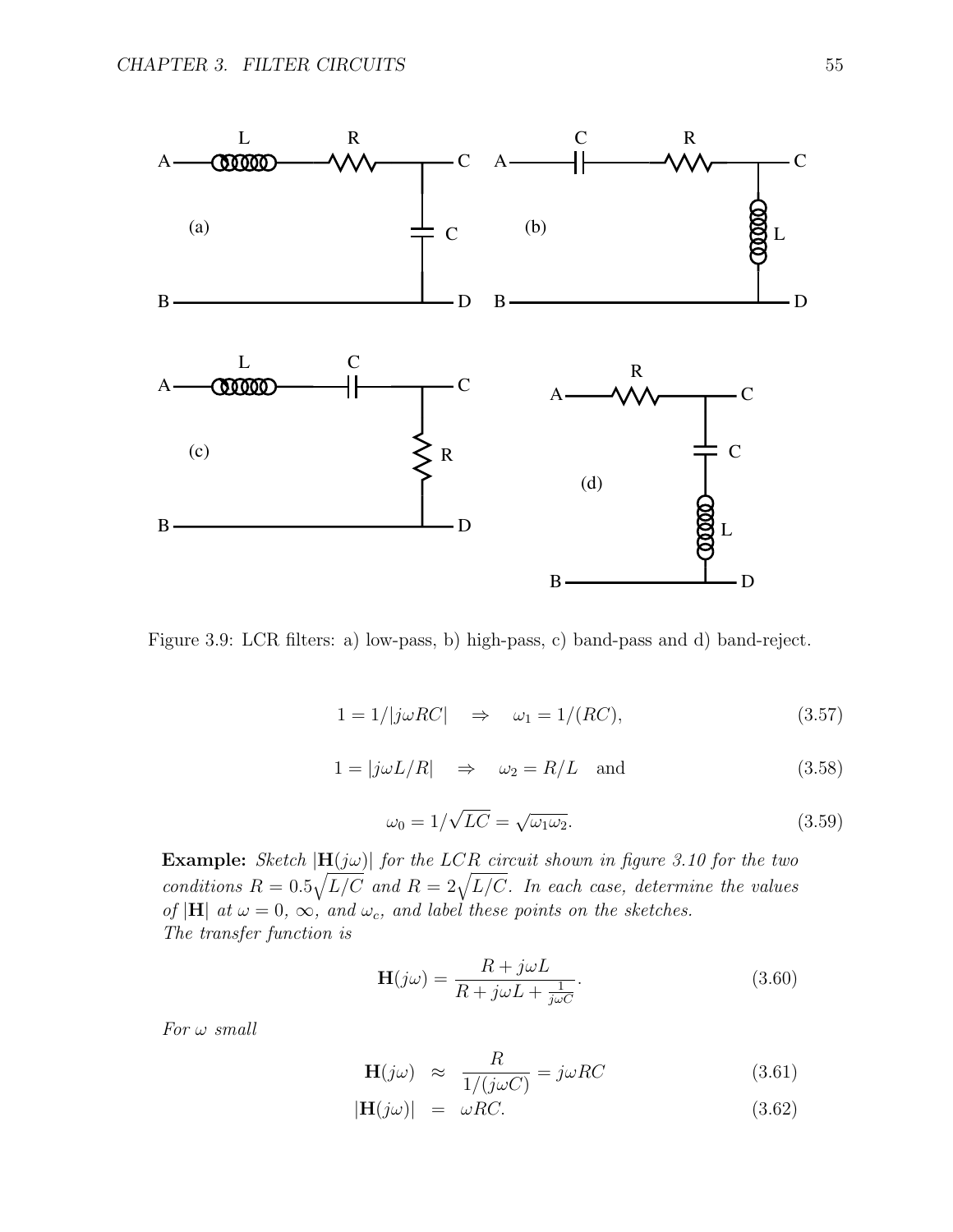Figure 3.9: LCR filters: a) low-pass, b) high-pass, c) band-pass and d) band-reject.

$$1 = 1/|j\omega RC| \quad \Rightarrow \quad \omega_1 = 1/(RC), \tag{3.57}$$

$$1 = |j\omega L/R| \quad \Rightarrow \quad \omega_2 = R/L \quad \text{and} \tag{3.58}$$

$$\omega_0 = 1/\sqrt{LC} = \sqrt{\omega_1 \omega_2}. \tag{3.59}$$

**Example:** *Sketch $|\mathbf{H}(j\omega)|$ for the LCR circuit shown in figure 3.10 for the two conditions $R = 0.5\sqrt{L/C}$ and $R = 2\sqrt{L/C}$. In each case, determine the values of $|\mathbf{H}|$ at $\omega = 0$, $\infty$, and $\omega_c$, and label these points on the sketches.*
*The transfer function is*

$$\mathbf{H}(j\omega) = \frac{R + j\omega L}{R + j\omega L + \frac{1}{j\omega C}}. \tag{3.60}$$

*For $\omega$ small*

$$\mathbf{H}(j\omega) \approx \frac{R}{1/(j\omega C)} = j\omega RC \tag{3.61}$$

$$|\mathbf{H}(j\omega)| = \omega RC. \tag{3.62}$$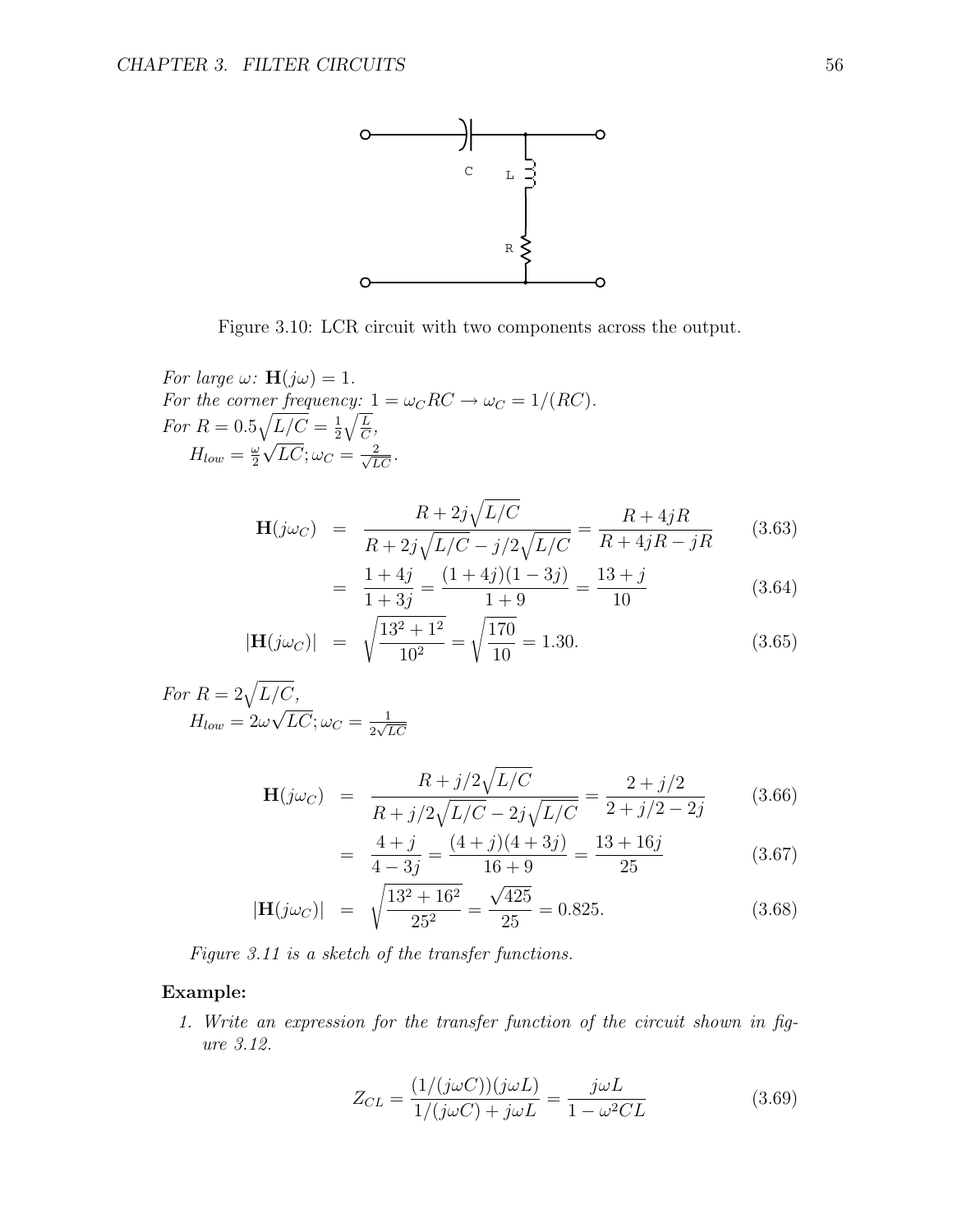Figure 3.10: LCR circuit with two components across the output.

*For large $\omega$:* $\mathbf{H}(j\omega) = 1$.
*For the corner frequency:* $1 = \omega_C RC \rightarrow \omega_C = 1/(RC)$.
*For* $R = 0.5\sqrt{L/C} = \frac{1}{2}\sqrt{\frac{L}{C}}$,
$H_{low} = \frac{\omega}{2}\sqrt{LC}; \omega_C = \frac{2}{\sqrt{LC}}$.

$$\mathbf{H}(j\omega_C) = \frac{R + 2j\sqrt{L/C}}{R + 2j\sqrt{L/C} - j/2\sqrt{L/C}} = \frac{R + 4jR}{R + 4jR - jR} \tag{3.63}$$

$$= \frac{1+4j}{1+3j} = \frac{(1+4j)(1-3j)}{1+9} = \frac{13+j}{10} \tag{3.64}$$

$$|\mathbf{H}(j\omega_C)| = \sqrt{\frac{13^2+1^2}{10^2}} = \sqrt{\frac{170}{10}} = 1.30. \tag{3.65}$$

*For* $R = 2\sqrt{L/C}$,
$H_{low} = 2\omega\sqrt{LC}; \omega_C = \frac{1}{2\sqrt{LC}}$

$$\mathbf{H}(j\omega_C) = \frac{R + j/2\sqrt{L/C}}{R + j/2\sqrt{L/C} - 2j\sqrt{L/C}} = \frac{2 + j/2}{2 + j/2 - 2j} \tag{3.66}$$

$$= \frac{4+j}{4-3j} = \frac{(4+j)(4+3j)}{16+9} = \frac{13+16j}{25} \tag{3.67}$$

$$|\mathbf{H}(j\omega_C)| = \sqrt{\frac{13^2+16^2}{25^2}} = \frac{\sqrt{425}}{25} = 0.825. \tag{3.68}$$

*Figure 3.11 is a sketch of the transfer functions.*

**Example:**

1. *Write an expression for the transfer function of the circuit shown in figure 3.12.*

$$Z_{CL} = \frac{(1/(j\omega C))(j\omega L)}{1/(j\omega C) + j\omega L} = \frac{j\omega L}{1 - \omega^2 CL} \tag{3.69}$$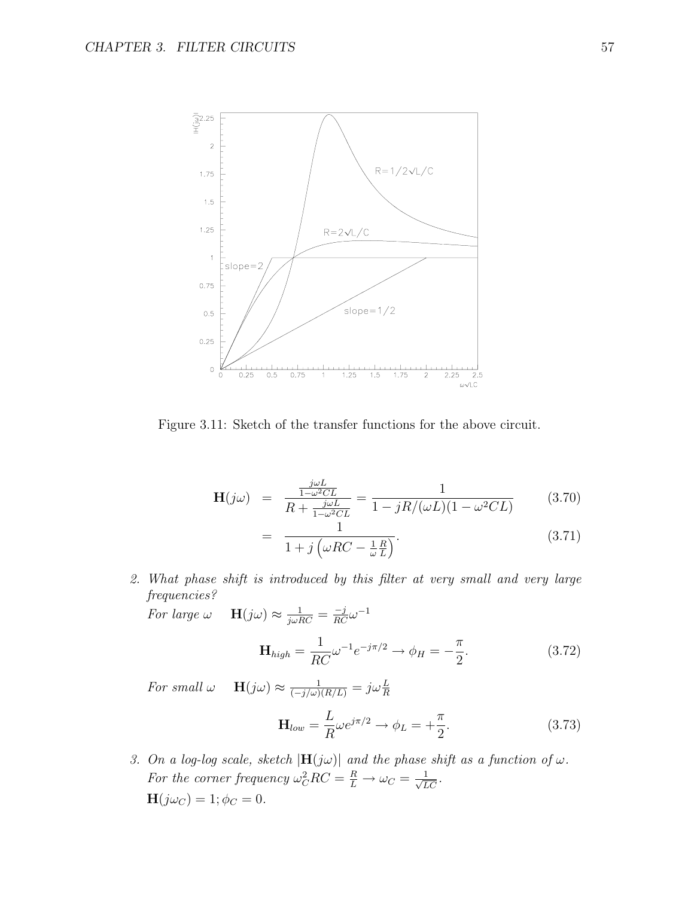Figure 3.11: Sketch of the transfer functions for the above circuit.

$$\mathbf{H}(j\omega) = \frac{\frac{j\omega L}{1-\omega^2 CL}}{R + \frac{j\omega L}{1-\omega^2 CL}} = \frac{1}{1 - jR/(\omega L)(1-\omega^2 CL)} \tag{3.70}$$

$$= \frac{1}{1 + j\left(\omega RC - \frac{1}{\omega}\frac{R}{L}\right)}. \tag{3.71}$$

2. *What phase shift is introduced by this filter at very small and very large frequencies?*

   *For large* $\omega$ $\quad \mathbf{H}(j\omega) \approx \frac{1}{j\omega RC} = \frac{-j}{RC}\omega^{-1}$

$$\mathbf{H}_{high} = \frac{1}{RC}\omega^{-1}e^{-j\pi/2} \rightarrow \phi_H = -\frac{\pi}{2}. \tag{3.72}$$

   *For small* $\omega$ $\quad \mathbf{H}(j\omega) \approx \frac{1}{(-j/\omega)(R/L)} = j\omega\frac{L}{R}$

$$\mathbf{H}_{low} = \frac{L}{R}\omega e^{j\pi/2} \rightarrow \phi_L = +\frac{\pi}{2}. \tag{3.73}$$

3. *On a log-log scale, sketch* $|\mathbf{H}(j\omega)|$ *and the phase shift as a function of* $\omega$.

   *For the corner frequency* $\omega_C^2 RC = \frac{R}{L} \rightarrow \omega_C = \frac{1}{\sqrt{LC}}$.

   $\mathbf{H}(j\omega_C) = 1; \phi_C = 0.$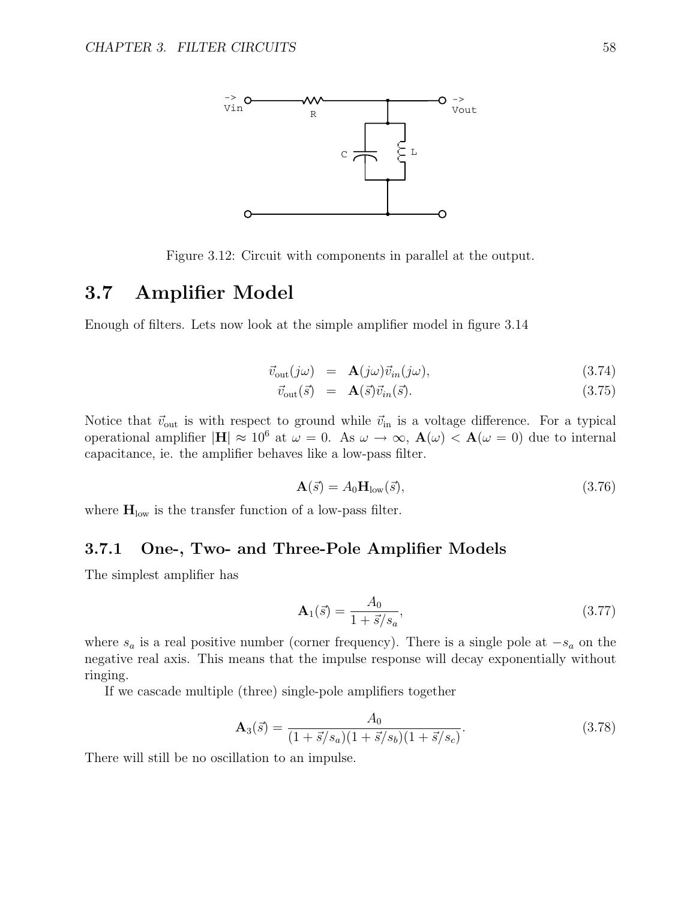Figure 3.12: Circuit with components in parallel at the output.

## 3.7 Amplifier Model

Enough of filters. Lets now look at the simple amplifier model in figure 3.14

$$\vec{v}_{\text{out}}(j\omega) = \mathbf{A}(j\omega)\vec{v}_{in}(j\omega), \tag{3.74}$$

$$\vec{v}_{\text{out}}(\vec{s}) = \mathbf{A}(\vec{s})\vec{v}_{in}(\vec{s}). \tag{3.75}$$

Notice that $\vec{v}_{\text{out}}$ is with respect to ground while $\vec{v}_{\text{in}}$ is a voltage difference. For a typical operational amplifier $|\mathbf{H}| \approx 10^6$ at $\omega = 0$. As $\omega \to \infty$, $\mathbf{A}(\omega) < \mathbf{A}(\omega = 0)$ due to internal capacitance, ie. the amplifier behaves like a low-pass filter.

$$\mathbf{A}(\vec{s}) = A_0 \mathbf{H}_{\text{low}}(\vec{s}), \tag{3.76}$$

where $\mathbf{H}_{\text{low}}$ is the transfer function of a low-pass filter.

### 3.7.1 One-, Two- and Three-Pole Amplifier Models

The simplest amplifier has

$$\mathbf{A}_1(\vec{s}) = \frac{A_0}{1 + \vec{s}/s_a}, \tag{3.77}$$

where $s_a$ is a real positive number (corner frequency). There is a single pole at $-s_a$ on the negative real axis. This means that the impulse response will decay exponentially without ringing.

If we cascade multiple (three) single-pole amplifiers together

$$\mathbf{A}_3(\vec{s}) = \frac{A_0}{(1 + \vec{s}/s_a)(1 + \vec{s}/s_b)(1 + \vec{s}/s_c)}. \tag{3.78}$$

There will still be no oscillation to an impulse.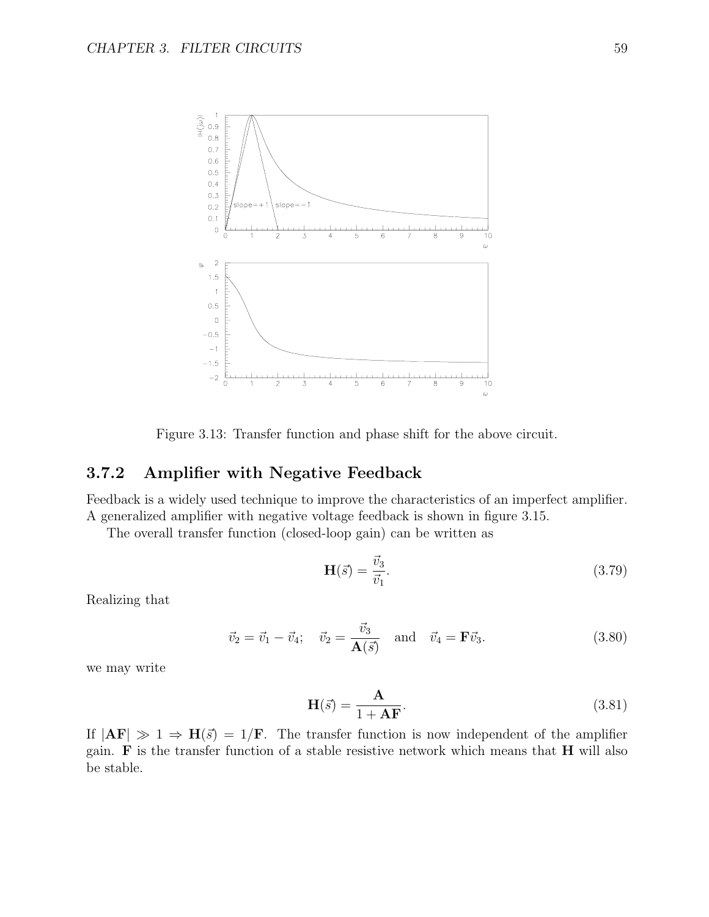Figure 3.13: Transfer function and phase shift for the above circuit.

### 3.7.2 Amplifier with Negative Feedback

Feedback is a widely used technique to improve the characteristics of an imperfect amplifier. A generalized amplifier with negative voltage feedback is shown in figure 3.15.

The overall transfer function (closed-loop gain) can be written as

$$\mathbf{H}(\vec{s}) = \frac{\vec{v}_3}{\vec{v}_1}. \tag{3.79}$$

Realizing that

$$\vec{v}_2 = \vec{v}_1 - \vec{v}_4; \quad \vec{v}_2 = \frac{\vec{v}_3}{\mathbf{A}(\vec{s})} \quad \text{and} \quad \vec{v}_4 = \mathbf{F}\vec{v}_3. \tag{3.80}$$

we may write

$$\mathbf{H}(\vec{s}) = \frac{\mathbf{A}}{1 + \mathbf{AF}}. \tag{3.81}$$

If $|\mathbf{AF}| \gg 1 \Rightarrow \mathbf{H}(\vec{s}) = 1/\mathbf{F}$. The transfer function is now independent of the amplifier gain. $\mathbf{F}$ is the transfer function of a stable resistive network which means that $\mathbf{H}$ will also be stable.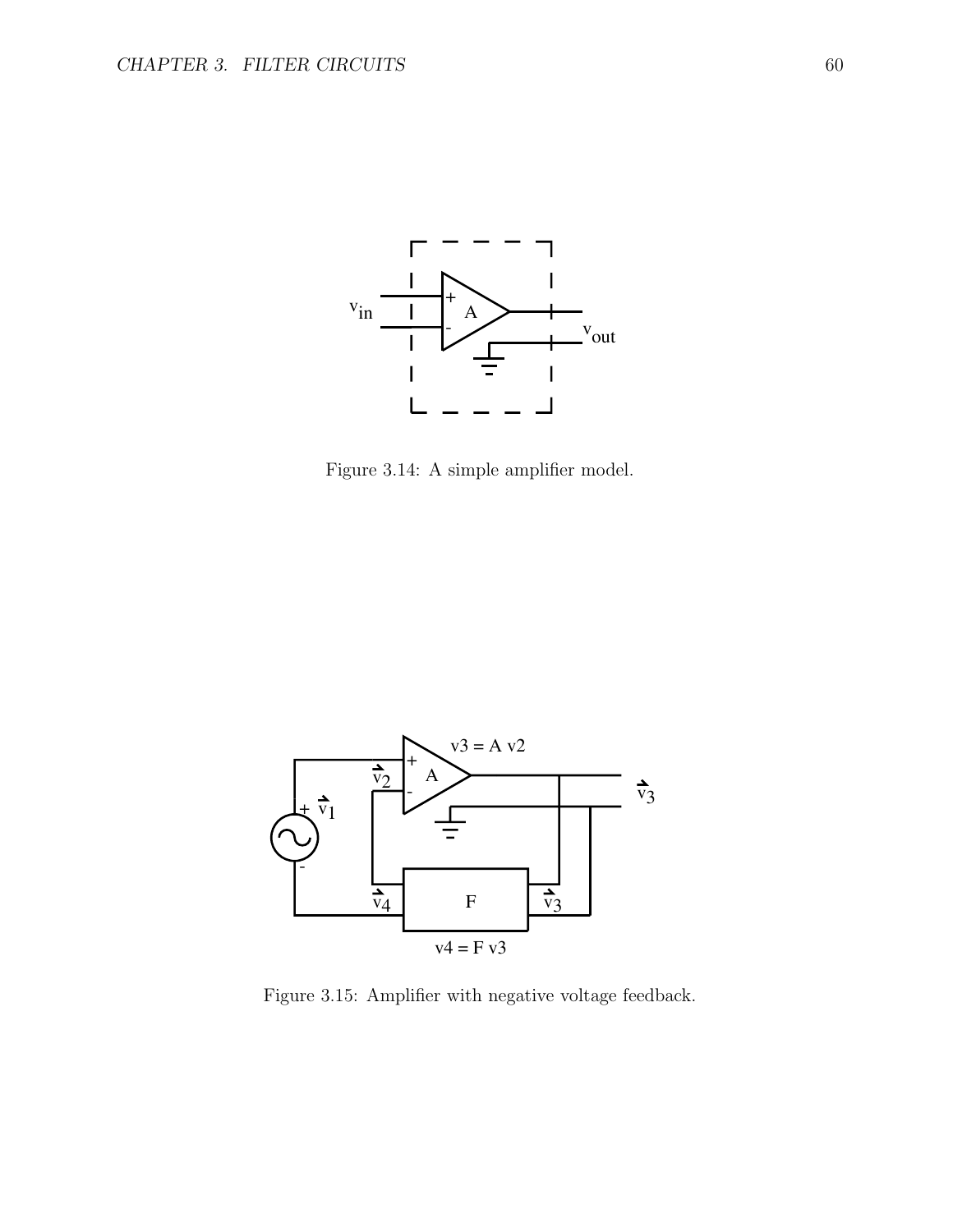Figure 3.14: A simple amplifier model.

Figure 3.15: Amplifier with negative voltage feedback.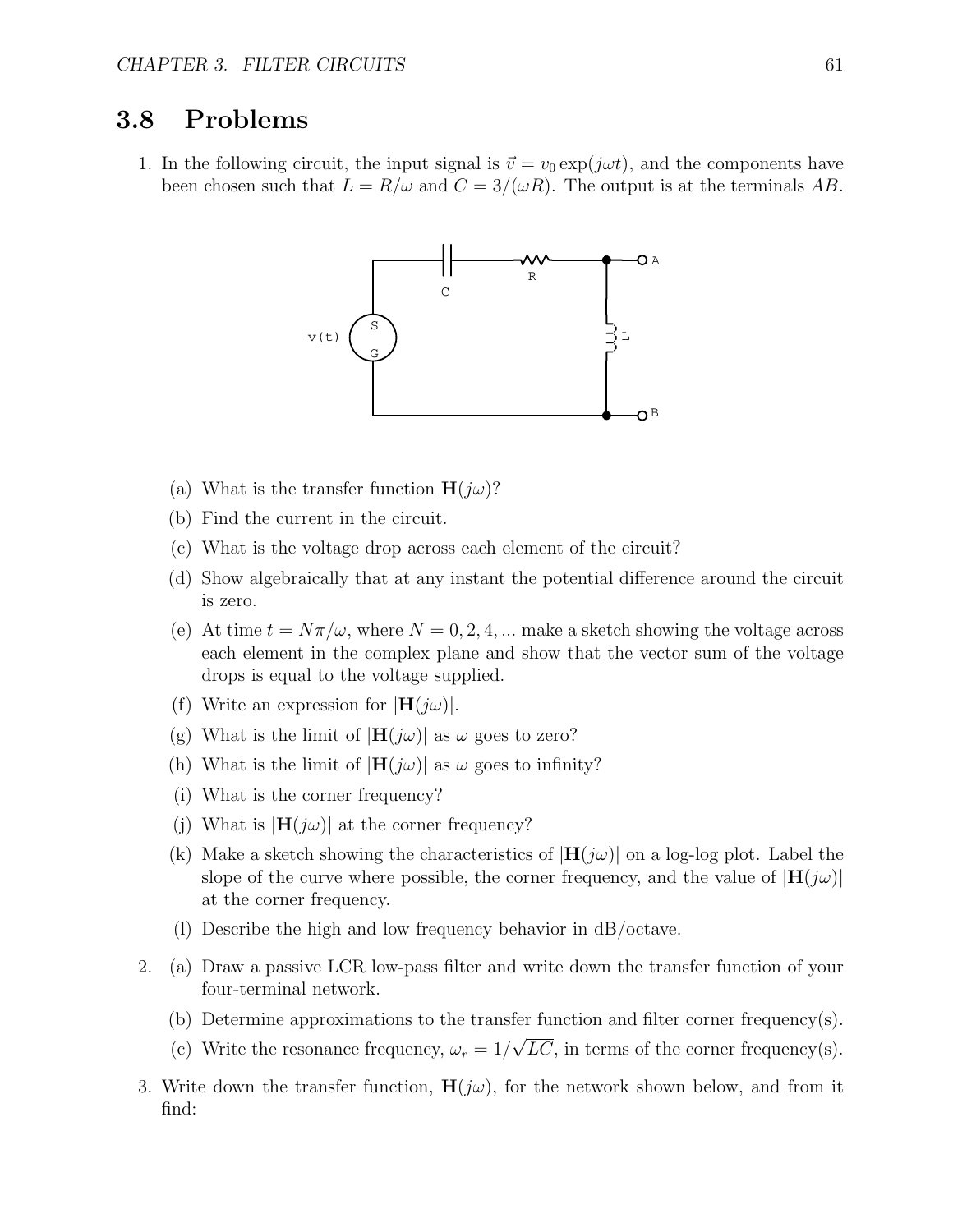## 3.8 Problems

1. In the following circuit, the input signal is $\vec{v} = v_0 \exp(j\omega t)$, and the components have been chosen such that $L = R/\omega$ and $C = 3/(\omega R)$. The output is at the terminals $AB$.

   (a) What is the transfer function $\mathbf{H}(j\omega)$?

   (b) Find the current in the circuit.

   (c) What is the voltage drop across each element of the circuit?

   (d) Show algebraically that at any instant the potential difference around the circuit is zero.

   (e) At time $t = N\pi/\omega$, where $N = 0, 2, 4, ...$ make a sketch showing the voltage across each element in the complex plane and show that the vector sum of the voltage drops is equal to the voltage supplied.

   (f) Write an expression for $|\mathbf{H}(j\omega)|$.

   (g) What is the limit of $|\mathbf{H}(j\omega)|$ as $\omega$ goes to zero?

   (h) What is the limit of $|\mathbf{H}(j\omega)|$ as $\omega$ goes to infinity?

   (i) What is the corner frequency?

   (j) What is $|\mathbf{H}(j\omega)|$ at the corner frequency?

   (k) Make a sketch showing the characteristics of $|\mathbf{H}(j\omega)|$ on a log-log plot. Label the slope of the curve where possible, the corner frequency, and the value of $|\mathbf{H}(j\omega)|$ at the corner frequency.

   (l) Describe the high and low frequency behavior in dB/octave.

2. (a) Draw a passive LCR low-pass filter and write down the transfer function of your four-terminal network.

   (b) Determine approximations to the transfer function and filter corner frequency(s).

   (c) Write the resonance frequency, $\omega_r = 1/\sqrt{LC}$, in terms of the corner frequency(s).

3. Write down the transfer function, $\mathbf{H}(j\omega)$, for the network shown below, and from it find: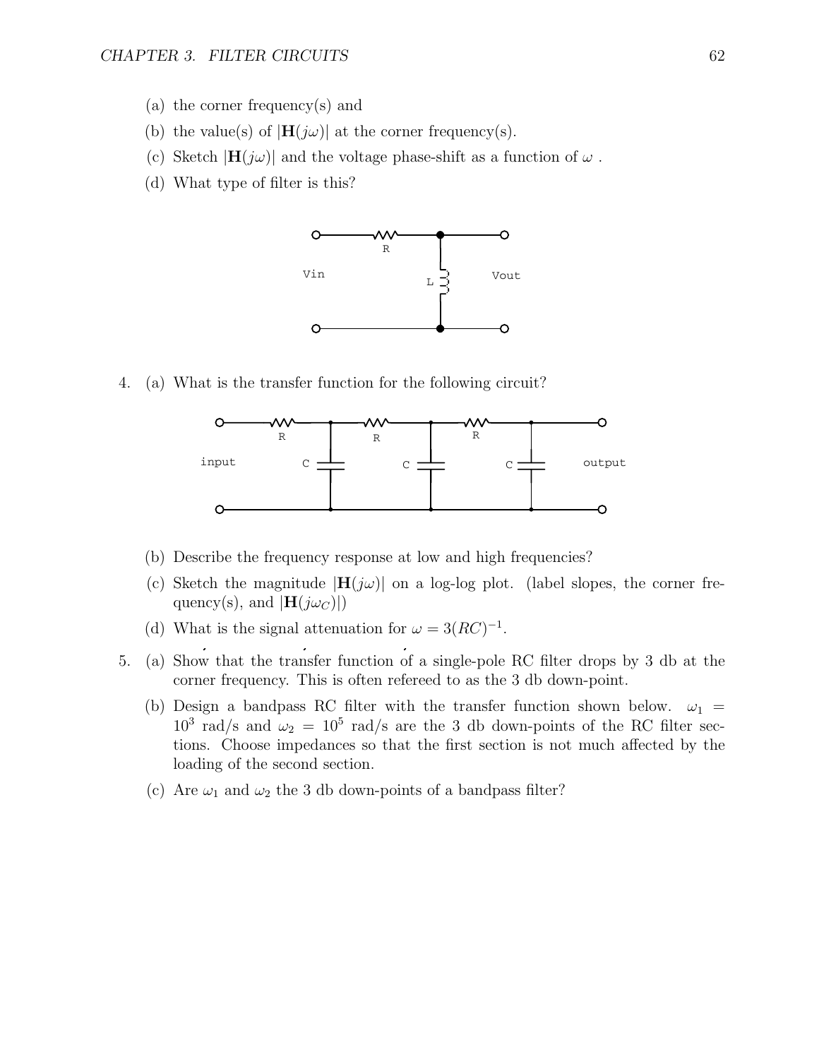(a) the corner frequency(s) and

(b) the value(s) of $|\mathbf{H}(j\omega)|$ at the corner frequency(s).

(c) Sketch $|\mathbf{H}(j\omega)|$ and the voltage phase-shift as a function of $\omega$ .

(d) What type of filter is this?

4. (a) What is the transfer function for the following circuit?

   (b) Describe the frequency response at low and high frequencies?

   (c) Sketch the magnitude $|\mathbf{H}(j\omega)|$ on a log-log plot. (label slopes, the corner frequency(s), and $|\mathbf{H}(j\omega_C)|$)

   (d) What is the signal attenuation for $\omega = 3(RC)^{-1}$.

5. (a) Show that the transfer function of a single-pole RC filter drops by 3 db at the corner frequency. This is often refereed to as the 3 db down-point.

   (b) Design a bandpass RC filter with the transfer function shown below. $\omega_1 = 10^3$ rad/s and $\omega_2 = 10^5$ rad/s are the 3 db down-points of the RC filter sections. Choose impedances so that the first section is not much affected by the loading of the second section.

   (c) Are $\omega_1$ and $\omega_2$ the 3 db down-points of a bandpass filter?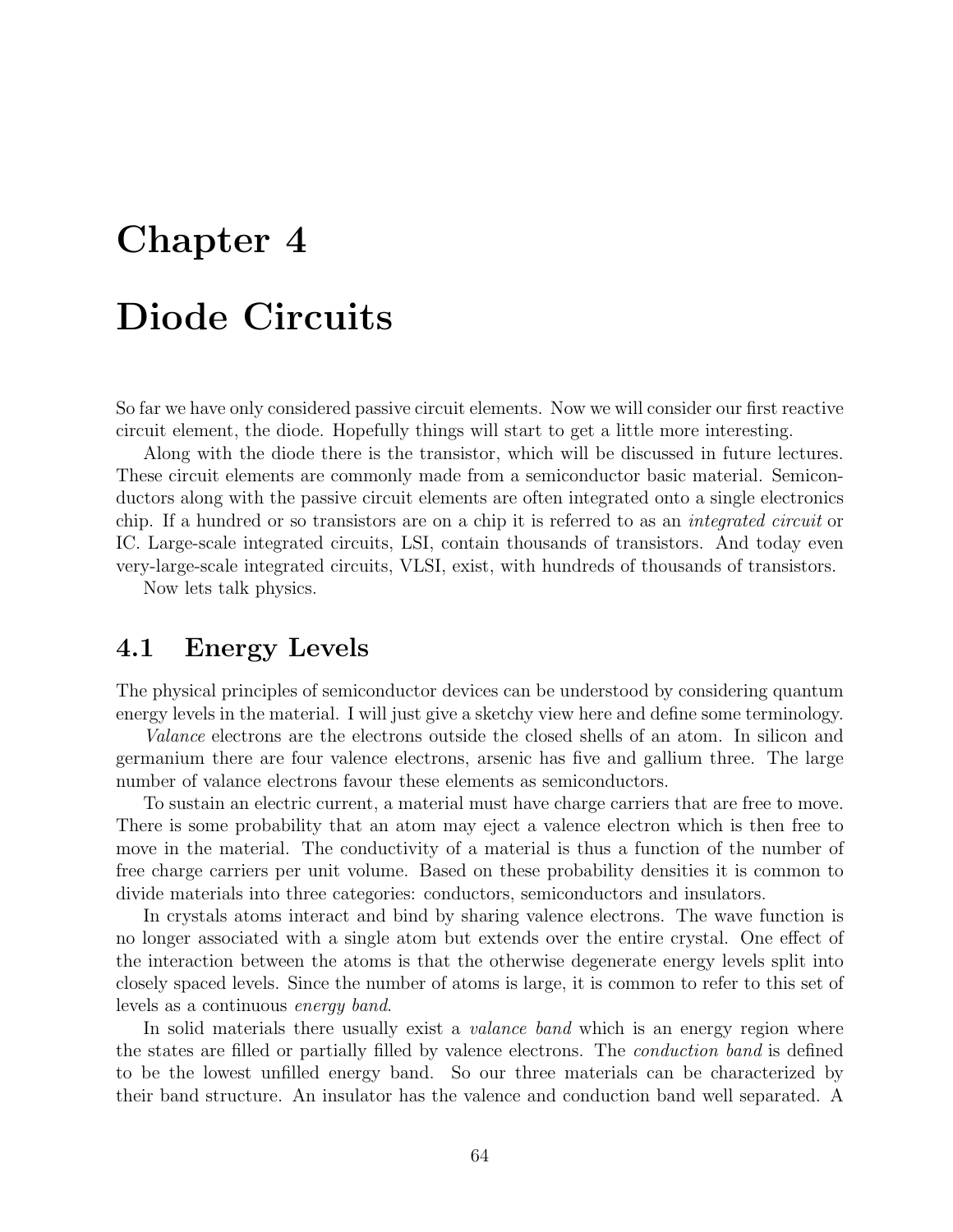# Chapter 4

# Diode Circuits

So far we have only considered passive circuit elements. Now we will consider our first reactive circuit element, the diode. Hopefully things will start to get a little more interesting.

Along with the diode there is the transistor, which will be discussed in future lectures. These circuit elements are commonly made from a semiconductor basic material. Semiconductors along with the passive circuit elements are often integrated onto a single electronics chip. If a hundred or so transistors are on a chip it is referred to as an *integrated circuit* or IC. Large-scale integrated circuits, LSI, contain thousands of transistors. And today even very-large-scale integrated circuits, VLSI, exist, with hundreds of thousands of transistors.

Now lets talk physics.

## 4.1 Energy Levels

The physical principles of semiconductor devices can be understood by considering quantum energy levels in the material. I will just give a sketchy view here and define some terminology.

*Valance* electrons are the electrons outside the closed shells of an atom. In silicon and germanium there are four valence electrons, arsenic has five and gallium three. The large number of valance electrons favour these elements as semiconductors.

To sustain an electric current, a material must have charge carriers that are free to move. There is some probability that an atom may eject a valence electron which is then free to move in the material. The conductivity of a material is thus a function of the number of free charge carriers per unit volume. Based on these probability densities it is common to divide materials into three categories: conductors, semiconductors and insulators.

In crystals atoms interact and bind by sharing valence electrons. The wave function is no longer associated with a single atom but extends over the entire crystal. One effect of the interaction between the atoms is that the otherwise degenerate energy levels split into closely spaced levels. Since the number of atoms is large, it is common to refer to this set of levels as a continuous *energy band*.

In solid materials there usually exist a *valance band* which is an energy region where the states are filled or partially filled by valence electrons. The *conduction band* is defined to be the lowest unfilled energy band. So our three materials can be characterized by their band structure. An insulator has the valence and conduction band well separated. A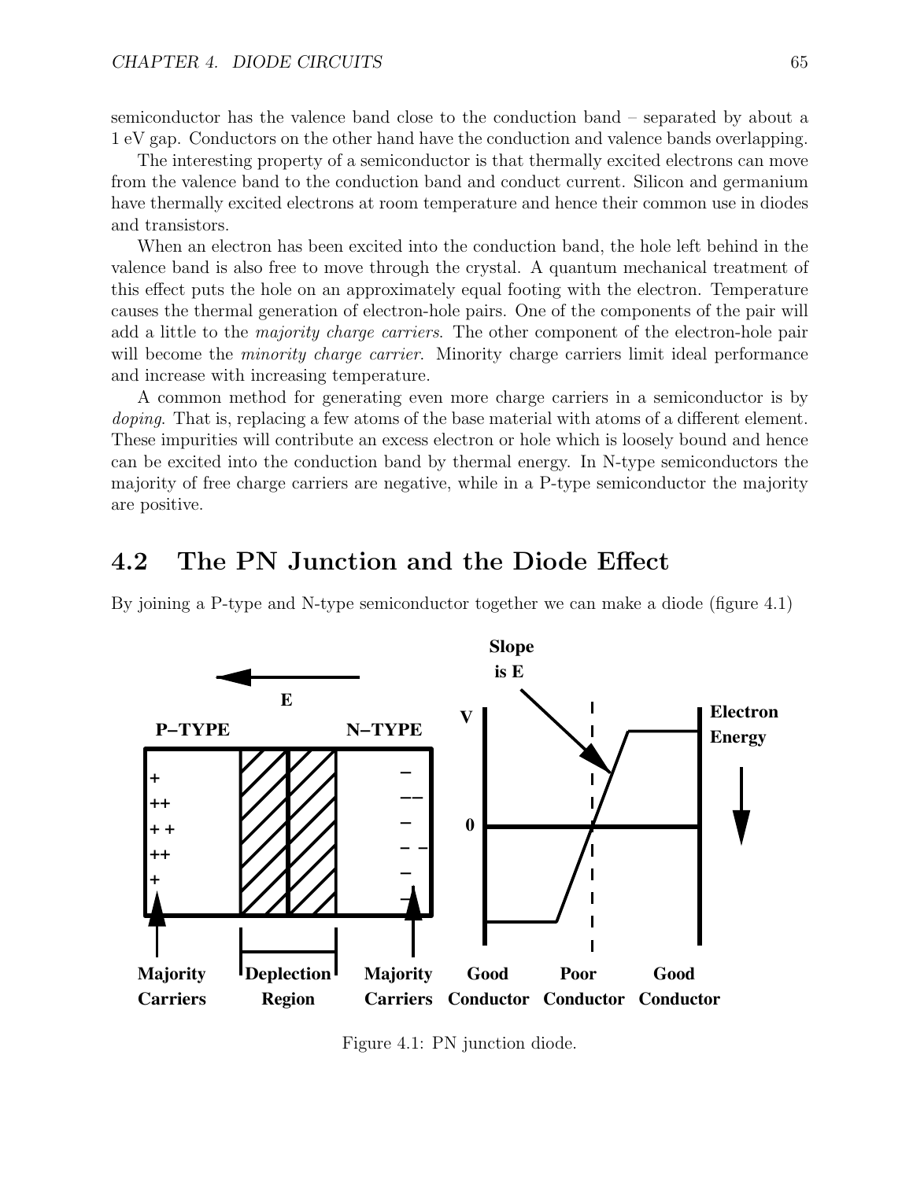semiconductor has the valence band close to the conduction band – separated by about a 1 eV gap. Conductors on the other hand have the conduction and valence bands overlapping.

The interesting property of a semiconductor is that thermally excited electrons can move from the valence band to the conduction band and conduct current. Silicon and germanium have thermally excited electrons at room temperature and hence their common use in diodes and transistors.

When an electron has been excited into the conduction band, the hole left behind in the valence band is also free to move through the crystal. A quantum mechanical treatment of this effect puts the hole on an approximately equal footing with the electron. Temperature causes the thermal generation of electron-hole pairs. One of the components of the pair will add a little to the *majority charge carriers*. The other component of the electron-hole pair will become the *minority charge carrier*. Minority charge carriers limit ideal performance and increase with increasing temperature.

A common method for generating even more charge carriers in a semiconductor is by *doping*. That is, replacing a few atoms of the base material with atoms of a different element. These impurities will contribute an excess electron or hole which is loosely bound and hence can be excited into the conduction band by thermal energy. In N-type semiconductors the majority of free charge carriers are negative, while in a P-type semiconductor the majority are positive.

## 4.2 The PN Junction and the Diode Effect

By joining a P-type and N-type semiconductor together we can make a diode (figure 4.1)

Figure 4.1: PN junction diode.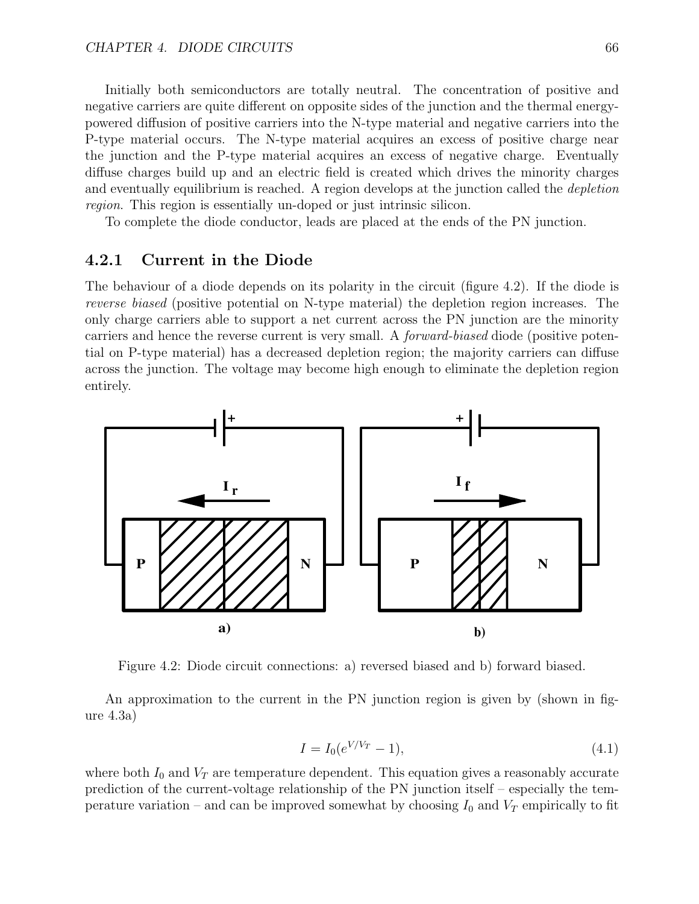Initially both semiconductors are totally neutral. The concentration of positive and negative carriers are quite different on opposite sides of the junction and the thermal energy-powered diffusion of positive carriers into the N-type material and negative carriers into the P-type material occurs. The N-type material acquires an excess of positive charge near the junction and the P-type material acquires an excess of negative charge. Eventually diffuse charges build up and an electric field is created which drives the minority charges and eventually equilibrium is reached. A region develops at the junction called the *depletion region*. This region is essentially un-doped or just intrinsic silicon.

To complete the diode conductor, leads are placed at the ends of the PN junction.

### 4.2.1 Current in the Diode

The behaviour of a diode depends on its polarity in the circuit (figure 4.2). If the diode is *reverse biased* (positive potential on N-type material) the depletion region increases. The only charge carriers able to support a net current across the PN junction are the minority carriers and hence the reverse current is very small. A *forward-biased* diode (positive potential on P-type material) has a decreased depletion region; the majority carriers can diffuse across the junction. The voltage may become high enough to eliminate the depletion region entirely.

Figure 4.2: Diode circuit connections: a) reversed biased and b) forward biased.

An approximation to the current in the PN junction region is given by (shown in figure 4.3a)

$$I = I_0(e^{V/V_T} - 1), \tag{4.1}$$

where both $I_0$ and $V_T$ are temperature dependent. This equation gives a reasonably accurate prediction of the current-voltage relationship of the PN junction itself – especially the temperature variation – and can be improved somewhat by choosing $I_0$ and $V_T$ empirically to fit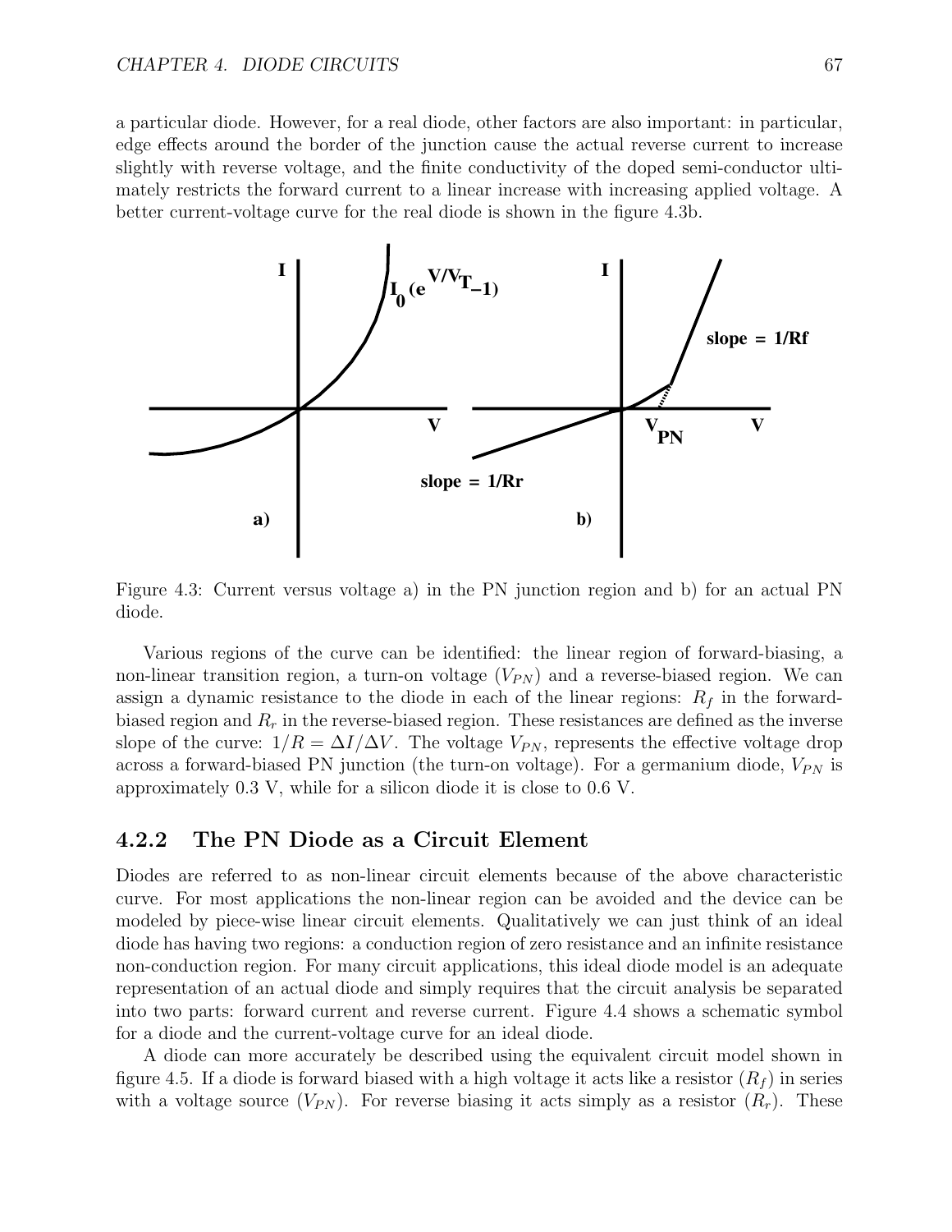a particular diode. However, for a real diode, other factors are also important: in particular, edge effects around the border of the junction cause the actual reverse current to increase slightly with reverse voltage, and the finite conductivity of the doped semi-conductor ultimately restricts the forward current to a linear increase with increasing applied voltage. A better current-voltage curve for the real diode is shown in the figure 4.3b.

Figure 4.3: Current versus voltage a) in the PN junction region and b) for an actual PN diode.

Various regions of the curve can be identified: the linear region of forward-biasing, a non-linear transition region, a turn-on voltage ($V_{PN}$) and a reverse-biased region. We can assign a dynamic resistance to the diode in each of the linear regions: $R_f$ in the forward-biased region and $R_r$ in the reverse-biased region. These resistances are defined as the inverse slope of the curve: $1/R = \Delta I/\Delta V$. The voltage $V_{PN}$, represents the effective voltage drop across a forward-biased PN junction (the turn-on voltage). For a germanium diode, $V_{PN}$ is approximately 0.3 V, while for a silicon diode it is close to 0.6 V.

### 4.2.2 The PN Diode as a Circuit Element

Diodes are referred to as non-linear circuit elements because of the above characteristic curve. For most applications the non-linear region can be avoided and the device can be modeled by piece-wise linear circuit elements. Qualitatively we can just think of an ideal diode has having two regions: a conduction region of zero resistance and an infinite resistance non-conduction region. For many circuit applications, this ideal diode model is an adequate representation of an actual diode and simply requires that the circuit analysis be separated into two parts: forward current and reverse current. Figure 4.4 shows a schematic symbol for a diode and the current-voltage curve for an ideal diode.

A diode can more accurately be described using the equivalent circuit model shown in figure 4.5. If a diode is forward biased with a high voltage it acts like a resistor ($R_f$) in series with a voltage source ($V_{PN}$). For reverse biasing it acts simply as a resistor ($R_r$). These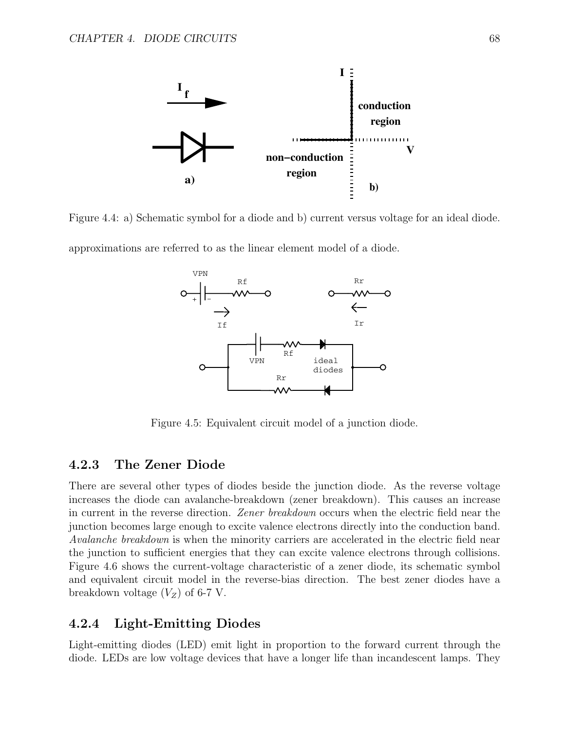Figure 4.4: a) Schematic symbol for a diode and b) current versus voltage for an ideal diode.

approximations are referred to as the linear element model of a diode.

Figure 4.5: Equivalent circuit model of a junction diode.

### 4.2.3 The Zener Diode

There are several other types of diodes beside the junction diode. As the reverse voltage increases the diode can avalanche-breakdown (zener breakdown). This causes an increase in current in the reverse direction. *Zener breakdown* occurs when the electric field near the junction becomes large enough to excite valence electrons directly into the conduction band. *Avalanche breakdown* is when the minority carriers are accelerated in the electric field near the junction to sufficient energies that they can excite valence electrons through collisions. Figure 4.6 shows the current-voltage characteristic of a zener diode, its schematic symbol and equivalent circuit model in the reverse-bias direction. The best zener diodes have a breakdown voltage ($V_Z$) of 6-7 V.

### 4.2.4 Light-Emitting Diodes

Light-emitting diodes (LED) emit light in proportion to the forward current through the diode. LEDs are low voltage devices that have a longer life than incandescent lamps. They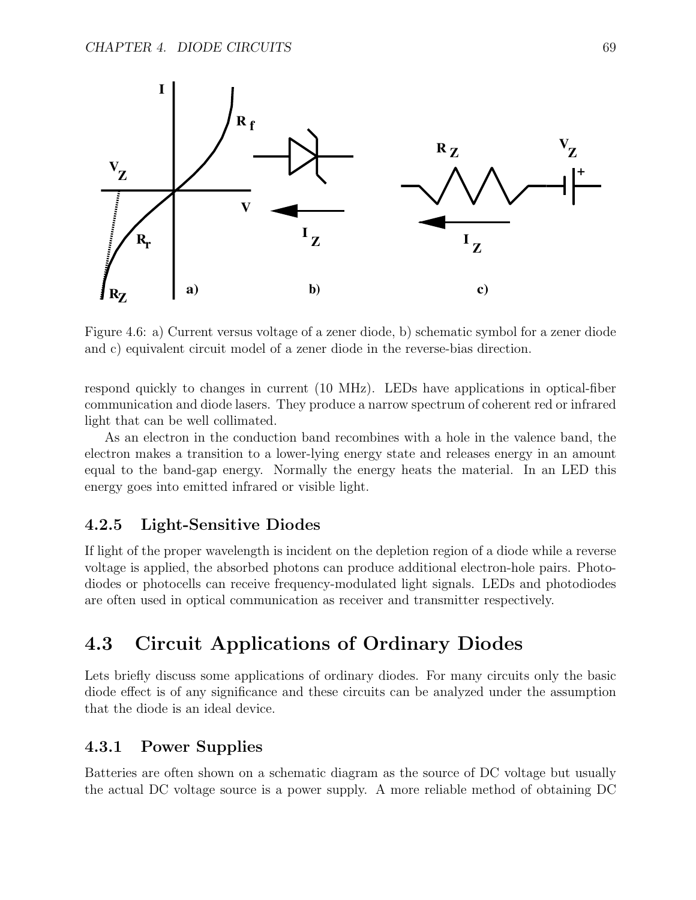Figure 4.6: a) Current versus voltage of a zener diode, b) schematic symbol for a zener diode and c) equivalent circuit model of a zener diode in the reverse-bias direction.

respond quickly to changes in current (10 MHz). LEDs have applications in optical-fiber communication and diode lasers. They produce a narrow spectrum of coherent red or infrared light that can be well collimated.

As an electron in the conduction band recombines with a hole in the valence band, the electron makes a transition to a lower-lying energy state and releases energy in an amount equal to the band-gap energy. Normally the energy heats the material. In an LED this energy goes into emitted infrared or visible light.

### 4.2.5 Light-Sensitive Diodes

If light of the proper wavelength is incident on the depletion region of a diode while a reverse voltage is applied, the absorbed photons can produce additional electron-hole pairs. Photodiodes or photocells can receive frequency-modulated light signals. LEDs and photodiodes are often used in optical communication as receiver and transmitter respectively.

## 4.3 Circuit Applications of Ordinary Diodes

Lets briefly discuss some applications of ordinary diodes. For many circuits only the basic diode effect is of any significance and these circuits can be analyzed under the assumption that the diode is an ideal device.

### 4.3.1 Power Supplies

Batteries are often shown on a schematic diagram as the source of DC voltage but usually the actual DC voltage source is a power supply. A more reliable method of obtaining DC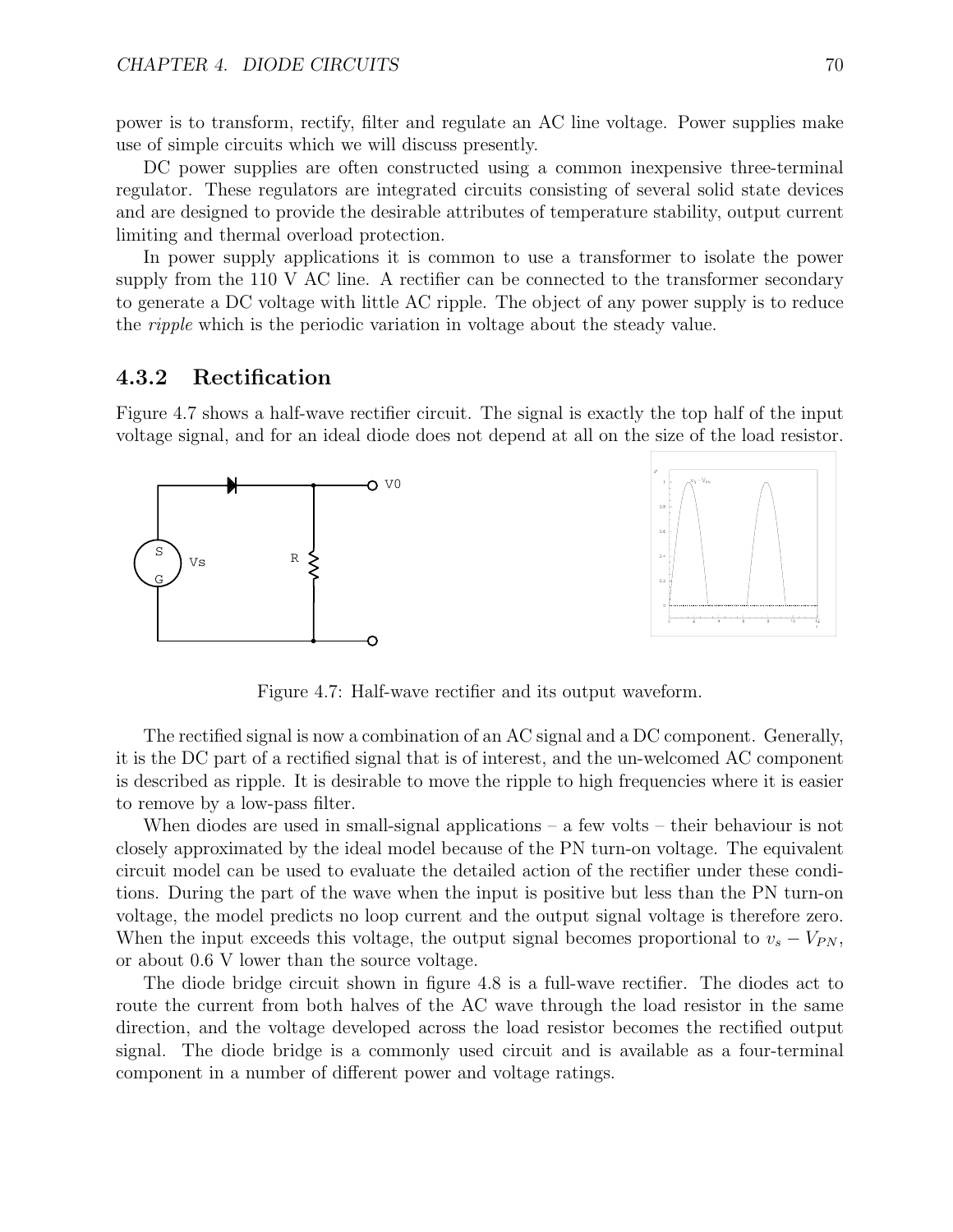power is to transform, rectify, filter and regulate an AC line voltage. Power supplies make use of simple circuits which we will discuss presently.

DC power supplies are often constructed using a common inexpensive three-terminal regulator. These regulators are integrated circuits consisting of several solid state devices and are designed to provide the desirable attributes of temperature stability, output current limiting and thermal overload protection.

In power supply applications it is common to use a transformer to isolate the power supply from the 110 V AC line. A rectifier can be connected to the transformer secondary to generate a DC voltage with little AC ripple. The object of any power supply is to reduce the *ripple* which is the periodic variation in voltage about the steady value.

### 4.3.2 Rectification

Figure 4.7 shows a half-wave rectifier circuit. The signal is exactly the top half of the input voltage signal, and for an ideal diode does not depend at all on the size of the load resistor.

Figure 4.7: Half-wave rectifier and its output waveform.

The rectified signal is now a combination of an AC signal and a DC component. Generally, it is the DC part of a rectified signal that is of interest, and the un-welcomed AC component is described as ripple. It is desirable to move the ripple to high frequencies where it is easier to remove by a low-pass filter.

When diodes are used in small-signal applications – a few volts – their behaviour is not closely approximated by the ideal model because of the PN turn-on voltage. The equivalent circuit model can be used to evaluate the detailed action of the rectifier under these conditions. During the part of the wave when the input is positive but less than the PN turn-on voltage, the model predicts no loop current and the output signal voltage is therefore zero. When the input exceeds this voltage, the output signal becomes proportional to $v_s - V_{PN}$, or about 0.6 V lower than the source voltage.

The diode bridge circuit shown in figure 4.8 is a full-wave rectifier. The diodes act to route the current from both halves of the AC wave through the load resistor in the same direction, and the voltage developed across the load resistor becomes the rectified output signal. The diode bridge is a commonly used circuit and is available as a four-terminal component in a number of different power and voltage ratings.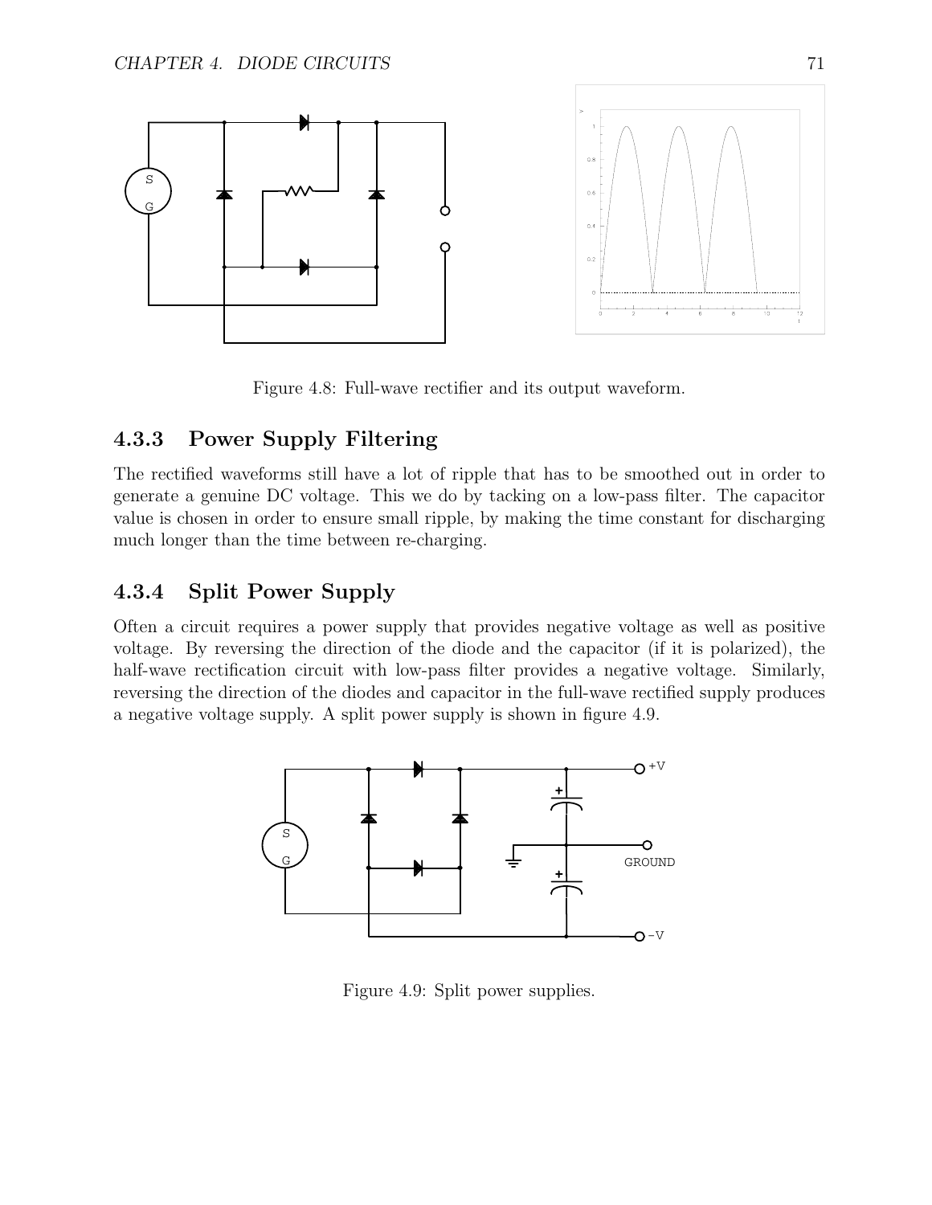Figure 4.8: Full-wave rectifier and its output waveform.

### 4.3.3 Power Supply Filtering

The rectified waveforms still have a lot of ripple that has to be smoothed out in order to generate a genuine DC voltage. This we do by tacking on a low-pass filter. The capacitor value is chosen in order to ensure small ripple, by making the time constant for discharging much longer than the time between re-charging.

### 4.3.4 Split Power Supply

Often a circuit requires a power supply that provides negative voltage as well as positive voltage. By reversing the direction of the diode and the capacitor (if it is polarized), the half-wave rectification circuit with low-pass filter provides a negative voltage. Similarly, reversing the direction of the diodes and capacitor in the full-wave rectified supply produces a negative voltage supply. A split power supply is shown in figure 4.9.

Figure 4.9: Split power supplies.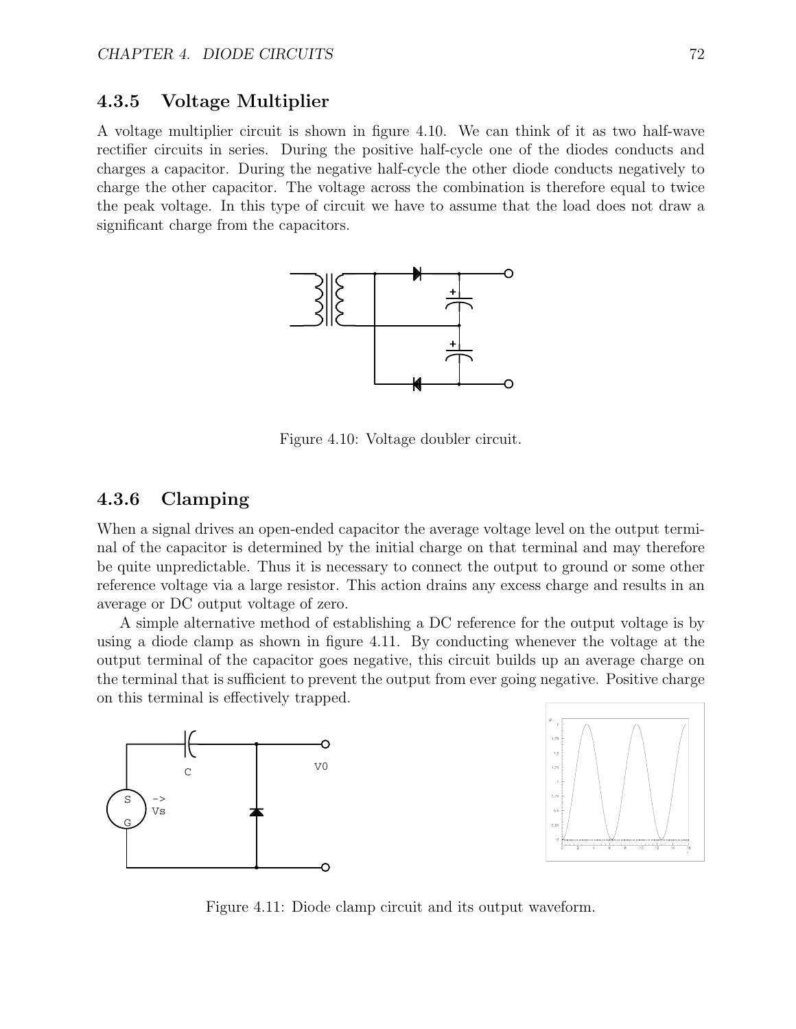### 4.3.5 Voltage Multiplier

A voltage multiplier circuit is shown in figure 4.10. We can think of it as two half-wave rectifier circuits in series. During the positive half-cycle one of the diodes conducts and charges a capacitor. During the negative half-cycle the other diode conducts negatively to charge the other capacitor. The voltage across the combination is therefore equal to twice the peak voltage. In this type of circuit we have to assume that the load does not draw a significant charge from the capacitors.

Figure 4.10: Voltage doubler circuit.

### 4.3.6 Clamping

When a signal drives an open-ended capacitor the average voltage level on the output terminal of the capacitor is determined by the initial charge on that terminal and may therefore be quite unpredictable. Thus it is necessary to connect the output to ground or some other reference voltage via a large resistor. This action drains any excess charge and results in an average or DC output voltage of zero.

A simple alternative method of establishing a DC reference for the output voltage is by using a diode clamp as shown in figure 4.11. By conducting whenever the voltage at the output terminal of the capacitor goes negative, this circuit builds up an average charge on the terminal that is sufficient to prevent the output from ever going negative. Positive charge on this terminal is effectively trapped.

Figure 4.11: Diode clamp circuit and its output waveform.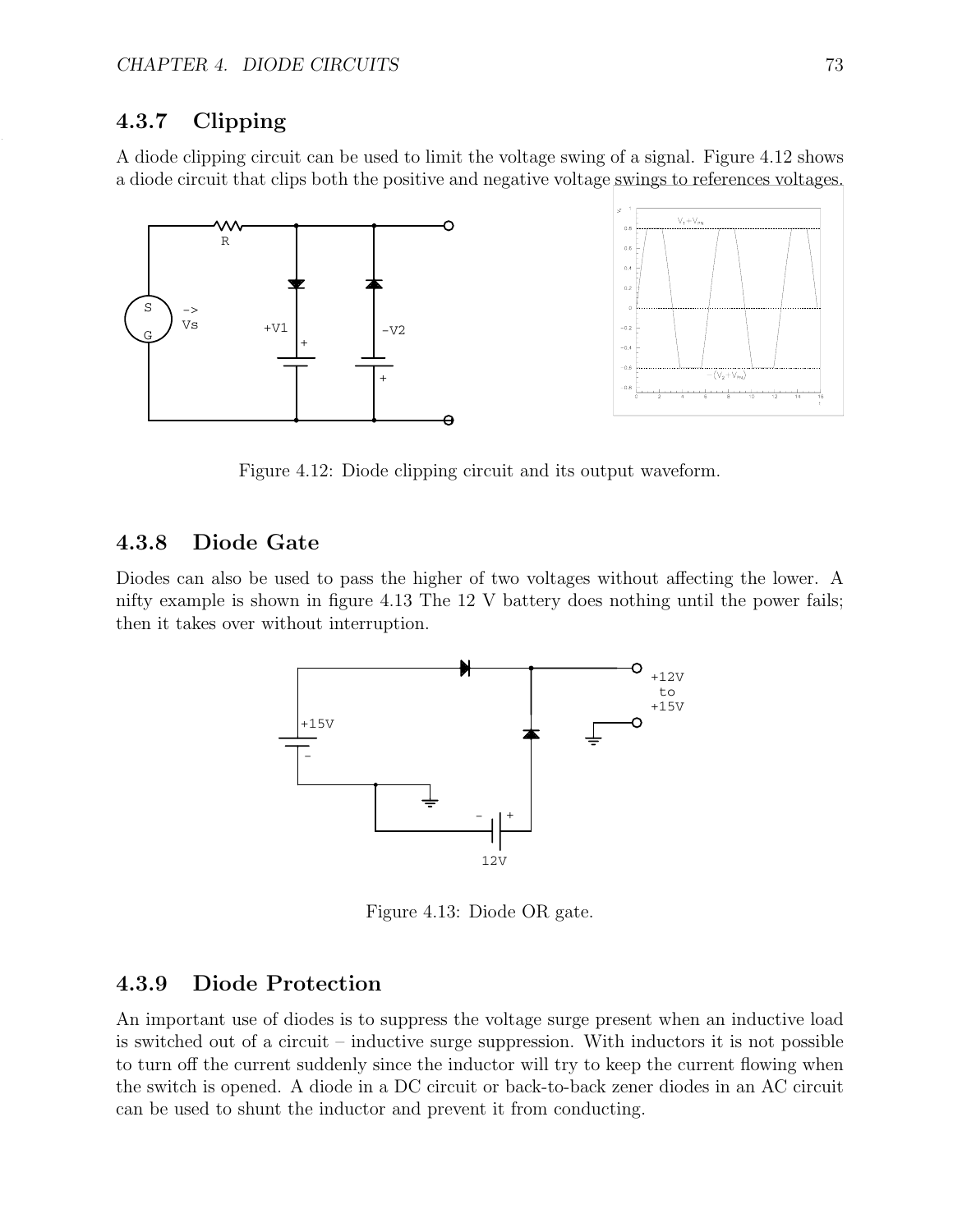### 4.3.7 Clipping

A diode clipping circuit can be used to limit the voltage swing of a signal. Figure 4.12 shows a diode circuit that clips both the positive and negative voltage swings to references voltages.

Figure 4.12: Diode clipping circuit and its output waveform.

### 4.3.8 Diode Gate

Diodes can also be used to pass the higher of two voltages without affecting the lower. A nifty example is shown in figure 4.13 The 12 V battery does nothing until the power fails; then it takes over without interruption.

Figure 4.13: Diode OR gate.

### 4.3.9 Diode Protection

An important use of diodes is to suppress the voltage surge present when an inductive load is switched out of a circuit – inductive surge suppression. With inductors it is not possible to turn off the current suddenly since the inductor will try to keep the current flowing when the switch is opened. A diode in a DC circuit or back-to-back zener diodes in an AC circuit can be used to shunt the inductor and prevent it from conducting.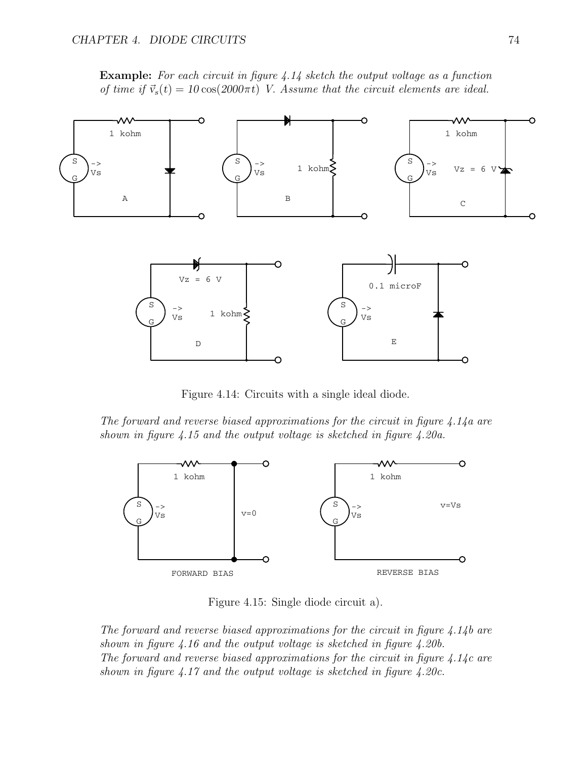**Example:** *For each circuit in figure 4.14 sketch the output voltage as a function of time if $\vec{v}_s(t) = 10\cos(2000\pi t)$ V. Assume that the circuit elements are ideal.*

Figure 4.14: Circuits with a single ideal diode.

*The forward and reverse biased approximations for the circuit in figure 4.14a are shown in figure 4.15 and the output voltage is sketched in figure 4.20a.*

Figure 4.15: Single diode circuit a).

*The forward and reverse biased approximations for the circuit in figure 4.14b are shown in figure 4.16 and the output voltage is sketched in figure 4.20b.*
*The forward and reverse biased approximations for the circuit in figure 4.14c are shown in figure 4.17 and the output voltage is sketched in figure 4.20c.*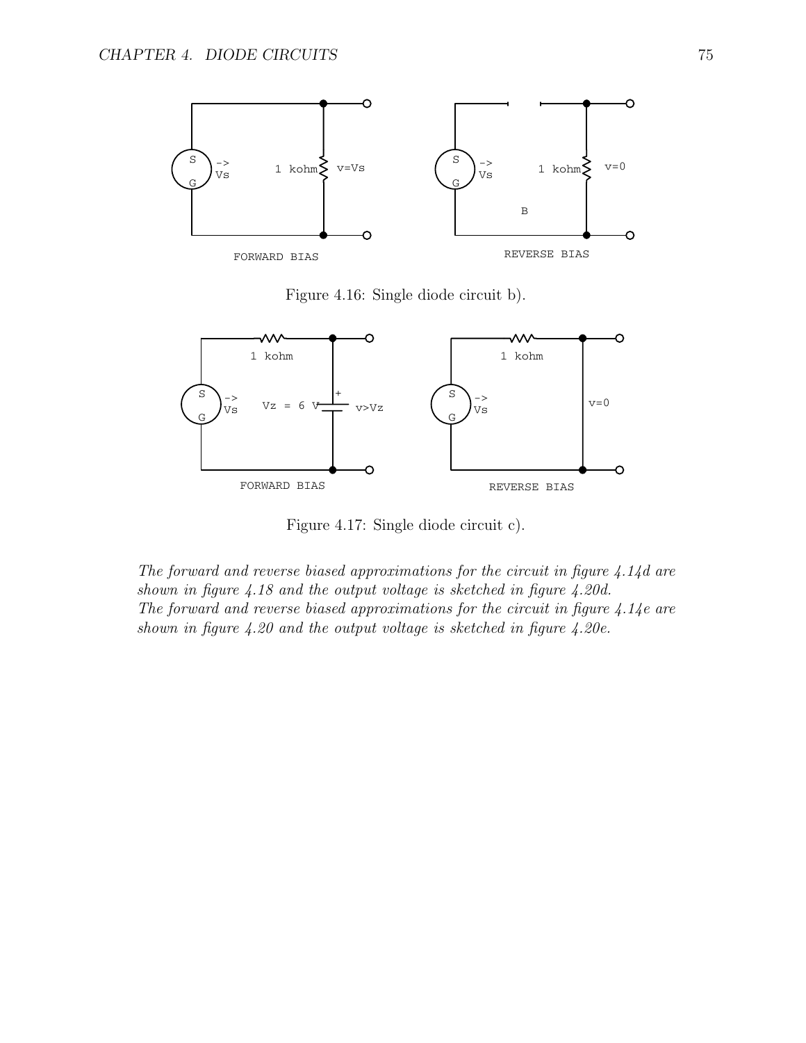Figure 4.16: Single diode circuit b).

Figure 4.17: Single diode circuit c).

*The forward and reverse biased approximations for the circuit in figure 4.14d are shown in figure 4.18 and the output voltage is sketched in figure 4.20d.*
*The forward and reverse biased approximations for the circuit in figure 4.14e are shown in figure 4.20 and the output voltage is sketched in figure 4.20e.*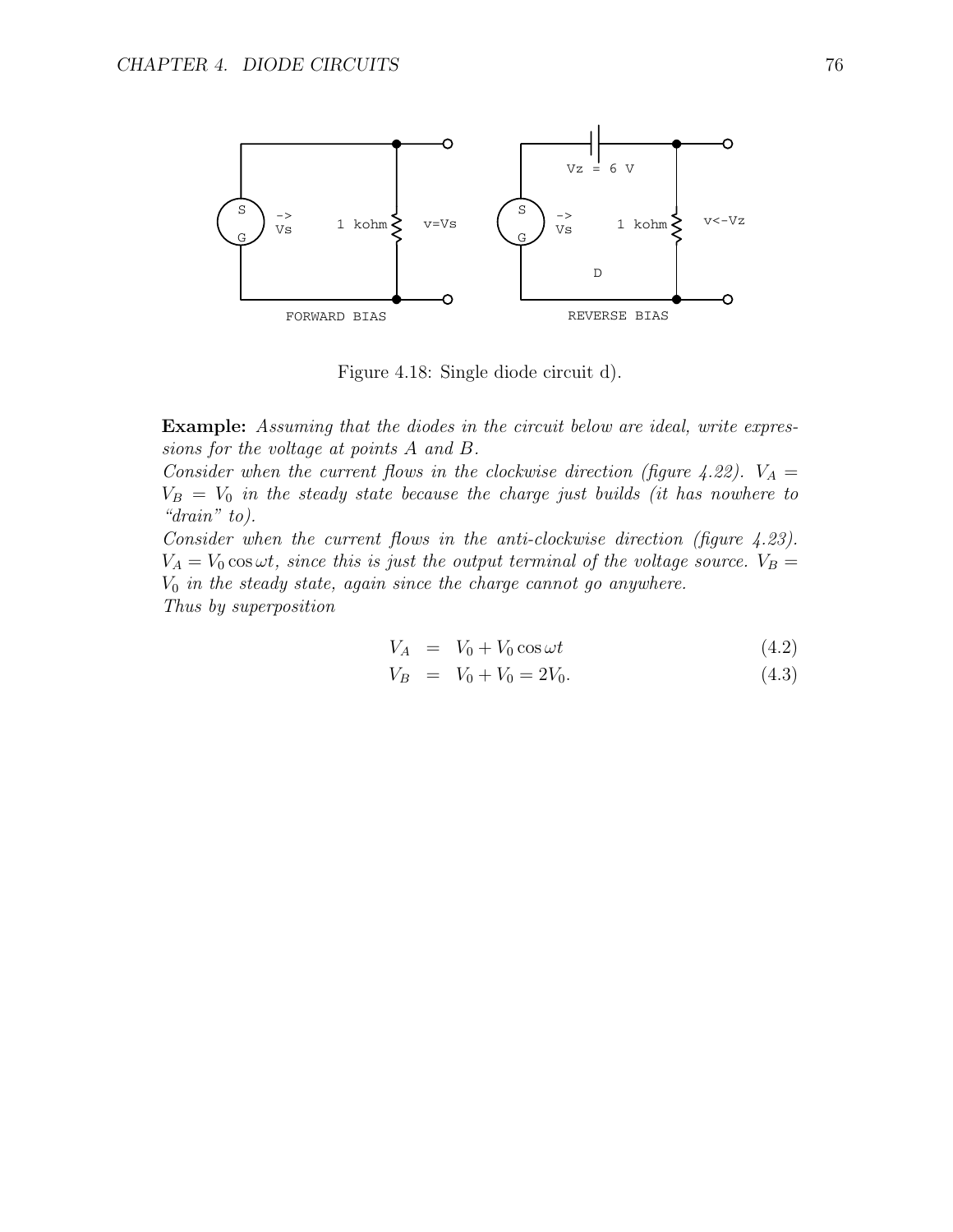Figure 4.18: Single diode circuit d).

**Example:** *Assuming that the diodes in the circuit below are ideal, write expressions for the voltage at points A and B.*

*Consider when the current flows in the clockwise direction (figure 4.22).* $V_A = V_B = V_0$ *in the steady state because the charge just builds (it has nowhere to "drain" to).*

*Consider when the current flows in the anti-clockwise direction (figure 4.23).* $V_A = V_0 \cos \omega t$*, since this is just the output terminal of the voltage source.* $V_B = V_0$ *in the steady state, again since the charge cannot go anywhere.*

*Thus by superposition*

$$V_A = V_0 + V_0 \cos \omega t \tag{4.2}$$

$$V_B = V_0 + V_0 = 2V_0. \tag{4.3}$$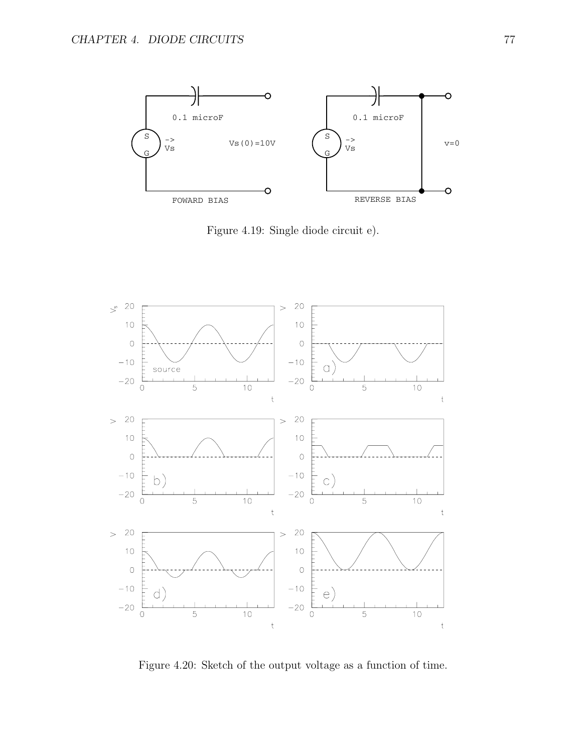Figure 4.19: Single diode circuit e).

Figure 4.20: Sketch of the output voltage as a function of time.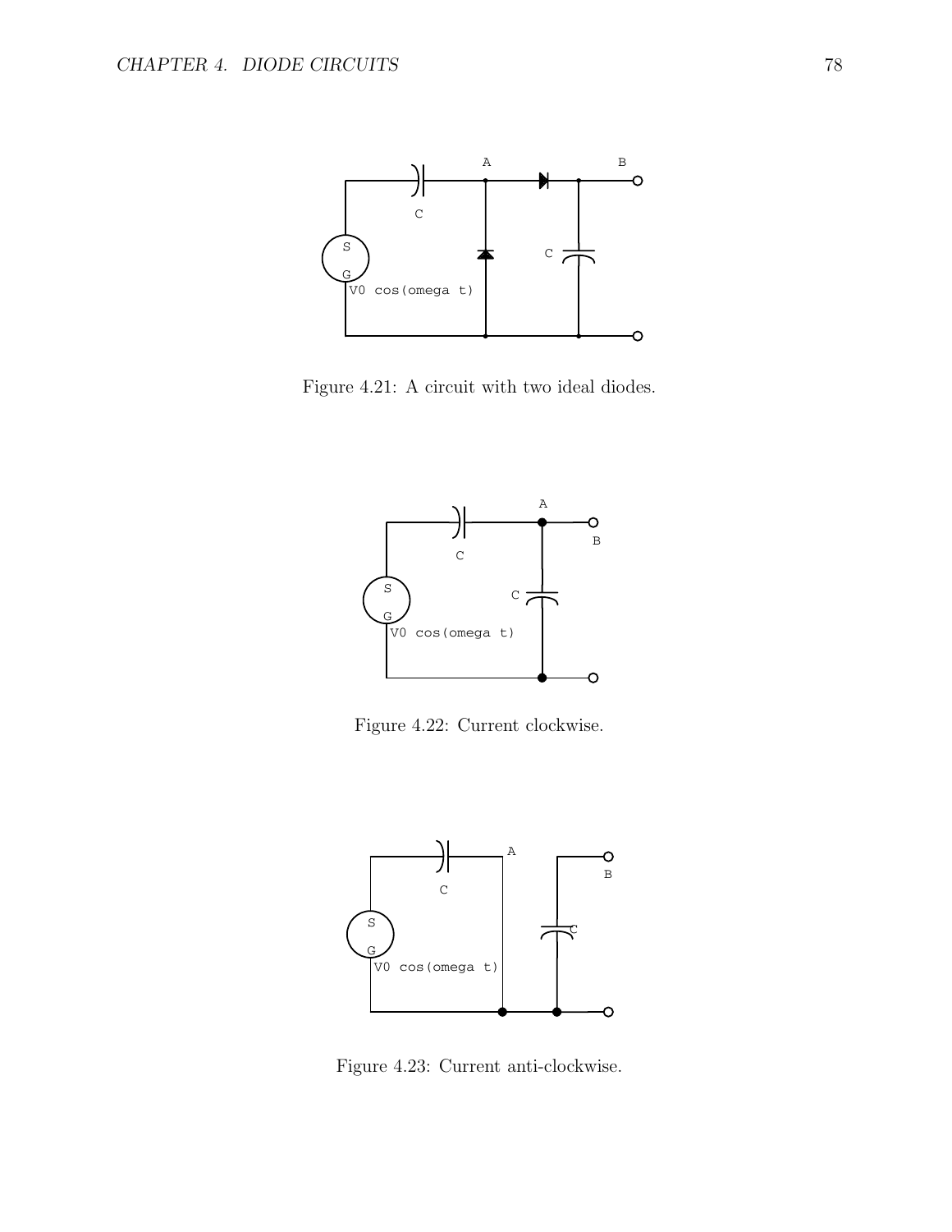Figure 4.21: A circuit with two ideal diodes.

Figure 4.22: Current clockwise.

Figure 4.23: Current anti-clockwise.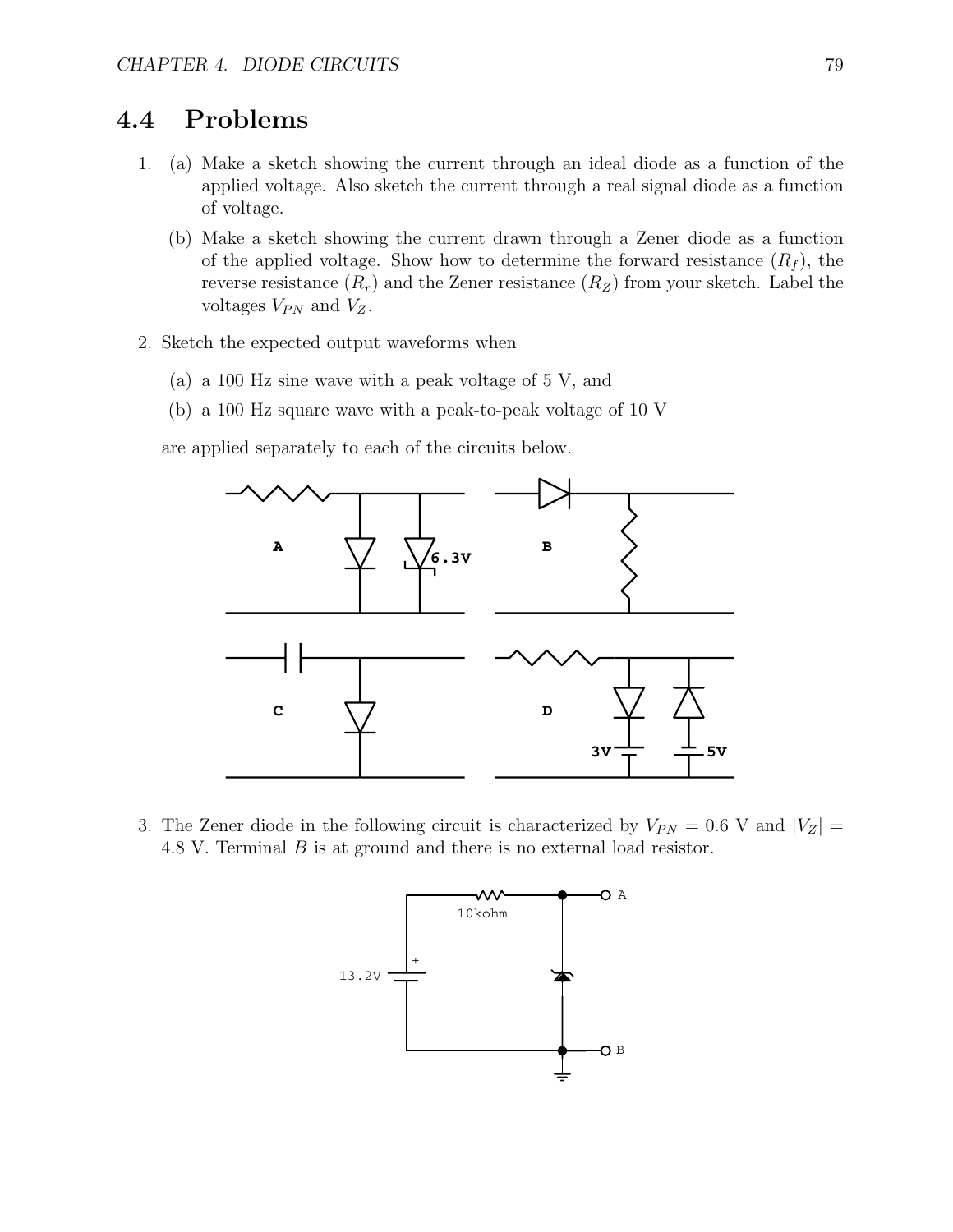## 4.4 Problems

1. (a) Make a sketch showing the current through an ideal diode as a function of the applied voltage. Also sketch the current through a real signal diode as a function of voltage.

   (b) Make a sketch showing the current drawn through a Zener diode as a function of the applied voltage. Show how to determine the forward resistance ($R_f$), the reverse resistance ($R_r$) and the Zener resistance ($R_Z$) from your sketch. Label the voltages $V_{PN}$ and $V_Z$.

2. Sketch the expected output waveforms when

   (a) a 100 Hz sine wave with a peak voltage of 5 V, and

   (b) a 100 Hz square wave with a peak-to-peak voltage of 10 V

   are applied separately to each of the circuits below.

3. The Zener diode in the following circuit is characterized by $V_{PN} = 0.6$ V and $|V_Z| = 4.8$ V. Terminal $B$ is at ground and there is no external load resistor.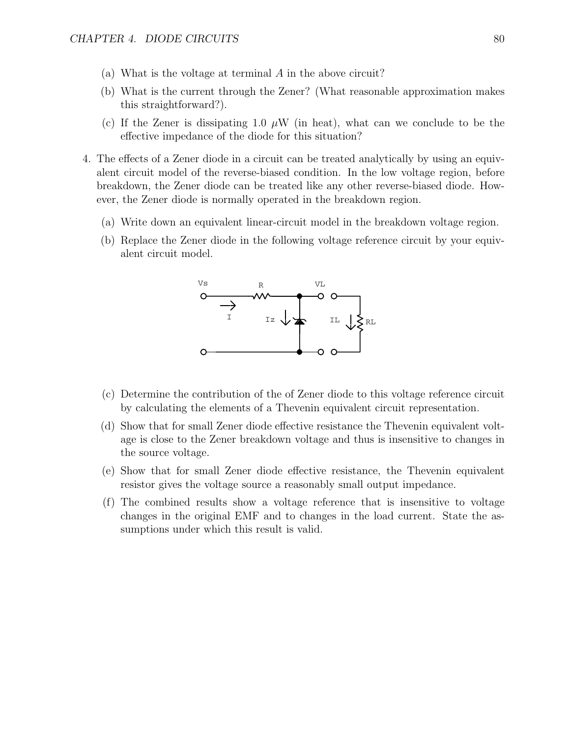(a) What is the voltage at terminal $A$ in the above circuit?

(b) What is the current through the Zener? (What reasonable approximation makes this straightforward?).

(c) If the Zener is dissipating 1.0 $\mu$W (in heat), what can we conclude to be the effective impedance of the diode for this situation?

4. The effects of a Zener diode in a circuit can be treated analytically by using an equivalent circuit model of the reverse-biased condition. In the low voltage region, before breakdown, the Zener diode can be treated like any other reverse-biased diode. However, the Zener diode is normally operated in the breakdown region.

   (a) Write down an equivalent linear-circuit model in the breakdown voltage region.

   (b) Replace the Zener diode in the following voltage reference circuit by your equivalent circuit model.

   (c) Determine the contribution of the of Zener diode to this voltage reference circuit by calculating the elements of a Thevenin equivalent circuit representation.

   (d) Show that for small Zener diode effective resistance the Thevenin equivalent voltage is close to the Zener breakdown voltage and thus is insensitive to changes in the source voltage.

   (e) Show that for small Zener diode effective resistance, the Thevenin equivalent resistor gives the voltage source a reasonably small output impedance.

   (f) The combined results show a voltage reference that is insensitive to voltage changes in the original EMF and to changes in the load current. State the assumptions under which this result is valid.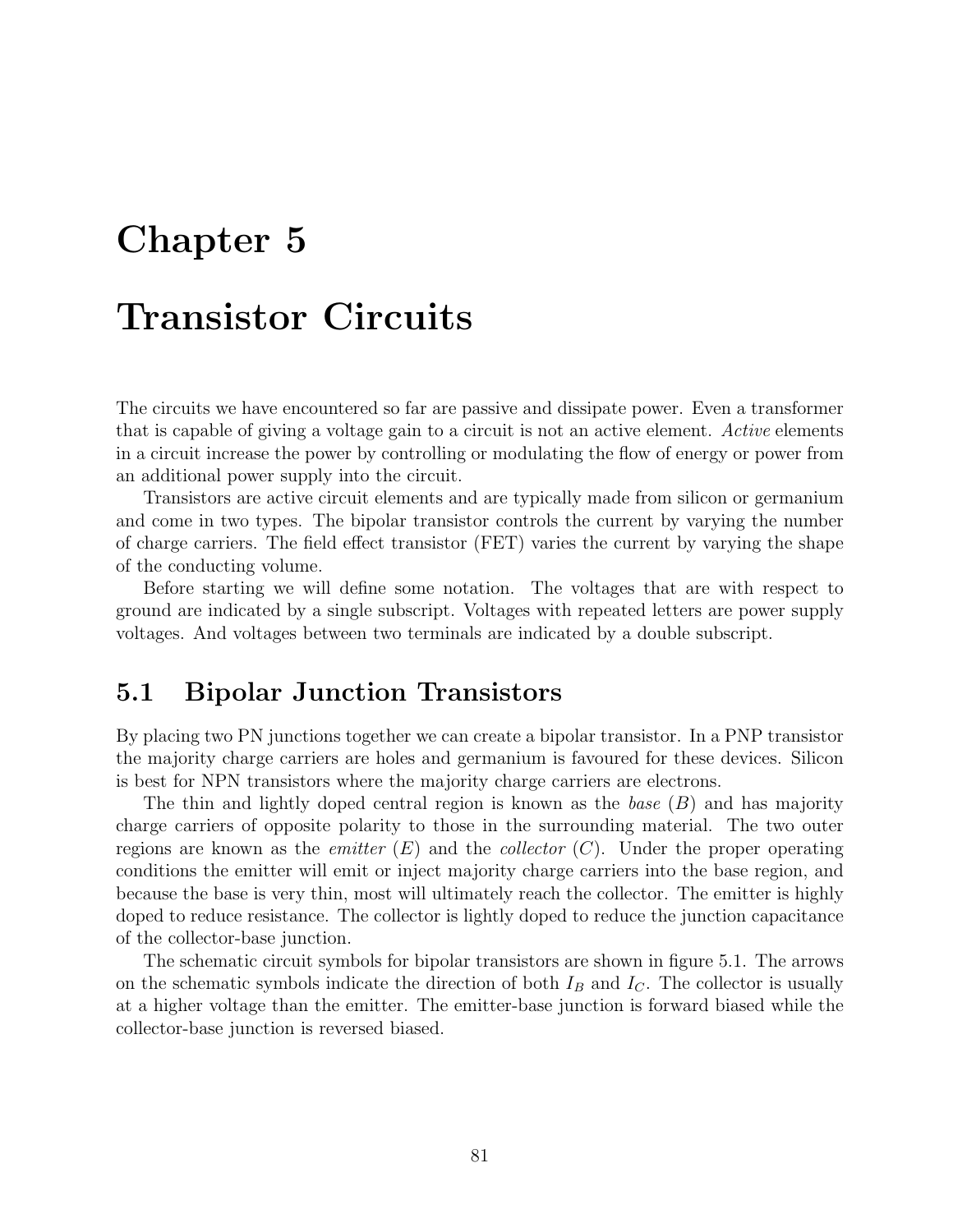# Chapter 5

# Transistor Circuits

The circuits we have encountered so far are passive and dissipate power. Even a transformer that is capable of giving a voltage gain to a circuit is not an active element. *Active* elements in a circuit increase the power by controlling or modulating the flow of energy or power from an additional power supply into the circuit.

Transistors are active circuit elements and are typically made from silicon or germanium and come in two types. The bipolar transistor controls the current by varying the number of charge carriers. The field effect transistor (FET) varies the current by varying the shape of the conducting volume.

Before starting we will define some notation. The voltages that are with respect to ground are indicated by a single subscript. Voltages with repeated letters are power supply voltages. And voltages between two terminals are indicated by a double subscript.

## 5.1 Bipolar Junction Transistors

By placing two PN junctions together we can create a bipolar transistor. In a PNP transistor the majority charge carriers are holes and germanium is favoured for these devices. Silicon is best for NPN transistors where the majority charge carriers are electrons.

The thin and lightly doped central region is known as the *base* ($B$) and has majority charge carriers of opposite polarity to those in the surrounding material. The two outer regions are known as the *emitter* ($E$) and the *collector* ($C$). Under the proper operating conditions the emitter will emit or inject majority charge carriers into the base region, and because the base is very thin, most will ultimately reach the collector. The emitter is highly doped to reduce resistance. The collector is lightly doped to reduce the junction capacitance of the collector-base junction.

The schematic circuit symbols for bipolar transistors are shown in figure 5.1. The arrows on the schematic symbols indicate the direction of both $I_B$ and $I_C$. The collector is usually at a higher voltage than the emitter. The emitter-base junction is forward biased while the collector-base junction is reversed biased.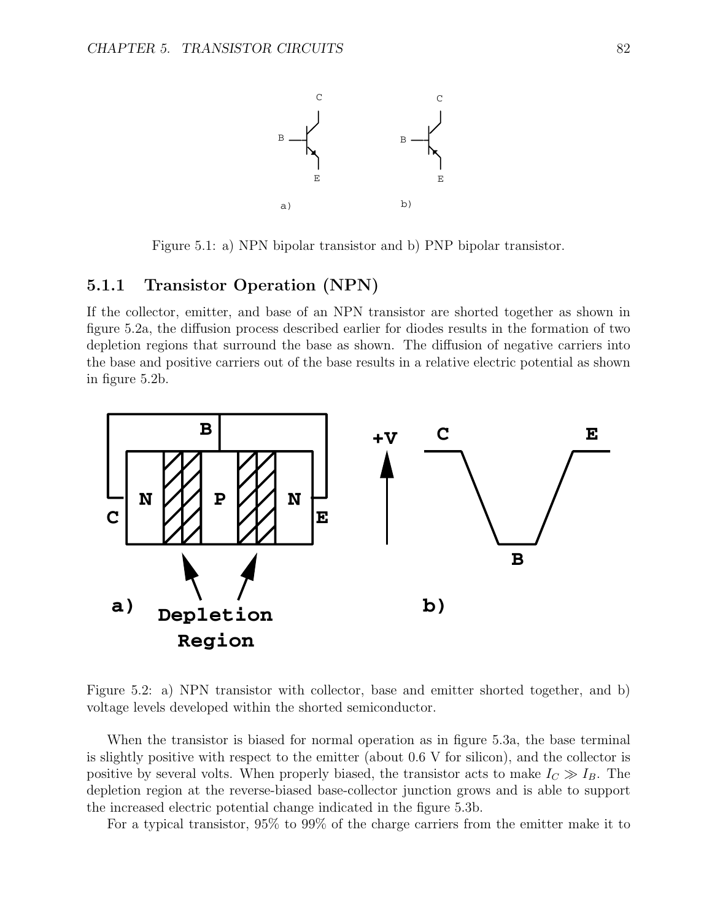Figure 5.1: a) NPN bipolar transistor and b) PNP bipolar transistor.

### 5.1.1 Transistor Operation (NPN)

If the collector, emitter, and base of an NPN transistor are shorted together as shown in figure 5.2a, the diffusion process described earlier for diodes results in the formation of two depletion regions that surround the base as shown. The diffusion of negative carriers into the base and positive carriers out of the base results in a relative electric potential as shown in figure 5.2b.

Figure 5.2: a) NPN transistor with collector, base and emitter shorted together, and b) voltage levels developed within the shorted semiconductor.

When the transistor is biased for normal operation as in figure 5.3a, the base terminal is slightly positive with respect to the emitter (about 0.6 V for silicon), and the collector is positive by several volts. When properly biased, the transistor acts to make $I_C \gg I_B$. The depletion region at the reverse-biased base-collector junction grows and is able to support the increased electric potential change indicated in the figure 5.3b.

For a typical transistor, 95% to 99% of the charge carriers from the emitter make it to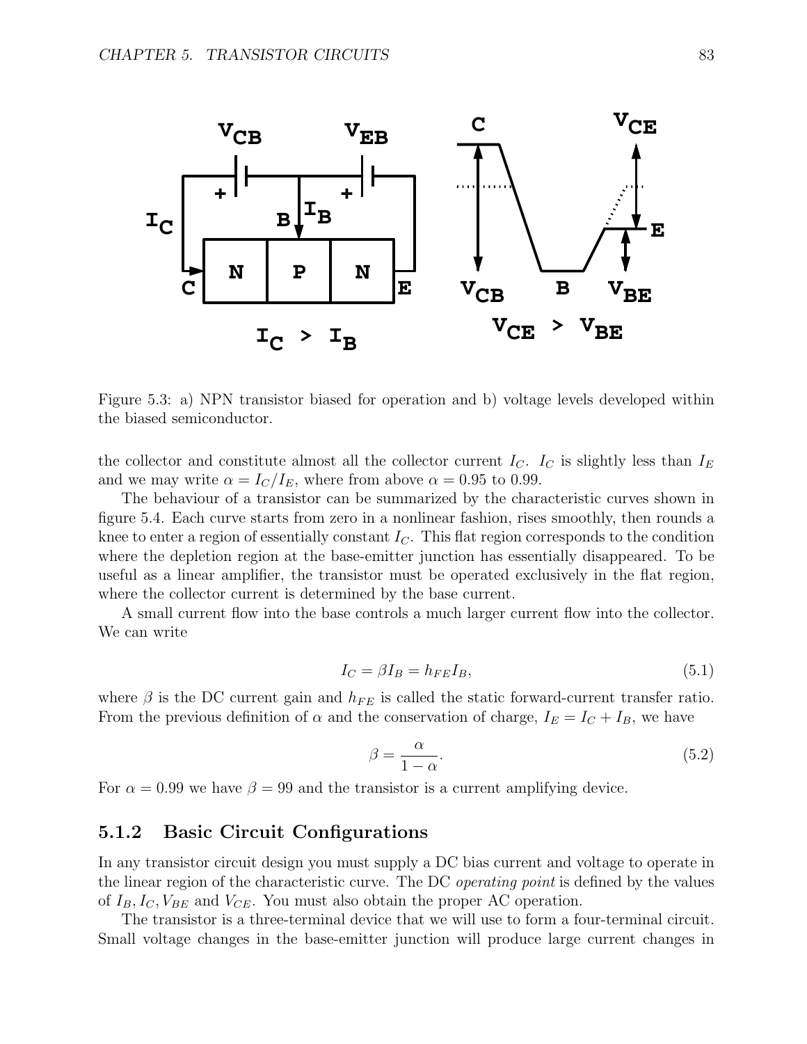Figure 5.3: a) NPN transistor biased for operation and b) voltage levels developed within the biased semiconductor.

the collector and constitute almost all the collector current $I_C$. $I_C$ is slightly less than $I_E$ and we may write $\alpha = I_C/I_E$, where from above $\alpha = 0.95$ to 0.99.

The behaviour of a transistor can be summarized by the characteristic curves shown in figure 5.4. Each curve starts from zero in a nonlinear fashion, rises smoothly, then rounds a knee to enter a region of essentially constant $I_C$. This flat region corresponds to the condition where the depletion region at the base-emitter junction has essentially disappeared. To be useful as a linear amplifier, the transistor must be operated exclusively in the flat region, where the collector current is determined by the base current.

A small current flow into the base controls a much larger current flow into the collector. We can write

$$I_C = \beta I_B = h_{FE} I_B, \tag{5.1}$$

where $\beta$ is the DC current gain and $h_{FE}$ is called the static forward-current transfer ratio. From the previous definition of $\alpha$ and the conservation of charge, $I_E = I_C + I_B$, we have

$$\beta = \frac{\alpha}{1 - \alpha}. \tag{5.2}$$

For $\alpha = 0.99$ we have $\beta = 99$ and the transistor is a current amplifying device.

### 5.1.2 Basic Circuit Configurations

In any transistor circuit design you must supply a DC bias current and voltage to operate in the linear region of the characteristic curve. The DC *operating point* is defined by the values of $I_B, I_C, V_{BE}$ and $V_{CE}$. You must also obtain the proper AC operation.

The transistor is a three-terminal device that we will use to form a four-terminal circuit. Small voltage changes in the base-emitter junction will produce large current changes in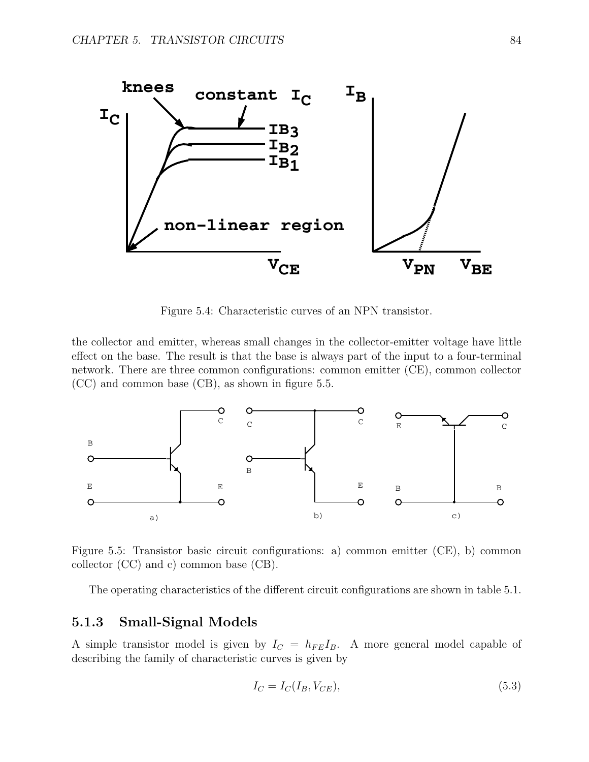Figure 5.4: Characteristic curves of an NPN transistor.

the collector and emitter, whereas small changes in the collector-emitter voltage have little effect on the base. The result is that the base is always part of the input to a four-terminal network. There are three common configurations: common emitter (CE), common collector (CC) and common base (CB), as shown in figure 5.5.

Figure 5.5: Transistor basic circuit configurations: a) common emitter (CE), b) common collector (CC) and c) common base (CB).

The operating characteristics of the different circuit configurations are shown in table 5.1.

### 5.1.3 Small-Signal Models

A simple transistor model is given by $I_C = h_{FE} I_B$. A more general model capable of describing the family of characteristic curves is given by

$$I_C = I_C(I_B, V_{CE}), \tag{5.3}$$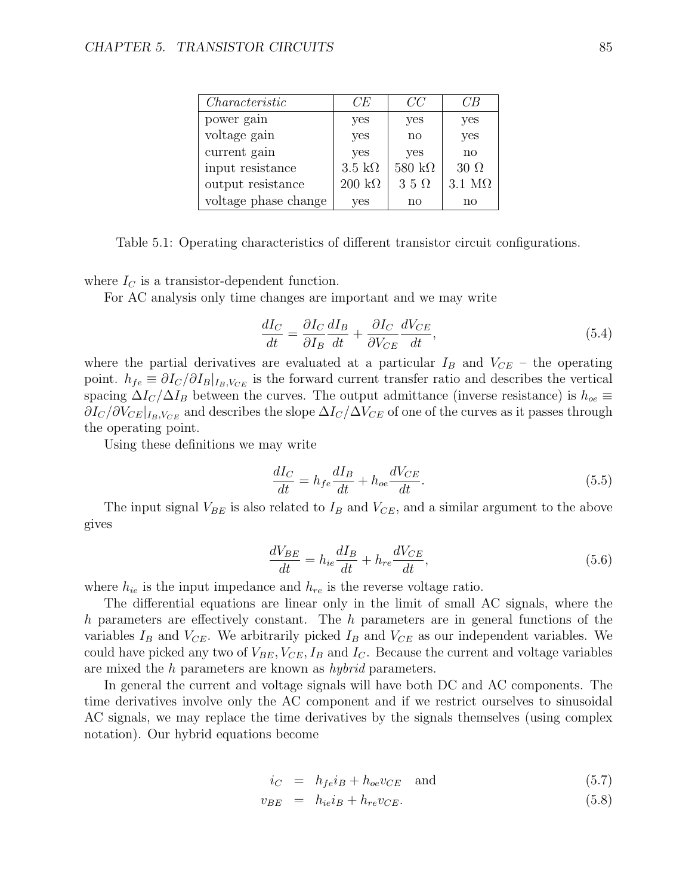| *Characteristic* | *CE* | *CC* | *CB* |
|---|---|---|---|
| power gain | yes | yes | yes |
| voltage gain | yes | no | yes |
| current gain | yes | yes | no |
| input resistance | 3.5 kΩ | 580 kΩ | 30 Ω |
| output resistance | 200 kΩ | 3 5 Ω | 3.1 MΩ |
| voltage phase change | yes | no | no |

Table 5.1: Operating characteristics of different transistor circuit configurations.

where $I_C$ is a transistor-dependent function.

For AC analysis only time changes are important and we may write

$$\frac{dI_C}{dt} = \frac{\partial I_C}{\partial I_B}\frac{dI_B}{dt} + \frac{\partial I_C}{\partial V_{CE}}\frac{dV_{CE}}{dt}, \tag{5.4}$$

where the partial derivatives are evaluated at a particular $I_B$ and $V_{CE}$ – the operating point. $h_{fe} \equiv \partial I_C / \partial I_B|_{I_B, V_{CE}}$ is the forward current transfer ratio and describes the vertical spacing $\Delta I_C / \Delta I_B$ between the curves. The output admittance (inverse resistance) is $h_{oe} \equiv \partial I_C / \partial V_{CE}|_{I_B, V_{CE}}$ and describes the slope $\Delta I_C / \Delta V_{CE}$ of one of the curves as it passes through the operating point.

Using these definitions we may write

$$\frac{dI_C}{dt} = h_{fe}\frac{dI_B}{dt} + h_{oe}\frac{dV_{CE}}{dt}. \tag{5.5}$$

The input signal $V_{BE}$ is also related to $I_B$ and $V_{CE}$, and a similar argument to the above gives

$$\frac{dV_{BE}}{dt} = h_{ie}\frac{dI_B}{dt} + h_{re}\frac{dV_{CE}}{dt}, \tag{5.6}$$

where $h_{ie}$ is the input impedance and $h_{re}$ is the reverse voltage ratio.

The differential equations are linear only in the limit of small AC signals, where the $h$ parameters are effectively constant. The $h$ parameters are in general functions of the variables $I_B$ and $V_{CE}$. We arbitrarily picked $I_B$ and $V_{CE}$ as our independent variables. We could have picked any two of $V_{BE}, V_{CE}, I_B$ and $I_C$. Because the current and voltage variables are mixed the $h$ parameters are known as *hybrid* parameters.

In general the current and voltage signals will have both DC and AC components. The time derivatives involve only the AC component and if we restrict ourselves to sinusoidal AC signals, we may replace the time derivatives by the signals themselves (using complex notation). Our hybrid equations become

$$i_C = h_{fe} i_B + h_{oe} v_{CE} \quad \text{and} \tag{5.7}$$

$$v_{BE} = h_{ie} i_B + h_{re} v_{CE}. \tag{5.8}$$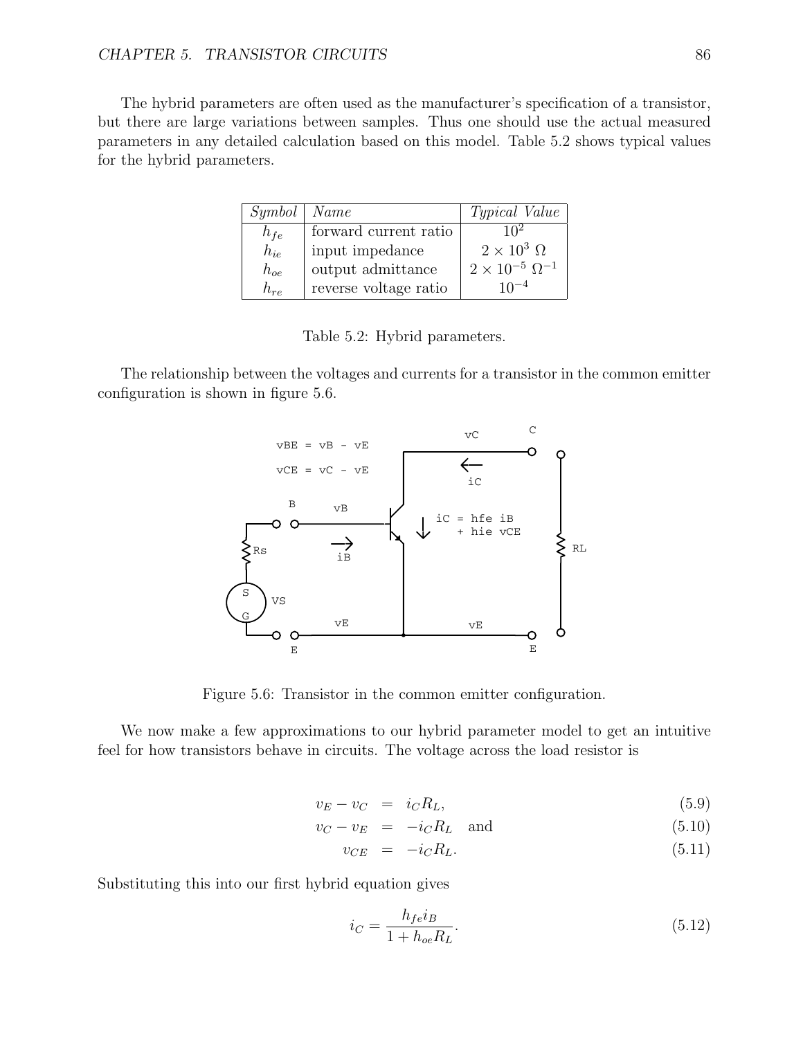The hybrid parameters are often used as the manufacturer's specification of a transistor, but there are large variations between samples. Thus one should use the actual measured parameters in any detailed calculation based on this model. Table 5.2 shows typical values for the hybrid parameters.

| *Symbol* | *Name* | *Typical Value* |
|---|---|---|
| $h_{fe}$ | forward current ratio | $10^2$ |
| $h_{ie}$ | input impedance | $2 \times 10^3\ \Omega$ |
| $h_{oe}$ | output admittance | $2 \times 10^{-5}\ \Omega^{-1}$ |
| $h_{re}$ | reverse voltage ratio | $10^{-4}$ |

Table 5.2: Hybrid parameters.

The relationship between the voltages and currents for a transistor in the common emitter configuration is shown in figure 5.6.

Figure 5.6: Transistor in the common emitter configuration.

We now make a few approximations to our hybrid parameter model to get an intuitive feel for how transistors behave in circuits. The voltage across the load resistor is

$$
\begin{aligned}
v_E - v_C &= i_C R_L, &(5.9)\\
v_C - v_E &= -i_C R_L \quad \text{and} &(5.10)\\
v_{CE} &= -i_C R_L. &(5.11)
\end{aligned}
$$

Substituting this into our first hybrid equation gives

$$
i_C = \frac{h_{fe} i_B}{1 + h_{oe} R_L}. \tag{5.12}
$$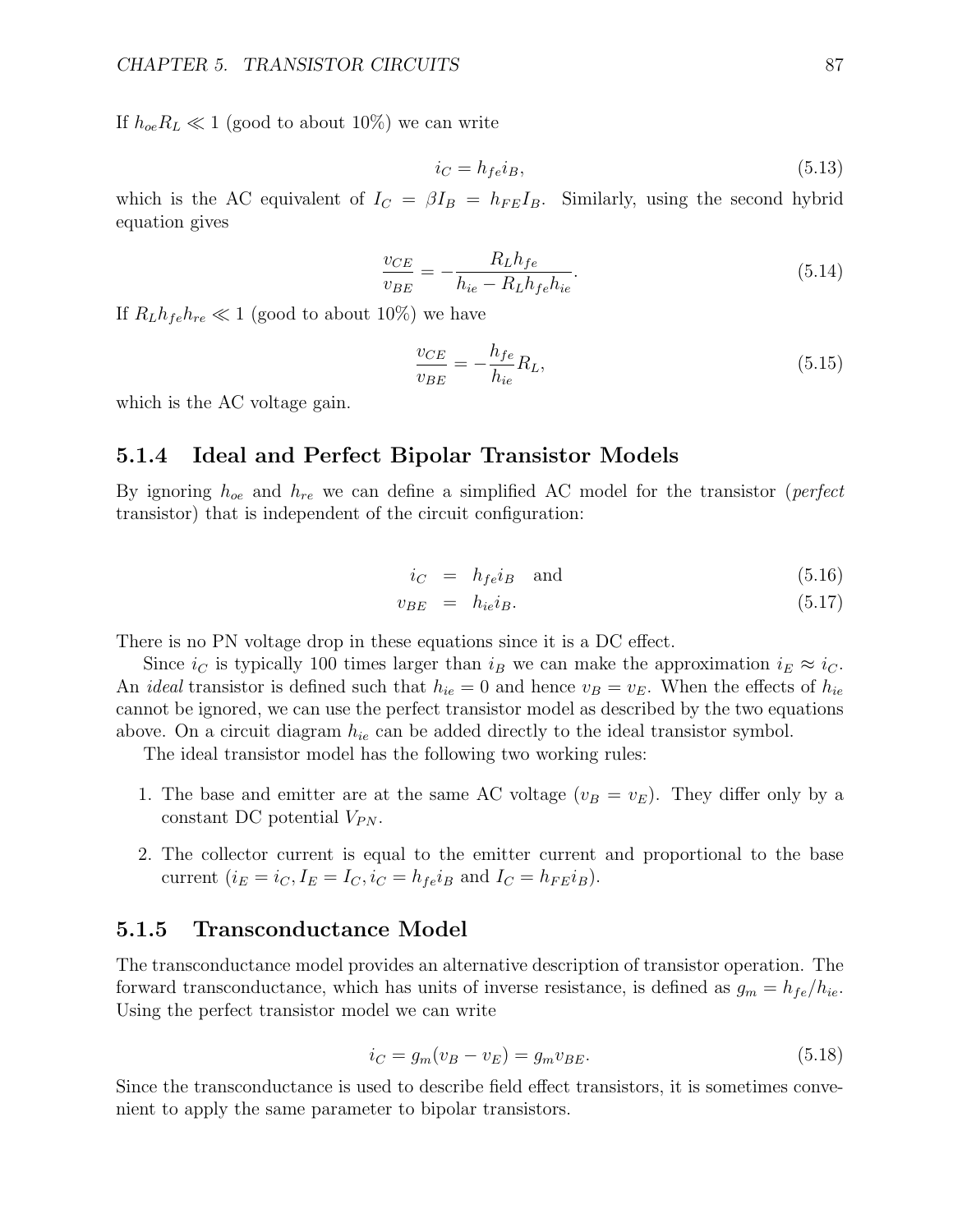If $h_{oe}R_L \ll 1$ (good to about 10%) we can write

$$i_C = h_{fe} i_B, \tag{5.13}$$

which is the AC equivalent of $I_C = \beta I_B = h_{FE} I_B$. Similarly, using the second hybrid equation gives

$$\frac{v_{CE}}{v_{BE}} = -\frac{R_L h_{fe}}{h_{ie} - R_L h_{fe} h_{ie}}. \tag{5.14}$$

If $R_L h_{fe} h_{re} \ll 1$ (good to about 10%) we have

$$\frac{v_{CE}}{v_{BE}} = -\frac{h_{fe}}{h_{ie}} R_L, \tag{5.15}$$

which is the AC voltage gain.

### 5.1.4 Ideal and Perfect Bipolar Transistor Models

By ignoring $h_{oe}$ and $h_{re}$ we can define a simplified AC model for the transistor (*perfect* transistor) that is independent of the circuit configuration:

$$i_C = h_{fe} i_B \quad \text{and} \tag{5.16}$$

$$v_{BE} = h_{ie} i_B. \tag{5.17}$$

There is no PN voltage drop in these equations since it is a DC effect.

Since $i_C$ is typically 100 times larger than $i_B$ we can make the approximation $i_E \approx i_C$. An *ideal* transistor is defined such that $h_{ie} = 0$ and hence $v_B = v_E$. When the effects of $h_{ie}$ cannot be ignored, we can use the perfect transistor model as described by the two equations above. On a circuit diagram $h_{ie}$ can be added directly to the ideal transistor symbol.

The ideal transistor model has the following two working rules:

1. The base and emitter are at the same AC voltage ($v_B = v_E$). They differ only by a constant DC potential $V_{PN}$.
2. The collector current is equal to the emitter current and proportional to the base current ($i_E = i_C, I_E = I_C, i_C = h_{fe} i_B$ and $I_C = h_{FE} i_B$).

### 5.1.5 Transconductance Model

The transconductance model provides an alternative description of transistor operation. The forward transconductance, which has units of inverse resistance, is defined as $g_m = h_{fe}/h_{ie}$. Using the perfect transistor model we can write

$$i_C = g_m(v_B - v_E) = g_m v_{BE}. \tag{5.18}$$

Since the transconductance is used to describe field effect transistors, it is sometimes convenient to apply the same parameter to bipolar transistors.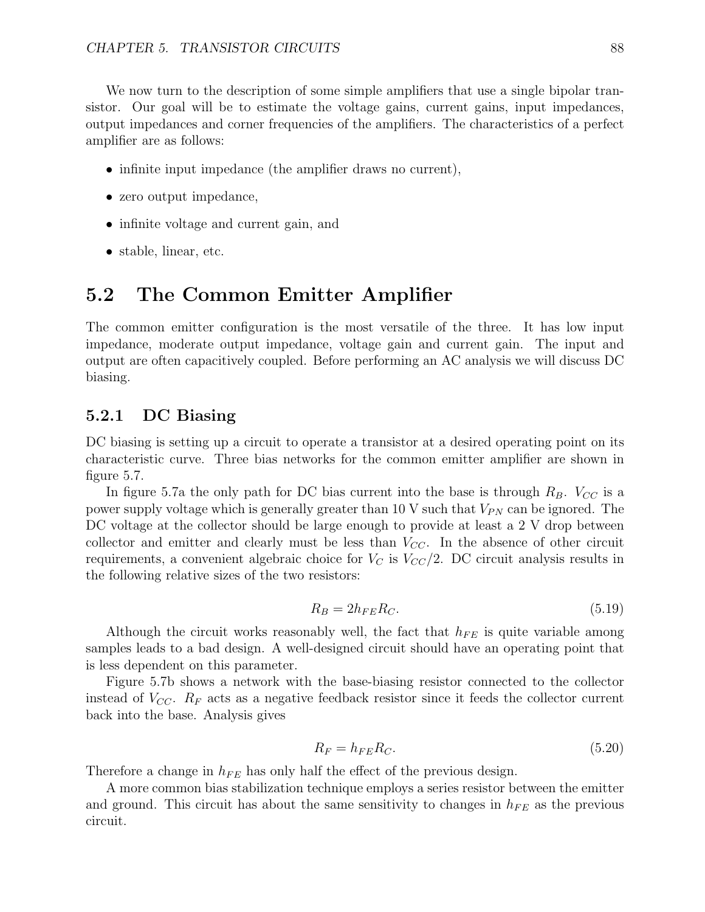We now turn to the description of some simple amplifiers that use a single bipolar transistor. Our goal will be to estimate the voltage gains, current gains, input impedances, output impedances and corner frequencies of the amplifiers. The characteristics of a perfect amplifier are as follows:

- infinite input impedance (the amplifier draws no current),
- zero output impedance,
- infinite voltage and current gain, and
- stable, linear, etc.

## 5.2 The Common Emitter Amplifier

The common emitter configuration is the most versatile of the three. It has low input impedance, moderate output impedance, voltage gain and current gain. The input and output are often capacitively coupled. Before performing an AC analysis we will discuss DC biasing.

### 5.2.1 DC Biasing

DC biasing is setting up a circuit to operate a transistor at a desired operating point on its characteristic curve. Three bias networks for the common emitter amplifier are shown in figure 5.7.

In figure 5.7a the only path for DC bias current into the base is through $R_B$. $V_{CC}$ is a power supply voltage which is generally greater than 10 V such that $V_{PN}$ can be ignored. The DC voltage at the collector should be large enough to provide at least a 2 V drop between collector and emitter and clearly must be less than $V_{CC}$. In the absence of other circuit requirements, a convenient algebraic choice for $V_C$ is $V_{CC}/2$. DC circuit analysis results in the following relative sizes of the two resistors:

$$R_B = 2h_{FE}R_C. \tag{5.19}$$

Although the circuit works reasonably well, the fact that $h_{FE}$ is quite variable among samples leads to a bad design. A well-designed circuit should have an operating point that is less dependent on this parameter.

Figure 5.7b shows a network with the base-biasing resistor connected to the collector instead of $V_{CC}$. $R_F$ acts as a negative feedback resistor since it feeds the collector current back into the base. Analysis gives

$$R_F = h_{FE}R_C. \tag{5.20}$$

Therefore a change in $h_{FE}$ has only half the effect of the previous design.

A more common bias stabilization technique employs a series resistor between the emitter and ground. This circuit has about the same sensitivity to changes in $h_{FE}$ as the previous circuit.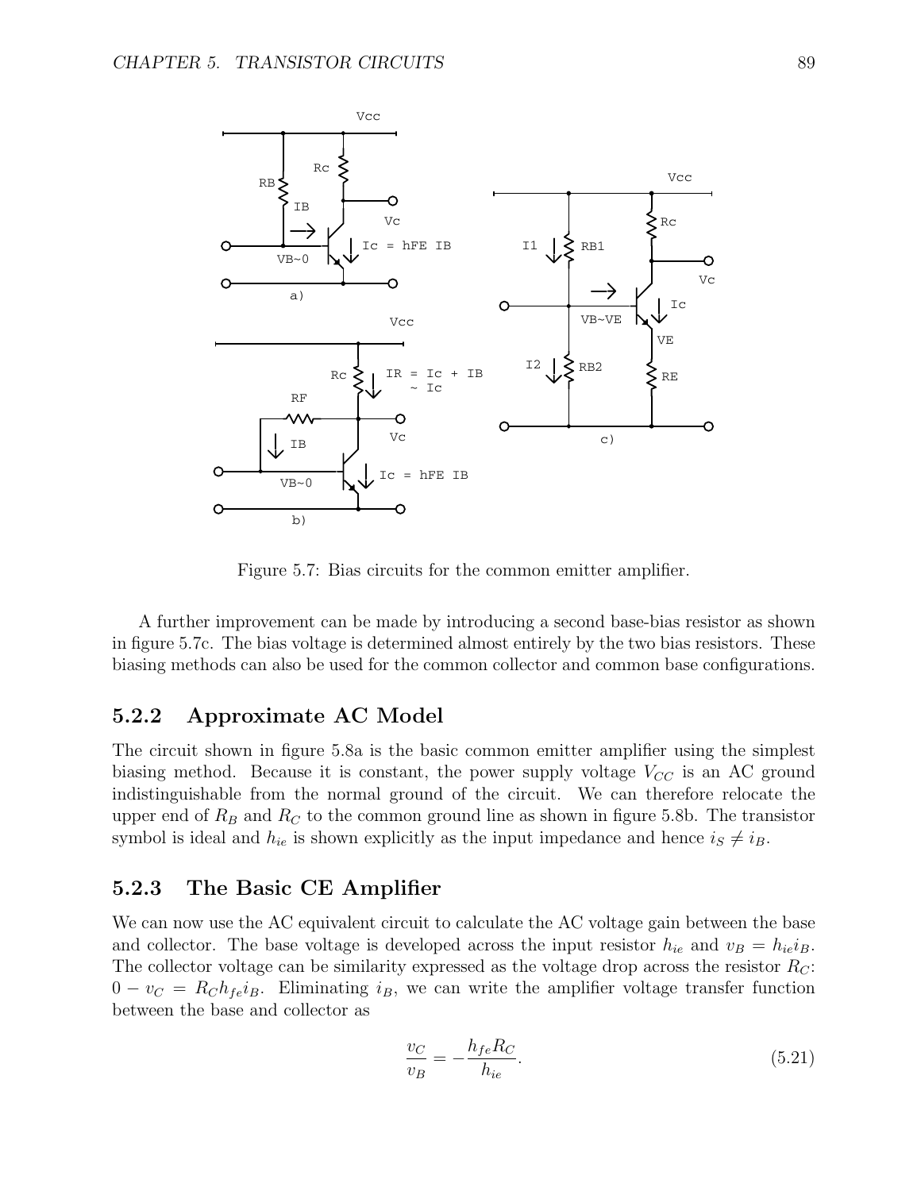Figure 5.7: Bias circuits for the common emitter amplifier.

A further improvement can be made by introducing a second base-bias resistor as shown in figure 5.7c. The bias voltage is determined almost entirely by the two bias resistors. These biasing methods can also be used for the common collector and common base configurations.

### 5.2.2 Approximate AC Model

The circuit shown in figure 5.8a is the basic common emitter amplifier using the simplest biasing method. Because it is constant, the power supply voltage $V_{CC}$ is an AC ground indistinguishable from the normal ground of the circuit. We can therefore relocate the upper end of $R_B$ and $R_C$ to the common ground line as shown in figure 5.8b. The transistor symbol is ideal and $h_{ie}$ is shown explicitly as the input impedance and hence $i_S \neq i_B$.

### 5.2.3 The Basic CE Amplifier

We can now use the AC equivalent circuit to calculate the AC voltage gain between the base and collector. The base voltage is developed across the input resistor $h_{ie}$ and $v_B = h_{ie} i_B$. The collector voltage can be similarity expressed as the voltage drop across the resistor $R_C$: $0 - v_C = R_C h_{fe} i_B$. Eliminating $i_B$, we can write the amplifier voltage transfer function between the base and collector as

$$\frac{v_C}{v_B} = -\frac{h_{fe} R_C}{h_{ie}}. \tag{5.21}$$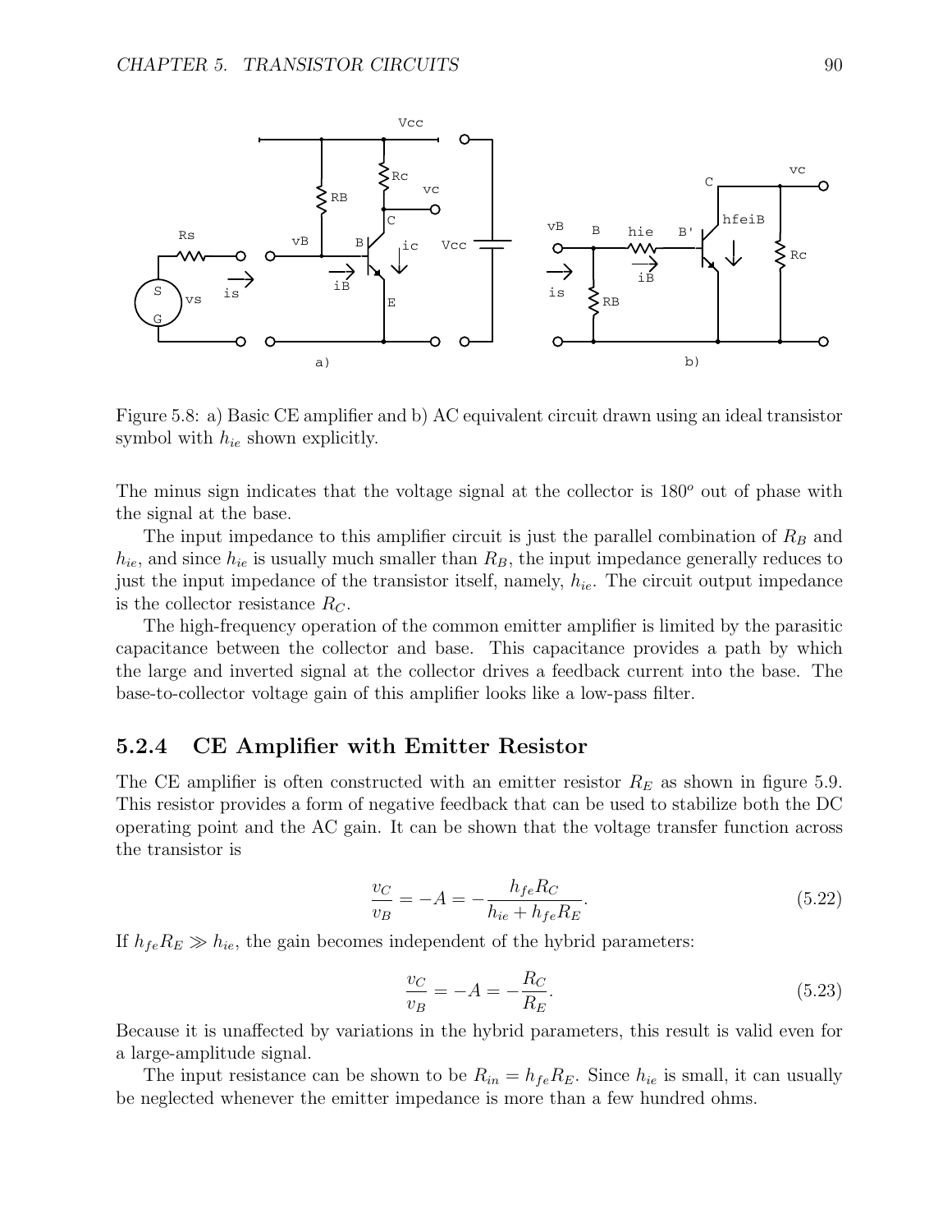Figure 5.8: a) Basic CE amplifier and b) AC equivalent circuit drawn using an ideal transistor symbol with $h_{ie}$ shown explicitly.

The minus sign indicates that the voltage signal at the collector is $180^o$ out of phase with the signal at the base.

The input impedance to this amplifier circuit is just the parallel combination of $R_B$ and $h_{ie}$, and since $h_{ie}$ is usually much smaller than $R_B$, the input impedance generally reduces to just the input impedance of the transistor itself, namely, $h_{ie}$. The circuit output impedance is the collector resistance $R_C$.

The high-frequency operation of the common emitter amplifier is limited by the parasitic capacitance between the collector and base. This capacitance provides a path by which the large and inverted signal at the collector drives a feedback current into the base. The base-to-collector voltage gain of this amplifier looks like a low-pass filter.

### 5.2.4 CE Amplifier with Emitter Resistor

The CE amplifier is often constructed with an emitter resistor $R_E$ as shown in figure 5.9. This resistor provides a form of negative feedback that can be used to stabilize both the DC operating point and the AC gain. It can be shown that the voltage transfer function across the transistor is

$$\frac{v_C}{v_B} = -A = -\frac{h_{fe}R_C}{h_{ie} + h_{fe}R_E}. \tag{5.22}$$

If $h_{fe}R_E \gg h_{ie}$, the gain becomes independent of the hybrid parameters:

$$\frac{v_C}{v_B} = -A = -\frac{R_C}{R_E}. \tag{5.23}$$

Because it is unaffected by variations in the hybrid parameters, this result is valid even for a large-amplitude signal.

The input resistance can be shown to be $R_{in} = h_{fe}R_E$. Since $h_{ie}$ is small, it can usually be neglected whenever the emitter impedance is more than a few hundred ohms.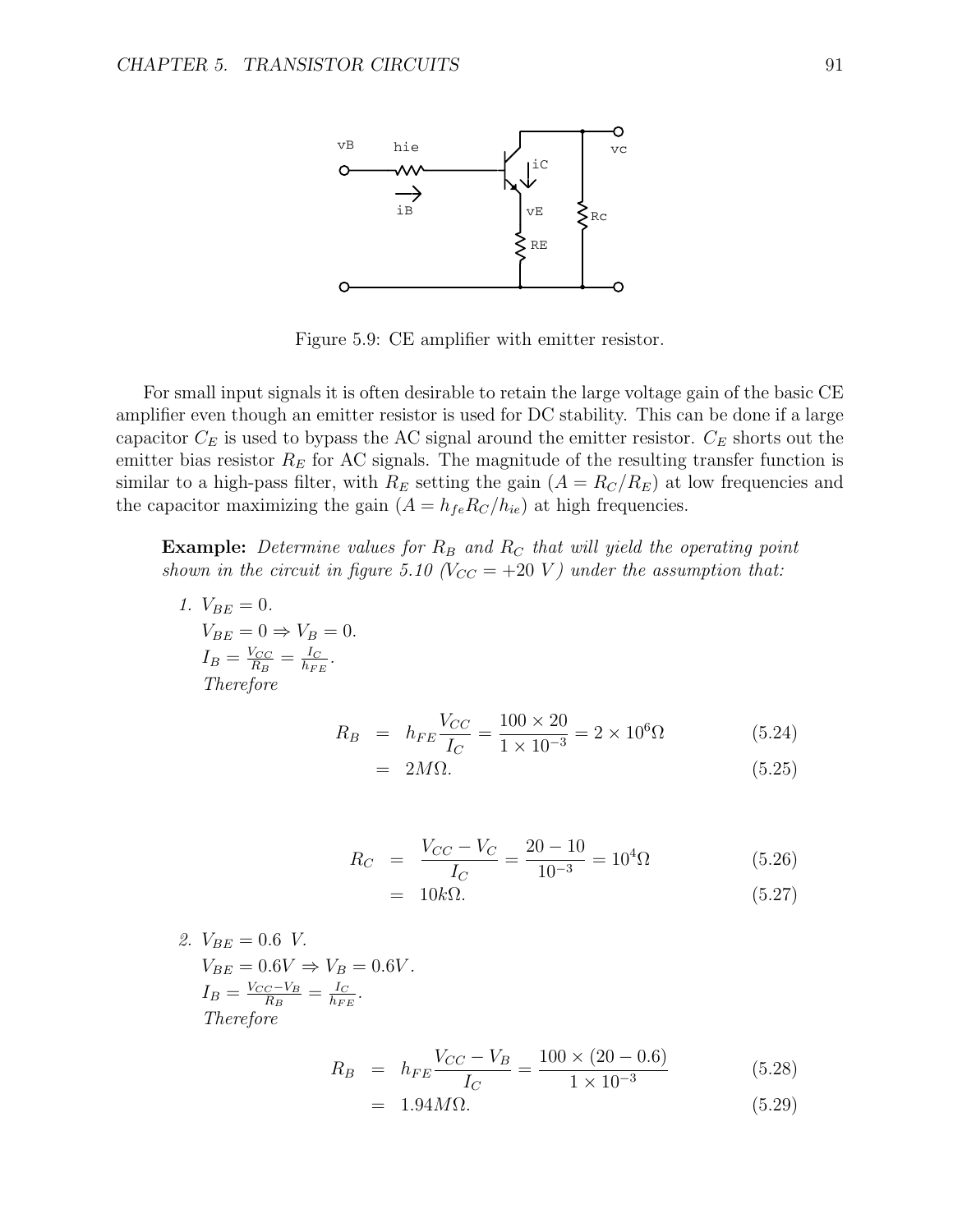Figure 5.9: CE amplifier with emitter resistor.

For small input signals it is often desirable to retain the large voltage gain of the basic CE amplifier even though an emitter resistor is used for DC stability. This can be done if a large capacitor $C_E$ is used to bypass the AC signal around the emitter resistor. $C_E$ shorts out the emitter bias resistor $R_E$ for AC signals. The magnitude of the resulting transfer function is similar to a high-pass filter, with $R_E$ setting the gain ($A = R_C/R_E$) at low frequencies and the capacitor maximizing the gain ($A = h_{fe}R_C/h_{ie}$) at high frequencies.

**Example:** *Determine values for $R_B$ and $R_C$ that will yield the operating point shown in the circuit in figure 5.10 ($V_{CC} = +20\ V$) under the assumption that:*

1. $V_{BE} = 0$.
   $V_{BE} = 0 \Rightarrow V_B = 0$.
   $I_B = \frac{V_{CC}}{R_B} = \frac{I_C}{h_{FE}}$.
   *Therefore*

$$R_B = h_{FE}\frac{V_{CC}}{I_C} = \frac{100 \times 20}{1 \times 10^{-3}} = 2 \times 10^6 \Omega \quad (5.24)$$

$$= 2M\Omega. \quad (5.25)$$

$$R_C = \frac{V_{CC} - V_C}{I_C} = \frac{20 - 10}{10^{-3}} = 10^4 \Omega \quad (5.26)$$

$$= 10k\Omega. \quad (5.27)$$

2. $V_{BE} = 0.6\ V$.
   $V_{BE} = 0.6V \Rightarrow V_B = 0.6V$.
   $I_B = \frac{V_{CC} - V_B}{R_B} = \frac{I_C}{h_{FE}}$.
   *Therefore*

$$R_B = h_{FE}\frac{V_{CC} - V_B}{I_C} = \frac{100 \times (20 - 0.6)}{1 \times 10^{-3}} \quad (5.28)$$

$$= 1.94M\Omega. \quad (5.29)$$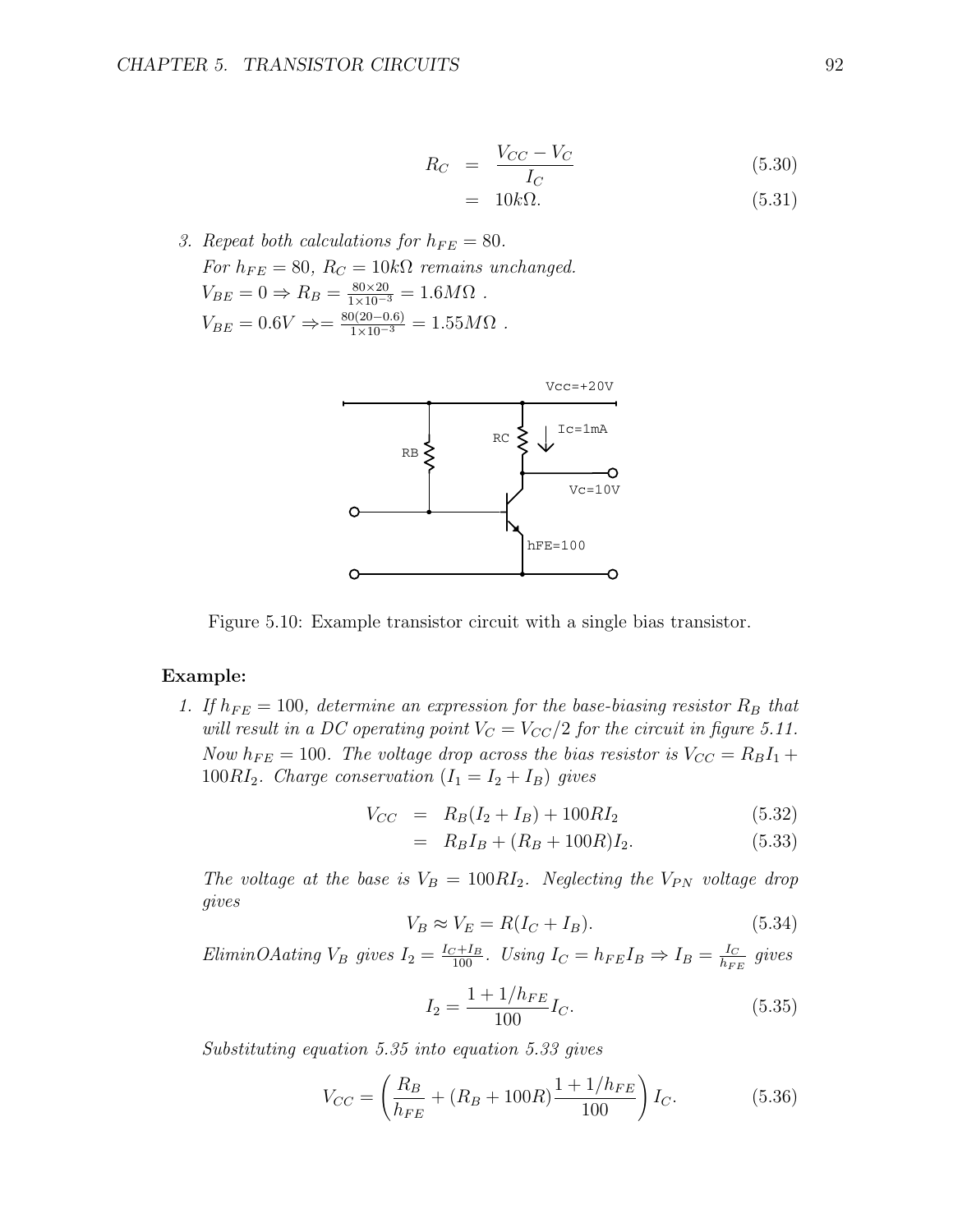$$R_C = \frac{V_{CC} - V_C}{I_C} \tag{5.30}$$

$$= 10k\Omega. \tag{5.31}$$

3. *Repeat both calculations for $h_{FE} = 80$.*
   *For $h_{FE} = 80$, $R_C = 10k\Omega$ remains unchanged.*
   $V_{BE} = 0 \Rightarrow R_B = \frac{80 \times 20}{1 \times 10^{-3}} = 1.6M\Omega$ .
   $V_{BE} = 0.6V \Rightarrow = \frac{80(20-0.6)}{1 \times 10^{-3}} = 1.55M\Omega$ .

Figure 5.10: Example transistor circuit with a single bias transistor.

**Example:**

1. *If $h_{FE} = 100$, determine an expression for the base-biasing resistor $R_B$ that will result in a DC operating point $V_C = V_{CC}/2$ for the circuit in figure 5.11.*
   *Now $h_{FE} = 100$. The voltage drop across the bias resistor is $V_{CC} = R_B I_1 + 100RI_2$. Charge conservation ($I_1 = I_2 + I_B$) gives*

$$V_{CC} = R_B(I_2 + I_B) + 100RI_2 \tag{5.32}$$

$$= R_B I_B + (R_B + 100R)I_2. \tag{5.33}$$

*The voltage at the base is $V_B = 100RI_2$. Neglecting the $V_{PN}$ voltage drop gives*

$$V_B \approx V_E = R(I_C + I_B). \tag{5.34}$$

*EliminOAating $V_B$ gives $I_2 = \frac{I_C + I_B}{100}$. Using $I_C = h_{FE} I_B \Rightarrow I_B = \frac{I_C}{h_{FE}}$ gives*

$$I_2 = \frac{1 + 1/h_{FE}}{100} I_C. \tag{5.35}$$

*Substituting equation 5.35 into equation 5.33 gives*

$$V_{CC} = \left( \frac{R_B}{h_{FE}} + (R_B + 100R) \frac{1 + 1/h_{FE}}{100} \right) I_C. \tag{5.36}$$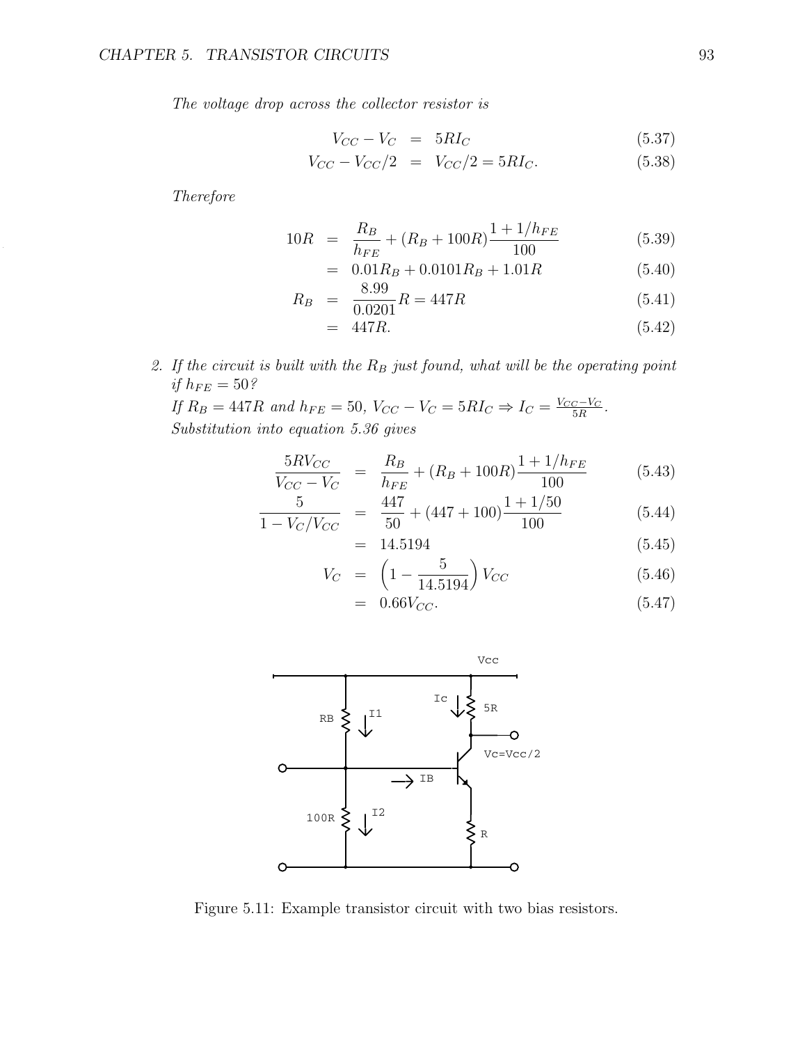*The voltage drop across the collector resistor is*

$$
\begin{aligned}
V_{CC} - V_C &= 5RI_C && (5.37)\\
V_{CC} - V_{CC}/2 &= V_{CC}/2 = 5RI_C. && (5.38)
\end{aligned}
$$

*Therefore*

$$
\begin{aligned}
10R &= \frac{R_B}{h_{FE}} + (R_B + 100R)\frac{1 + 1/h_{FE}}{100} && (5.39)\\
&= 0.01R_B + 0.0101R_B + 1.01R && (5.40)\\
R_B &= \frac{8.99}{0.0201}R = 447R && (5.41)\\
&= 447R. && (5.42)
\end{aligned}
$$

2. *If the circuit is built with the $R_B$ just found, what will be the operating point if $h_{FE} = 50$?*
   *If $R_B = 447R$ and $h_{FE} = 50$, $V_{CC} - V_C = 5RI_C \Rightarrow I_C = \frac{V_{CC} - V_C}{5R}$. Substitution into equation 5.36 gives*

$$
\begin{aligned}
\frac{5RV_{CC}}{V_{CC} - V_C} &= \frac{R_B}{h_{FE}} + (R_B + 100R)\frac{1 + 1/h_{FE}}{100} && (5.43)\\
\frac{5}{1 - V_C/V_{CC}} &= \frac{447}{50} + (447 + 100)\frac{1 + 1/50}{100} && (5.44)\\
&= 14.5194 && (5.45)\\
V_C &= \left(1 - \frac{5}{14.5194}\right)V_{CC} && (5.46)\\
&= 0.66V_{CC}. && (5.47)
\end{aligned}
$$

Figure 5.11: Example transistor circuit with two bias resistors.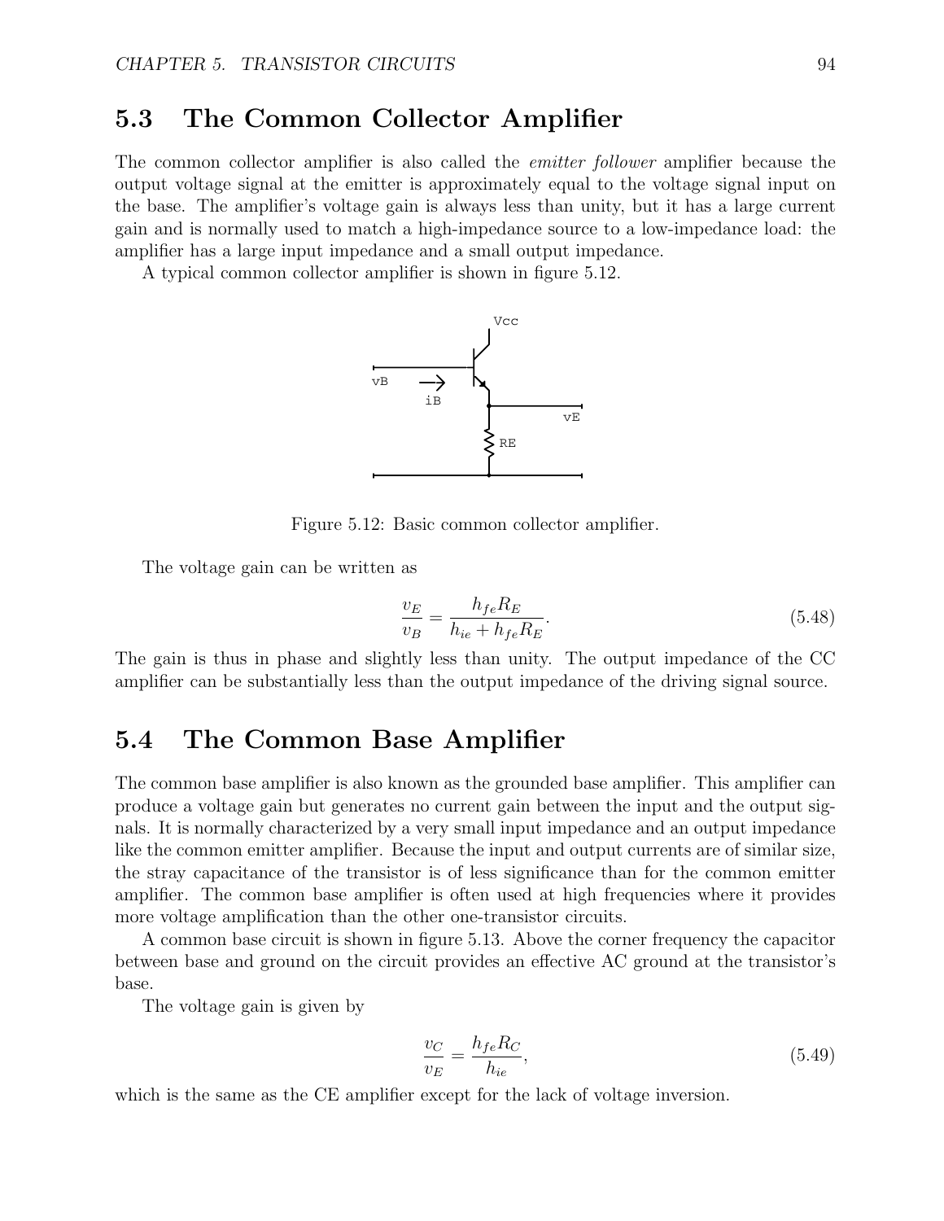## 5.3 The Common Collector Amplifier

The common collector amplifier is also called the *emitter follower* amplifier because the output voltage signal at the emitter is approximately equal to the voltage signal input on the base. The amplifier's voltage gain is always less than unity, but it has a large current gain and is normally used to match a high-impedance source to a low-impedance load: the amplifier has a large input impedance and a small output impedance.

A typical common collector amplifier is shown in figure 5.12.

Figure 5.12: Basic common collector amplifier.

The voltage gain can be written as

$$\frac{v_E}{v_B} = \frac{h_{fe}R_E}{h_{ie} + h_{fe}R_E}. \tag{5.48}$$

The gain is thus in phase and slightly less than unity. The output impedance of the CC amplifier can be substantially less than the output impedance of the driving signal source.

## 5.4 The Common Base Amplifier

The common base amplifier is also known as the grounded base amplifier. This amplifier can produce a voltage gain but generates no current gain between the input and the output signals. It is normally characterized by a very small input impedance and an output impedance like the common emitter amplifier. Because the input and output currents are of similar size, the stray capacitance of the transistor is of less significance than for the common emitter amplifier. The common base amplifier is often used at high frequencies where it provides more voltage amplification than the other one-transistor circuits.

A common base circuit is shown in figure 5.13. Above the corner frequency the capacitor between base and ground on the circuit provides an effective AC ground at the transistor's base.

The voltage gain is given by

$$\frac{v_C}{v_E} = \frac{h_{fe}R_C}{h_{ie}}, \tag{5.49}$$

which is the same as the CE amplifier except for the lack of voltage inversion.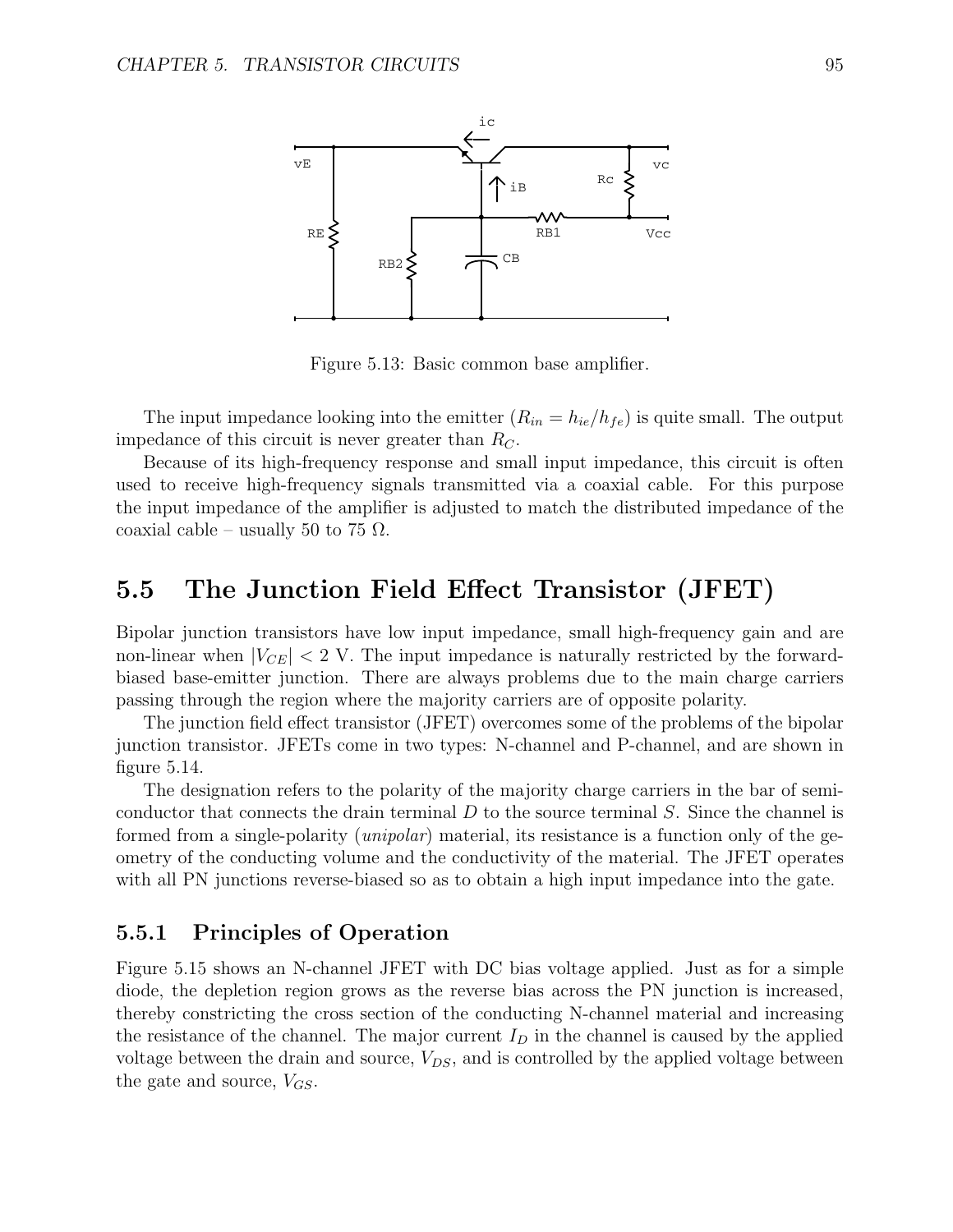Figure 5.13: Basic common base amplifier.

The input impedance looking into the emitter ($R_{in} = h_{ie}/h_{fe}$) is quite small. The output impedance of this circuit is never greater than $R_C$.

Because of its high-frequency response and small input impedance, this circuit is often used to receive high-frequency signals transmitted via a coaxial cable. For this purpose the input impedance of the amplifier is adjusted to match the distributed impedance of the coaxial cable – usually 50 to 75 Ω.

## 5.5 The Junction Field Effect Transistor (JFET)

Bipolar junction transistors have low input impedance, small high-frequency gain and are non-linear when $|V_{CE}| < 2$ V. The input impedance is naturally restricted by the forward-biased base-emitter junction. There are always problems due to the main charge carriers passing through the region where the majority carriers are of opposite polarity.

The junction field effect transistor (JFET) overcomes some of the problems of the bipolar junction transistor. JFETs come in two types: N-channel and P-channel, and are shown in figure 5.14.

The designation refers to the polarity of the majority charge carriers in the bar of semiconductor that connects the drain terminal $D$ to the source terminal $S$. Since the channel is formed from a single-polarity (*unipolar*) material, its resistance is a function only of the geometry of the conducting volume and the conductivity of the material. The JFET operates with all PN junctions reverse-biased so as to obtain a high input impedance into the gate.

### 5.5.1 Principles of Operation

Figure 5.15 shows an N-channel JFET with DC bias voltage applied. Just as for a simple diode, the depletion region grows as the reverse bias across the PN junction is increased, thereby constricting the cross section of the conducting N-channel material and increasing the resistance of the channel. The major current $I_D$ in the channel is caused by the applied voltage between the drain and source, $V_{DS}$, and is controlled by the applied voltage between the gate and source, $V_{GS}$.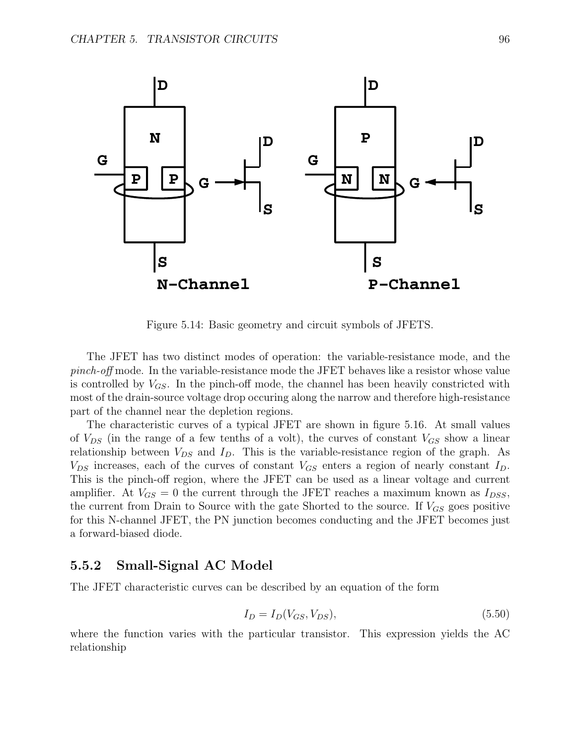Figure 5.14: Basic geometry and circuit symbols of JFETS.

The JFET has two distinct modes of operation: the variable-resistance mode, and the *pinch-off* mode. In the variable-resistance mode the JFET behaves like a resistor whose value is controlled by $V_{GS}$. In the pinch-off mode, the channel has been heavily constricted with most of the drain-source voltage drop occuring along the narrow and therefore high-resistance part of the channel near the depletion regions.

The characteristic curves of a typical JFET are shown in figure 5.16. At small values of $V_{DS}$ (in the range of a few tenths of a volt), the curves of constant $V_{GS}$ show a linear relationship between $V_{DS}$ and $I_D$. This is the variable-resistance region of the graph. As $V_{DS}$ increases, each of the curves of constant $V_{GS}$ enters a region of nearly constant $I_D$. This is the pinch-off region, where the JFET can be used as a linear voltage and current amplifier. At $V_{GS} = 0$ the current through the JFET reaches a maximum known as $I_{DSS}$, the current from Drain to Source with the gate Shorted to the source. If $V_{GS}$ goes positive for this N-channel JFET, the PN junction becomes conducting and the JFET becomes just a forward-biased diode.

### 5.5.2 Small-Signal AC Model

The JFET characteristic curves can be described by an equation of the form

$$I_D = I_D(V_{GS}, V_{DS}), \tag{5.50}$$

where the function varies with the particular transistor. This expression yields the AC relationship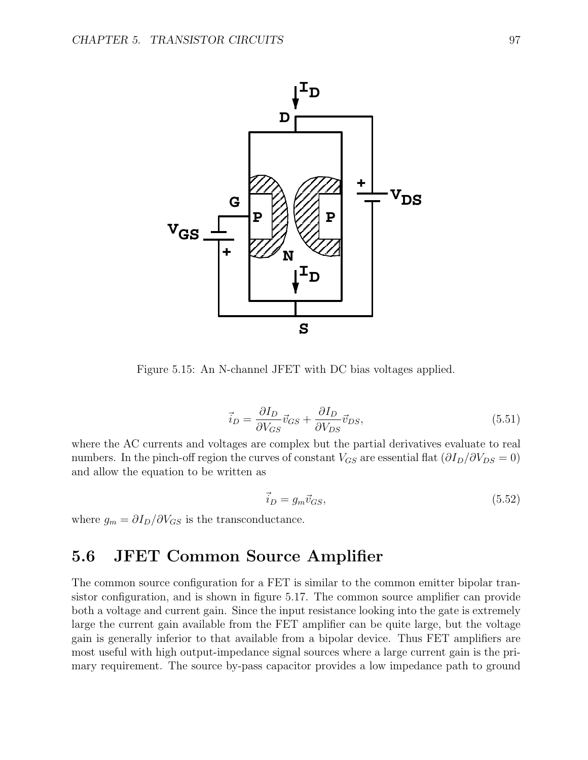Figure 5.15: An N-channel JFET with DC bias voltages applied.

$$\vec{i}_D = \frac{\partial I_D}{\partial V_{GS}} \vec{v}_{GS} + \frac{\partial I_D}{\partial V_{DS}} \vec{v}_{DS}, \tag{5.51}$$

where the AC currents and voltages are complex but the partial derivatives evaluate to real numbers. In the pinch-off region the curves of constant $V_{GS}$ are essential flat ($\partial I_D / \partial V_{DS} = 0$) and allow the equation to be written as

$$\vec{i}_D = g_m \vec{v}_{GS}, \tag{5.52}$$

where $g_m = \partial I_D / \partial V_{GS}$ is the transconductance.

## 5.6 JFET Common Source Amplifier

The common source configuration for a FET is similar to the common emitter bipolar transistor configuration, and is shown in figure 5.17. The common source amplifier can provide both a voltage and current gain. Since the input resistance looking into the gate is extremely large the current gain available from the FET amplifier can be quite large, but the voltage gain is generally inferior to that available from a bipolar device. Thus FET amplifiers are most useful with high output-impedance signal sources where a large current gain is the primary requirement. The source by-pass capacitor provides a low impedance path to ground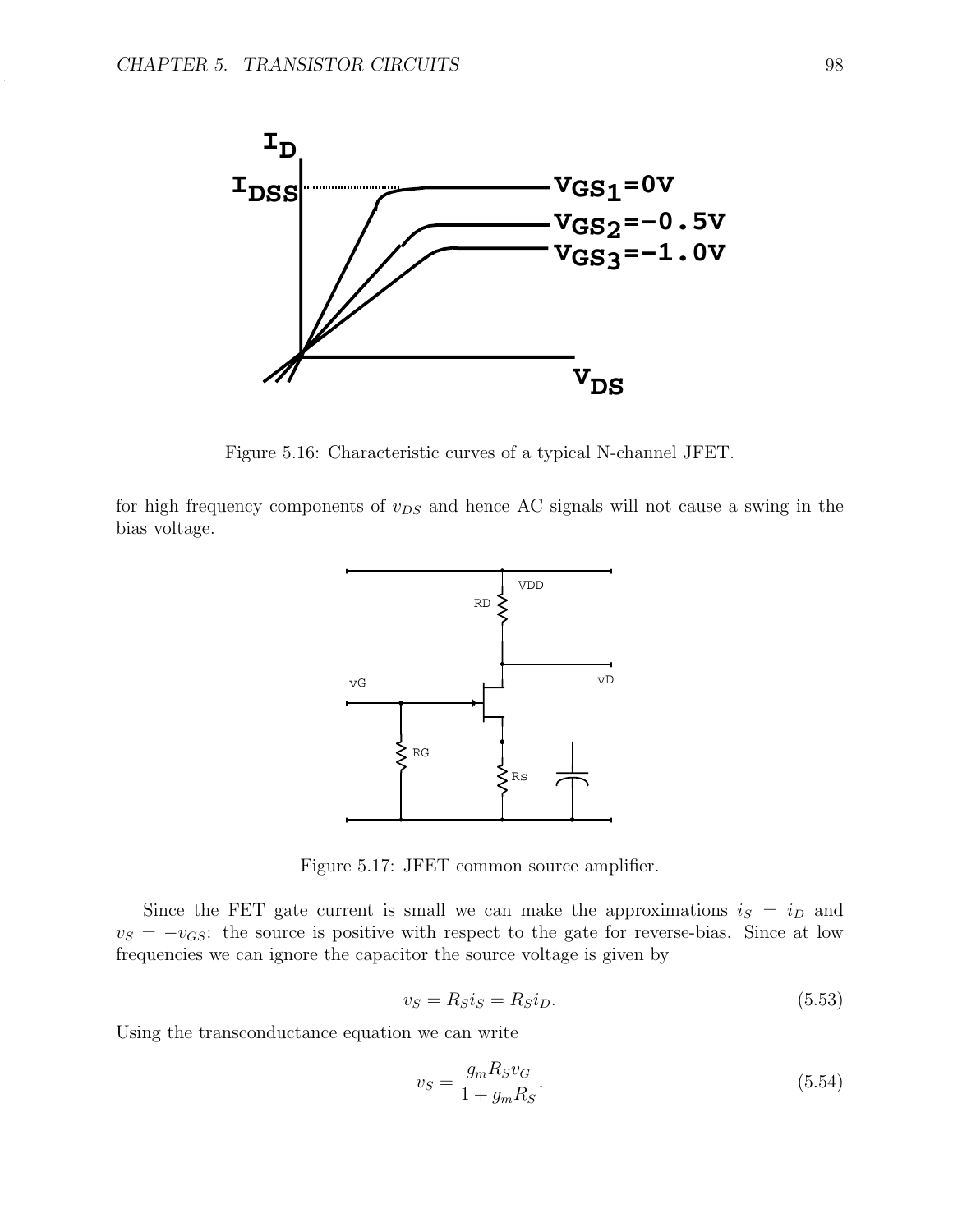Figure 5.16: Characteristic curves of a typical N-channel JFET.

for high frequency components of $v_{DS}$ and hence AC signals will not cause a swing in the bias voltage.

Figure 5.17: JFET common source amplifier.

Since the FET gate current is small we can make the approximations $i_S = i_D$ and $v_S = -v_{GS}$: the source is positive with respect to the gate for reverse-bias. Since at low frequencies we can ignore the capacitor the source voltage is given by

$$v_S = R_S i_S = R_S i_D. \tag{5.53}$$

Using the transconductance equation we can write

$$v_S = \frac{g_m R_S v_G}{1 + g_m R_S}. \tag{5.54}$$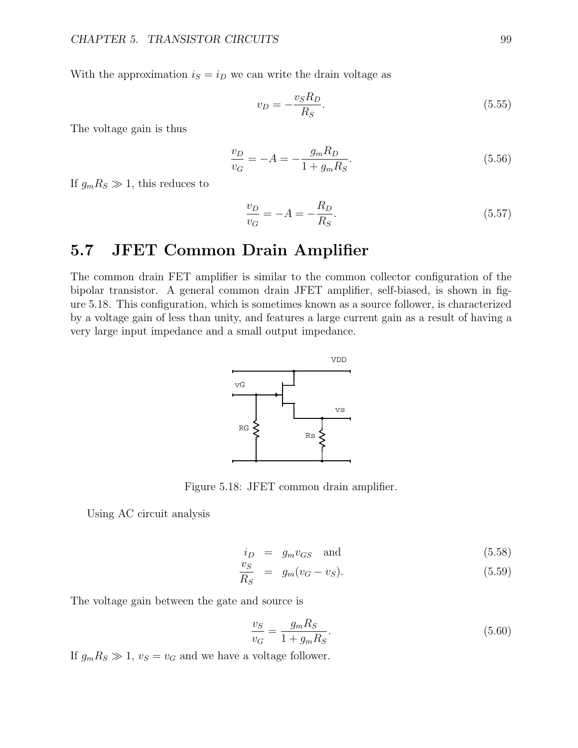With the approximation $i_S = i_D$ we can write the drain voltage as

$$v_D = -\frac{v_S R_D}{R_S}. \tag{5.55}$$

The voltage gain is thus

$$\frac{v_D}{v_G} = -A = -\frac{g_m R_D}{1 + g_m R_S}. \tag{5.56}$$

If $g_m R_S \gg 1$, this reduces to

$$\frac{v_D}{v_G} = -A = -\frac{R_D}{R_S}. \tag{5.57}$$

## 5.7 JFET Common Drain Amplifier

The common drain FET amplifier is similar to the common collector configuration of the bipolar transistor. A general common drain JFET amplifier, self-biased, is shown in figure 5.18. This configuration, which is sometimes known as a source follower, is characterized by a voltage gain of less than unity, and features a large current gain as a result of having a very large input impedance and a small output impedance.

Figure 5.18: JFET common drain amplifier.

Using AC circuit analysis

$$i_D = g_m v_{GS} \quad \text{and} \tag{5.58}$$

$$\frac{v_S}{R_S} = g_m(v_G - v_S). \tag{5.59}$$

The voltage gain between the gate and source is

$$\frac{v_S}{v_G} = \frac{g_m R_S}{1 + g_m R_S}. \tag{5.60}$$

If $g_m R_S \gg 1$, $v_S = v_G$ and we have a voltage follower.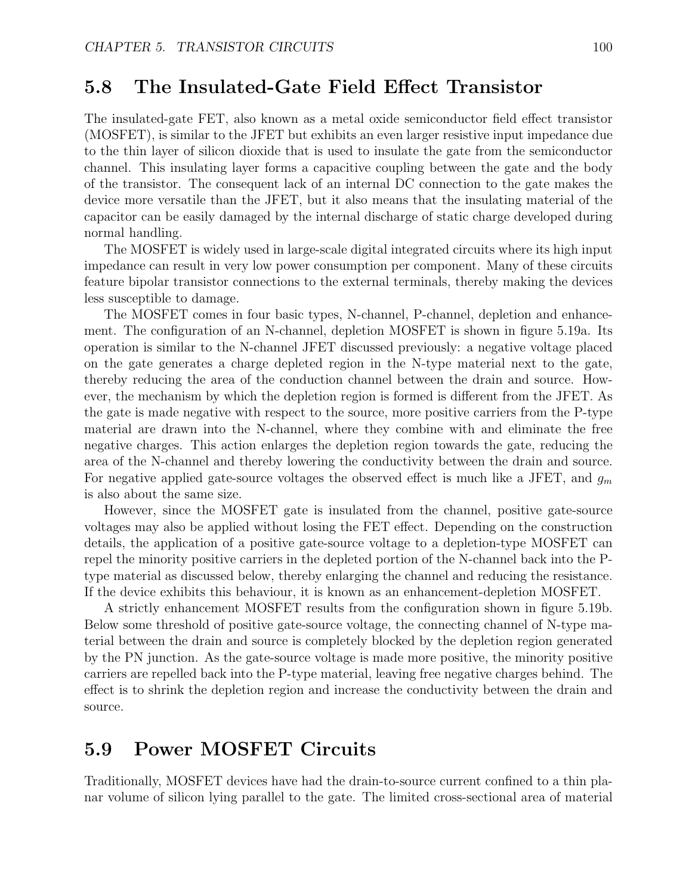## 5.8 The Insulated-Gate Field Effect Transistor

The insulated-gate FET, also known as a metal oxide semiconductor field effect transistor (MOSFET), is similar to the JFET but exhibits an even larger resistive input impedance due to the thin layer of silicon dioxide that is used to insulate the gate from the semiconductor channel. This insulating layer forms a capacitive coupling between the gate and the body of the transistor. The consequent lack of an internal DC connection to the gate makes the device more versatile than the JFET, but it also means that the insulating material of the capacitor can be easily damaged by the internal discharge of static charge developed during normal handling.

The MOSFET is widely used in large-scale digital integrated circuits where its high input impedance can result in very low power consumption per component. Many of these circuits feature bipolar transistor connections to the external terminals, thereby making the devices less susceptible to damage.

The MOSFET comes in four basic types, N-channel, P-channel, depletion and enhancement. The configuration of an N-channel, depletion MOSFET is shown in figure 5.19a. Its operation is similar to the N-channel JFET discussed previously: a negative voltage placed on the gate generates a charge depleted region in the N-type material next to the gate, thereby reducing the area of the conduction channel between the drain and source. However, the mechanism by which the depletion region is formed is different from the JFET. As the gate is made negative with respect to the source, more positive carriers from the P-type material are drawn into the N-channel, where they combine with and eliminate the free negative charges. This action enlarges the depletion region towards the gate, reducing the area of the N-channel and thereby lowering the conductivity between the drain and source. For negative applied gate-source voltages the observed effect is much like a JFET, and $g_m$ is also about the same size.

However, since the MOSFET gate is insulated from the channel, positive gate-source voltages may also be applied without losing the FET effect. Depending on the construction details, the application of a positive gate-source voltage to a depletion-type MOSFET can repel the minority positive carriers in the depleted portion of the N-channel back into the P-type material as discussed below, thereby enlarging the channel and reducing the resistance. If the device exhibits this behaviour, it is known as an enhancement-depletion MOSFET.

A strictly enhancement MOSFET results from the configuration shown in figure 5.19b. Below some threshold of positive gate-source voltage, the connecting channel of N-type material between the drain and source is completely blocked by the depletion region generated by the PN junction. As the gate-source voltage is made more positive, the minority positive carriers are repelled back into the P-type material, leaving free negative charges behind. The effect is to shrink the depletion region and increase the conductivity between the drain and source.

## 5.9 Power MOSFET Circuits

Traditionally, MOSFET devices have had the drain-to-source current confined to a thin planar volume of silicon lying parallel to the gate. The limited cross-sectional area of material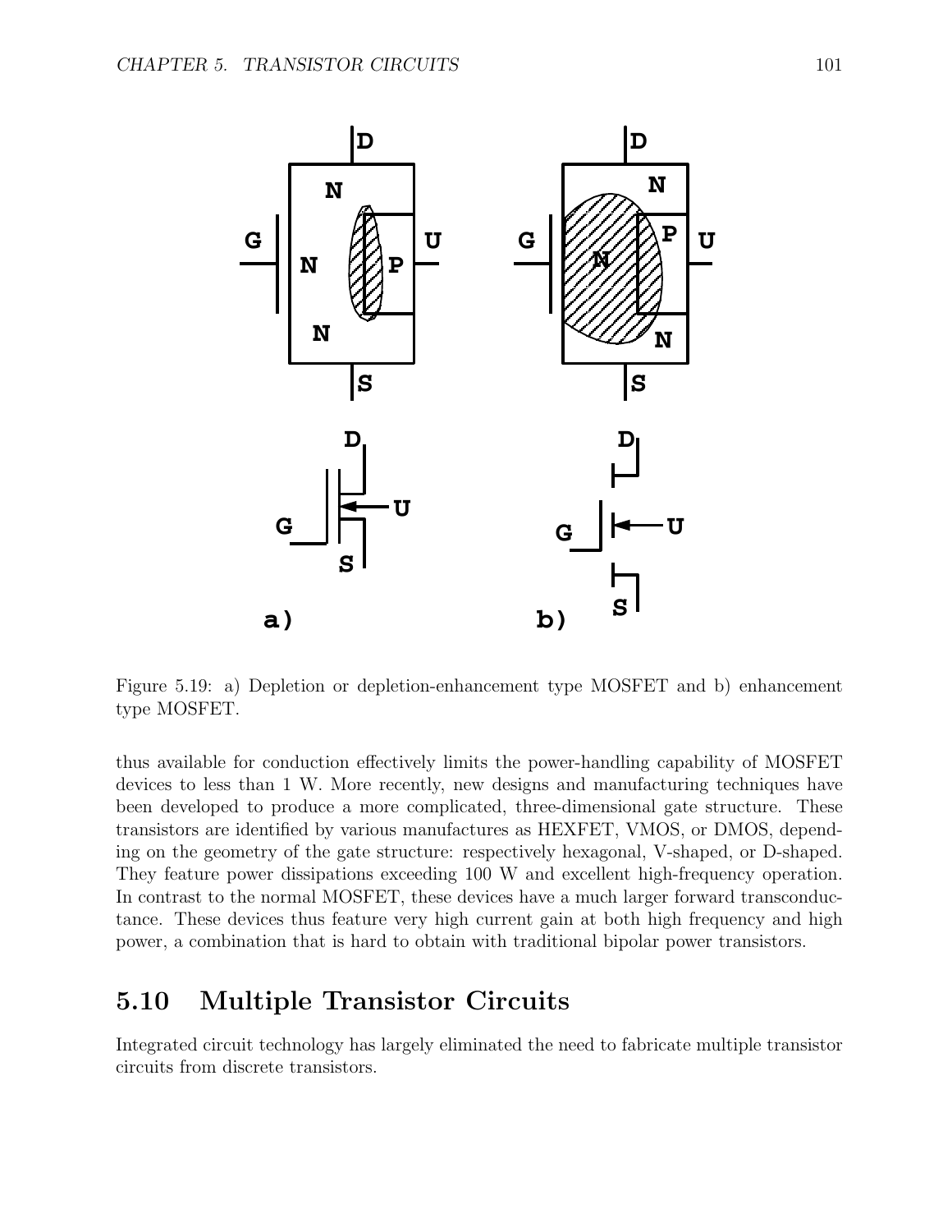Figure 5.19: a) Depletion or depletion-enhancement type MOSFET and b) enhancement type MOSFET.

thus available for conduction effectively limits the power-handling capability of MOSFET devices to less than 1 W. More recently, new designs and manufacturing techniques have been developed to produce a more complicated, three-dimensional gate structure. These transistors are identified by various manufactures as HEXFET, VMOS, or DMOS, depending on the geometry of the gate structure: respectively hexagonal, V-shaped, or D-shaped. They feature power dissipations exceeding 100 W and excellent high-frequency operation. In contrast to the normal MOSFET, these devices have a much larger forward transconductance. These devices thus feature very high current gain at both high frequency and high power, a combination that is hard to obtain with traditional bipolar power transistors.

## 5.10 Multiple Transistor Circuits

Integrated circuit technology has largely eliminated the need to fabricate multiple transistor circuits from discrete transistors.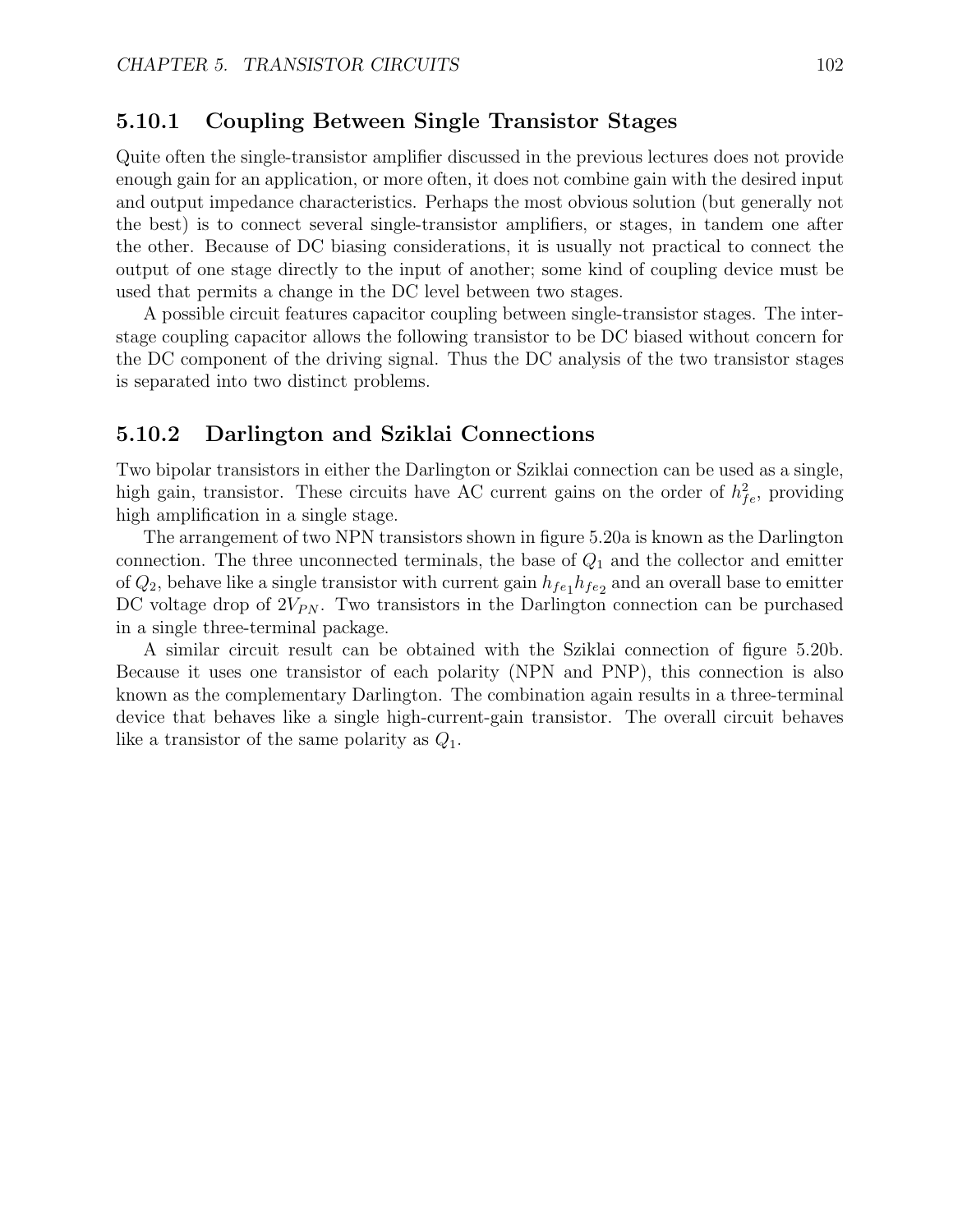### 5.10.1 Coupling Between Single Transistor Stages

Quite often the single-transistor amplifier discussed in the previous lectures does not provide enough gain for an application, or more often, it does not combine gain with the desired input and output impedance characteristics. Perhaps the most obvious solution (but generally not the best) is to connect several single-transistor amplifiers, or stages, in tandem one after the other. Because of DC biasing considerations, it is usually not practical to connect the output of one stage directly to the input of another; some kind of coupling device must be used that permits a change in the DC level between two stages.

A possible circuit features capacitor coupling between single-transistor stages. The interstage coupling capacitor allows the following transistor to be DC biased without concern for the DC component of the driving signal. Thus the DC analysis of the two transistor stages is separated into two distinct problems.

### 5.10.2 Darlington and Sziklai Connections

Two bipolar transistors in either the Darlington or Sziklai connection can be used as a single, high gain, transistor. These circuits have AC current gains on the order of $h_{fe}^2$, providing high amplification in a single stage.

The arrangement of two NPN transistors shown in figure 5.20a is known as the Darlington connection. The three unconnected terminals, the base of $Q_1$ and the collector and emitter of $Q_2$, behave like a single transistor with current gain $h_{fe_1}h_{fe_2}$ and an overall base to emitter DC voltage drop of $2V_{PN}$. Two transistors in the Darlington connection can be purchased in a single three-terminal package.

A similar circuit result can be obtained with the Sziklai connection of figure 5.20b. Because it uses one transistor of each polarity (NPN and PNP), this connection is also known as the complementary Darlington. The combination again results in a three-terminal device that behaves like a single high-current-gain transistor. The overall circuit behaves like a transistor of the same polarity as $Q_1$.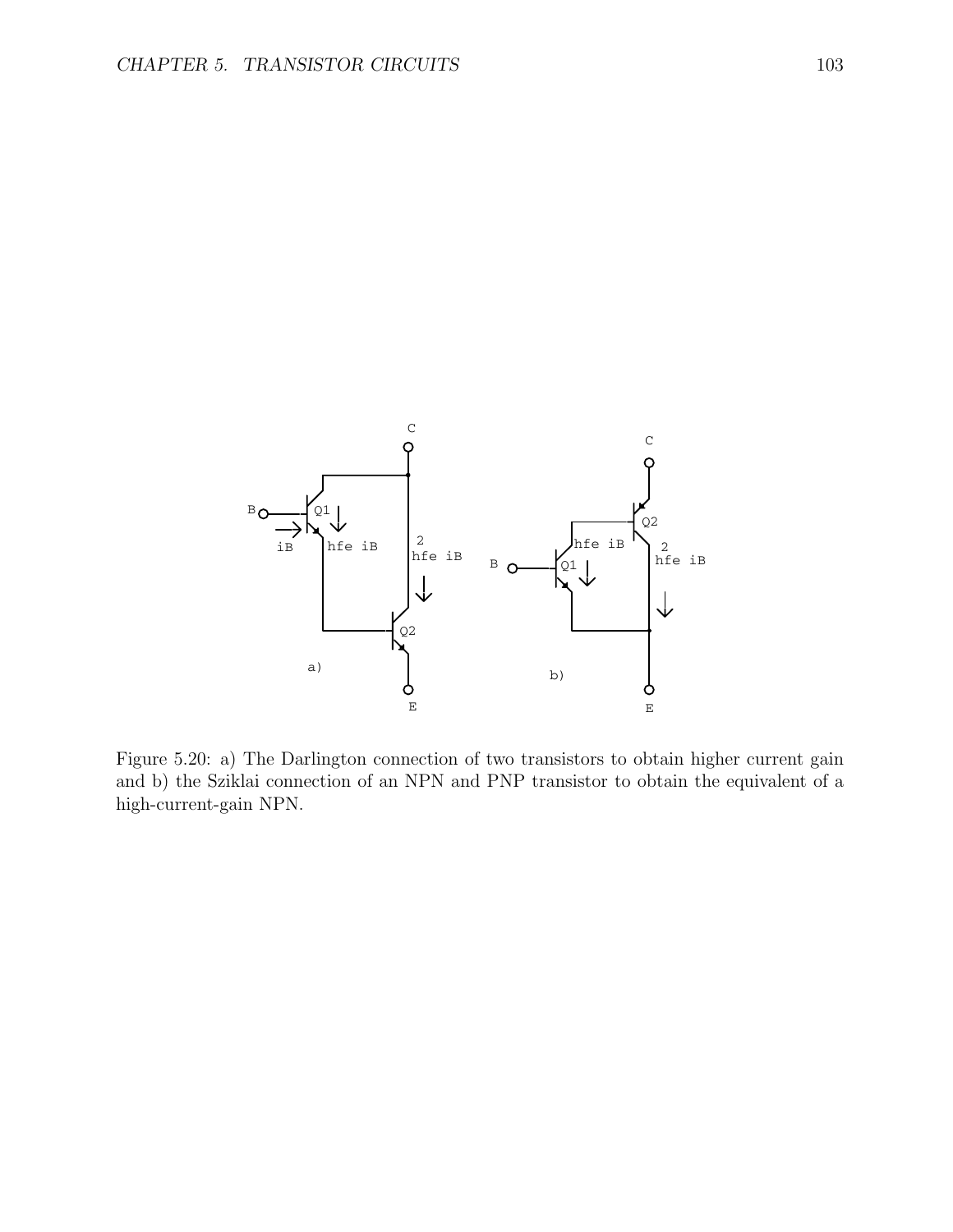Figure 5.20: a) The Darlington connection of two transistors to obtain higher current gain and b) the Sziklai connection of an NPN and PNP transistor to obtain the equivalent of a high-current-gain NPN.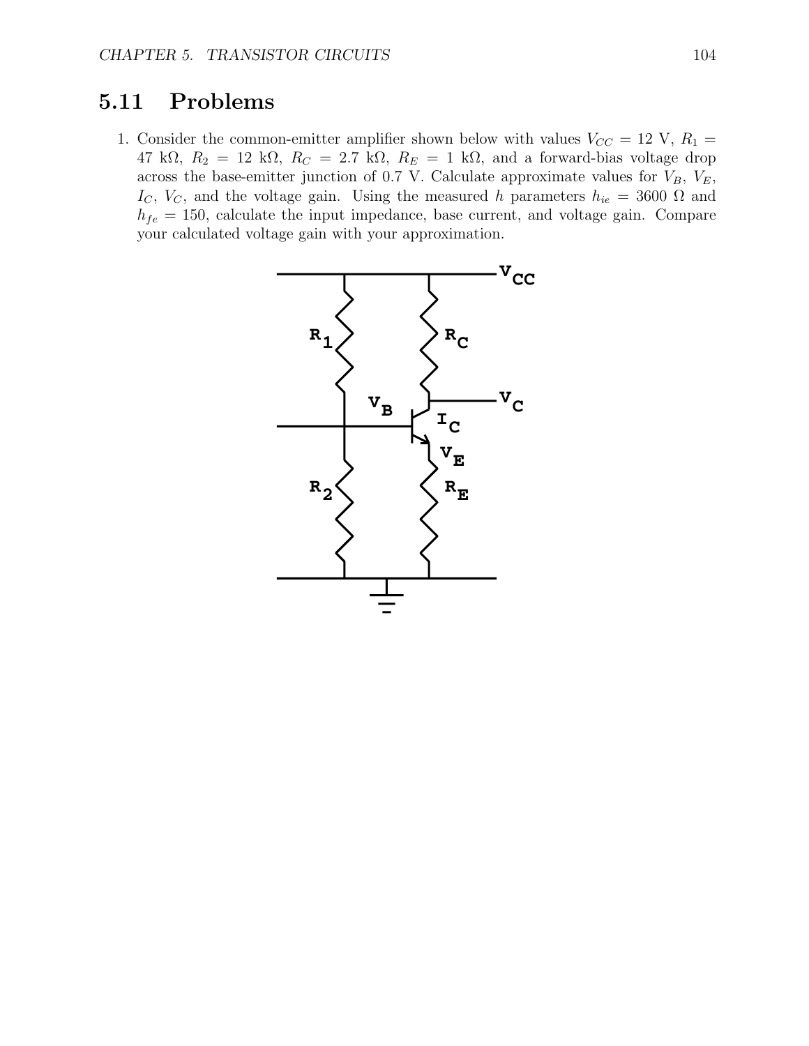## 5.11 Problems

1. Consider the common-emitter amplifier shown below with values $V_{CC} = 12$ V, $R_1 = 47$ kΩ, $R_2 = 12$ kΩ, $R_C = 2.7$ kΩ, $R_E = 1$ kΩ, and a forward-bias voltage drop across the base-emitter junction of 0.7 V. Calculate approximate values for $V_B$, $V_E$, $I_C$, $V_C$, and the voltage gain. Using the measured $h$ parameters $h_{ie} = 3600$ Ω and $h_{fe} = 150$, calculate the input impedance, base current, and voltage gain. Compare your calculated voltage gain with your approximation.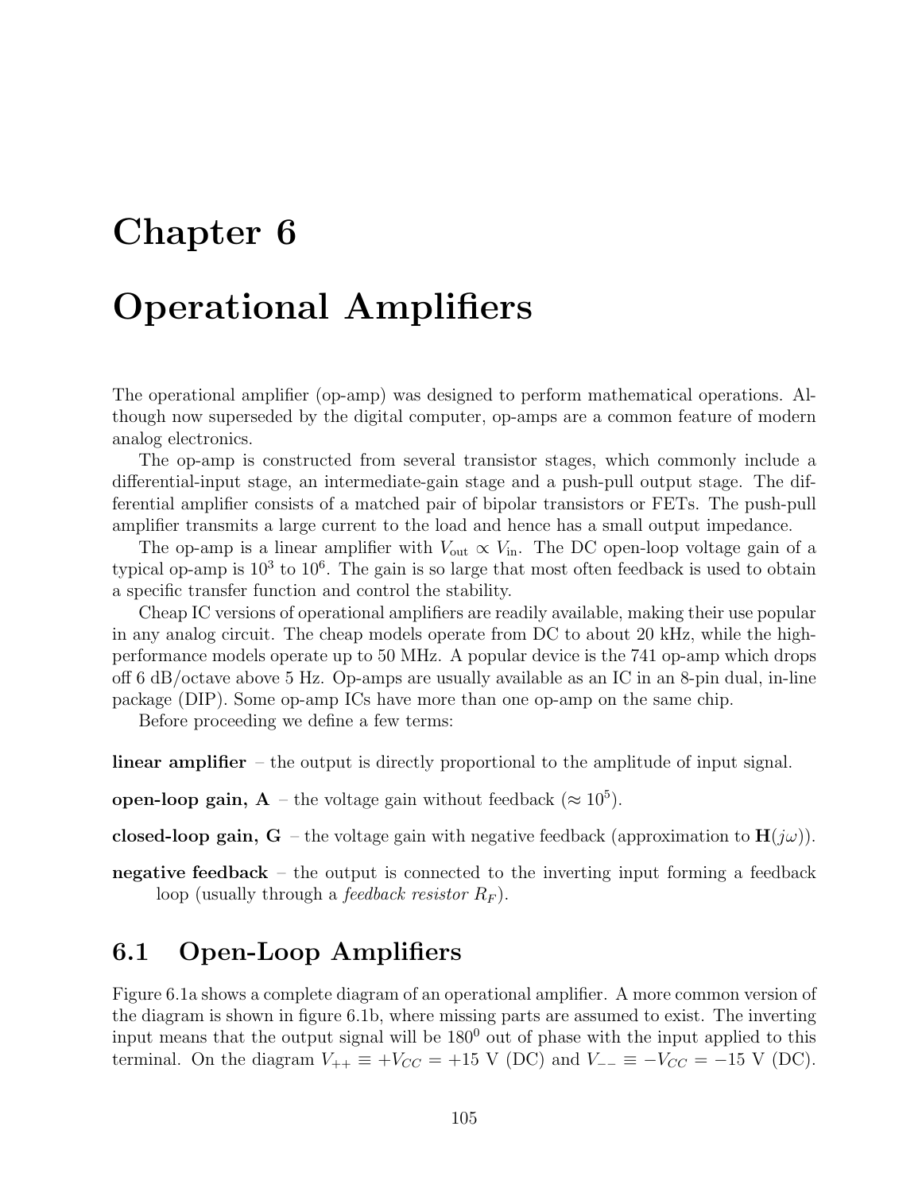# Chapter 6

# Operational Amplifiers

The operational amplifier (op-amp) was designed to perform mathematical operations. Although now superseded by the digital computer, op-amps are a common feature of modern analog electronics.

The op-amp is constructed from several transistor stages, which commonly include a differential-input stage, an intermediate-gain stage and a push-pull output stage. The differential amplifier consists of a matched pair of bipolar transistors or FETs. The push-pull amplifier transmits a large current to the load and hence has a small output impedance.

The op-amp is a linear amplifier with $V_{\text{out}} \propto V_{\text{in}}$. The DC open-loop voltage gain of a typical op-amp is $10^3$ to $10^6$. The gain is so large that most often feedback is used to obtain a specific transfer function and control the stability.

Cheap IC versions of operational amplifiers are readily available, making their use popular in any analog circuit. The cheap models operate from DC to about 20 kHz, while the high-performance models operate up to 50 MHz. A popular device is the 741 op-amp which drops off 6 dB/octave above 5 Hz. Op-amps are usually available as an IC in an 8-pin dual, in-line package (DIP). Some op-amp ICs have more than one op-amp on the same chip.

Before proceeding we define a few terms:

**linear amplifier** – the output is directly proportional to the amplitude of input signal.

**open-loop gain, A** – the voltage gain without feedback ($\approx 10^5$).

**closed-loop gain, G** – the voltage gain with negative feedback (approximation to $\mathbf{H}(j\omega)$).

**negative feedback** – the output is connected to the inverting input forming a feedback loop (usually through a *feedback resistor* $R_F$).

## 6.1 Open-Loop Amplifiers

Figure 6.1a shows a complete diagram of an operational amplifier. A more common version of the diagram is shown in figure 6.1b, where missing parts are assumed to exist. The inverting input means that the output signal will be $180^0$ out of phase with the input applied to this terminal. On the diagram $V_{++} \equiv +V_{CC} = +15$ V (DC) and $V_{--} \equiv -V_{CC} = -15$ V (DC).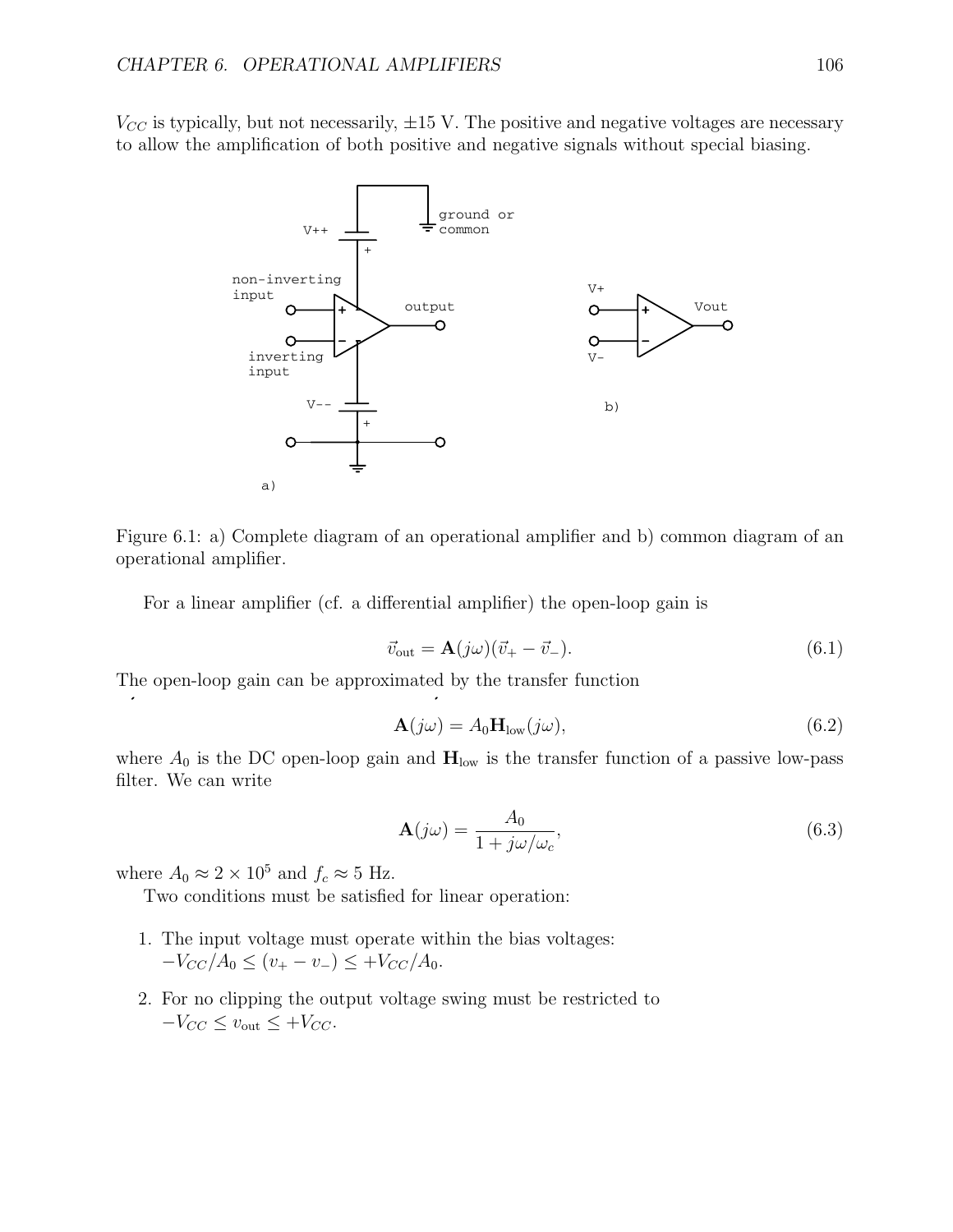$V_{CC}$ is typically, but not necessarily, ±15 V. The positive and negative voltages are necessary to allow the amplification of both positive and negative signals without special biasing.

Figure 6.1: a) Complete diagram of an operational amplifier and b) common diagram of an operational amplifier.

For a linear amplifier (cf. a differential amplifier) the open-loop gain is

$$\vec{v}_{\text{out}} = \mathbf{A}(j\omega)(\vec{v}_+ - \vec{v}_-). \tag{6.1}$$

The open-loop gain can be approximated by the transfer function

$$\mathbf{A}(j\omega) = A_0 \mathbf{H}_{\text{low}}(j\omega), \tag{6.2}$$

where $A_0$ is the DC open-loop gain and $\mathbf{H}_{\text{low}}$ is the transfer function of a passive low-pass filter. We can write

$$\mathbf{A}(j\omega) = \frac{A_0}{1 + j\omega/\omega_c}, \tag{6.3}$$

where $A_0 \approx 2 \times 10^5$ and $f_c \approx 5$ Hz.

Two conditions must be satisfied for linear operation:

1. The input voltage must operate within the bias voltages:
   $-V_{CC}/A_0 \leq (v_+ - v_-) \leq +V_{CC}/A_0$.

2. For no clipping the output voltage swing must be restricted to
   $-V_{CC} \leq v_{\text{out}} \leq +V_{CC}$.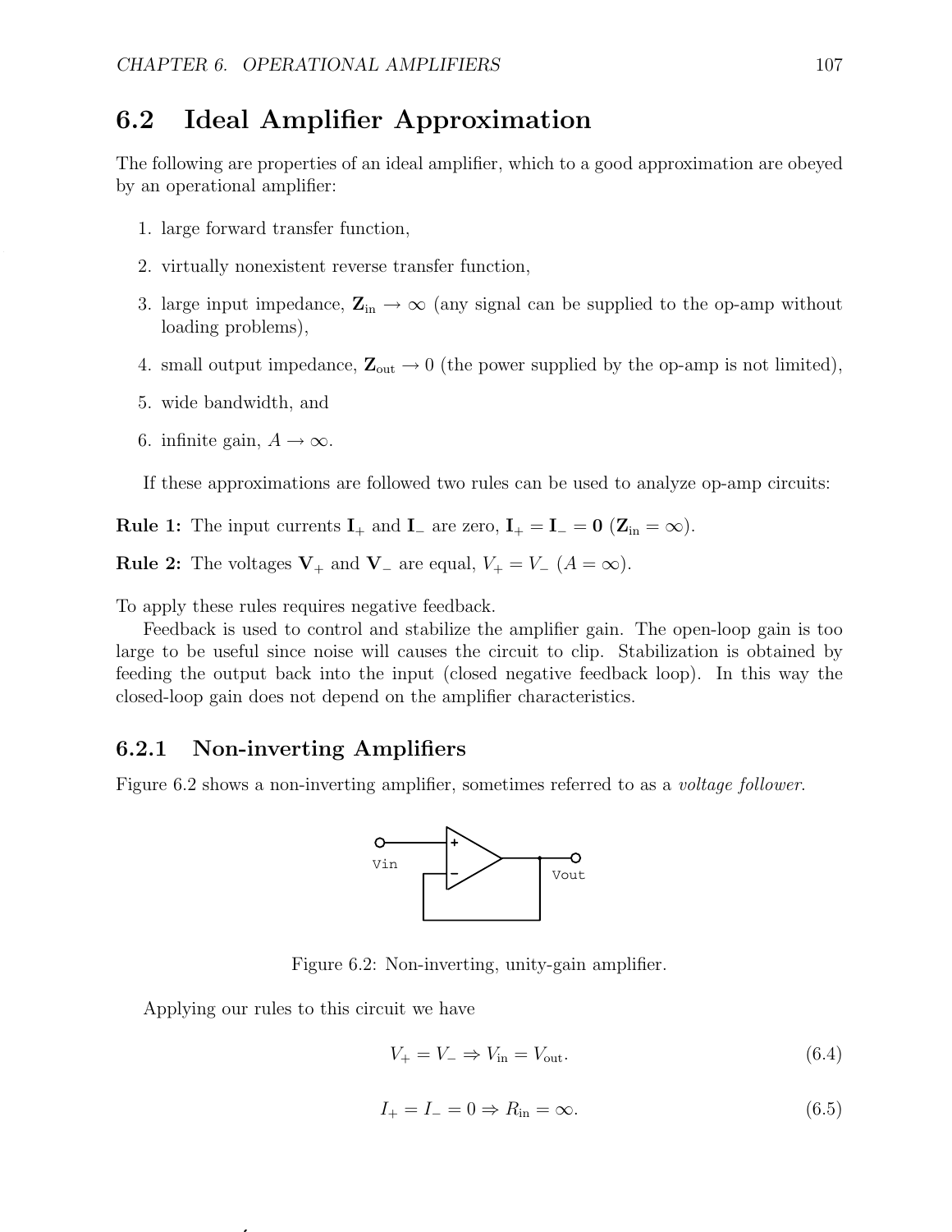## 6.2 Ideal Amplifier Approximation

The following are properties of an ideal amplifier, which to a good approximation are obeyed by an operational amplifier:

1. large forward transfer function,
2. virtually nonexistent reverse transfer function,
3. large input impedance, $\mathbf{Z}_{\text{in}} \to \infty$ (any signal can be supplied to the op-amp without loading problems),
4. small output impedance, $\mathbf{Z}_{\text{out}} \to 0$ (the power supplied by the op-amp is not limited),
5. wide bandwidth, and
6. infinite gain, $A \to \infty$.

If these approximations are followed two rules can be used to analyze op-amp circuits:

**Rule 1:** The input currents $\mathbf{I}_{+}$ and $\mathbf{I}_{-}$ are zero, $\mathbf{I}_{+} = \mathbf{I}_{-} = \mathbf{0}$ ($\mathbf{Z}_{\text{in}} = \infty$).

**Rule 2:** The voltages $\mathbf{V}_{+}$ and $\mathbf{V}_{-}$ are equal, $V_{+} = V_{-}$ ($A = \infty$).

To apply these rules requires negative feedback.

Feedback is used to control and stabilize the amplifier gain. The open-loop gain is too large to be useful since noise will causes the circuit to clip. Stabilization is obtained by feeding the output back into the input (closed negative feedback loop). In this way the closed-loop gain does not depend on the amplifier characteristics.

### 6.2.1 Non-inverting Amplifiers

Figure 6.2 shows a non-inverting amplifier, sometimes referred to as a *voltage follower*.

Figure 6.2: Non-inverting, unity-gain amplifier.

Applying our rules to this circuit we have

$$V_{+} = V_{-} \Rightarrow V_{\text{in}} = V_{\text{out}}. \tag{6.4}$$

$$I_{+} = I_{-} = 0 \Rightarrow R_{\text{in}} = \infty. \tag{6.5}$$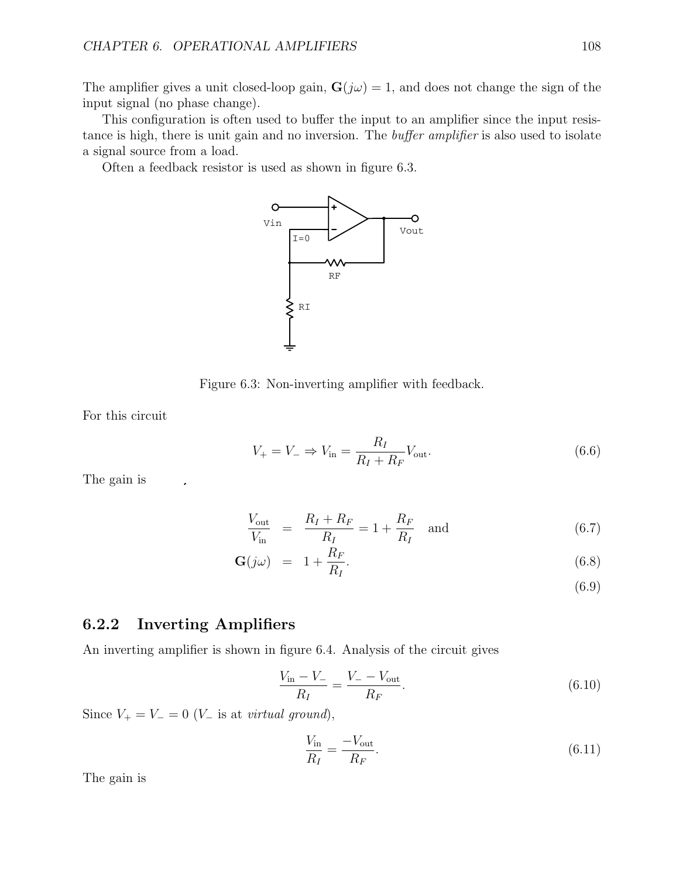The amplifier gives a unit closed-loop gain, $\mathbf{G}(j\omega) = 1$, and does not change the sign of the input signal (no phase change).

This configuration is often used to buffer the input to an amplifier since the input resistance is high, there is unit gain and no inversion. The *buffer amplifier* is also used to isolate a signal source from a load.

Often a feedback resistor is used as shown in figure 6.3.

Figure 6.3: Non-inverting amplifier with feedback.

For this circuit

$$V_+ = V_- \Rightarrow V_{\text{in}} = \frac{R_I}{R_I + R_F} V_{\text{out}}. \tag{6.6}$$

The gain is

$$\frac{V_{\text{out}}}{V_{\text{in}}} = \frac{R_I + R_F}{R_I} = 1 + \frac{R_F}{R_I} \quad \text{and} \tag{6.7}$$

$$\mathbf{G}(j\omega) = 1 + \frac{R_F}{R_I}. \tag{6.8}$$

$$\tag{6.9}$$

### 6.2.2 Inverting Amplifiers

An inverting amplifier is shown in figure 6.4. Analysis of the circuit gives

$$\frac{V_{\text{in}} - V_-}{R_I} = \frac{V_- - V_{\text{out}}}{R_F}. \tag{6.10}$$

Since $V_+ = V_- = 0$ ($V_-$ is at *virtual ground*),

$$\frac{V_{\text{in}}}{R_I} = \frac{-V_{\text{out}}}{R_F}. \tag{6.11}$$

The gain is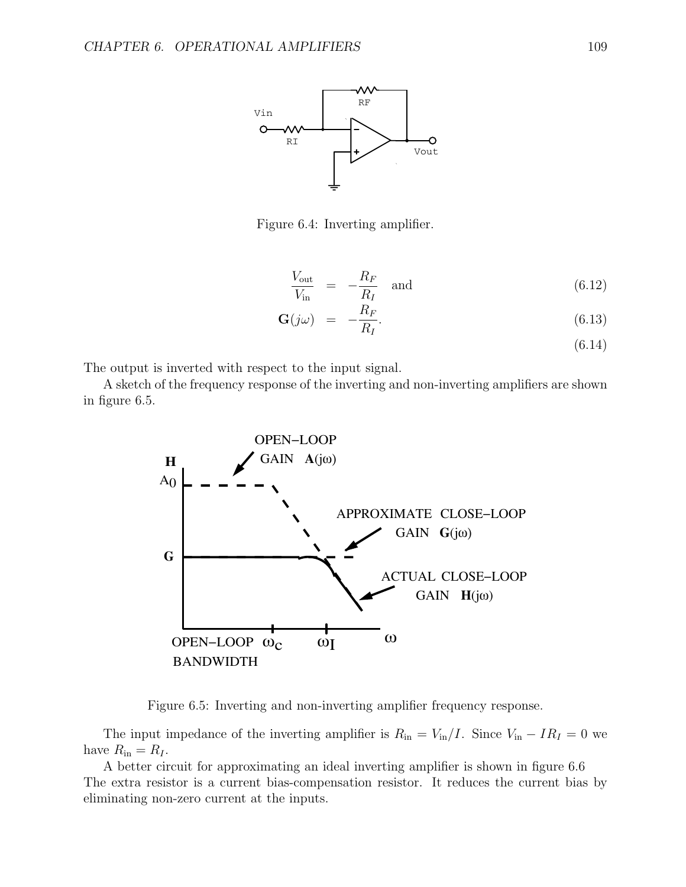Figure 6.4: Inverting amplifier.

$$\frac{V_{\text{out}}}{V_{\text{in}}} = -\frac{R_F}{R_I} \quad \text{and} \tag{6.12}$$

$$\mathbf{G}(j\omega) = -\frac{R_F}{R_I}. \tag{6.13}$$

$$\tag{6.14}$$

The output is inverted with respect to the input signal.

A sketch of the frequency response of the inverting and non-inverting amplifiers are shown in figure 6.5.

Figure 6.5: Inverting and non-inverting amplifier frequency response.

The input impedance of the inverting amplifier is $R_{\text{in}} = V_{\text{in}}/I$. Since $V_{\text{in}} - IR_I = 0$ we have $R_{\text{in}} = R_I$.

A better circuit for approximating an ideal inverting amplifier is shown in figure 6.6 The extra resistor is a current bias-compensation resistor. It reduces the current bias by eliminating non-zero current at the inputs.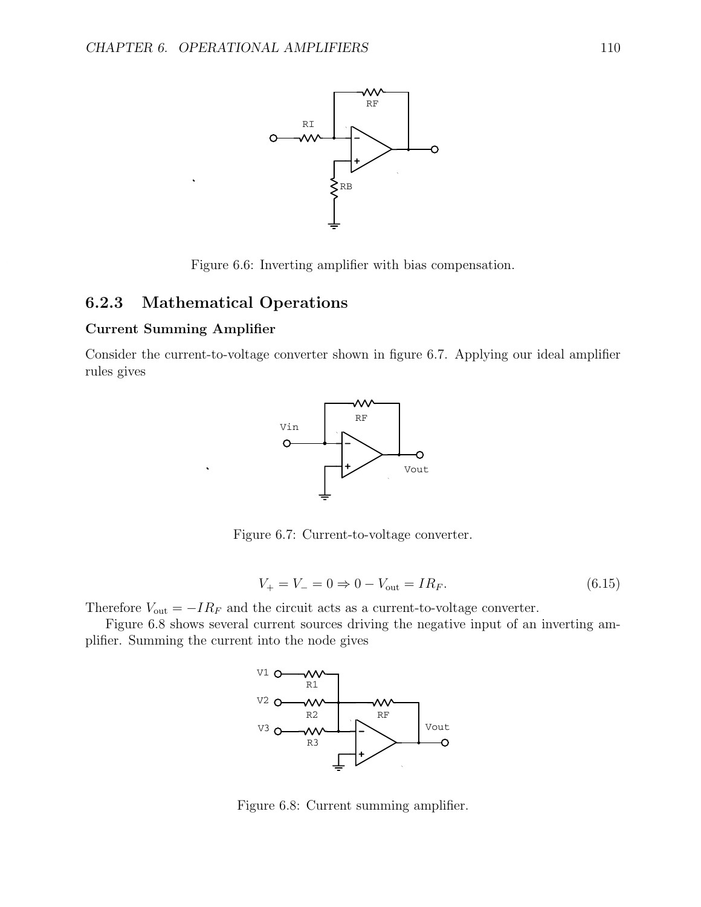Figure 6.6: Inverting amplifier with bias compensation.

### 6.2.3 Mathematical Operations

**Current Summing Amplifier**

Consider the current-to-voltage converter shown in figure 6.7. Applying our ideal amplifier rules gives

Figure 6.7: Current-to-voltage converter.

$$V_+ = V_- = 0 \Rightarrow 0 - V_{\text{out}} = IR_F. \tag{6.15}$$

Therefore $V_{\text{out}} = -IR_F$ and the circuit acts as a current-to-voltage converter.

Figure 6.8 shows several current sources driving the negative input of an inverting amplifier. Summing the current into the node gives

Figure 6.8: Current summing amplifier.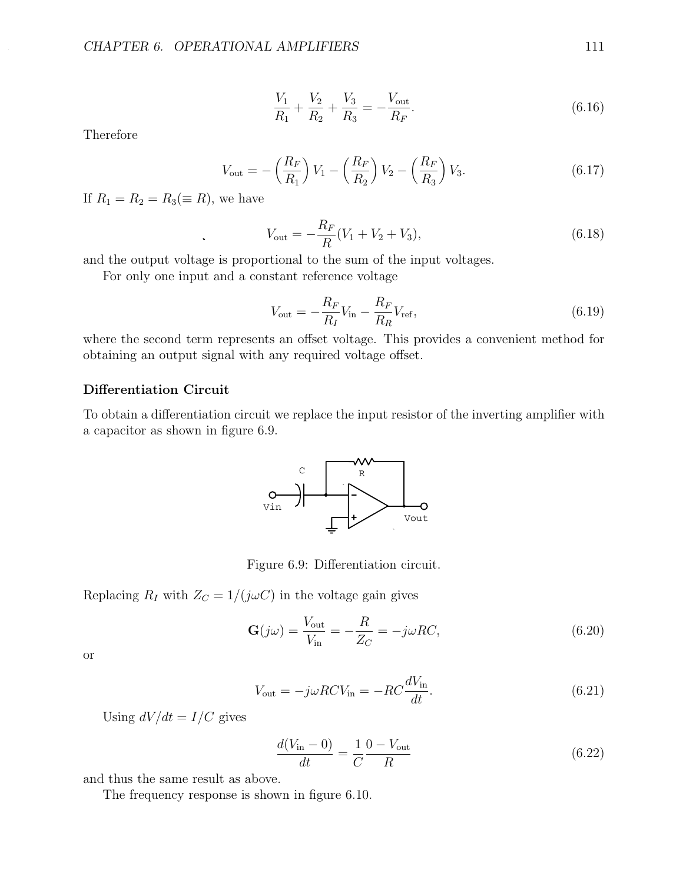$$\frac{V_1}{R_1} + \frac{V_2}{R_2} + \frac{V_3}{R_3} = -\frac{V_{\text{out}}}{R_F}. \tag{6.16}$$

Therefore

$$V_{\text{out}} = -\left(\frac{R_F}{R_1}\right) V_1 - \left(\frac{R_F}{R_2}\right) V_2 - \left(\frac{R_F}{R_3}\right) V_3. \tag{6.17}$$

If $R_1 = R_2 = R_3 (\equiv R)$, we have

$$V_{\text{out}} = -\frac{R_F}{R}(V_1 + V_2 + V_3), \tag{6.18}$$

and the output voltage is proportional to the sum of the input voltages.

For only one input and a constant reference voltage

$$V_{\text{out}} = -\frac{R_F}{R_I} V_{\text{in}} - \frac{R_F}{R_R} V_{\text{ref}}, \tag{6.19}$$

where the second term represents an offset voltage. This provides a convenient method for obtaining an output signal with any required voltage offset.

### Differentiation Circuit

To obtain a differentiation circuit we replace the input resistor of the inverting amplifier with a capacitor as shown in figure 6.9.

Figure 6.9: Differentiation circuit.

Replacing $R_I$ with $Z_C = 1/(j\omega C)$ in the voltage gain gives

$$\mathbf{G}(j\omega) = \frac{V_{\text{out}}}{V_{\text{in}}} = -\frac{R}{Z_C} = -j\omega RC, \tag{6.20}$$

or

$$V_{\text{out}} = -j\omega RC V_{\text{in}} = -RC\frac{dV_{\text{in}}}{dt}. \tag{6.21}$$

Using $dV/dt = I/C$ gives

$$\frac{d(V_{\text{in}} - 0)}{dt} = \frac{1}{C}\frac{0 - V_{\text{out}}}{R} \tag{6.22}$$

and thus the same result as above.

The frequency response is shown in figure 6.10.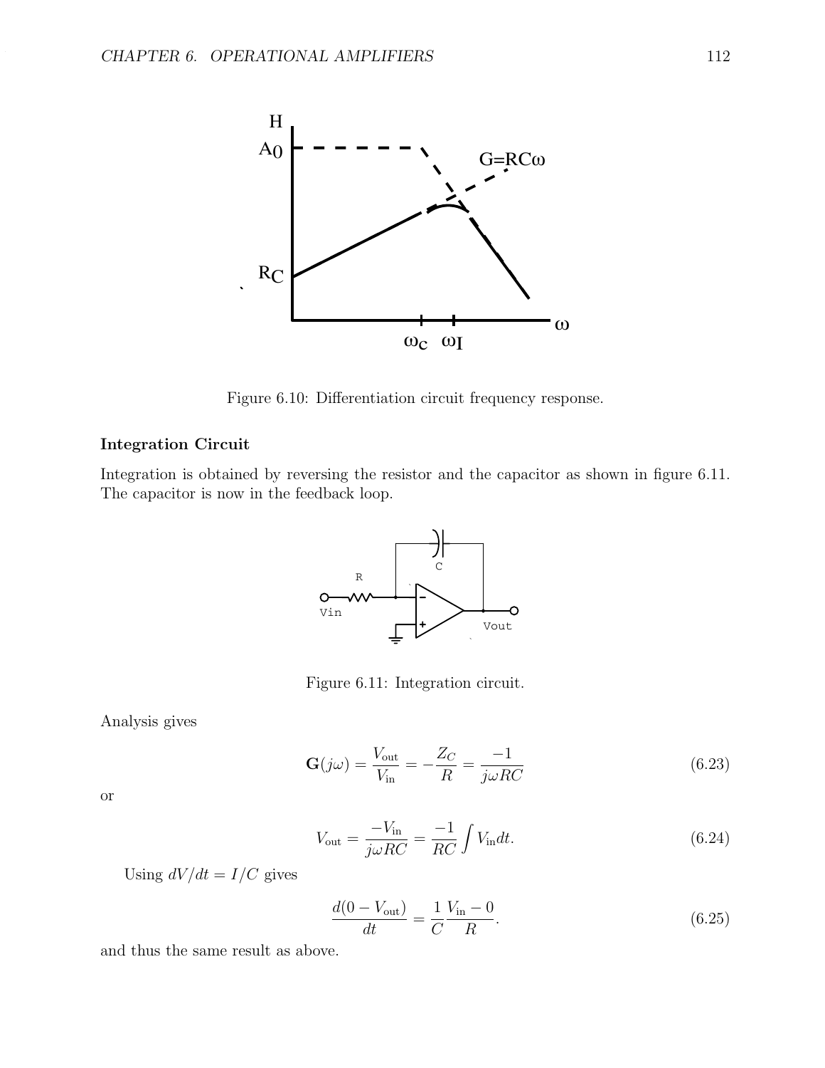Figure 6.10: Differentiation circuit frequency response.

**Integration Circuit**

Integration is obtained by reversing the resistor and the capacitor as shown in figure 6.11. The capacitor is now in the feedback loop.

Figure 6.11: Integration circuit.

Analysis gives

$$\mathbf{G}(j\omega) = \frac{V_{\text{out}}}{V_{\text{in}}} = -\frac{Z_C}{R} = \frac{-1}{j\omega RC} \tag{6.23}$$

or

$$V_{\text{out}} = \frac{-V_{\text{in}}}{j\omega RC} = \frac{-1}{RC}\int V_{\text{in}}dt. \tag{6.24}$$

Using $dV/dt = I/C$ gives

$$\frac{d(0 - V_{\text{out}})}{dt} = \frac{1}{C}\frac{V_{\text{in}} - 0}{R}. \tag{6.25}$$

and thus the same result as above.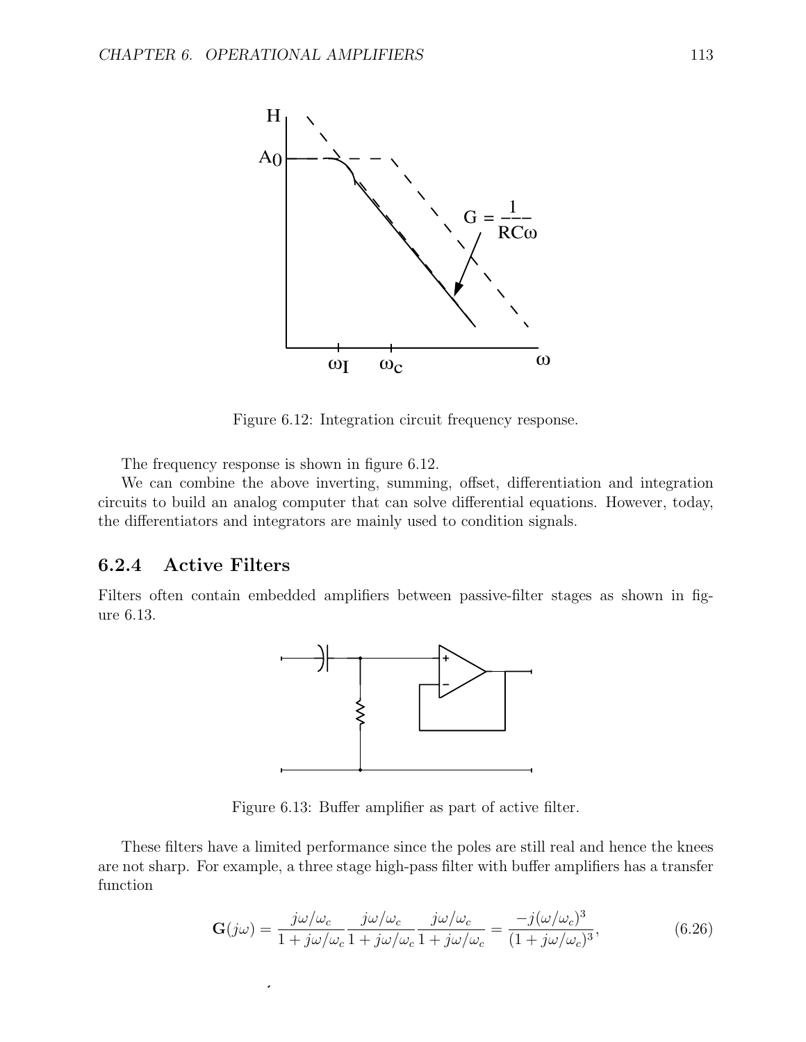Figure 6.12: Integration circuit frequency response.

The frequency response is shown in figure 6.12.

We can combine the above inverting, summing, offset, differentiation and integration circuits to build an analog computer that can solve differential equations. However, today, the differentiators and integrators are mainly used to condition signals.

### 6.2.4 Active Filters

Filters often contain embedded amplifiers between passive-filter stages as shown in figure 6.13.

Figure 6.13: Buffer amplifier as part of active filter.

These filters have a limited performance since the poles are still real and hence the knees are not sharp. For example, a three stage high-pass filter with buffer amplifiers has a transfer function

$$\mathbf{G}(j\omega) = \frac{j\omega/\omega_c}{1+j\omega/\omega_c}\frac{j\omega/\omega_c}{1+j\omega/\omega_c}\frac{j\omega/\omega_c}{1+j\omega/\omega_c} = \frac{-j(\omega/\omega_c)^3}{(1+j\omega/\omega_c)^3}, \tag{6.26}$$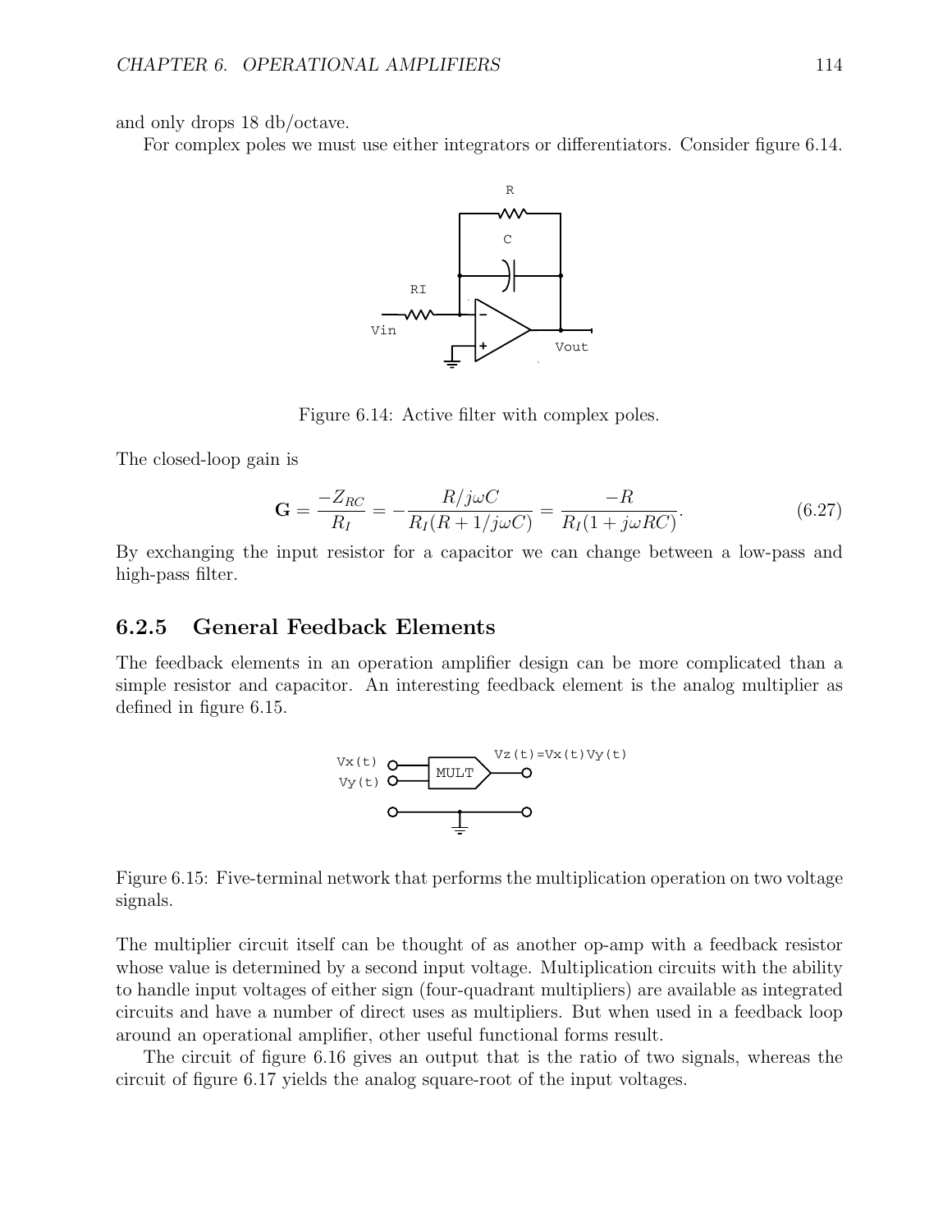and only drops 18 db/octave.

For complex poles we must use either integrators or differentiators. Consider figure 6.14.

Figure 6.14: Active filter with complex poles.

The closed-loop gain is

$$\mathbf{G} = \frac{-Z_{RC}}{R_I} = -\frac{R/j\omega C}{R_I(R + 1/j\omega C)} = \frac{-R}{R_I(1 + j\omega RC)}. \tag{6.27}$$

By exchanging the input resistor for a capacitor we can change between a low-pass and high-pass filter.

### 6.2.5 General Feedback Elements

The feedback elements in an operation amplifier design can be more complicated than a simple resistor and capacitor. An interesting feedback element is the analog multiplier as defined in figure 6.15.

Figure 6.15: Five-terminal network that performs the multiplication operation on two voltage signals.

The multiplier circuit itself can be thought of as another op-amp with a feedback resistor whose value is determined by a second input voltage. Multiplication circuits with the ability to handle input voltages of either sign (four-quadrant multipliers) are available as integrated circuits and have a number of direct uses as multipliers. But when used in a feedback loop around an operational amplifier, other useful functional forms result.

The circuit of figure 6.16 gives an output that is the ratio of two signals, whereas the circuit of figure 6.17 yields the analog square-root of the input voltages.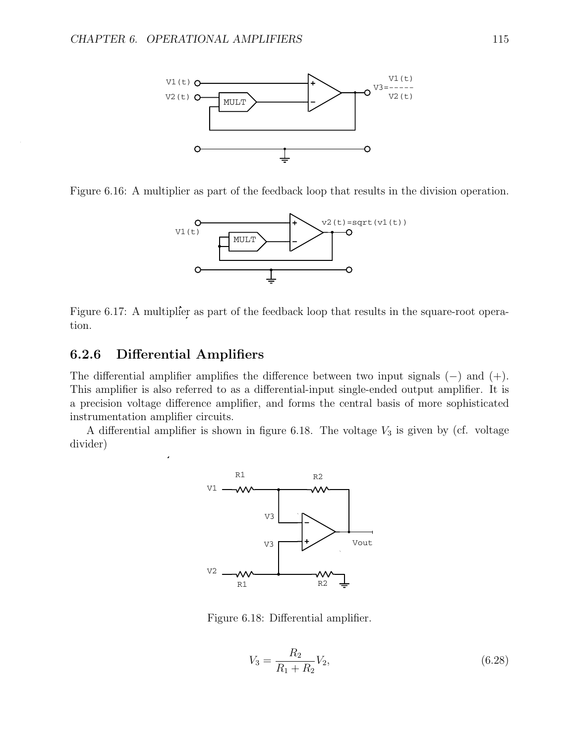Figure 6.16: A multiplier as part of the feedback loop that results in the division operation.

Figure 6.17: A multiplier as part of the feedback loop that results in the square-root operation.

### 6.2.6 Differential Amplifiers

The differential amplifier amplifies the difference between two input signals (−) and (+). This amplifier is also referred to as a differential-input single-ended output amplifier. It is a precision voltage difference amplifier, and forms the central basis of more sophisticated instrumentation amplifier circuits.

A differential amplifier is shown in figure 6.18. The voltage $V_3$ is given by (cf. voltage divider)

Figure 6.18: Differential amplifier.

$$V_3 = \frac{R_2}{R_1 + R_2} V_2, \tag{6.28}$$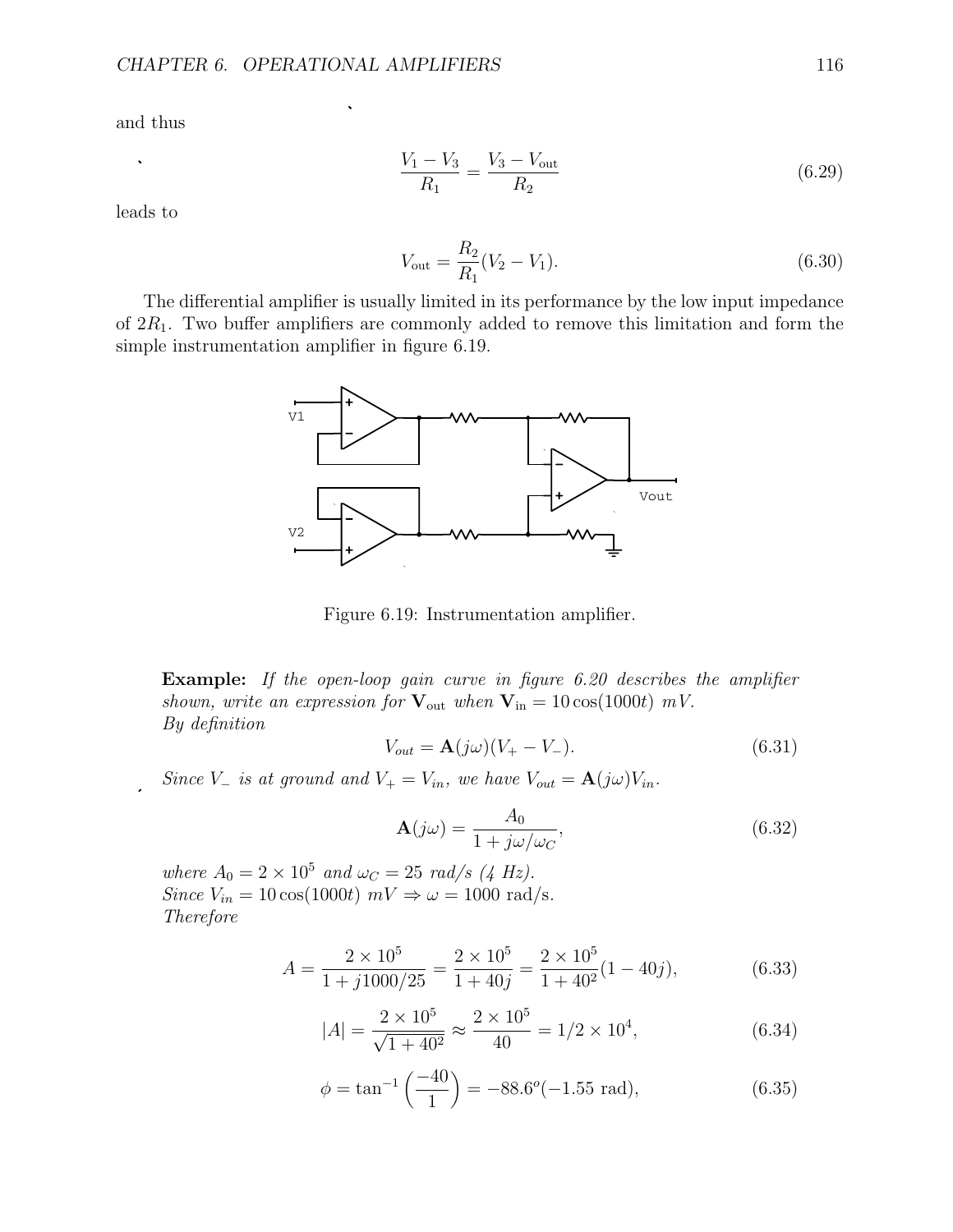and thus

$$\frac{V_1 - V_3}{R_1} = \frac{V_3 - V_{\text{out}}}{R_2} \tag{6.29}$$

leads to

$$V_{\text{out}} = \frac{R_2}{R_1}(V_2 - V_1). \tag{6.30}$$

The differential amplifier is usually limited in its performance by the low input impedance of $2R_1$. Two buffer amplifiers are commonly added to remove this limitation and form the simple instrumentation amplifier in figure 6.19.

Figure 6.19: Instrumentation amplifier.

**Example:** *If the open-loop gain curve in figure 6.20 describes the amplifier shown, write an expression for* $\mathbf{V}_{\text{out}}$ *when* $\mathbf{V}_{\text{in}} = 10\cos(1000t)$ *mV.*
*By definition*

$$V_{out} = \mathbf{A}(j\omega)(V_+ - V_-). \tag{6.31}$$

*Since* $V_-$ *is at ground and* $V_+ = V_{in}$*, we have* $V_{out} = \mathbf{A}(j\omega)V_{in}$*.*

$$\mathbf{A}(j\omega) = \frac{A_0}{1 + j\omega/\omega_C}, \tag{6.32}$$

*where* $A_0 = 2 \times 10^5$ *and* $\omega_C = 25$ *rad/s (4 Hz).*
*Since* $V_{in} = 10\cos(1000t)$ *mV* $\Rightarrow \omega = 1000$ rad/s.
*Therefore*

$$A = \frac{2 \times 10^5}{1 + j1000/25} = \frac{2 \times 10^5}{1 + 40j} = \frac{2 \times 10^5}{1 + 40^2}(1 - 40j), \tag{6.33}$$

$$|A| = \frac{2 \times 10^5}{\sqrt{1 + 40^2}} \approx \frac{2 \times 10^5}{40} = 1/2 \times 10^4, \tag{6.34}$$

$$\phi = \tan^{-1}\left(\frac{-40}{1}\right) = -88.6^o(-1.55 \text{ rad}), \tag{6.35}$$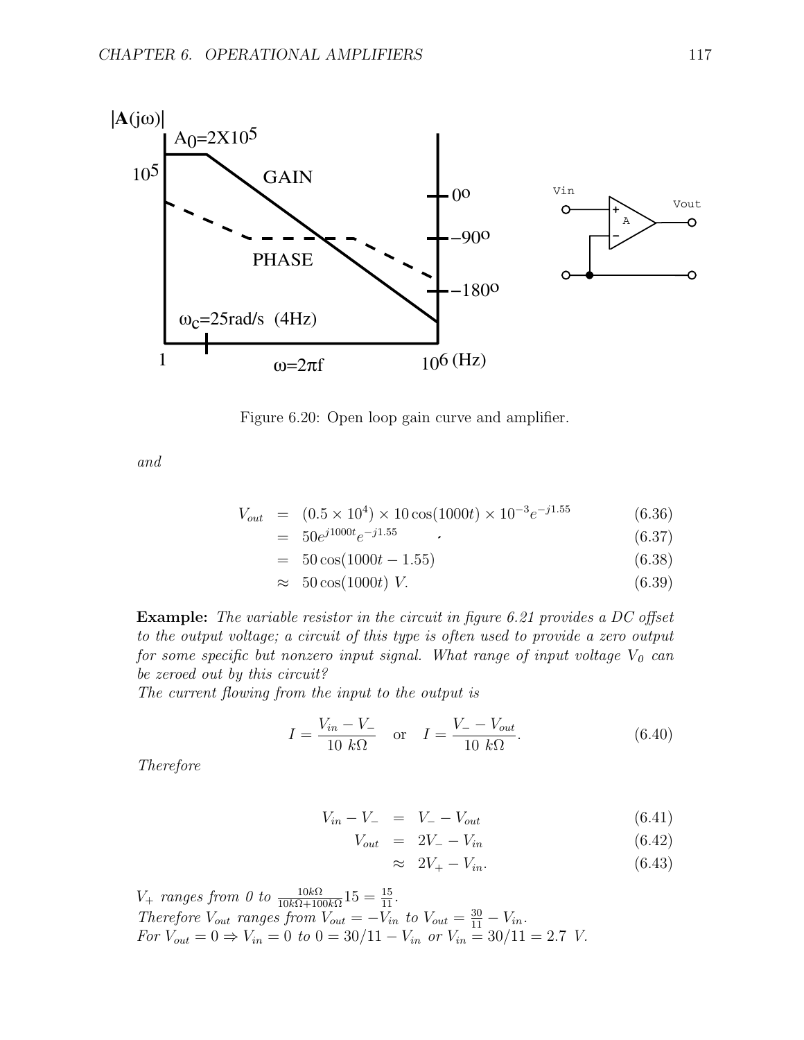Figure 6.20: Open loop gain curve and amplifier.

*and*

$$
\begin{aligned}
V_{out} &= (0.5 \times 10^4) \times 10\cos(1000t) \times 10^{-3} e^{-j1.55} && (6.36)\\
&= 50 e^{j1000t} e^{-j1.55} && (6.37)\\
&= 50\cos(1000t - 1.55) && (6.38)\\
&\approx 50\cos(1000t)\ V. && (6.39)
\end{aligned}
$$

**Example:** *The variable resistor in the circuit in figure 6.21 provides a DC offset to the output voltage; a circuit of this type is often used to provide a zero output for some specific but nonzero input signal. What range of input voltage $V_0$ can be zeroed out by this circuit?*

*The current flowing from the input to the output is*

$$
I = \frac{V_{in} - V_-}{10\ k\Omega} \quad \text{or} \quad I = \frac{V_- - V_{out}}{10\ k\Omega}. \qquad (6.40)
$$

*Therefore*

$$
\begin{aligned}
V_{in} - V_- &= V_- - V_{out} && (6.41)\\
V_{out} &= 2V_- - V_{in} && (6.42)\\
&\approx 2V_+ - V_{in}. && (6.43)
\end{aligned}
$$

*$V_+$ ranges from 0 to $\frac{10k\Omega}{10k\Omega + 100k\Omega} 15 = \frac{15}{11}$.*
*Therefore $V_{out}$ ranges from $V_{out} = -V_{in}$ to $V_{out} = \frac{30}{11} - V_{in}$.*
*For $V_{out} = 0 \Rightarrow V_{in} = 0$ to $0 = 30/11 - V_{in}$ or $V_{in} = 30/11 = 2.7\ V$.*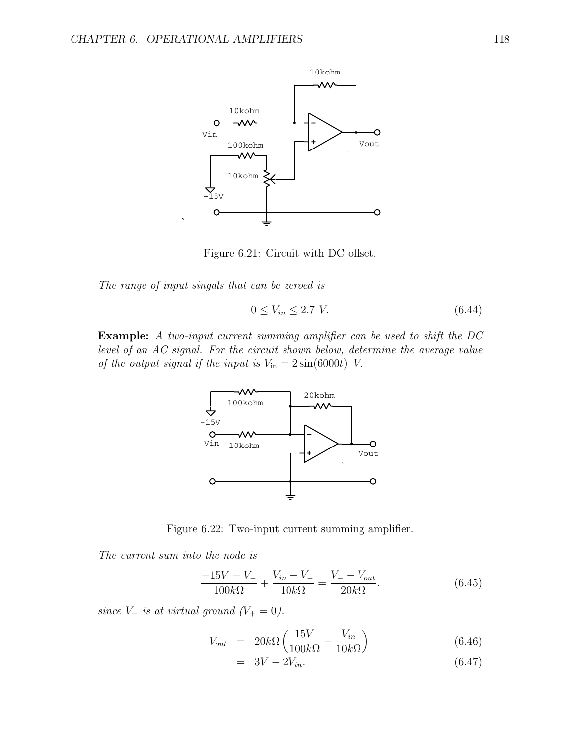Figure 6.21: Circuit with DC offset.

*The range of input singals that can be zeroed is*

$$0 \leq V_{in} \leq 2.7\ V. \tag{6.44}$$

**Example:** *A two-input current summing amplifier can be used to shift the DC level of an AC signal. For the circuit shown below, determine the average value of the output signal if the input is $V_{\rm in} = 2\sin(6000t)$ V.*

Figure 6.22: Two-input current summing amplifier.

*The current sum into the node is*

$$\frac{-15V - V_-}{100k\Omega} + \frac{V_{in} - V_-}{10k\Omega} = \frac{V_- - V_{out}}{20k\Omega}. \tag{6.45}$$

*since $V_-$ is at virtual ground ($V_+ = 0$).*

$$\begin{aligned} V_{out} &= 20k\Omega\left(\frac{15V}{100k\Omega} - \frac{V_{in}}{10k\Omega}\right) && (6.46) \\ &= 3V - 2V_{in}. && (6.47) \end{aligned}$$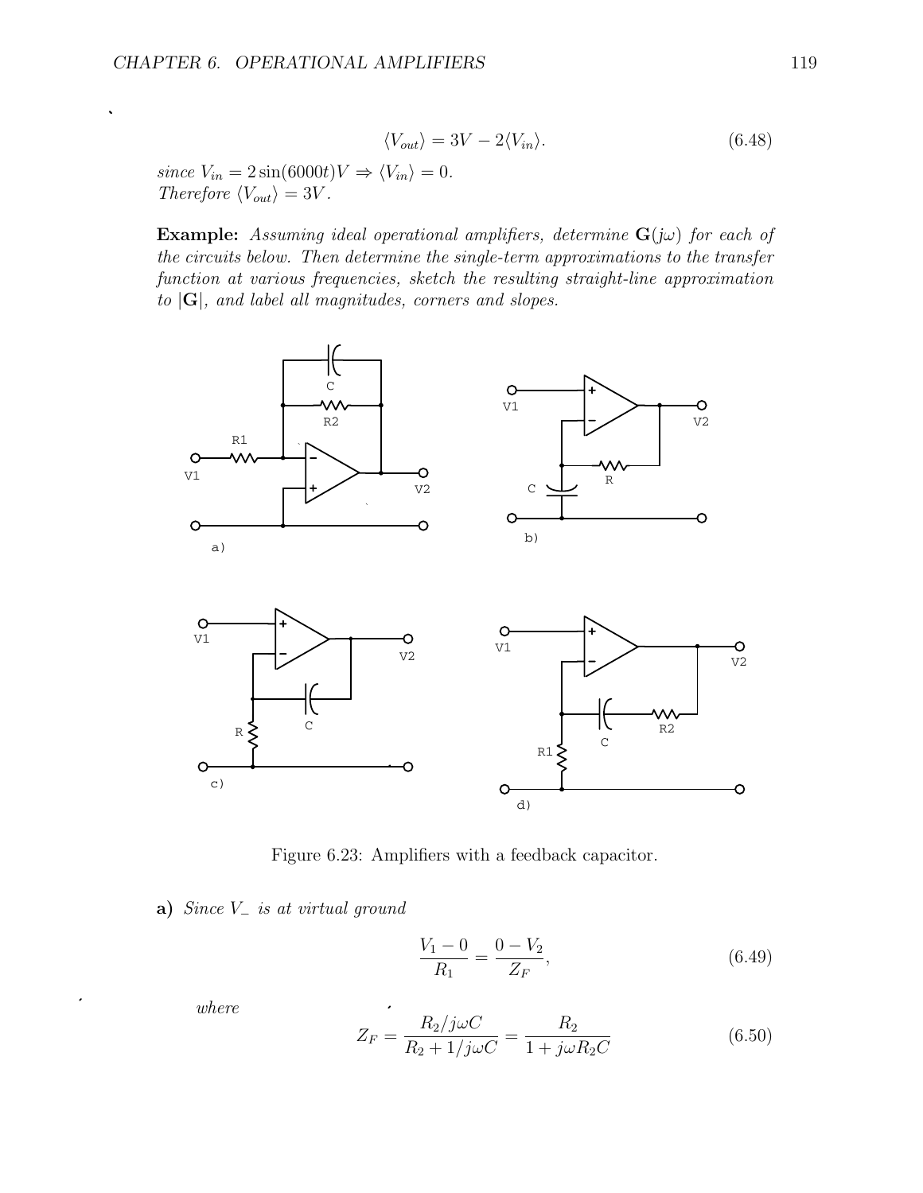$$\langle V_{out} \rangle = 3V - 2\langle V_{in} \rangle. \tag{6.48}$$

*since* $V_{in} = 2\sin(6000t)V \Rightarrow \langle V_{in} \rangle = 0.$
*Therefore* $\langle V_{out} \rangle = 3V$.

**Example:** *Assuming ideal operational amplifiers, determine* $\mathbf{G}(j\omega)$ *for each of the circuits below. Then determine the single-term approximations to the transfer function at various frequencies, sketch the resulting straight-line approximation to* $|\mathbf{G}|$*, and label all magnitudes, corners and slopes.*

Figure 6.23: Amplifiers with a feedback capacitor.

**a)** *Since* $V_-$ *is at virtual ground*

$$\frac{V_1 - 0}{R_1} = \frac{0 - V_2}{Z_F}, \tag{6.49}$$

*where*

$$Z_F = \frac{R_2/j\omega C}{R_2 + 1/j\omega C} = \frac{R_2}{1 + j\omega R_2 C} \tag{6.50}$$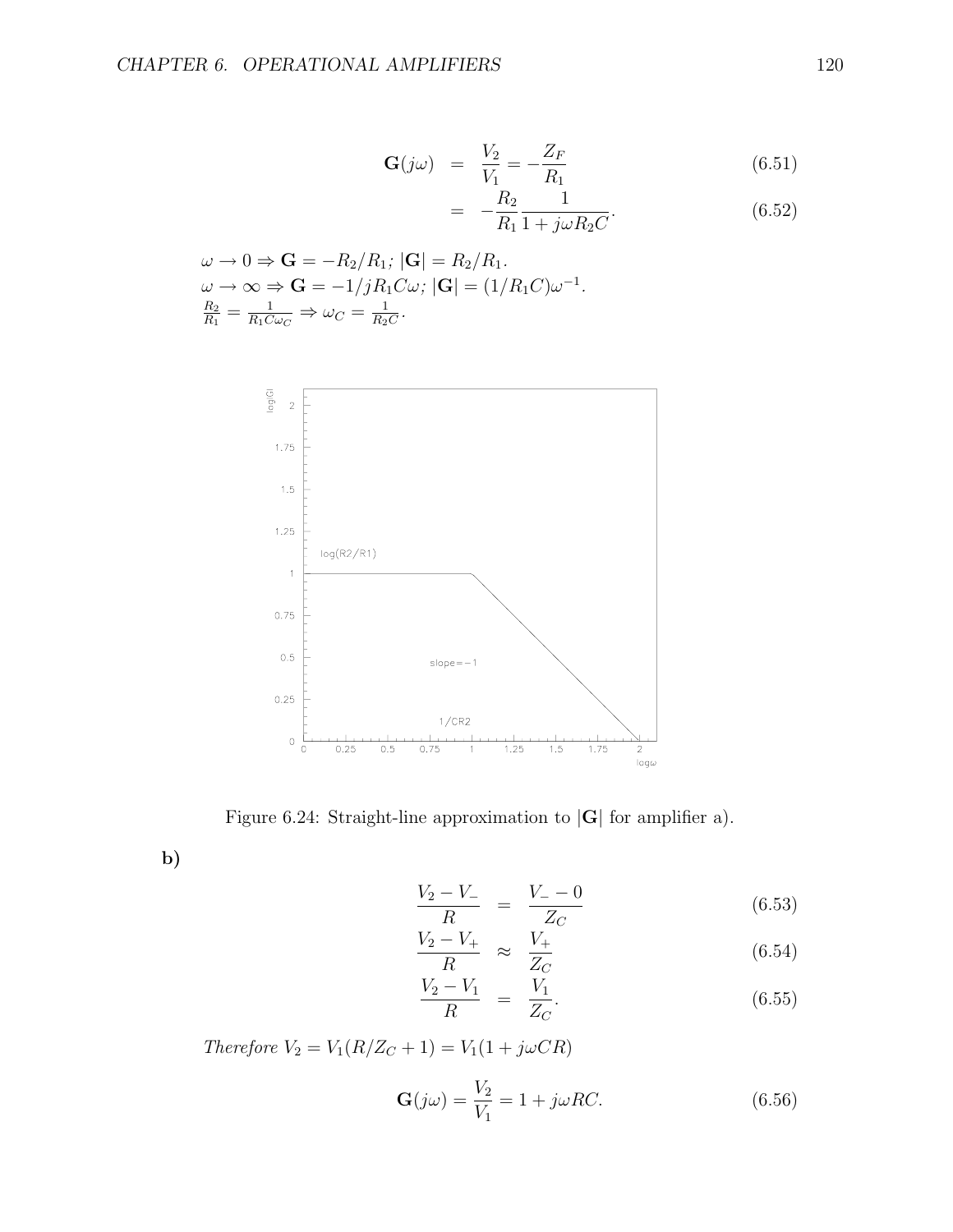$$\mathbf{G}(j\omega) = \frac{V_2}{V_1} = -\frac{Z_F}{R_1} \tag{6.51}$$

$$= -\frac{R_2}{R_1}\frac{1}{1 + j\omega R_2 C}. \tag{6.52}$$

$\omega \to 0 \Rightarrow \mathbf{G} = -R_2/R_1$; $|\mathbf{G}| = R_2/R_1$.
$\omega \to \infty \Rightarrow \mathbf{G} = -1/jR_1C\omega$; $|\mathbf{G}| = (1/R_1C)\omega^{-1}$.
$\frac{R_2}{R_1} = \frac{1}{R_1 C \omega_C} \Rightarrow \omega_C = \frac{1}{R_2 C}$.

Figure 6.24: Straight-line approximation to $|\mathbf{G}|$ for amplifier a).

**b)**

$$\frac{V_2 - V_-}{R} = \frac{V_- - 0}{Z_C} \tag{6.53}$$

$$\frac{V_2 - V_+}{R} \approx \frac{V_+}{Z_C} \tag{6.54}$$

$$\frac{V_2 - V_1}{R} = \frac{V_1}{Z_C}. \tag{6.55}$$

*Therefore* $V_2 = V_1(R/Z_C + 1) = V_1(1 + j\omega CR)$

$$\mathbf{G}(j\omega) = \frac{V_2}{V_1} = 1 + j\omega RC. \tag{6.56}$$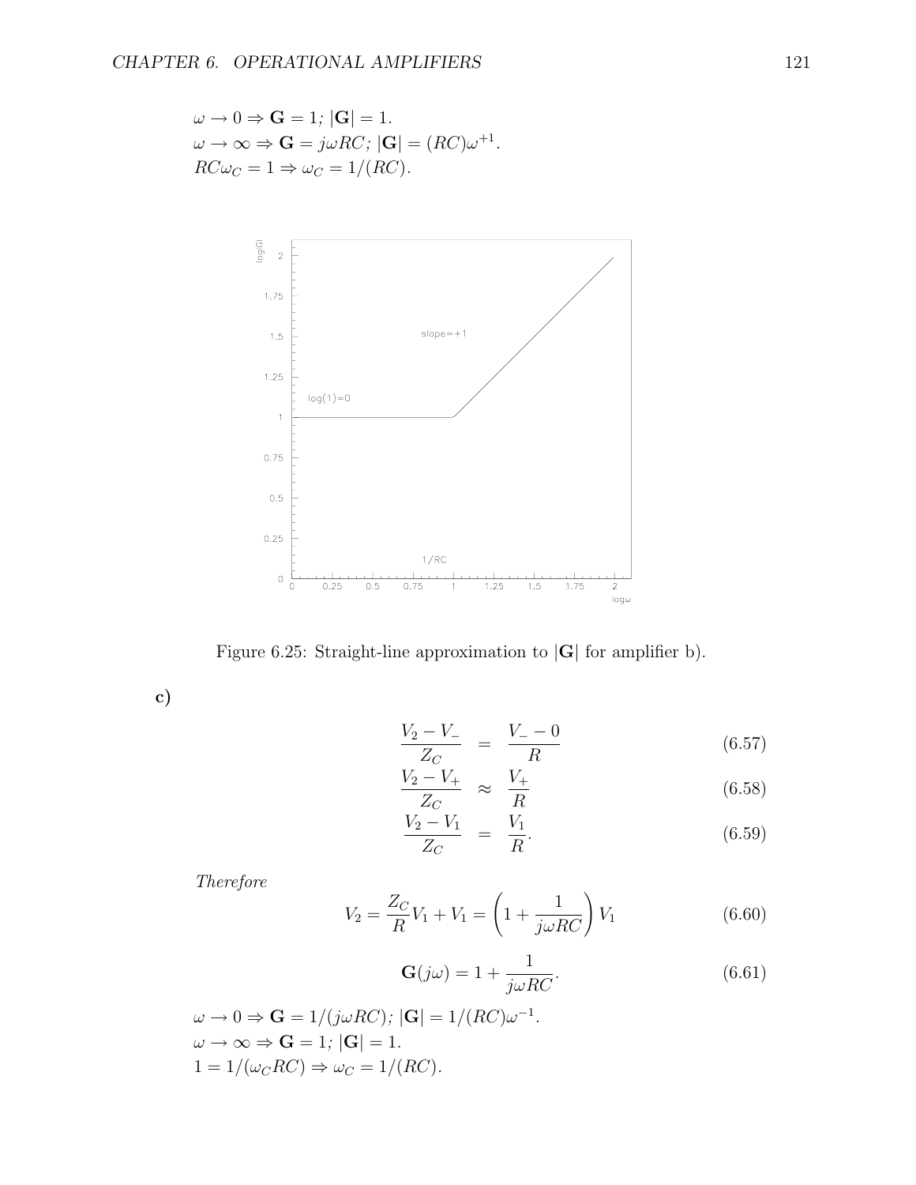$\omega \to 0 \Rightarrow \mathbf{G} = 1$; $|\mathbf{G}| = 1$.
$\omega \to \infty \Rightarrow \mathbf{G} = j\omega RC$; $|\mathbf{G}| = (RC)\omega^{+1}$.
$RC\omega_C = 1 \Rightarrow \omega_C = 1/(RC)$.

Figure 6.25: Straight-line approximation to $|\mathbf{G}|$ for amplifier b).

**c)**

$$\frac{V_2 - V_-}{Z_C} = \frac{V_- - 0}{R} \tag{6.57}$$

$$\frac{V_2 - V_+}{Z_C} \approx \frac{V_+}{R} \tag{6.58}$$

$$\frac{V_2 - V_1}{Z_C} = \frac{V_1}{R}. \tag{6.59}$$

*Therefore*

$$V_2 = \frac{Z_C}{R}V_1 + V_1 = \left(1 + \frac{1}{j\omega RC}\right)V_1 \tag{6.60}$$

$$\mathbf{G}(j\omega) = 1 + \frac{1}{j\omega RC}. \tag{6.61}$$

$\omega \to 0 \Rightarrow \mathbf{G} = 1/(j\omega RC)$; $|\mathbf{G}| = 1/(RC)\omega^{-1}$.
$\omega \to \infty \Rightarrow \mathbf{G} = 1$; $|\mathbf{G}| = 1$.
$1 = 1/(\omega_C RC) \Rightarrow \omega_C = 1/(RC)$.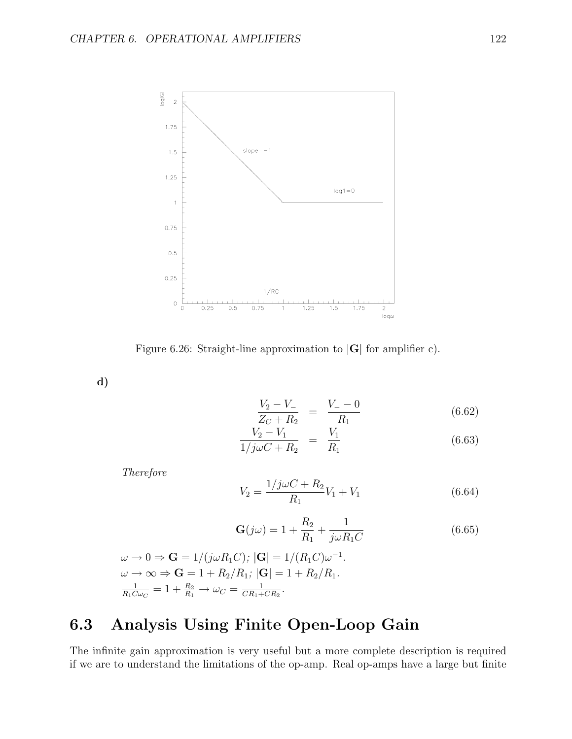Figure 6.26: Straight-line approximation to $|\mathbf{G}|$ for amplifier c).

**d)**

$$\frac{V_2 - V_-}{Z_C + R_2} = \frac{V_- - 0}{R_1} \tag{6.62}$$

$$\frac{V_2 - V_1}{1/j\omega C + R_2} = \frac{V_1}{R_1} \tag{6.63}$$

*Therefore*

$$V_2 = \frac{1/j\omega C + R_2}{R_1} V_1 + V_1 \tag{6.64}$$

$$\mathbf{G}(j\omega) = 1 + \frac{R_2}{R_1} + \frac{1}{j\omega R_1 C} \tag{6.65}$$

$\omega \to 0 \Rightarrow \mathbf{G} = 1/(j\omega R_1 C)$; $|\mathbf{G}| = 1/(R_1 C)\omega^{-1}$.
$\omega \to \infty \Rightarrow \mathbf{G} = 1 + R_2/R_1$; $|\mathbf{G}| = 1 + R_2/R_1$.
$\frac{1}{R_1 C \omega_C} = 1 + \frac{R_2}{R_1} \to \omega_C = \frac{1}{CR_1 + CR_2}$.

## 6.3 Analysis Using Finite Open-Loop Gain

The infinite gain approximation is very useful but a more complete description is required if we are to understand the limitations of the op-amp. Real op-amps have a large but finite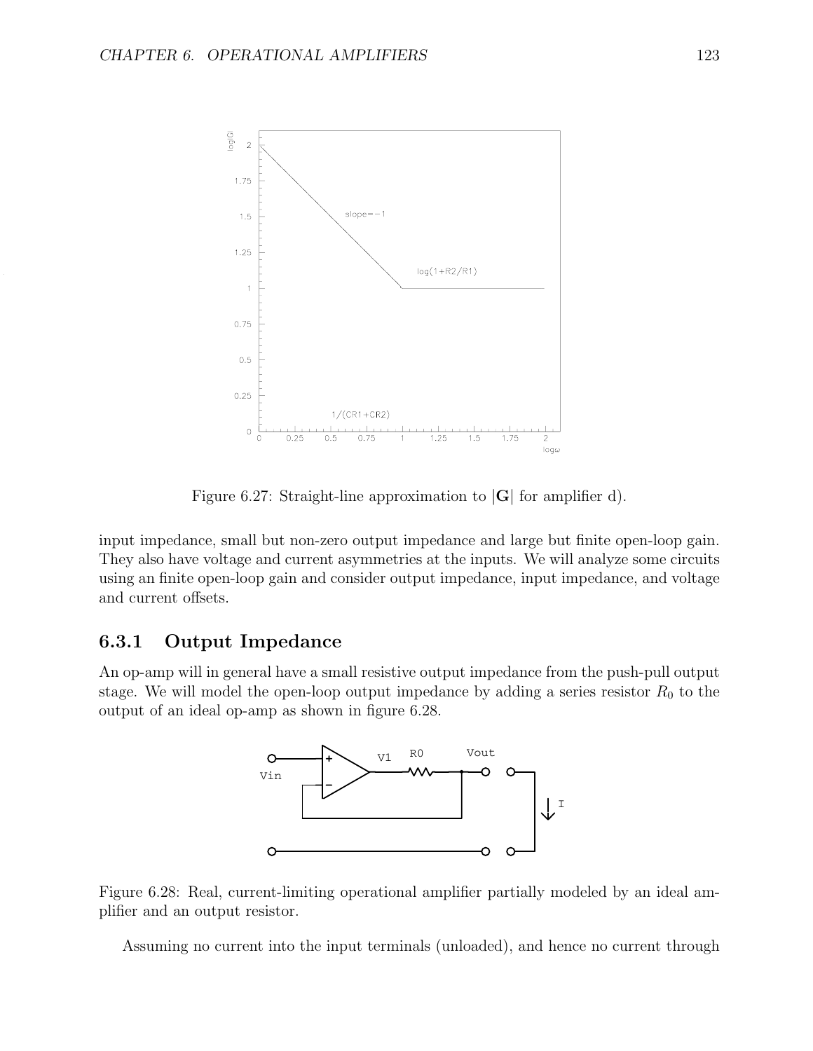Figure 6.27: Straight-line approximation to $|\mathbf{G}|$ for amplifier d).

input impedance, small but non-zero output impedance and large but finite open-loop gain. They also have voltage and current asymmetries at the inputs. We will analyze some circuits using an finite open-loop gain and consider output impedance, input impedance, and voltage and current offsets.

### 6.3.1 Output Impedance

An op-amp will in general have a small resistive output impedance from the push-pull output stage. We will model the open-loop output impedance by adding a series resistor $R_0$ to the output of an ideal op-amp as shown in figure 6.28.

Figure 6.28: Real, current-limiting operational amplifier partially modeled by an ideal amplifier and an output resistor.

Assuming no current into the input terminals (unloaded), and hence no current through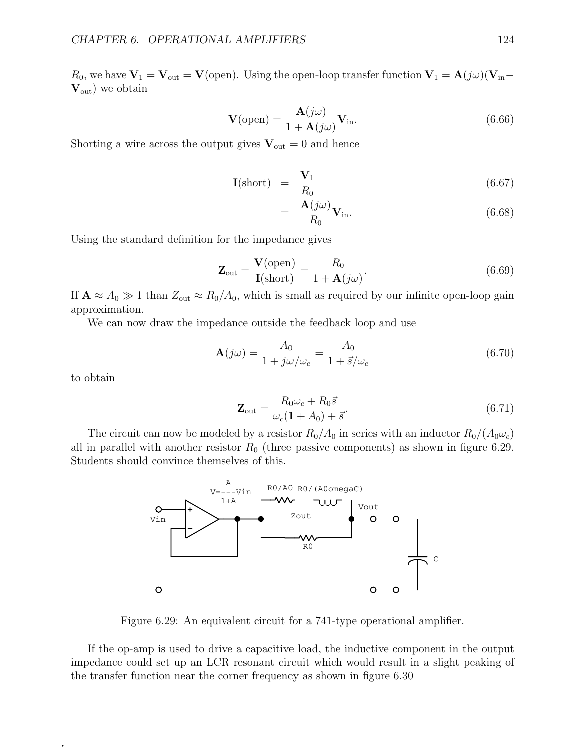$R_0$, we have $\mathbf{V}_1 = \mathbf{V}_{\text{out}} = \mathbf{V}(\text{open})$. Using the open-loop transfer function $\mathbf{V}_1 = \mathbf{A}(j\omega)(\mathbf{V}_{\text{in}} - \mathbf{V}_{\text{out}})$ we obtain

$$\mathbf{V}(\text{open}) = \frac{\mathbf{A}(j\omega)}{1 + \mathbf{A}(j\omega)}\mathbf{V}_{\text{in}}. \tag{6.66}$$

Shorting a wire across the output gives $\mathbf{V}_{\text{out}} = 0$ and hence

$$\mathbf{I}(\text{short}) = \frac{\mathbf{V}_1}{R_0} \tag{6.67}$$

$$= \frac{\mathbf{A}(j\omega)}{R_0}\mathbf{V}_{\text{in}}. \tag{6.68}$$

Using the standard definition for the impedance gives

$$\mathbf{Z}_{\text{out}} = \frac{\mathbf{V}(\text{open})}{\mathbf{I}(\text{short})} = \frac{R_0}{1 + \mathbf{A}(j\omega)}. \tag{6.69}$$

If $\mathbf{A} \approx A_0 \gg 1$ than $Z_{\text{out}} \approx R_0/A_0$, which is small as required by our infinite open-loop gain approximation.

We can now draw the impedance outside the feedback loop and use

$$\mathbf{A}(j\omega) = \frac{A_0}{1 + j\omega/\omega_c} = \frac{A_0}{1 + \vec{s}/\omega_c} \tag{6.70}$$

to obtain

$$\mathbf{Z}_{\text{out}} = \frac{R_0\omega_c + R_0\vec{s}}{\omega_c(1 + A_0) + \vec{s}}. \tag{6.71}$$

The circuit can now be modeled by a resistor $R_0/A_0$ in series with an inductor $R_0/(A_0\omega_c)$ all in parallel with another resistor $R_0$ (three passive components) as shown in figure 6.29. Students should convince themselves of this.

Figure 6.29: An equivalent circuit for a 741-type operational amplifier.

If the op-amp is used to drive a capacitive load, the inductive component in the output impedance could set up an LCR resonant circuit which would result in a slight peaking of the transfer function near the corner frequency as shown in figure 6.30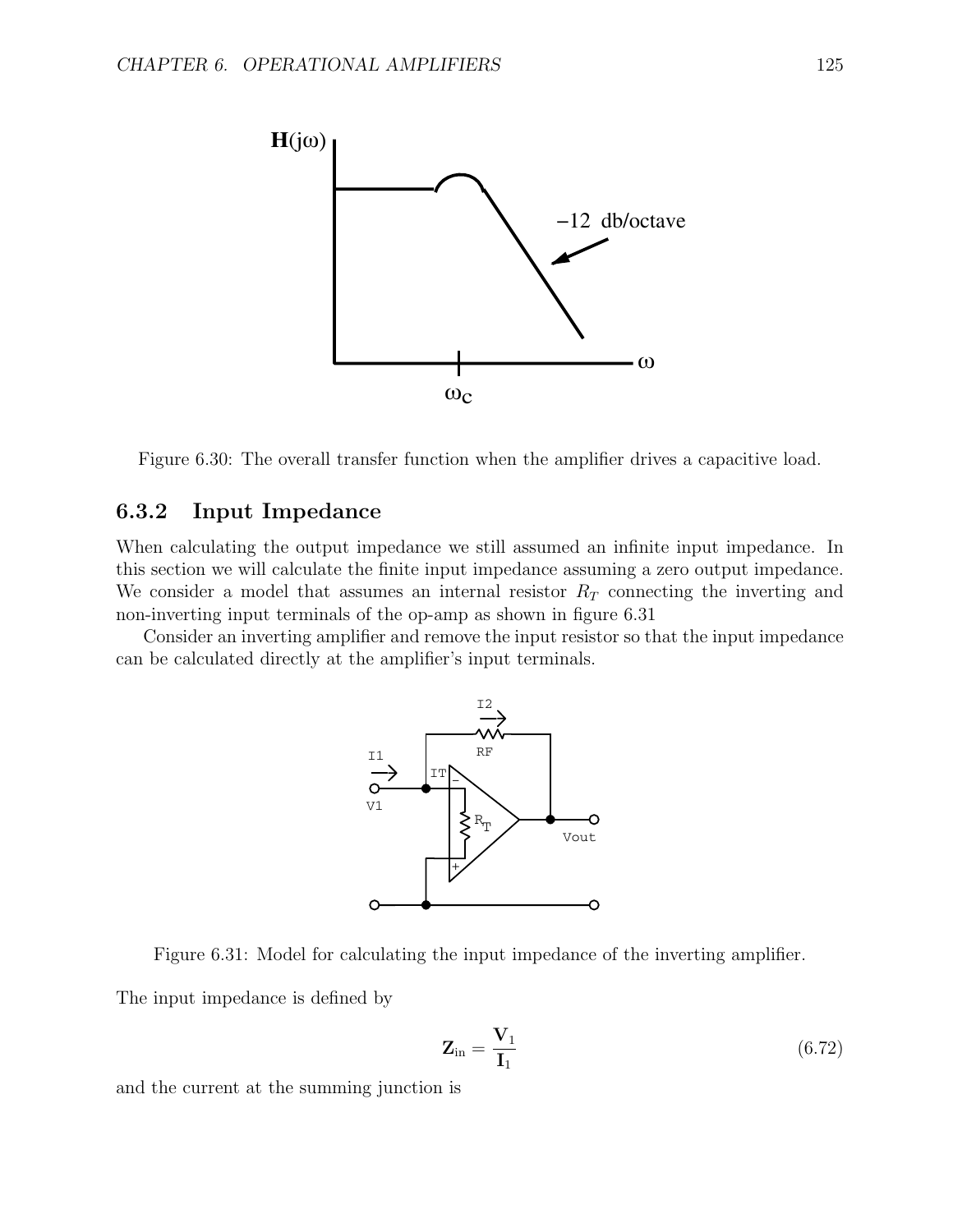Figure 6.30: The overall transfer function when the amplifier drives a capacitive load.

### 6.3.2 Input Impedance

When calculating the output impedance we still assumed an infinite input impedance. In this section we will calculate the finite input impedance assuming a zero output impedance. We consider a model that assumes an internal resistor $R_T$ connecting the inverting and non-inverting input terminals of the op-amp as shown in figure 6.31

Consider an inverting amplifier and remove the input resistor so that the input impedance can be calculated directly at the amplifier's input terminals.

Figure 6.31: Model for calculating the input impedance of the inverting amplifier.

The input impedance is defined by

$$\mathbf{Z}_{\text{in}} = \frac{\mathbf{V}_1}{\mathbf{I}_1} \tag{6.72}$$

and the current at the summing junction is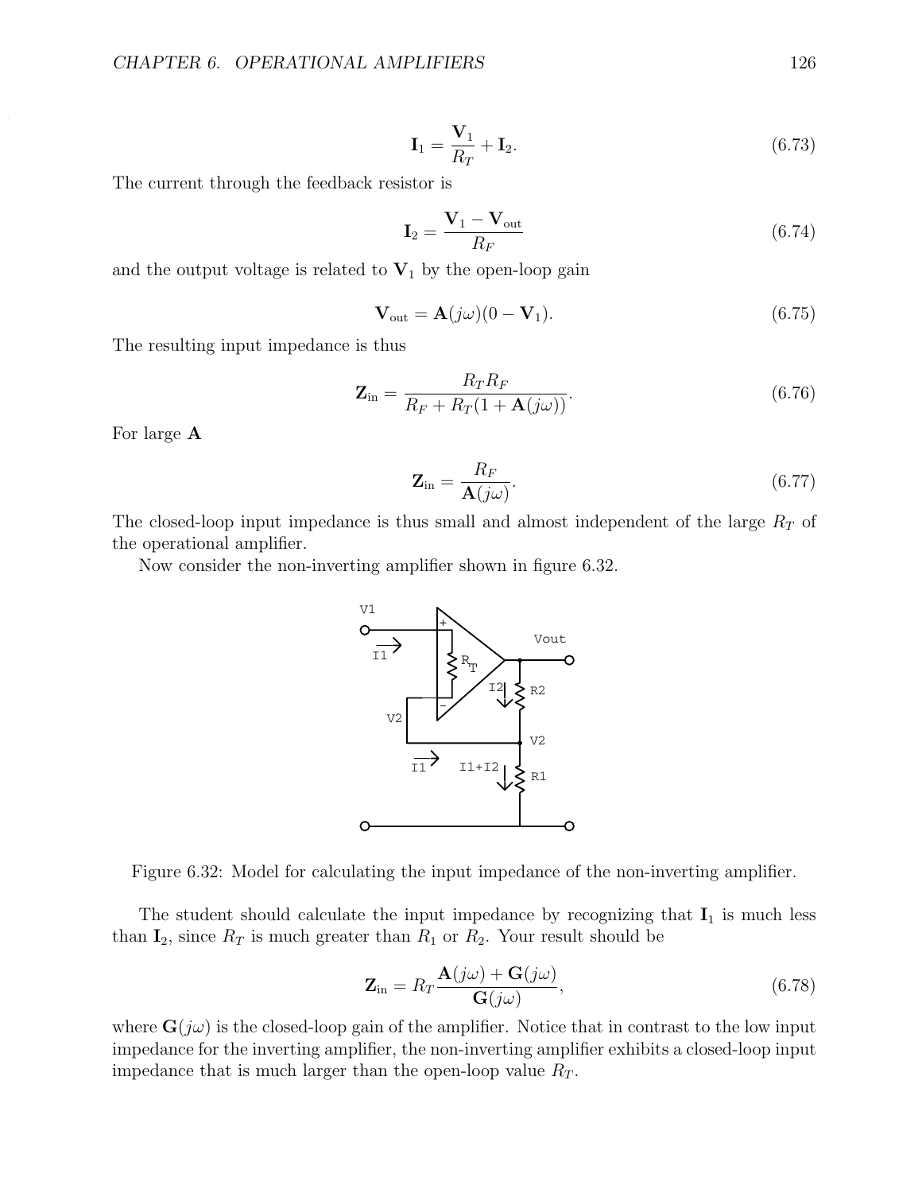$$\mathbf{I}_1 = \frac{\mathbf{V}_1}{R_T} + \mathbf{I}_2. \tag{6.73}$$

The current through the feedback resistor is

$$\mathbf{I}_2 = \frac{\mathbf{V}_1 - \mathbf{V}_{\text{out}}}{R_F} \tag{6.74}$$

and the output voltage is related to $\mathbf{V}_1$ by the open-loop gain

$$\mathbf{V}_{\text{out}} = \mathbf{A}(j\omega)(0 - \mathbf{V}_1). \tag{6.75}$$

The resulting input impedance is thus

$$\mathbf{Z}_{\text{in}} = \frac{R_T R_F}{R_F + R_T(1 + \mathbf{A}(j\omega))}. \tag{6.76}$$

For large $\mathbf{A}$

$$\mathbf{Z}_{\text{in}} = \frac{R_F}{\mathbf{A}(j\omega)}. \tag{6.77}$$

The closed-loop input impedance is thus small and almost independent of the large $R_T$ of the operational amplifier.

Now consider the non-inverting amplifier shown in figure 6.32.

Figure 6.32: Model for calculating the input impedance of the non-inverting amplifier.

The student should calculate the input impedance by recognizing that $\mathbf{I}_1$ is much less than $\mathbf{I}_2$, since $R_T$ is much greater than $R_1$ or $R_2$. Your result should be

$$\mathbf{Z}_{\text{in}} = R_T \frac{\mathbf{A}(j\omega) + \mathbf{G}(j\omega)}{\mathbf{G}(j\omega)}, \tag{6.78}$$

where $\mathbf{G}(j\omega)$ is the closed-loop gain of the amplifier. Notice that in contrast to the low input impedance for the inverting amplifier, the non-inverting amplifier exhibits a closed-loop input impedance that is much larger than the open-loop value $R_T$.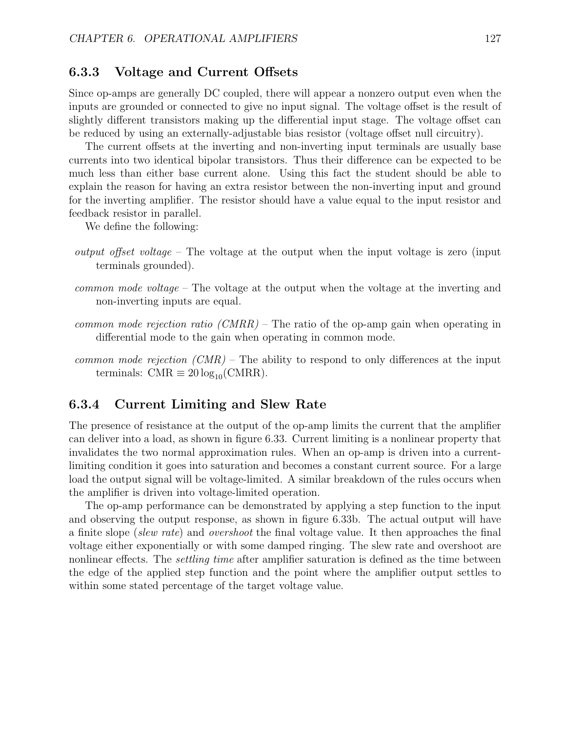### 6.3.3 Voltage and Current Offsets

Since op-amps are generally DC coupled, there will appear a nonzero output even when the inputs are grounded or connected to give no input signal. The voltage offset is the result of slightly different transistors making up the differential input stage. The voltage offset can be reduced by using an externally-adjustable bias resistor (voltage offset null circuitry).

The current offsets at the inverting and non-inverting input terminals are usually base currents into two identical bipolar transistors. Thus their difference can be expected to be much less than either base current alone. Using this fact the student should be able to explain the reason for having an extra resistor between the non-inverting input and ground for the inverting amplifier. The resistor should have a value equal to the input resistor and feedback resistor in parallel.

We define the following:

*output offset voltage* – The voltage at the output when the input voltage is zero (input terminals grounded).

*common mode voltage* – The voltage at the output when the voltage at the inverting and non-inverting inputs are equal.

*common mode rejection ratio (CMRR)* – The ratio of the op-amp gain when operating in differential mode to the gain when operating in common mode.

*common mode rejection (CMR)* – The ability to respond to only differences at the input terminals: $\text{CMR} \equiv 20 \log_{10}(\text{CMRR})$.

### 6.3.4 Current Limiting and Slew Rate

The presence of resistance at the output of the op-amp limits the current that the amplifier can deliver into a load, as shown in figure 6.33. Current limiting is a nonlinear property that invalidates the two normal approximation rules. When an op-amp is driven into a current-limiting condition it goes into saturation and becomes a constant current source. For a large load the output signal will be voltage-limited. A similar breakdown of the rules occurs when the amplifier is driven into voltage-limited operation.

The op-amp performance can be demonstrated by applying a step function to the input and observing the output response, as shown in figure 6.33b. The actual output will have a finite slope (*slew rate*) and *overshoot* the final voltage value. It then approaches the final voltage either exponentially or with some damped ringing. The slew rate and overshoot are nonlinear effects. The *settling time* after amplifier saturation is defined as the time between the edge of the applied step function and the point where the amplifier output settles to within some stated percentage of the target voltage value.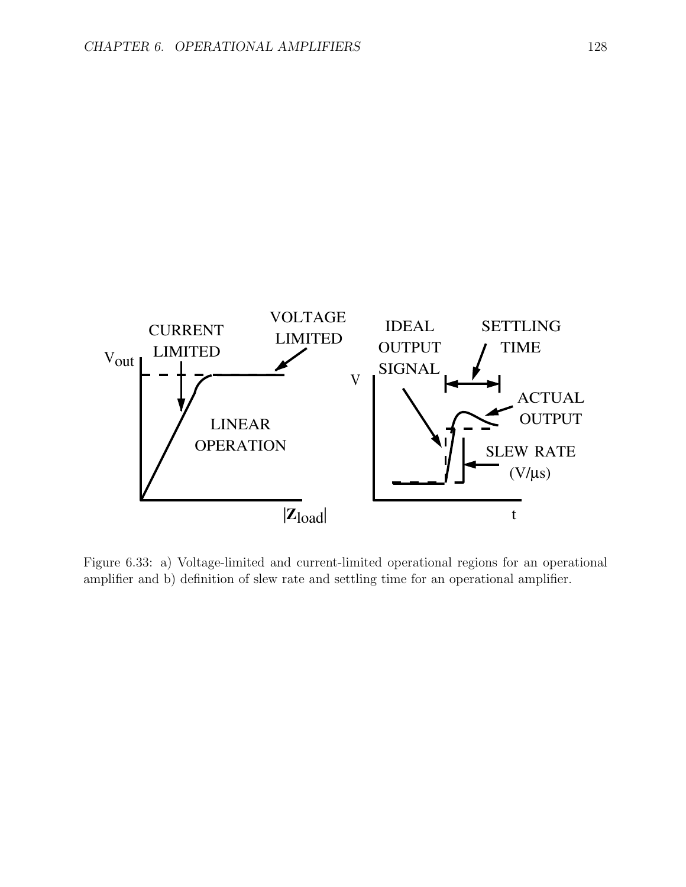Figure 6.33: a) Voltage-limited and current-limited operational regions for an operational amplifier and b) definition of slew rate and settling time for an operational amplifier.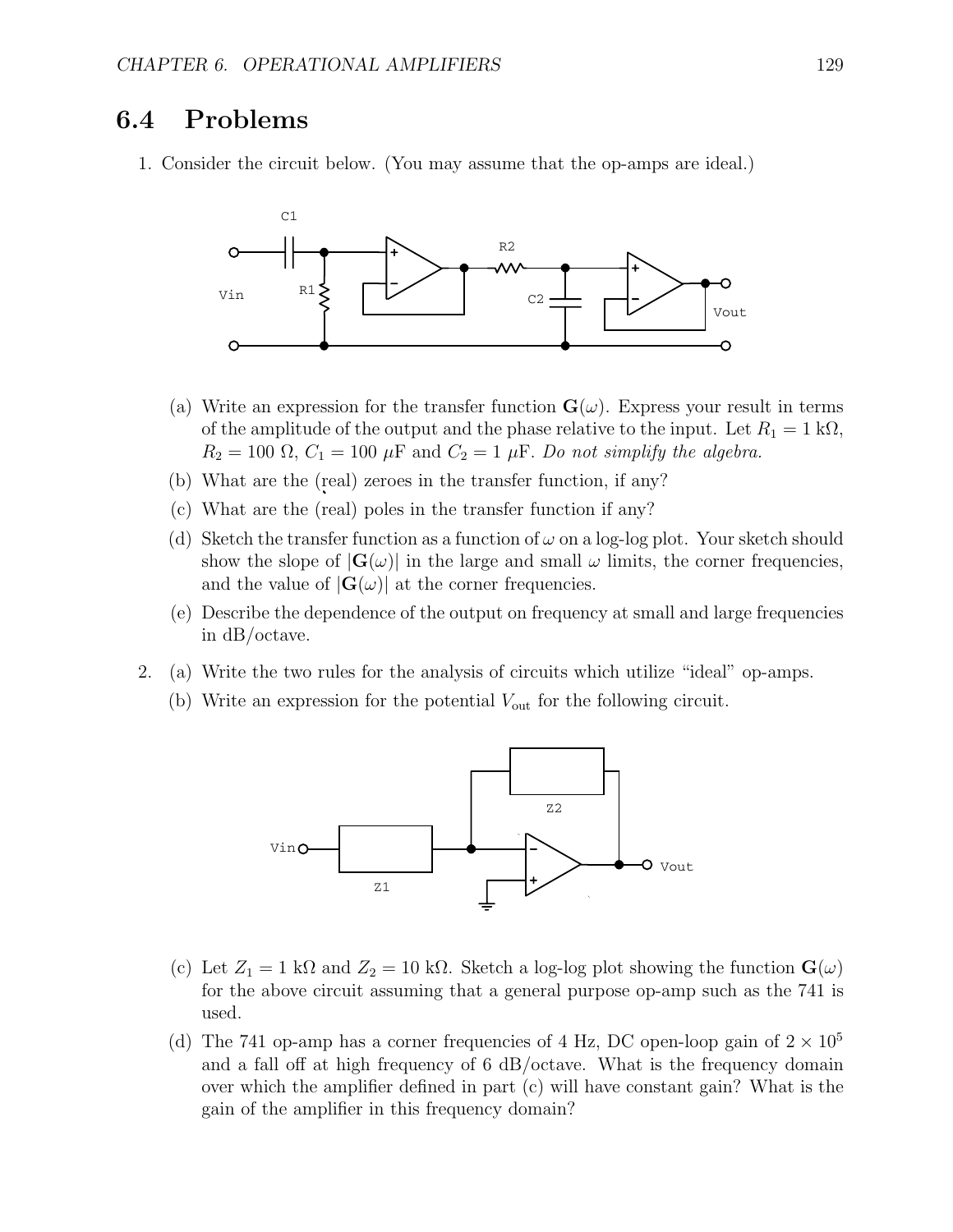## 6.4 Problems

1. Consider the circuit below. (You may assume that the op-amps are ideal.)

   (a) Write an expression for the transfer function $\mathbf{G}(\omega)$. Express your result in terms of the amplitude of the output and the phase relative to the input. Let $R_1 = 1$ k$\Omega$, $R_2 = 100$ $\Omega$, $C_1 = 100$ $\mu$F and $C_2 = 1$ $\mu$F. *Do not simplify the algebra.*

   (b) What are the (real) zeroes in the transfer function, if any?

   (c) What are the (real) poles in the transfer function if any?

   (d) Sketch the transfer function as a function of $\omega$ on a log-log plot. Your sketch should show the slope of $|\mathbf{G}(\omega)|$ in the large and small $\omega$ limits, the corner frequencies, and the value of $|\mathbf{G}(\omega)|$ at the corner frequencies.

   (e) Describe the dependence of the output on frequency at small and large frequencies in dB/octave.

2. (a) Write the two rules for the analysis of circuits which utilize "ideal" op-amps.

   (b) Write an expression for the potential $V_{\mathrm{out}}$ for the following circuit.

   (c) Let $Z_1 = 1$ k$\Omega$ and $Z_2 = 10$ k$\Omega$. Sketch a log-log plot showing the function $\mathbf{G}(\omega)$ for the above circuit assuming that a general purpose op-amp such as the 741 is used.

   (d) The 741 op-amp has a corner frequencies of 4 Hz, DC open-loop gain of $2 \times 10^5$ and a fall off at high frequency of 6 dB/octave. What is the frequency domain over which the amplifier defined in part (c) will have constant gain? What is the gain of the amplifier in this frequency domain?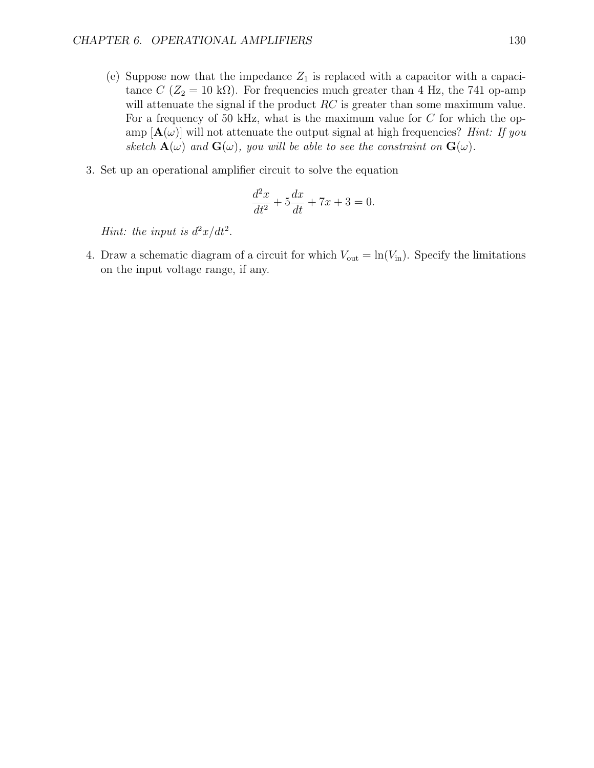(e) Suppose now that the impedance $Z_1$ is replaced with a capacitor with a capacitance $C$ ($Z_2 = 10$ kΩ). For frequencies much greater than 4 Hz, the 741 op-amp will attenuate the signal if the product $RC$ is greater than some maximum value. For a frequency of 50 kHz, what is the maximum value for $C$ for which the op-amp [$\mathbf{A}(\omega)$] will not attenuate the output signal at high frequencies? *Hint: If you sketch* $\mathbf{A}(\omega)$ *and* $\mathbf{G}(\omega)$*, you will be able to see the constraint on* $\mathbf{G}(\omega)$.

3. Set up an operational amplifier circuit to solve the equation

$$\frac{d^2x}{dt^2} + 5\frac{dx}{dt} + 7x + 3 = 0.$$

*Hint: the input is* $d^2x/dt^2$.

4. Draw a schematic diagram of a circuit for which $V_{\text{out}} = \ln(V_{\text{in}})$. Specify the limitations on the input voltage range, if any.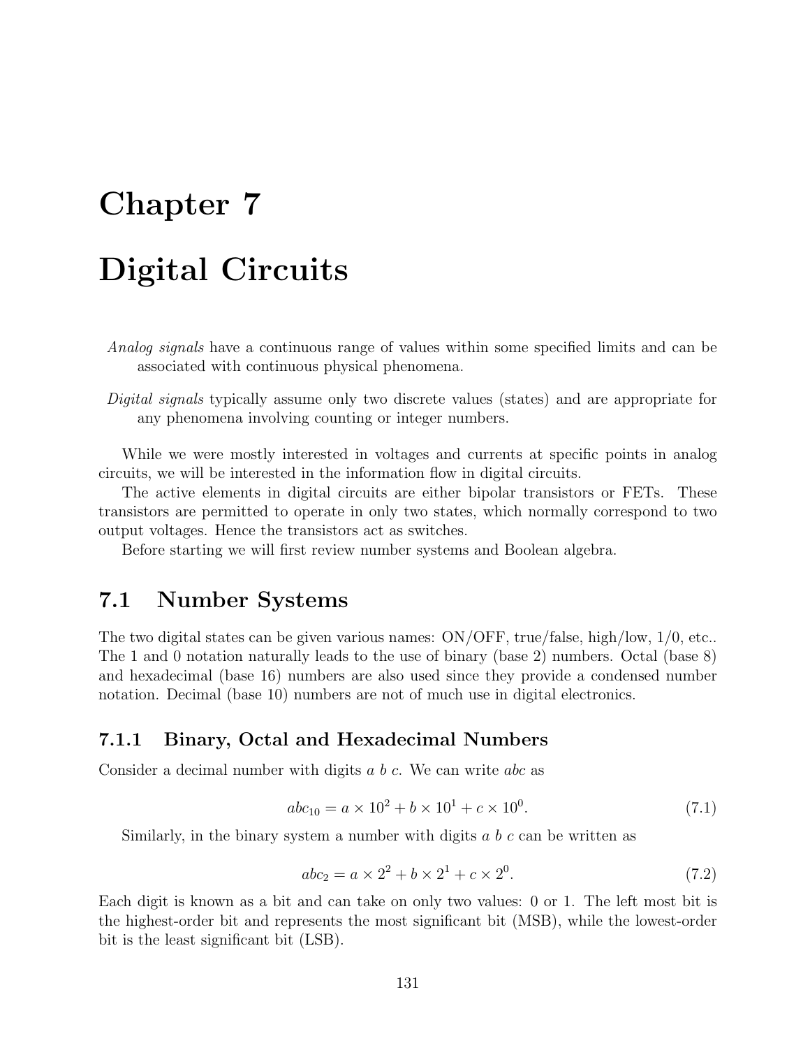# Chapter 7

# Digital Circuits

*Analog signals* have a continuous range of values within some specified limits and can be associated with continuous physical phenomena.

*Digital signals* typically assume only two discrete values (states) and are appropriate for any phenomena involving counting or integer numbers.

While we were mostly interested in voltages and currents at specific points in analog circuits, we will be interested in the information flow in digital circuits.

The active elements in digital circuits are either bipolar transistors or FETs. These transistors are permitted to operate in only two states, which normally correspond to two output voltages. Hence the transistors act as switches.

Before starting we will first review number systems and Boolean algebra.

## 7.1 Number Systems

The two digital states can be given various names: ON/OFF, true/false, high/low, 1/0, etc.. The 1 and 0 notation naturally leads to the use of binary (base 2) numbers. Octal (base 8) and hexadecimal (base 16) numbers are also used since they provide a condensed number notation. Decimal (base 10) numbers are not of much use in digital electronics.

### 7.1.1 Binary, Octal and Hexadecimal Numbers

Consider a decimal number with digits $a$ $b$ $c$. We can write $abc$ as

$$abc_{10} = a \times 10^2 + b \times 10^1 + c \times 10^0. \tag{7.1}$$

Similarly, in the binary system a number with digits $a$ $b$ $c$ can be written as

$$abc_2 = a \times 2^2 + b \times 2^1 + c \times 2^0. \tag{7.2}$$

Each digit is known as a bit and can take on only two values: 0 or 1. The left most bit is the highest-order bit and represents the most significant bit (MSB), while the lowest-order bit is the least significant bit (LSB).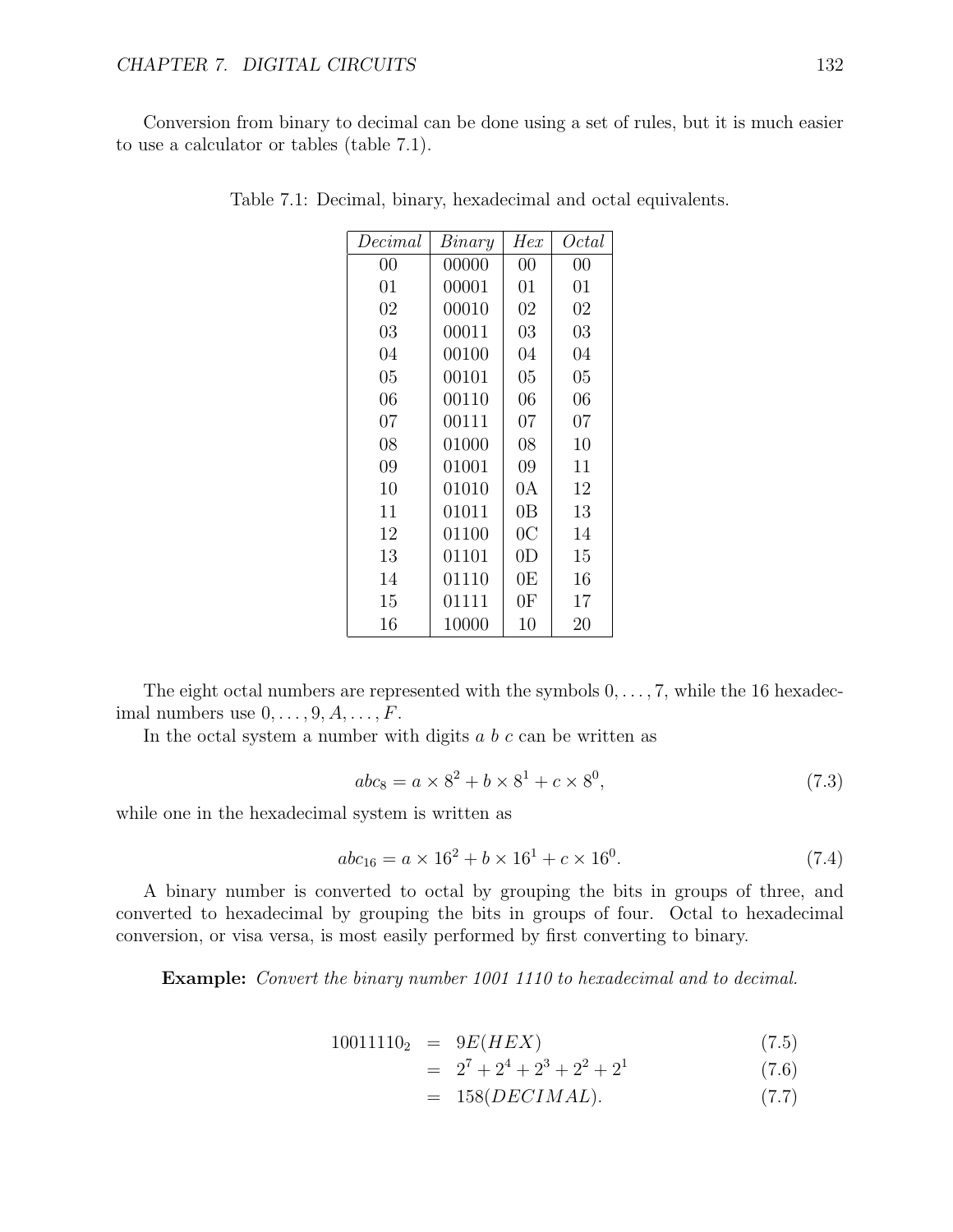Conversion from binary to decimal can be done using a set of rules, but it is much easier to use a calculator or tables (table 7.1).

Table 7.1: Decimal, binary, hexadecimal and octal equivalents.

| *Decimal* | *Binary* | *Hex* | *Octal* |
|---|---|---|---|
| 00 | 00000 | 00 | 00 |
| 01 | 00001 | 01 | 01 |
| 02 | 00010 | 02 | 02 |
| 03 | 00011 | 03 | 03 |
| 04 | 00100 | 04 | 04 |
| 05 | 00101 | 05 | 05 |
| 06 | 00110 | 06 | 06 |
| 07 | 00111 | 07 | 07 |
| 08 | 01000 | 08 | 10 |
| 09 | 01001 | 09 | 11 |
| 10 | 01010 | 0A | 12 |
| 11 | 01011 | 0B | 13 |
| 12 | 01100 | 0C | 14 |
| 13 | 01101 | 0D | 15 |
| 14 | 01110 | 0E | 16 |
| 15 | 01111 | 0F | 17 |
| 16 | 10000 | 10 | 20 |

The eight octal numbers are represented with the symbols $0, \ldots, 7$, while the 16 hexadecimal numbers use $0, \ldots, 9, A, \ldots, F$.

In the octal system a number with digits $a$ $b$ $c$ can be written as

$$abc_8 = a \times 8^2 + b \times 8^1 + c \times 8^0, \tag{7.3}$$

while one in the hexadecimal system is written as

$$abc_{16} = a \times 16^2 + b \times 16^1 + c \times 16^0. \tag{7.4}$$

A binary number is converted to octal by grouping the bits in groups of three, and converted to hexadecimal by grouping the bits in groups of four. Octal to hexadecimal conversion, or visa versa, is most easily performed by first converting to binary.

**Example:** *Convert the binary number 1001 1110 to hexadecimal and to decimal.*

$$\begin{aligned}
10011110_2 &= 9E(HEX) &(7.5)\\
&= 2^7 + 2^4 + 2^3 + 2^2 + 2^1 &(7.6)\\
&= 158(DECIMAL). &(7.7)
\end{aligned}$$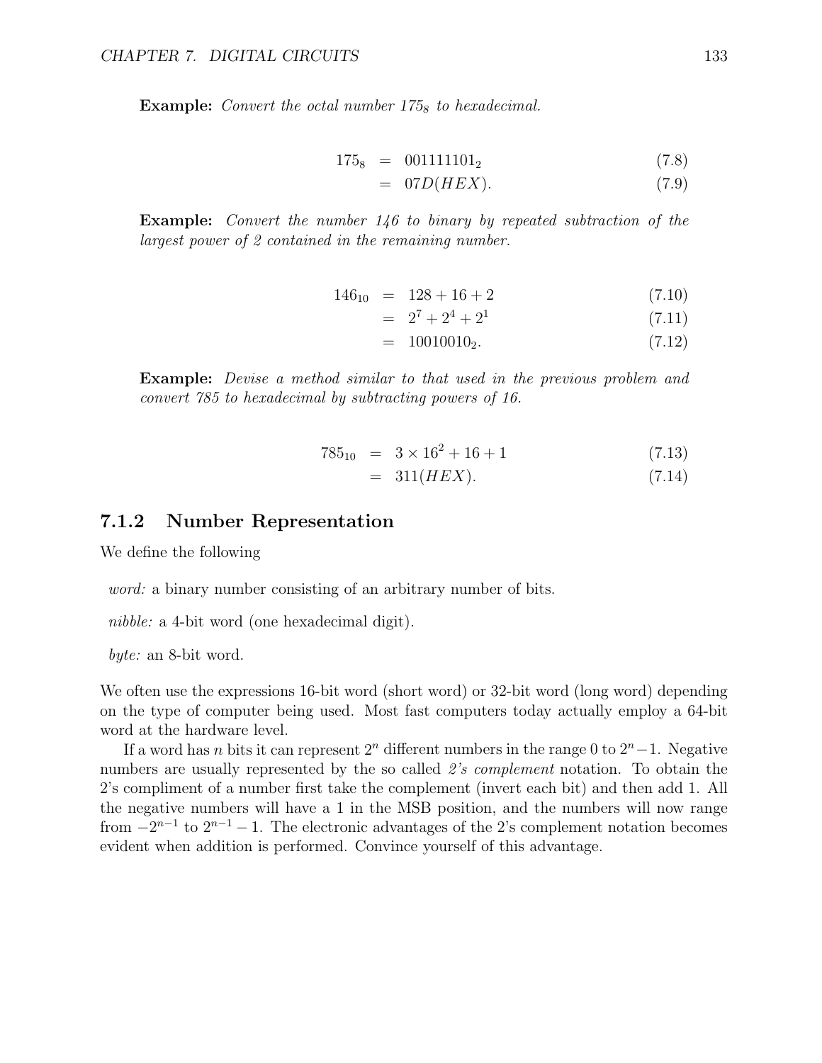**Example:** *Convert the octal number $175_8$ to hexadecimal.*

$$
\begin{aligned}
175_8 &= 001111101_2 &(7.8)\\
&= 07D(HEX). &(7.9)
\end{aligned}
$$

**Example:** *Convert the number 146 to binary by repeated subtraction of the largest power of 2 contained in the remaining number.*

$$
\begin{aligned}
146_{10} &= 128 + 16 + 2 &(7.10)\\
&= 2^7 + 2^4 + 2^1 &(7.11)\\
&= 10010010_2. &(7.12)
\end{aligned}
$$

**Example:** *Devise a method similar to that used in the previous problem and convert 785 to hexadecimal by subtracting powers of 16.*

$$
\begin{aligned}
785_{10} &= 3 \times 16^2 + 16 + 1 &(7.13)\\
&= 311(HEX). &(7.14)
\end{aligned}
$$

### 7.1.2 Number Representation

We define the following

*word:* a binary number consisting of an arbitrary number of bits.

*nibble:* a 4-bit word (one hexadecimal digit).

*byte:* an 8-bit word.

We often use the expressions 16-bit word (short word) or 32-bit word (long word) depending on the type of computer being used. Most fast computers today actually employ a 64-bit word at the hardware level.

If a word has $n$ bits it can represent $2^n$ different numbers in the range 0 to $2^n - 1$. Negative numbers are usually represented by the so called *2's complement* notation. To obtain the 2's compliment of a number first take the complement (invert each bit) and then add 1. All the negative numbers will have a 1 in the MSB position, and the numbers will now range from $-2^{n-1}$ to $2^{n-1} - 1$. The electronic advantages of the 2's complement notation becomes evident when addition is performed. Convince yourself of this advantage.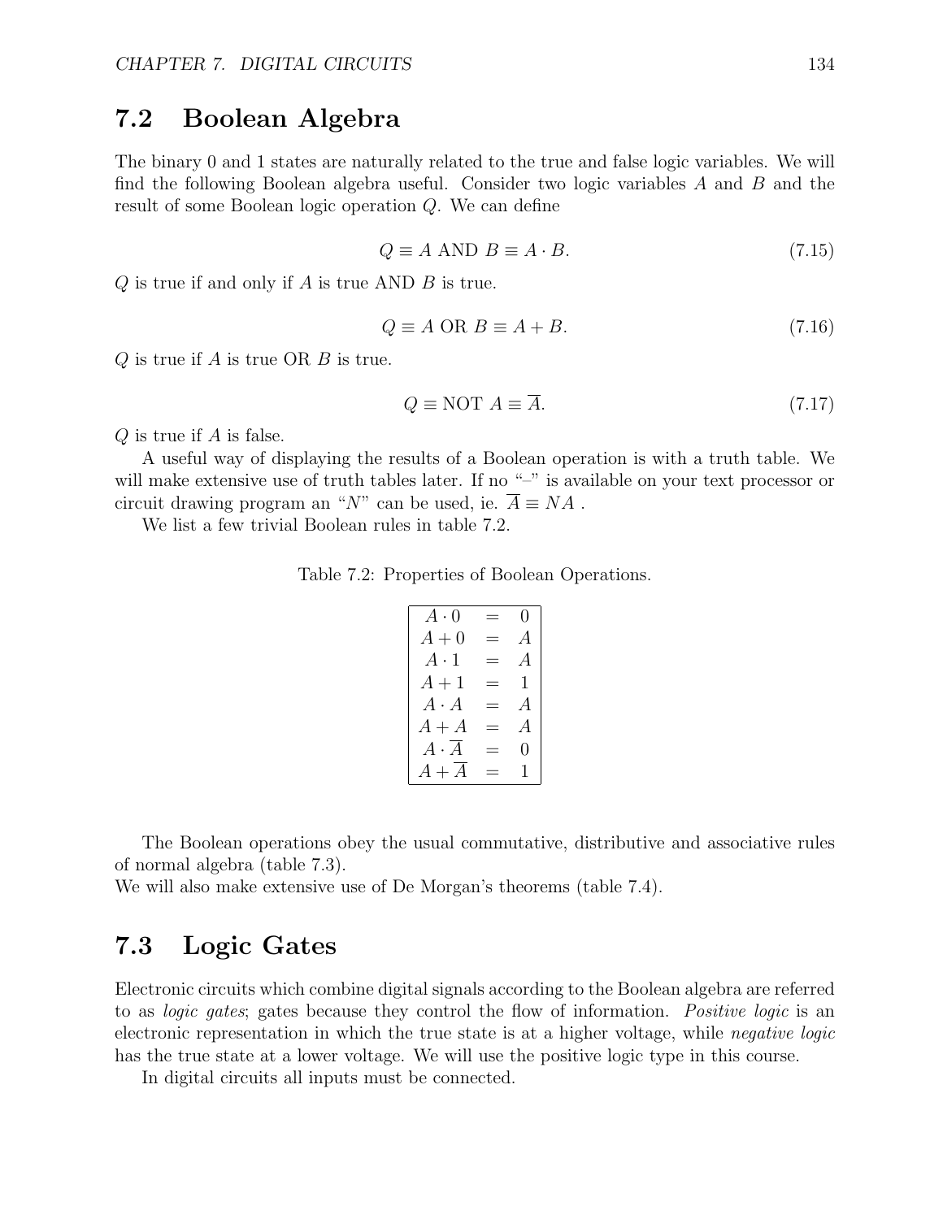## 7.2 Boolean Algebra

The binary 0 and 1 states are naturally related to the true and false logic variables. We will find the following Boolean algebra useful. Consider two logic variables $A$ and $B$ and the result of some Boolean logic operation $Q$. We can define

$$Q \equiv A \text{ AND } B \equiv A \cdot B. \tag{7.15}$$

$Q$ is true if and only if $A$ is true AND $B$ is true.

$$Q \equiv A \text{ OR } B \equiv A + B. \tag{7.16}$$

$Q$ is true if $A$ is true OR $B$ is true.

$$Q \equiv \text{NOT } A \equiv \overline{A}. \tag{7.17}$$

$Q$ is true if $A$ is false.

A useful way of displaying the results of a Boolean operation is with a truth table. We will make extensive use of truth tables later. If no "–" is available on your text processor or circuit drawing program an "$N$" can be used, ie. $\overline{A} \equiv NA$ .

We list a few trivial Boolean rules in table 7.2.

Table 7.2: Properties of Boolean Operations.

| | | |
|---|---|---|
| $A \cdot 0$ | = | $0$ |
| $A + 0$ | = | $A$ |
| $A \cdot 1$ | = | $A$ |
| $A + 1$ | = | $1$ |
| $A \cdot A$ | = | $A$ |
| $A + A$ | = | $A$ |
| $A \cdot \overline{A}$ | = | $0$ |
| $A + \overline{A}$ | = | $1$ |

The Boolean operations obey the usual commutative, distributive and associative rules of normal algebra (table 7.3).
We will also make extensive use of De Morgan's theorems (table 7.4).

## 7.3 Logic Gates

Electronic circuits which combine digital signals according to the Boolean algebra are referred to as *logic gates*; gates because they control the flow of information. *Positive logic* is an electronic representation in which the true state is at a higher voltage, while *negative logic* has the true state at a lower voltage. We will use the positive logic type in this course.

In digital circuits all inputs must be connected.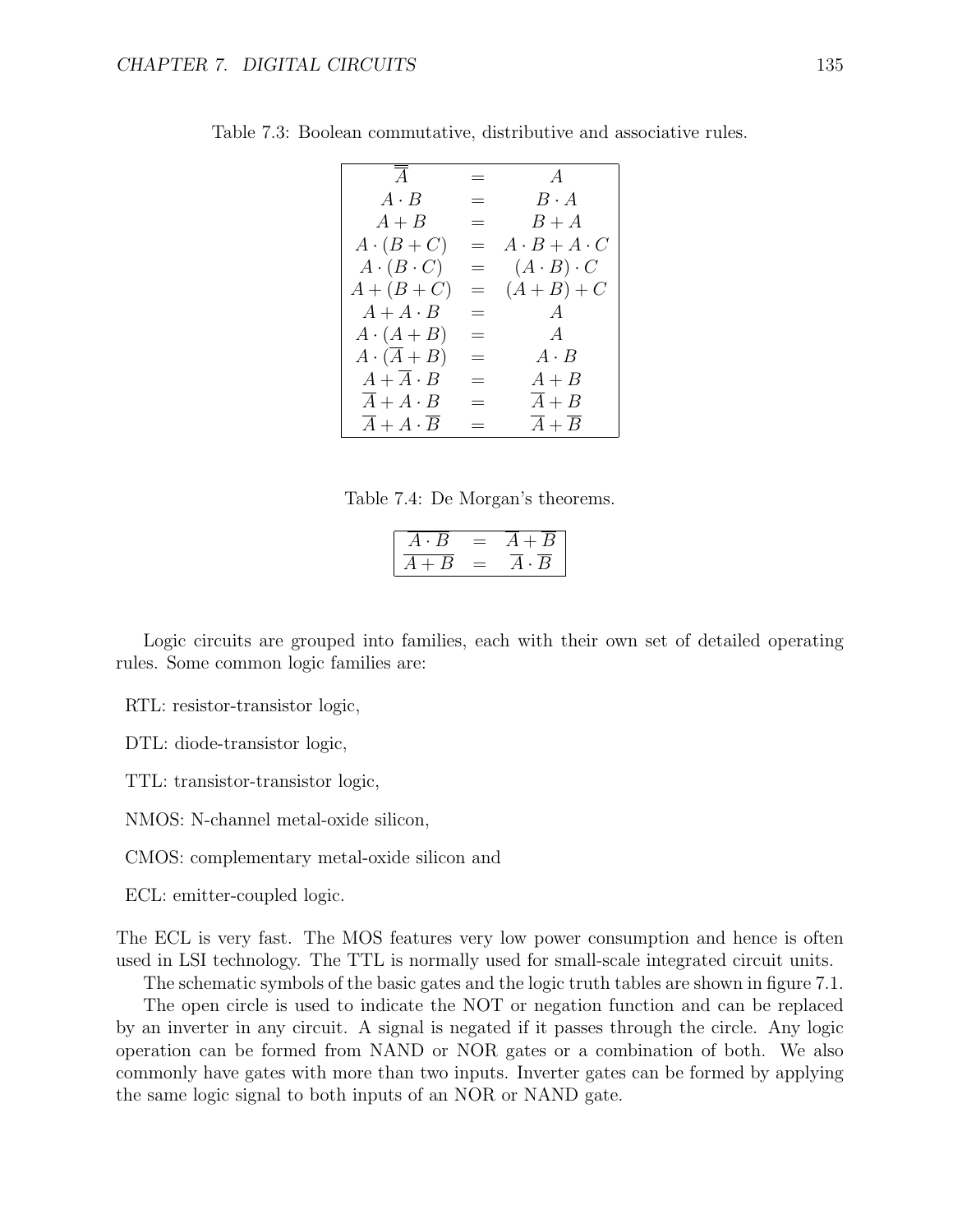Table 7.3: Boolean commutative, distributive and associative rules.

|  |  |  |
|---|---|---|
| $\overline{\overline{A}}$ | $=$ | $A$ |
| $A \cdot B$ | $=$ | $B \cdot A$ |
| $A + B$ | $=$ | $B + A$ |
| $A \cdot (B + C)$ | $=$ | $A \cdot B + A \cdot C$ |
| $A \cdot (B \cdot C)$ | $=$ | $(A \cdot B) \cdot C$ |
| $A + (B + C)$ | $=$ | $(A + B) + C$ |
| $A + A \cdot B$ | $=$ | $A$ |
| $A \cdot (A + B)$ | $=$ | $A$ |
| $A \cdot (\overline{A} + B)$ | $=$ | $A \cdot B$ |
| $A + \overline{A} \cdot B$ | $=$ | $A + B$ |
| $\overline{A} + A \cdot B$ | $=$ | $\overline{A} + B$ |
| $\overline{A} + A \cdot \overline{B}$ | $=$ | $\overline{A} + \overline{B}$ |

Table 7.4: De Morgan's theorems.

|  |  |  |
|---|---|---|
| $\overline{A \cdot B}$ | $=$ | $\overline{A} + \overline{B}$ |
| $\overline{A + B}$ | $=$ | $\overline{A} \cdot \overline{B}$ |

Logic circuits are grouped into families, each with their own set of detailed operating rules. Some common logic families are:

RTL: resistor-transistor logic,

DTL: diode-transistor logic,

TTL: transistor-transistor logic,

NMOS: N-channel metal-oxide silicon,

CMOS: complementary metal-oxide silicon and

ECL: emitter-coupled logic.

The ECL is very fast. The MOS features very low power consumption and hence is often used in LSI technology. The TTL is normally used for small-scale integrated circuit units.

The schematic symbols of the basic gates and the logic truth tables are shown in figure 7.1.

The open circle is used to indicate the NOT or negation function and can be replaced by an inverter in any circuit. A signal is negated if it passes through the circle. Any logic operation can be formed from NAND or NOR gates or a combination of both. We also commonly have gates with more than two inputs. Inverter gates can be formed by applying the same logic signal to both inputs of an NOR or NAND gate.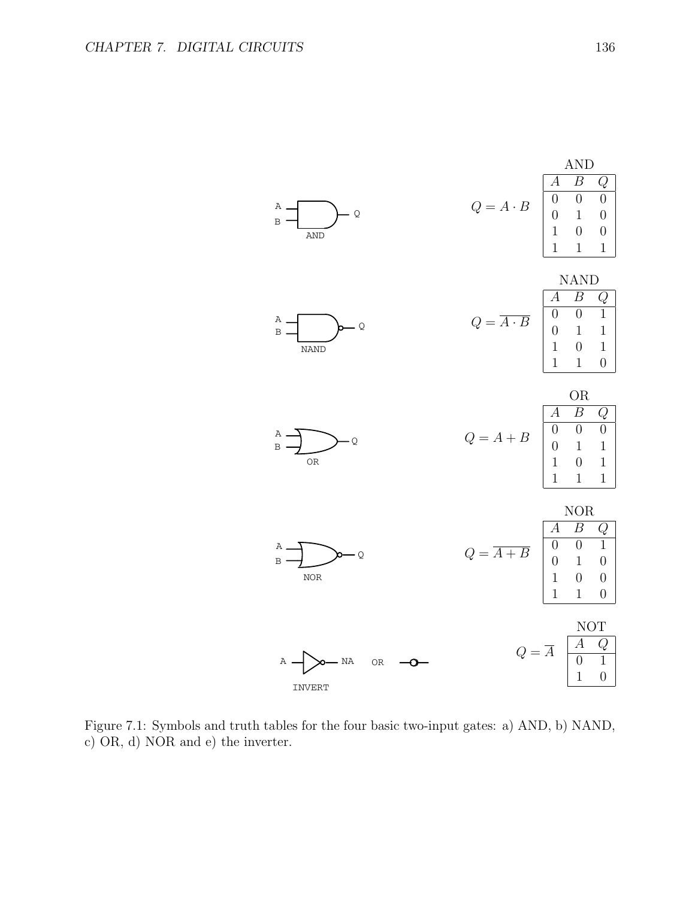AND

| $A$ | $B$ | $Q$ |
|---|---|---|
| 0 | 0 | 0 |
| 0 | 1 | 0 |
| 1 | 0 | 0 |
| 1 | 1 | 1 |

$$Q = A \cdot B$$

NAND

| $A$ | $B$ | $Q$ |
|---|---|---|
| 0 | 0 | 1 |
| 0 | 1 | 1 |
| 1 | 0 | 1 |
| 1 | 1 | 0 |

$$Q = \overline{A \cdot B}$$

OR

| $A$ | $B$ | $Q$ |
|---|---|---|
| 0 | 0 | 0 |
| 0 | 1 | 1 |
| 1 | 0 | 1 |
| 1 | 1 | 1 |

$$Q = A + B$$

NOR

| $A$ | $B$ | $Q$ |
|---|---|---|
| 0 | 0 | 1 |
| 0 | 1 | 0 |
| 1 | 0 | 0 |
| 1 | 1 | 0 |

$$Q = \overline{A + B}$$

NOT

| $A$ | $Q$ |
|---|---|
| 0 | 1 |
| 1 | 0 |

$$Q = \overline{A}$$

Figure 7.1: Symbols and truth tables for the four basic two-input gates: a) AND, b) NAND, c) OR, d) NOR and e) the inverter.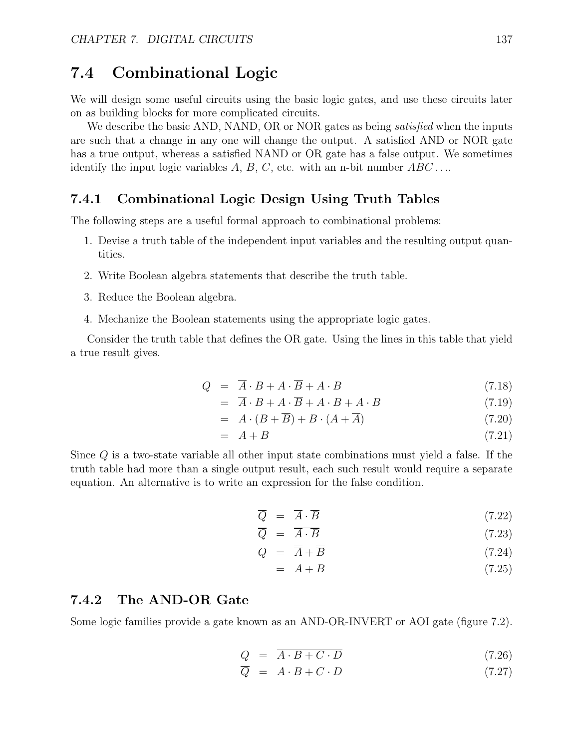## 7.4 Combinational Logic

We will design some useful circuits using the basic logic gates, and use these circuits later on as building blocks for more complicated circuits.

We describe the basic AND, NAND, OR or NOR gates as being *satisfied* when the inputs are such that a change in any one will change the output. A satisfied AND or NOR gate has a true output, whereas a satisfied NAND or OR gate has a false output. We sometimes identify the input logic variables $A$, $B$, $C$, etc. with an n-bit number $ABC\ldots$.

### 7.4.1 Combinational Logic Design Using Truth Tables

The following steps are a useful formal approach to combinational problems:

1. Devise a truth table of the independent input variables and the resulting output quantities.
2. Write Boolean algebra statements that describe the truth table.
3. Reduce the Boolean algebra.
4. Mechanize the Boolean statements using the appropriate logic gates.

Consider the truth table that defines the OR gate. Using the lines in this table that yield a true result gives.

$$
\begin{aligned}
Q &= \overline{A} \cdot B + A \cdot \overline{B} + A \cdot B & (7.18)\\
&= \overline{A} \cdot B + A \cdot \overline{B} + A \cdot B + A \cdot B & (7.19)\\
&= A \cdot (B + \overline{B}) + B \cdot (A + \overline{A}) & (7.20)\\
&= A + B & (7.21)
\end{aligned}
$$

Since $Q$ is a two-state variable all other input state combinations must yield a false. If the truth table had more than a single output result, each such result would require a separate equation. An alternative is to write an expression for the false condition.

$$
\begin{aligned}
\overline{Q} &= \overline{A} \cdot \overline{B} & (7.22)\\
\overline{\overline{Q}} &= \overline{\overline{A} \cdot \overline{B}} & (7.23)\\
Q &= \overline{\overline{A}} + \overline{\overline{B}} & (7.24)\\
&= A + B & (7.25)
\end{aligned}
$$

### 7.4.2 The AND-OR Gate

Some logic families provide a gate known as an AND-OR-INVERT or AOI gate (figure 7.2).

$$
\begin{aligned}
Q &= \overline{A \cdot B + C \cdot D} & (7.26)\\
\overline{Q} &= A \cdot B + C \cdot D & (7.27)
\end{aligned}
$$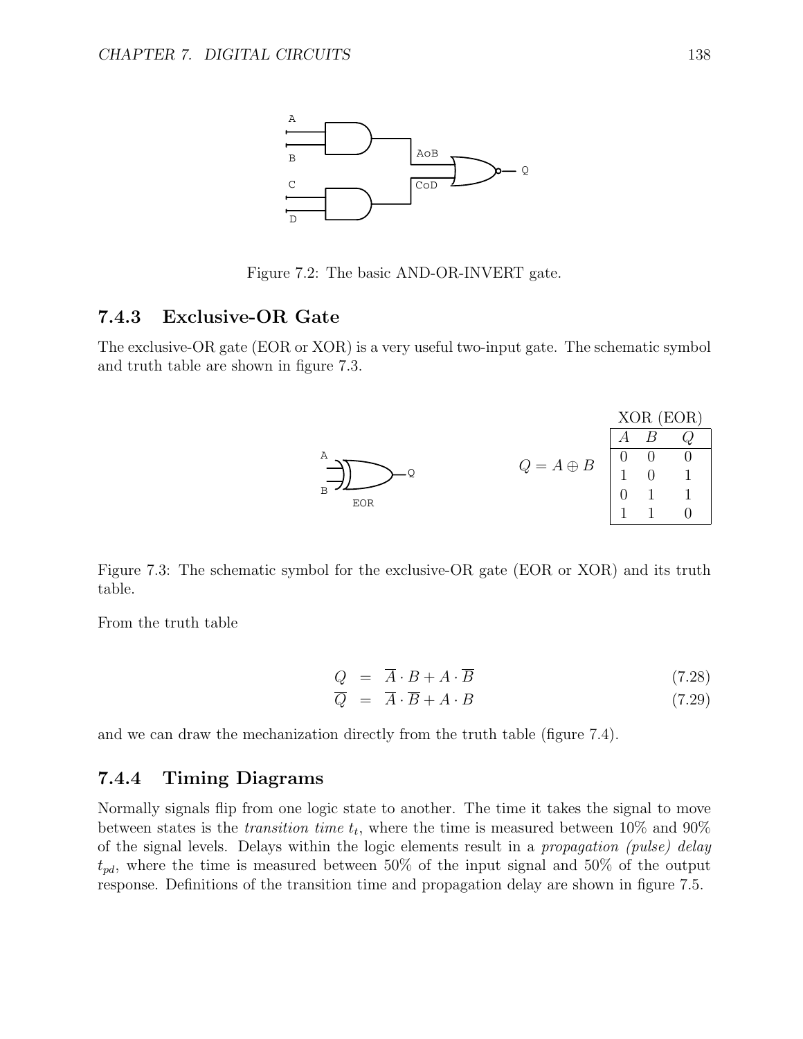Figure 7.2: The basic AND-OR-INVERT gate.

### 7.4.3 Exclusive-OR Gate

The exclusive-OR gate (EOR or XOR) is a very useful two-input gate. The schematic symbol and truth table are shown in figure 7.3.

$$Q = A \oplus B$$

XOR (EOR)

| $A$ | $B$ | $Q$ |
|---|---|---|
| 0 | 0 | 0 |
| 1 | 0 | 1 |
| 0 | 1 | 1 |
| 1 | 1 | 0 |

Figure 7.3: The schematic symbol for the exclusive-OR gate (EOR or XOR) and its truth table.

From the truth table

$$Q = \overline{A} \cdot B + A \cdot \overline{B} \tag{7.28}$$

$$\overline{Q} = \overline{A} \cdot \overline{B} + A \cdot B \tag{7.29}$$

and we can draw the mechanization directly from the truth table (figure 7.4).

### 7.4.4 Timing Diagrams

Normally signals flip from one logic state to another. The time it takes the signal to move between states is the *transition time* $t_t$, where the time is measured between 10% and 90% of the signal levels. Delays within the logic elements result in a *propagation (pulse) delay* $t_{pd}$, where the time is measured between 50% of the input signal and 50% of the output response. Definitions of the transition time and propagation delay are shown in figure 7.5.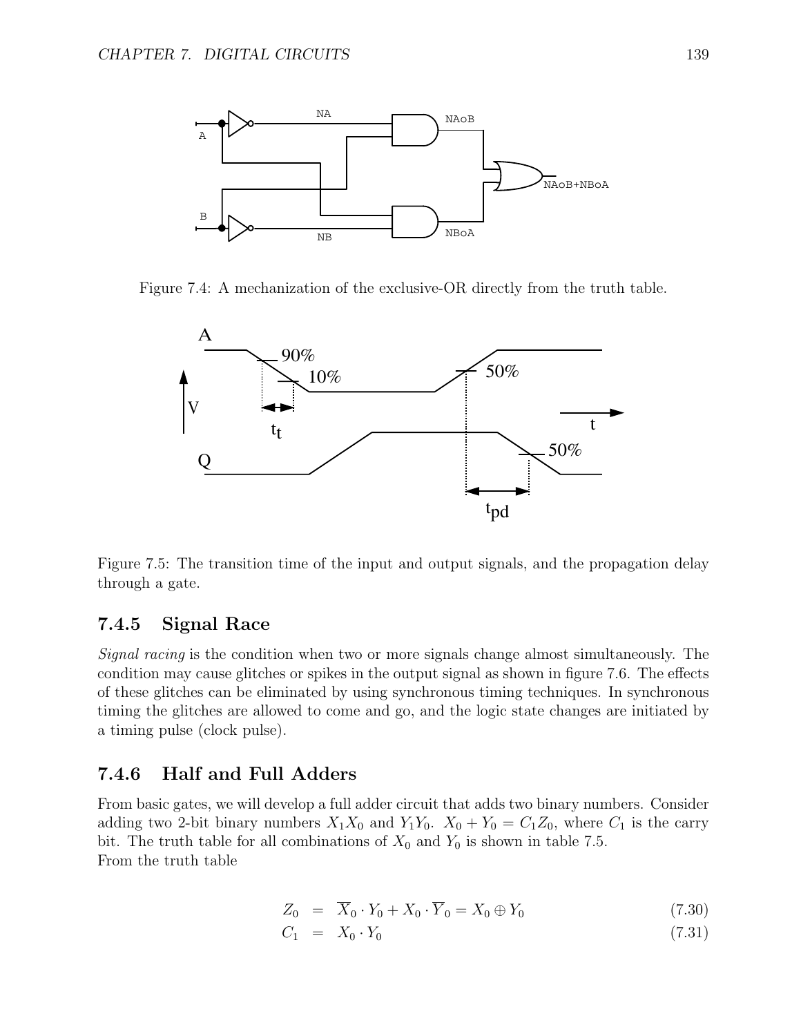Figure 7.4: A mechanization of the exclusive-OR directly from the truth table.

Figure 7.5: The transition time of the input and output signals, and the propagation delay through a gate.

### 7.4.5 Signal Race

*Signal racing* is the condition when two or more signals change almost simultaneously. The condition may cause glitches or spikes in the output signal as shown in figure 7.6. The effects of these glitches can be eliminated by using synchronous timing techniques. In synchronous timing the glitches are allowed to come and go, and the logic state changes are initiated by a timing pulse (clock pulse).

### 7.4.6 Half and Full Adders

From basic gates, we will develop a full adder circuit that adds two binary numbers. Consider adding two 2-bit binary numbers $X_1X_0$ and $Y_1Y_0$. $X_0 + Y_0 = C_1Z_0$, where $C_1$ is the carry bit. The truth table for all combinations of $X_0$ and $Y_0$ is shown in table 7.5.
From the truth table

$$Z_0 = \overline{X}_0 \cdot Y_0 + X_0 \cdot \overline{Y}_0 = X_0 \oplus Y_0 \tag{7.30}$$

$$C_1 = X_0 \cdot Y_0 \tag{7.31}$$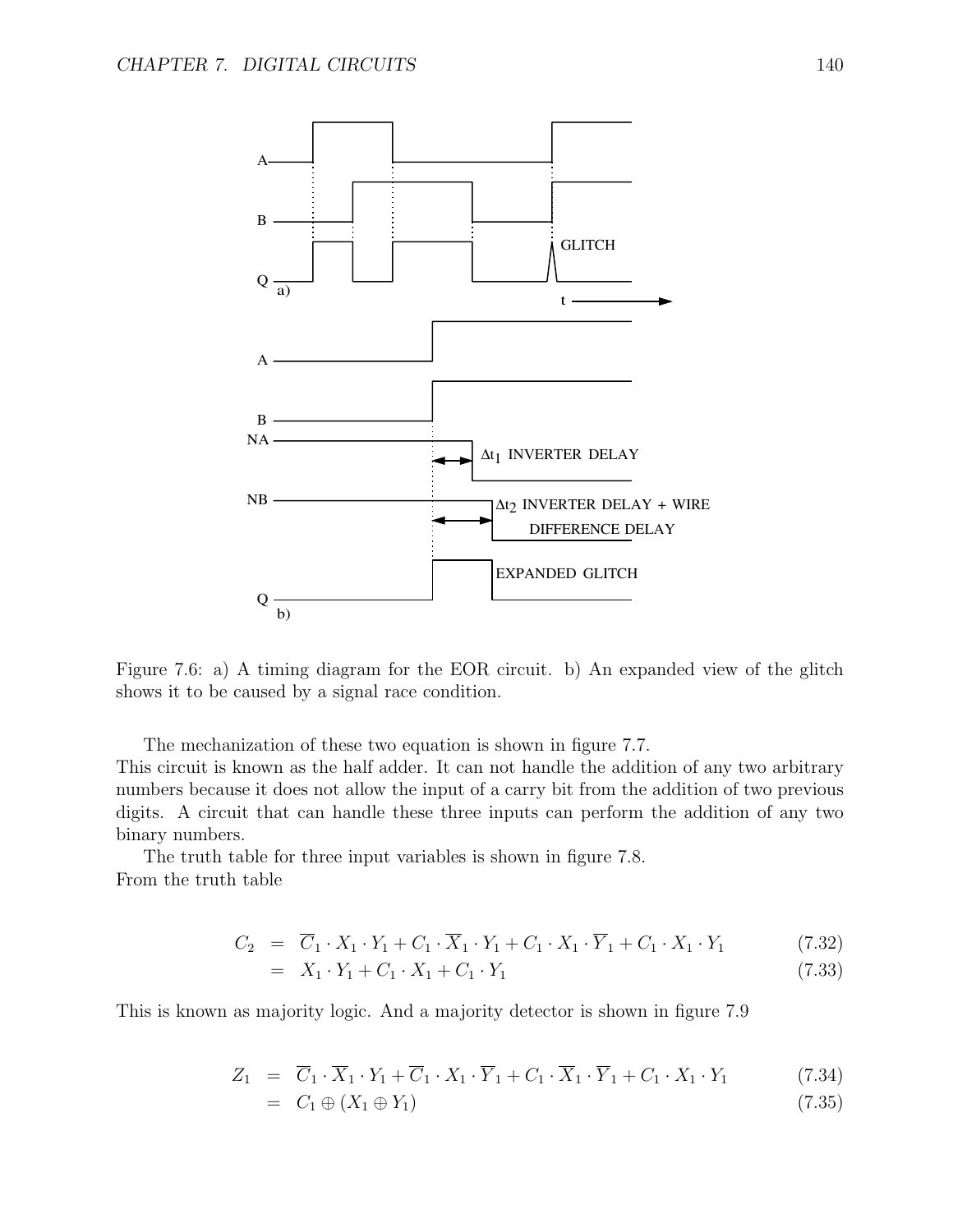Figure 7.6: a) A timing diagram for the EOR circuit. b) An expanded view of the glitch shows it to be caused by a signal race condition.

The mechanization of these two equation is shown in figure 7.7.
This circuit is known as the half adder. It can not handle the addition of any two arbitrary numbers because it does not allow the input of a carry bit from the addition of two previous digits. A circuit that can handle these three inputs can perform the addition of any two binary numbers.

The truth table for three input variables is shown in figure 7.8.
From the truth table

$$
\begin{aligned}
C_2 &= \overline{C}_1 \cdot X_1 \cdot Y_1 + C_1 \cdot \overline{X}_1 \cdot Y_1 + C_1 \cdot X_1 \cdot \overline{Y}_1 + C_1 \cdot X_1 \cdot Y_1 && (7.32)\\
&= X_1 \cdot Y_1 + C_1 \cdot X_1 + C_1 \cdot Y_1 && (7.33)
\end{aligned}
$$

This is known as majority logic. And a majority detector is shown in figure 7.9

$$
\begin{aligned}
Z_1 &= \overline{C}_1 \cdot \overline{X}_1 \cdot Y_1 + \overline{C}_1 \cdot X_1 \cdot \overline{Y}_1 + C_1 \cdot \overline{X}_1 \cdot \overline{Y}_1 + C_1 \cdot X_1 \cdot Y_1 && (7.34)\\
&= C_1 \oplus (X_1 \oplus Y_1) && (7.35)
\end{aligned}
$$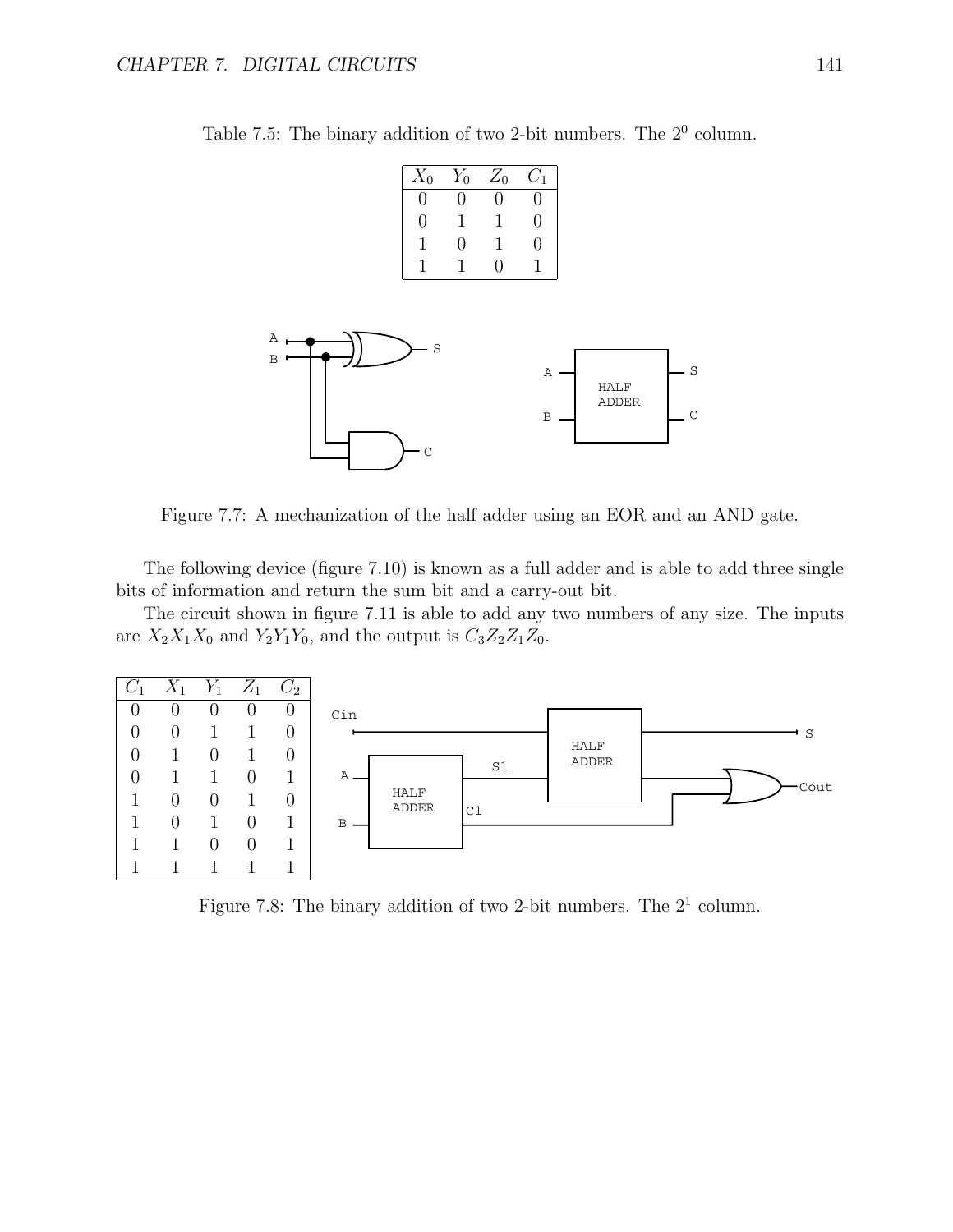Table 7.5: The binary addition of two 2-bit numbers. The $2^0$ column.

| $X_0$ | $Y_0$ | $Z_0$ | $C_1$ |
|---|---|---|---|
| 0 | 0 | 0 | 0 |
| 0 | 1 | 1 | 0 |
| 1 | 0 | 1 | 0 |
| 1 | 1 | 0 | 1 |

Figure 7.7: A mechanization of the half adder using an EOR and an AND gate.

The following device (figure 7.10) is known as a full adder and is able to add three single bits of information and return the sum bit and a carry-out bit.

The circuit shown in figure 7.11 is able to add any two numbers of any size. The inputs are $X_2X_1X_0$ and $Y_2Y_1Y_0$, and the output is $C_3Z_2Z_1Z_0$.

| $C_1$ | $X_1$ | $Y_1$ | $Z_1$ | $C_2$ |
|---|---|---|---|---|
| 0 | 0 | 0 | 0 | 0 |
| 0 | 0 | 1 | 1 | 0 |
| 0 | 1 | 0 | 1 | 0 |
| 0 | 1 | 1 | 0 | 1 |
| 1 | 0 | 0 | 1 | 0 |
| 1 | 0 | 1 | 0 | 1 |
| 1 | 1 | 0 | 0 | 1 |
| 1 | 1 | 1 | 1 | 1 |

Figure 7.8: The binary addition of two 2-bit numbers. The $2^1$ column.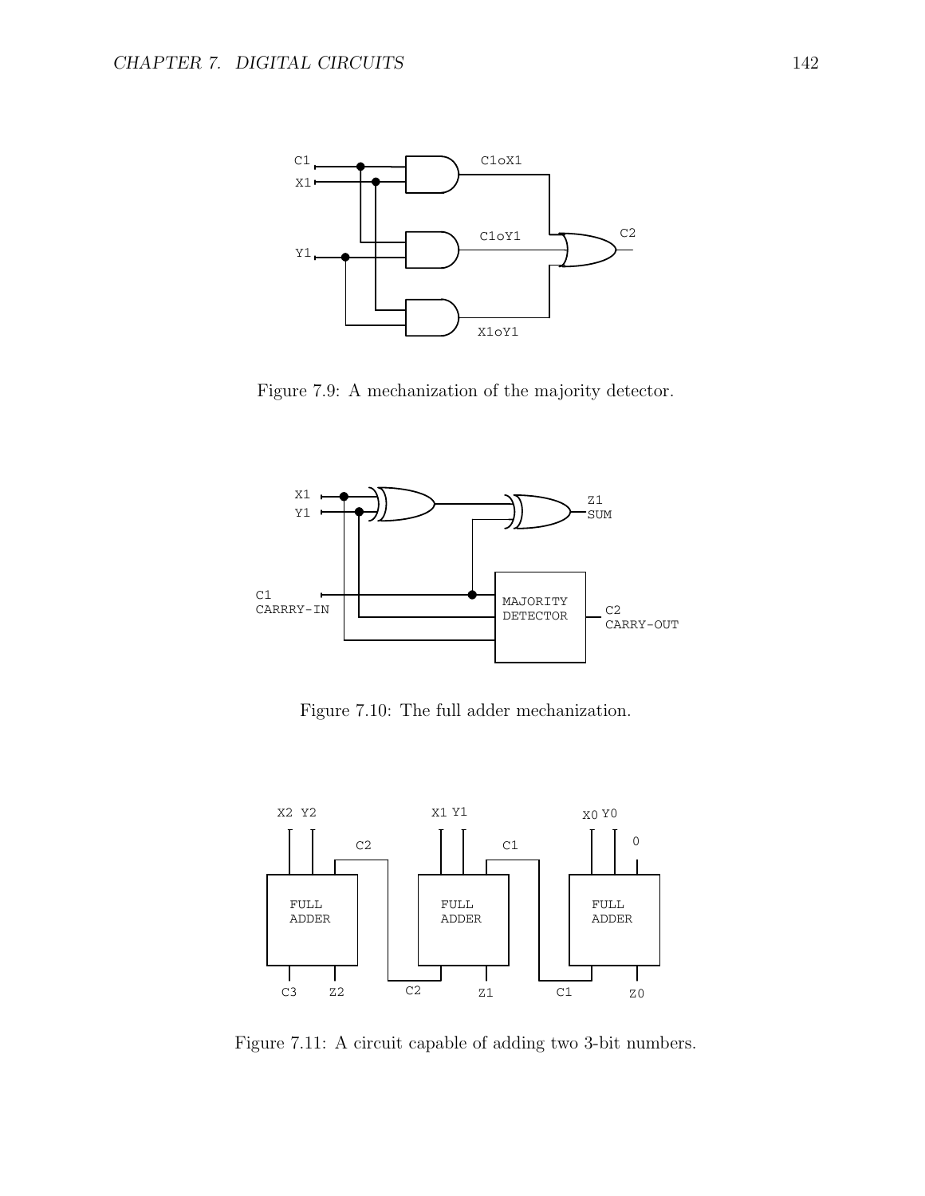Figure 7.9: A mechanization of the majority detector.

Figure 7.10: The full adder mechanization.

Figure 7.11: A circuit capable of adding two 3-bit numbers.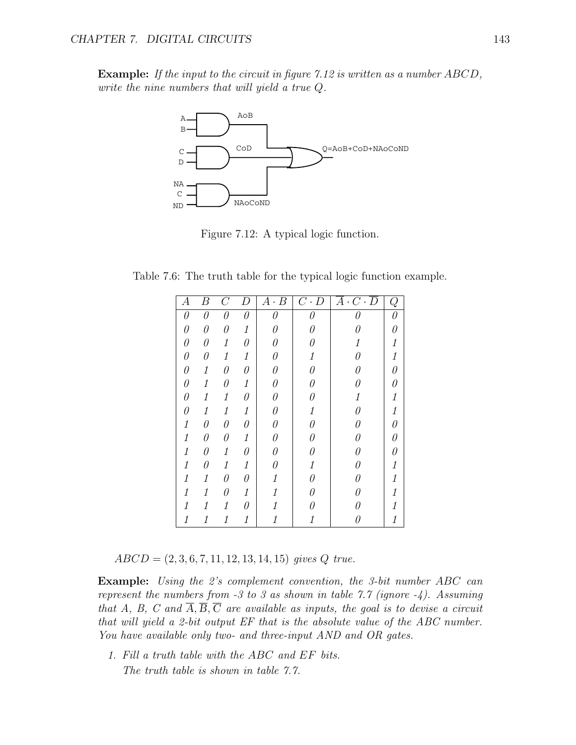**Example:** *If the input to the circuit in figure 7.12 is written as a number ABCD, write the nine numbers that will yield a true Q.*

Figure 7.12: A typical logic function.

Table 7.6: The truth table for the typical logic function example.

| $A$ | $B$ | $C$ | $D$ | $A \cdot B$ | $C \cdot D$ | $\overline{A} \cdot C \cdot \overline{D}$ | $Q$ |
|---|---|---|---|---|---|---|---|
| 0 | 0 | 0 | 0 | 0 | 0 | 0 | 0 |
| 0 | 0 | 0 | 1 | 0 | 0 | 0 | 0 |
| 0 | 0 | 1 | 0 | 0 | 0 | 1 | 1 |
| 0 | 0 | 1 | 1 | 0 | 1 | 0 | 1 |
| 0 | 1 | 0 | 0 | 0 | 0 | 0 | 0 |
| 0 | 1 | 0 | 1 | 0 | 0 | 0 | 0 |
| 0 | 1 | 1 | 0 | 0 | 0 | 1 | 1 |
| 0 | 1 | 1 | 1 | 0 | 1 | 0 | 1 |
| 1 | 0 | 0 | 0 | 0 | 0 | 0 | 0 |
| 1 | 0 | 0 | 1 | 0 | 0 | 0 | 0 |
| 1 | 0 | 1 | 0 | 0 | 0 | 0 | 0 |
| 1 | 0 | 1 | 1 | 0 | 1 | 0 | 1 |
| 1 | 1 | 0 | 0 | 1 | 0 | 0 | 1 |
| 1 | 1 | 0 | 1 | 1 | 0 | 0 | 1 |
| 1 | 1 | 1 | 0 | 1 | 0 | 0 | 1 |
| 1 | 1 | 1 | 1 | 1 | 1 | 0 | 1 |

$ABCD = (2, 3, 6, 7, 11, 12, 13, 14, 15)$ *gives Q true.*

**Example:** *Using the 2's complement convention, the 3-bit number ABC can represent the numbers from -3 to 3 as shown in table 7.7 (ignore -4). Assuming that A, B, C and* $\overline{A}, \overline{B}, \overline{C}$ *are available as inputs, the goal is to devise a circuit that will yield a 2-bit output EF that is the absolute value of the ABC number. You have available only two- and three-input AND and OR gates.*

1. *Fill a truth table with the ABC and EF bits.*

   *The truth table is shown in table 7.7.*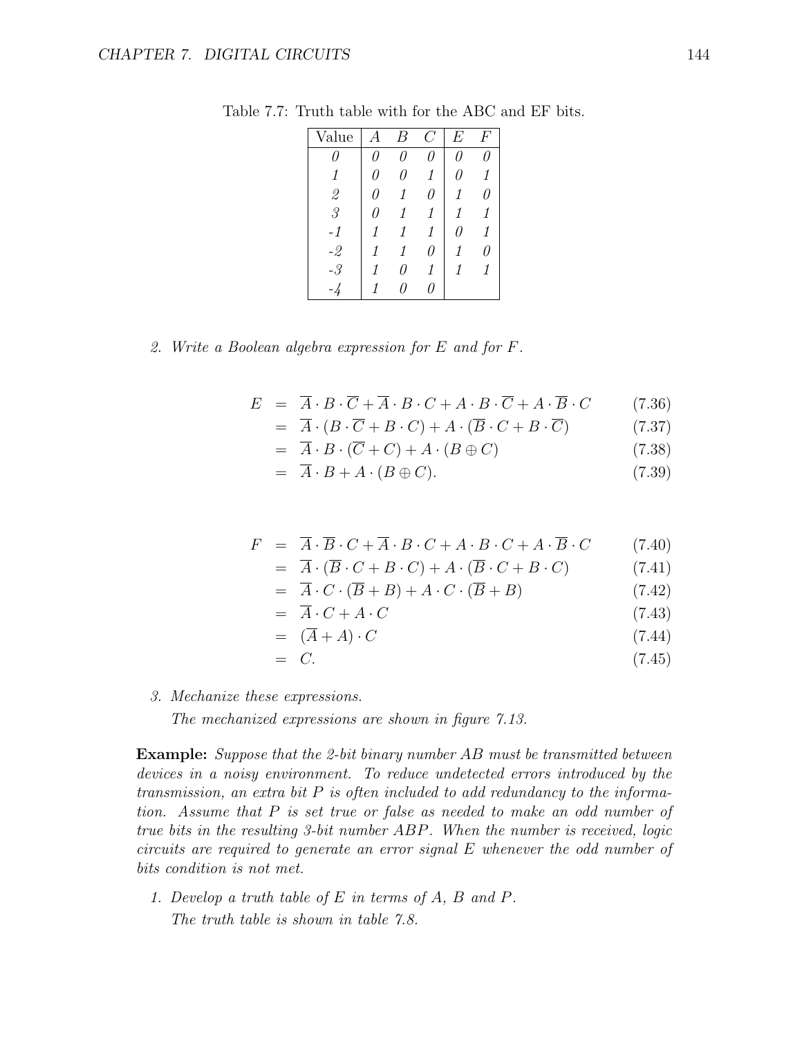Table 7.7: Truth table with for the ABC and EF bits.

| Value | $A$ | $B$ | $C$ | $E$ | $F$ |
|---|---|---|---|---|---|
| *0* | *0* | *0* | *0* | *0* | *0* |
| *1* | *0* | *0* | *1* | *0* | *1* |
| *2* | *0* | *1* | *0* | *1* | *0* |
| *3* | *0* | *1* | *1* | *1* | *1* |
| *-1* | *1* | *1* | *1* | *0* | *1* |
| *-2* | *1* | *1* | *0* | *1* | *0* |
| *-3* | *1* | *0* | *1* | *1* | *1* |
| *-4* | *1* | *0* | *0* | | |

2. *Write a Boolean algebra expression for $E$ and for $F$.*

$$
\begin{aligned}
E &= \overline{A} \cdot B \cdot \overline{C} + \overline{A} \cdot B \cdot C + A \cdot B \cdot \overline{C} + A \cdot \overline{B} \cdot C && (7.36)\\
&= \overline{A} \cdot (B \cdot \overline{C} + B \cdot C) + A \cdot (\overline{B} \cdot C + B \cdot \overline{C}) && (7.37)\\
&= \overline{A} \cdot B \cdot (\overline{C} + C) + A \cdot (B \oplus C) && (7.38)\\
&= \overline{A} \cdot B + A \cdot (B \oplus C). && (7.39)
\end{aligned}
$$

$$
\begin{aligned}
F &= \overline{A} \cdot \overline{B} \cdot C + \overline{A} \cdot B \cdot C + A \cdot B \cdot C + A \cdot \overline{B} \cdot C && (7.40)\\
&= \overline{A} \cdot (\overline{B} \cdot C + B \cdot C) + A \cdot (\overline{B} \cdot C + B \cdot C) && (7.41)\\
&= \overline{A} \cdot C \cdot (\overline{B} + B) + A \cdot C \cdot (\overline{B} + B) && (7.42)\\
&= \overline{A} \cdot C + A \cdot C && (7.43)\\
&= (\overline{A} + A) \cdot C && (7.44)\\
&= C. && (7.45)
\end{aligned}
$$

3. *Mechanize these expressions.*

   *The mechanized expressions are shown in figure 7.13.*

**Example:** *Suppose that the 2-bit binary number $AB$ must be transmitted between devices in a noisy environment. To reduce undetected errors introduced by the transmission, an extra bit $P$ is often included to add redundancy to the information. Assume that $P$ is set true or false as needed to make an odd number of true bits in the resulting 3-bit number $ABP$. When the number is received, logic circuits are required to generate an error signal $E$ whenever the odd number of bits condition is not met.*

1. *Develop a truth table of $E$ in terms of $A$, $B$ and $P$.*

   *The truth table is shown in table 7.8.*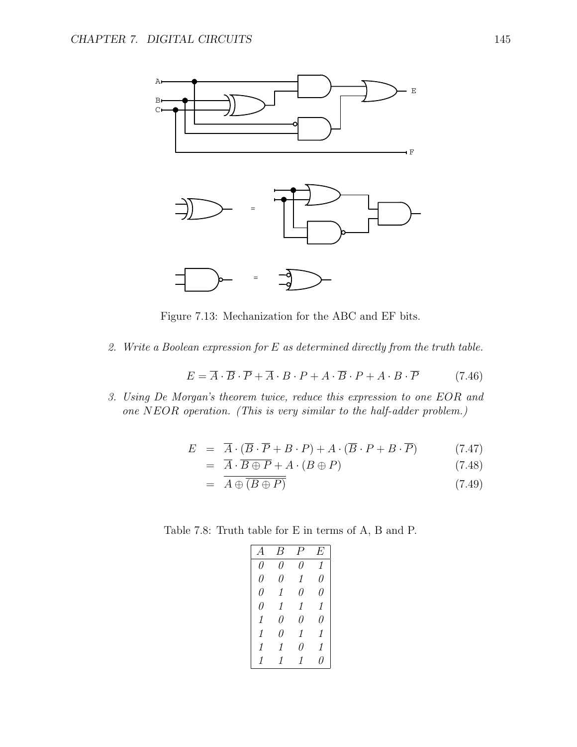Figure 7.13: Mechanization for the ABC and EF bits.

2. *Write a Boolean expression for E as determined directly from the truth table.*

$$E = \overline{A} \cdot \overline{B} \cdot \overline{P} + \overline{A} \cdot B \cdot P + A \cdot \overline{B} \cdot P + A \cdot B \cdot \overline{P} \tag{7.46}$$

3. *Using De Morgan's theorem twice, reduce this expression to one EOR and one NEOR operation. (This is very similar to the half-adder problem.)*

$$\begin{aligned} E &= \overline{A} \cdot (\overline{B} \cdot \overline{P} + B \cdot P) + A \cdot (\overline{B} \cdot P + B \cdot \overline{P}) & (7.47) \\ &= \overline{A} \cdot \overline{B \oplus P} + A \cdot (B \oplus P) & (7.48) \\ &= \overline{A \oplus \overline{(B \oplus P)}} & (7.49) \end{aligned}$$

Table 7.8: Truth table for E in terms of A, B and P.

| *A* | *B* | *P* | *E* |
|---|---|---|---|
| *0* | *0* | *0* | *1* |
| *0* | *0* | *1* | *0* |
| *0* | *1* | *0* | *0* |
| *0* | *1* | *1* | *1* |
| *1* | *0* | *0* | *0* |
| *1* | *0* | *1* | *1* |
| *1* | *1* | *0* | *1* |
| *1* | *1* | *1* | *0* |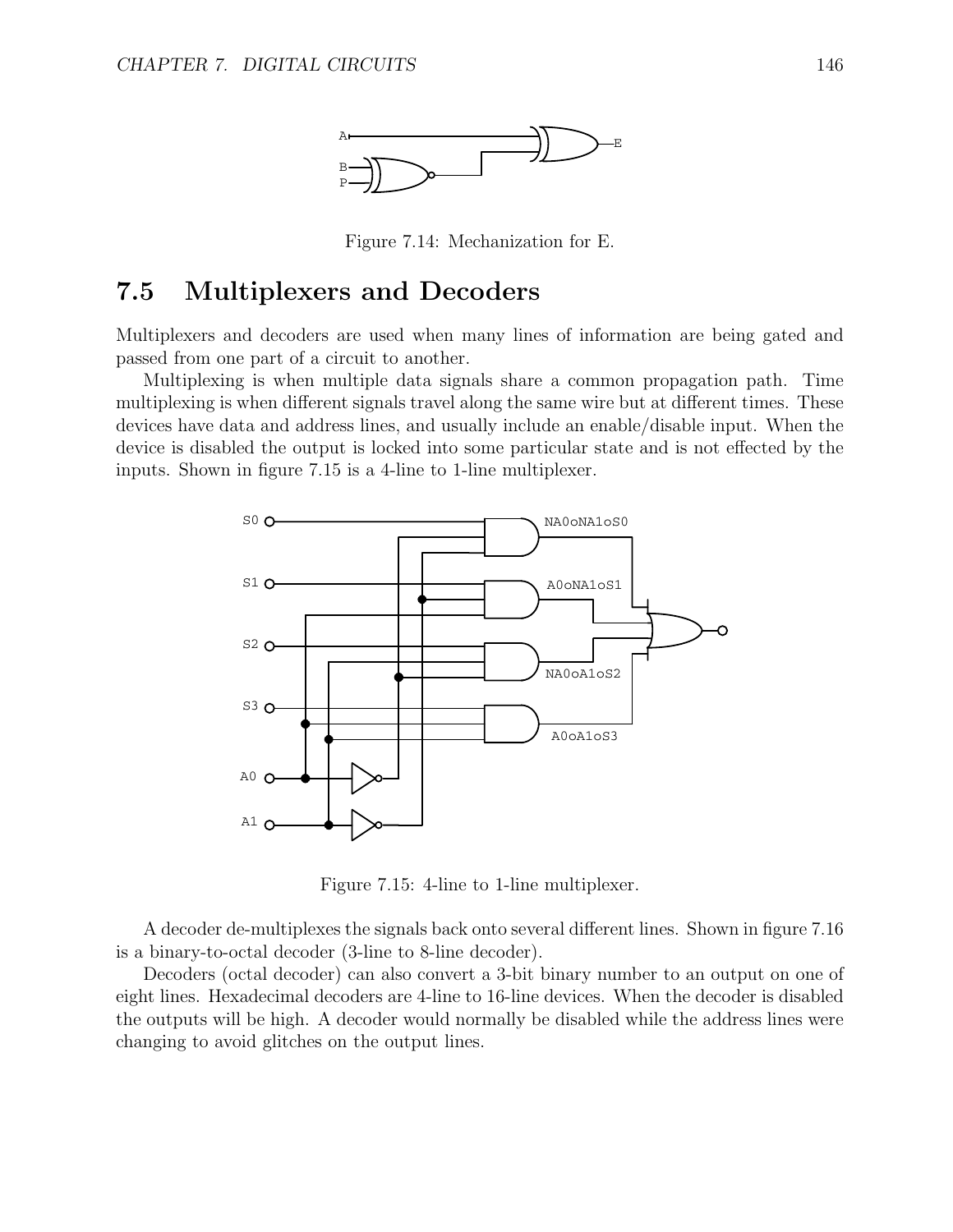Figure 7.14: Mechanization for E.

## 7.5 Multiplexers and Decoders

Multiplexers and decoders are used when many lines of information are being gated and passed from one part of a circuit to another.

Multiplexing is when multiple data signals share a common propagation path. Time multiplexing is when different signals travel along the same wire but at different times. These devices have data and address lines, and usually include an enable/disable input. When the device is disabled the output is locked into some particular state and is not effected by the inputs. Shown in figure 7.15 is a 4-line to 1-line multiplexer.

Figure 7.15: 4-line to 1-line multiplexer.

A decoder de-multiplexes the signals back onto several different lines. Shown in figure 7.16 is a binary-to-octal decoder (3-line to 8-line decoder).

Decoders (octal decoder) can also convert a 3-bit binary number to an output on one of eight lines. Hexadecimal decoders are 4-line to 16-line devices. When the decoder is disabled the outputs will be high. A decoder would normally be disabled while the address lines were changing to avoid glitches on the output lines.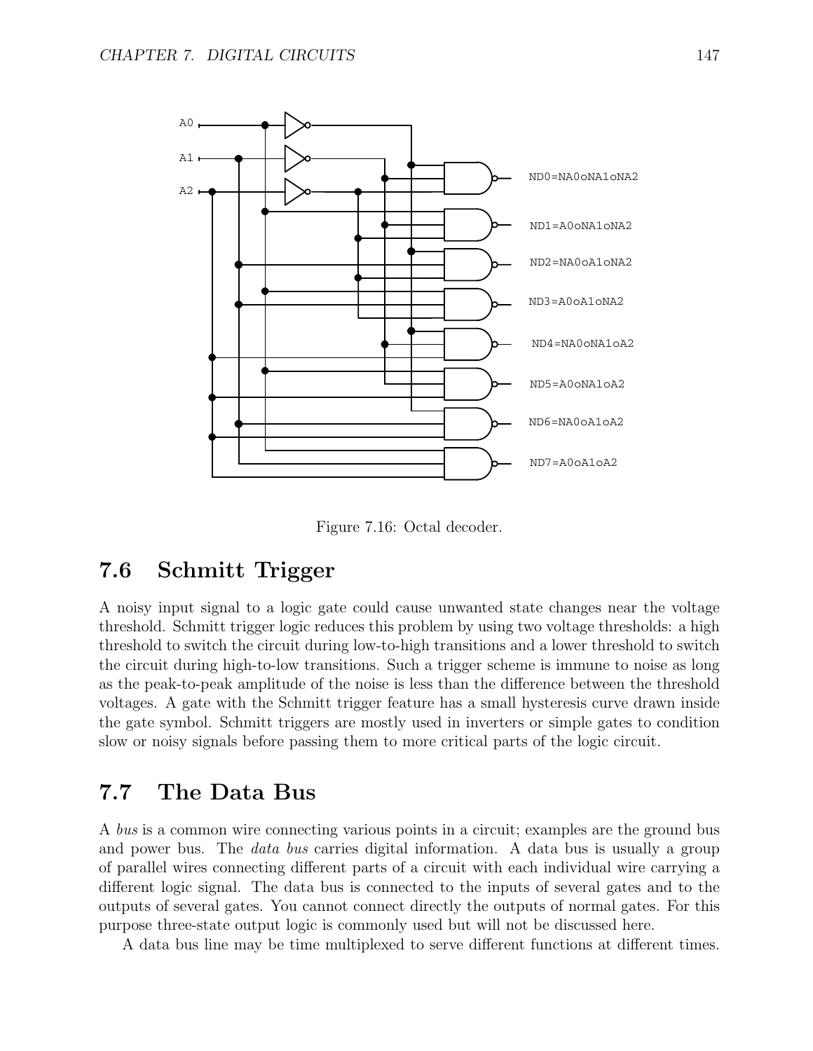Figure 7.16: Octal decoder.

## 7.6 Schmitt Trigger

A noisy input signal to a logic gate could cause unwanted state changes near the voltage threshold. Schmitt trigger logic reduces this problem by using two voltage thresholds: a high threshold to switch the circuit during low-to-high transitions and a lower threshold to switch the circuit during high-to-low transitions. Such a trigger scheme is immune to noise as long as the peak-to-peak amplitude of the noise is less than the difference between the threshold voltages. A gate with the Schmitt trigger feature has a small hysteresis curve drawn inside the gate symbol. Schmitt triggers are mostly used in inverters or simple gates to condition slow or noisy signals before passing them to more critical parts of the logic circuit.

## 7.7 The Data Bus

A *bus* is a common wire connecting various points in a circuit; examples are the ground bus and power bus. The *data bus* carries digital information. A data bus is usually a group of parallel wires connecting different parts of a circuit with each individual wire carrying a different logic signal. The data bus is connected to the inputs of several gates and to the outputs of several gates. You cannot connect directly the outputs of normal gates. For this purpose three-state output logic is commonly used but will not be discussed here.

A data bus line may be time multiplexed to serve different functions at different times.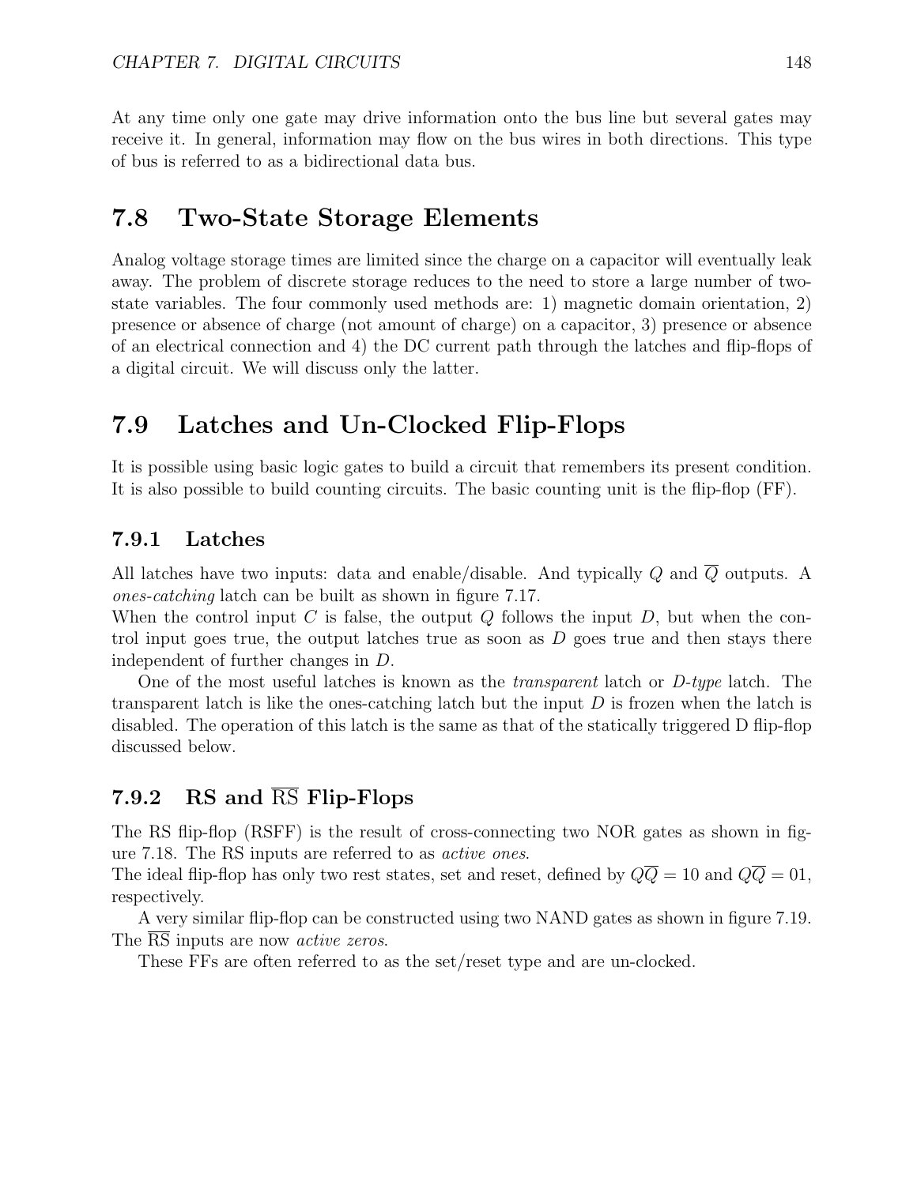At any time only one gate may drive information onto the bus line but several gates may receive it. In general, information may flow on the bus wires in both directions. This type of bus is referred to as a bidirectional data bus.

## 7.8 Two-State Storage Elements

Analog voltage storage times are limited since the charge on a capacitor will eventually leak away. The problem of discrete storage reduces to the need to store a large number of two-state variables. The four commonly used methods are: 1) magnetic domain orientation, 2) presence or absence of charge (not amount of charge) on a capacitor, 3) presence or absence of an electrical connection and 4) the DC current path through the latches and flip-flops of a digital circuit. We will discuss only the latter.

## 7.9 Latches and Un-Clocked Flip-Flops

It is possible using basic logic gates to build a circuit that remembers its present condition. It is also possible to build counting circuits. The basic counting unit is the flip-flop (FF).

### 7.9.1 Latches

All latches have two inputs: data and enable/disable. And typically $Q$ and $\overline{Q}$ outputs. A *ones-catching* latch can be built as shown in figure 7.17.

When the control input $C$ is false, the output $Q$ follows the input $D$, but when the control input goes true, the output latches true as soon as $D$ goes true and then stays there independent of further changes in $D$.

One of the most useful latches is known as the *transparent* latch or *D-type* latch. The transparent latch is like the ones-catching latch but the input $D$ is frozen when the latch is disabled. The operation of this latch is the same as that of the statically triggered D flip-flop discussed below.

### 7.9.2 RS and $\overline{\text{RS}}$ Flip-Flops

The RS flip-flop (RSFF) is the result of cross-connecting two NOR gates as shown in figure 7.18. The RS inputs are referred to as *active ones*.

The ideal flip-flop has only two rest states, set and reset, defined by $Q\overline{Q} = 10$ and $Q\overline{Q} = 01$, respectively.

A very similar flip-flop can be constructed using two NAND gates as shown in figure 7.19. The $\overline{\text{RS}}$ inputs are now *active zeros*.

These FFs are often referred to as the set/reset type and are un-clocked.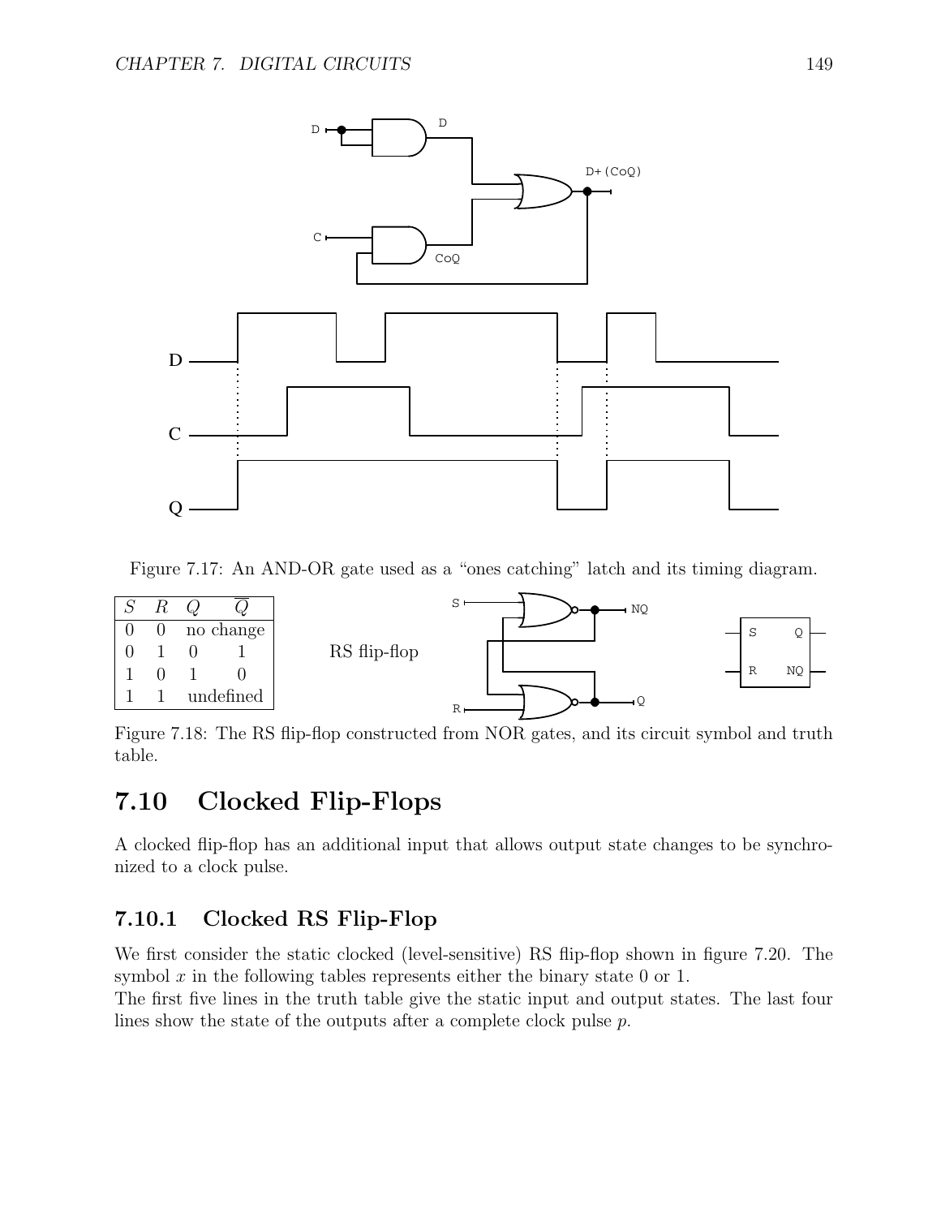Figure 7.17: An AND-OR gate used as a "ones catching" latch and its timing diagram.

| $S$ | $R$ | $Q$ | $\overline{Q}$ |
|---|---|---|---|
| 0 | 0 | no change | |
| 0 | 1 | 0 | 1 |
| 1 | 0 | 1 | 0 |
| 1 | 1 | undefined | |

RS flip-flop

Figure 7.18: The RS flip-flop constructed from NOR gates, and its circuit symbol and truth table.

## 7.10 Clocked Flip-Flops

A clocked flip-flop has an additional input that allows output state changes to be synchronized to a clock pulse.

### 7.10.1 Clocked RS Flip-Flop

We first consider the static clocked (level-sensitive) RS flip-flop shown in figure 7.20. The symbol $x$ in the following tables represents either the binary state 0 or 1.
The first five lines in the truth table give the static input and output states. The last four lines show the state of the outputs after a complete clock pulse $p$.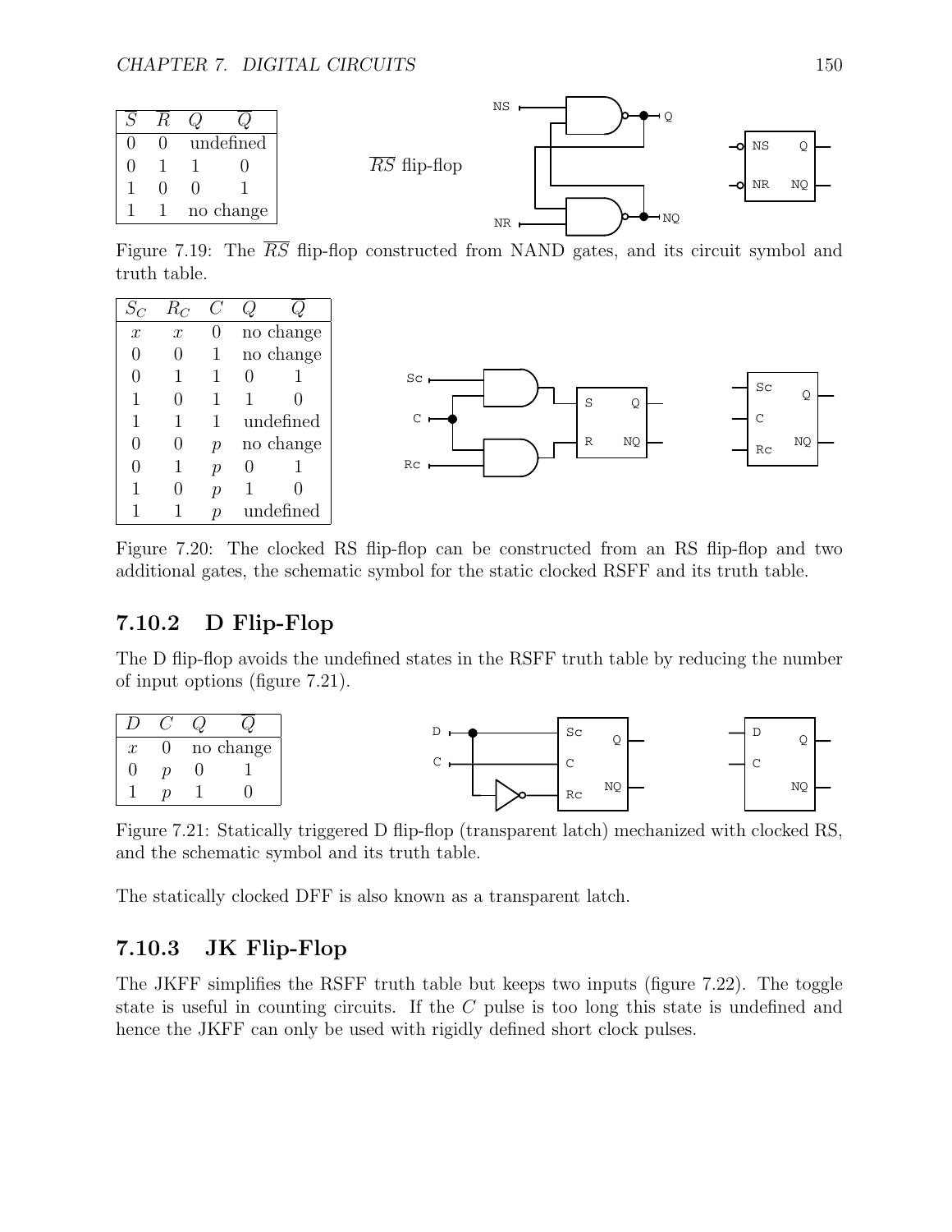| $\overline{S}$ | $\overline{R}$ | $Q$ | $\overline{Q}$ |
|---|---|---|---|
| 0 | 0 | undefined | |
| 0 | 1 | 1 | 0 |
| 1 | 0 | 0 | 1 |
| 1 | 1 | no change | |

$\overline{RS}$ flip-flop

Figure 7.19: The $\overline{RS}$ flip-flop constructed from NAND gates, and its circuit symbol and truth table.

| $S_C$ | $R_C$ | $C$ | $Q$ | $\overline{Q}$ |
|---|---|---|---|---|
| $x$ | $x$ | 0 | no change | |
| 0 | 0 | 1 | no change | |
| 0 | 1 | 1 | 0 | 1 |
| 1 | 0 | 1 | 1 | 0 |
| 1 | 1 | 1 | undefined | |
| 0 | 0 | $p$ | no change | |
| 0 | 1 | $p$ | 0 | 1 |
| 1 | 0 | $p$ | 1 | 0 |
| 1 | 1 | $p$ | undefined | |

Figure 7.20: The clocked RS flip-flop can be constructed from an RS flip-flop and two additional gates, the schematic symbol for the static clocked RSFF and its truth table.

## 7.10.2 D Flip-Flop

The D flip-flop avoids the undefined states in the RSFF truth table by reducing the number of input options (figure 7.21).

| $D$ | $C$ | $Q$ | $\overline{Q}$ |
|---|---|---|---|
| $x$ | 0 | no change | |
| 0 | $p$ | 0 | 1 |
| 1 | $p$ | 1 | 0 |

Figure 7.21: Statically triggered D flip-flop (transparent latch) mechanized with clocked RS, and the schematic symbol and its truth table.

The statically clocked DFF is also known as a transparent latch.

## 7.10.3 JK Flip-Flop

The JKFF simplifies the RSFF truth table but keeps two inputs (figure 7.22). The toggle state is useful in counting circuits. If the $C$ pulse is too long this state is undefined and hence the JKFF can only be used with rigidly defined short clock pulses.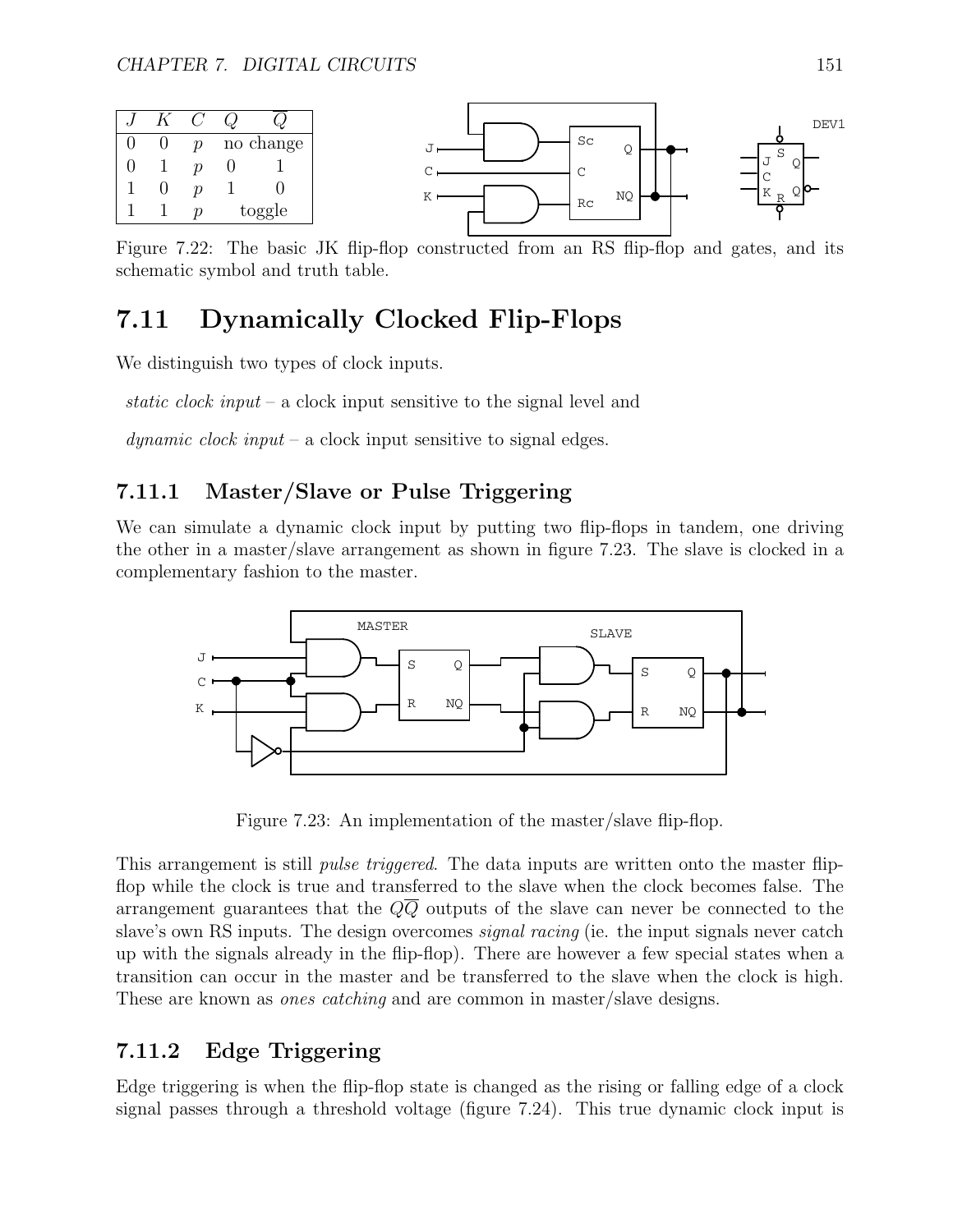| $J$ | $K$ | $C$ | $Q$ | $\overline{Q}$ |
|---|---|---|---|---|
| 0 | 0 | $p$ | no change | |
| 0 | 1 | $p$ | 0 | 1 |
| 1 | 0 | $p$ | 1 | 0 |
| 1 | 1 | $p$ | toggle | |

Figure 7.22: The basic JK flip-flop constructed from an RS flip-flop and gates, and its schematic symbol and truth table.

## 7.11 Dynamically Clocked Flip-Flops

We distinguish two types of clock inputs.

*static clock input* – a clock input sensitive to the signal level and

*dynamic clock input* – a clock input sensitive to signal edges.

### 7.11.1 Master/Slave or Pulse Triggering

We can simulate a dynamic clock input by putting two flip-flops in tandem, one driving the other in a master/slave arrangement as shown in figure 7.23. The slave is clocked in a complementary fashion to the master.

Figure 7.23: An implementation of the master/slave flip-flop.

This arrangement is still *pulse triggered*. The data inputs are written onto the master flip-flop while the clock is true and transferred to the slave when the clock becomes false. The arrangement guarantees that the $Q\overline{Q}$ outputs of the slave can never be connected to the slave's own RS inputs. The design overcomes *signal racing* (ie. the input signals never catch up with the signals already in the flip-flop). There are however a few special states when a transition can occur in the master and be transferred to the slave when the clock is high. These are known as *ones catching* and are common in master/slave designs.

### 7.11.2 Edge Triggering

Edge triggering is when the flip-flop state is changed as the rising or falling edge of a clock signal passes through a threshold voltage (figure 7.24). This true dynamic clock input is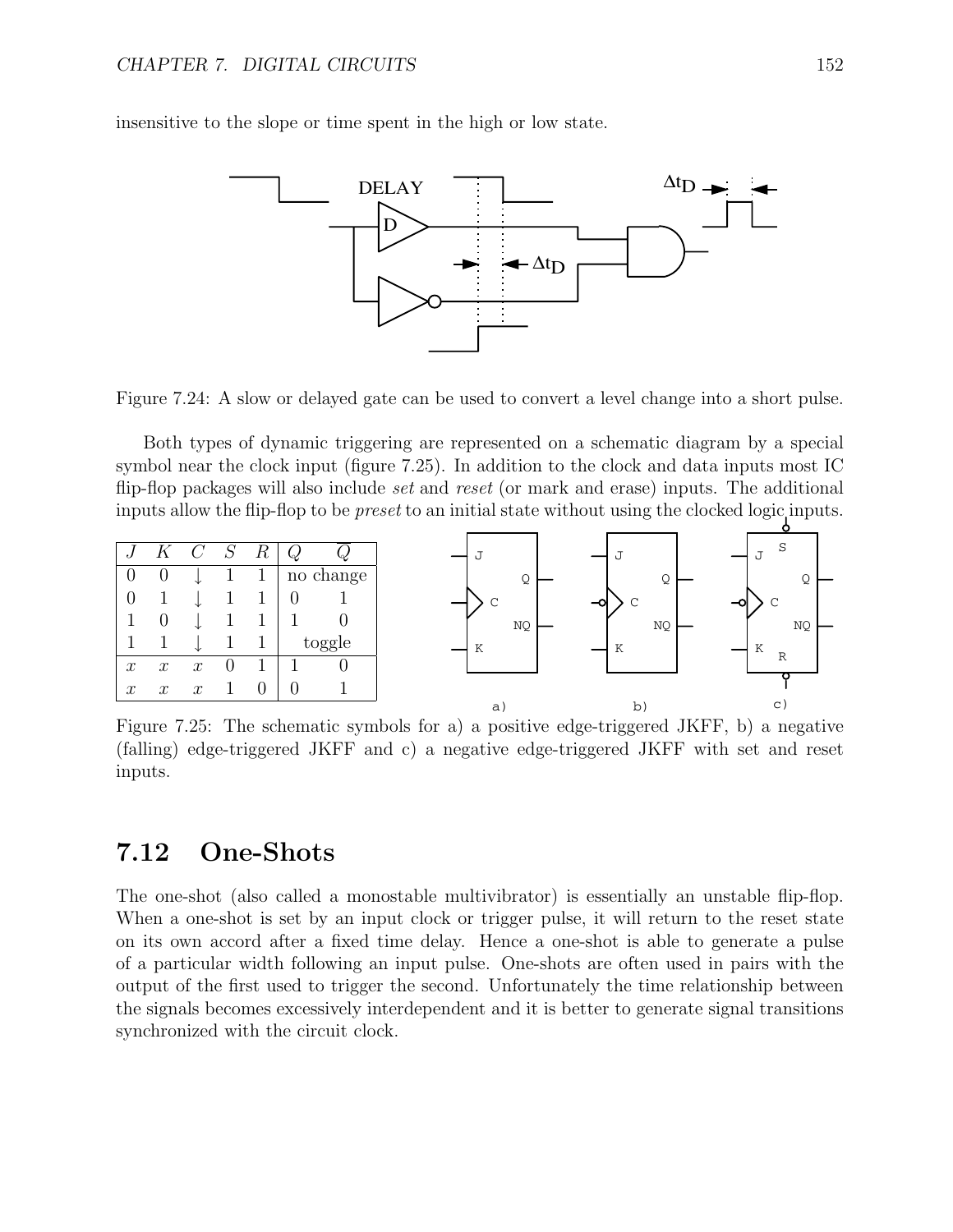insensitive to the slope or time spent in the high or low state.

Figure 7.24: A slow or delayed gate can be used to convert a level change into a short pulse.

Both types of dynamic triggering are represented on a schematic diagram by a special symbol near the clock input (figure 7.25). In addition to the clock and data inputs most IC flip-flop packages will also include *set* and *reset* (or mark and erase) inputs. The additional inputs allow the flip-flop to be *preset* to an initial state without using the clocked logic inputs.

| $J$ | $K$ | $C$ | $S$ | $R$ | $Q$ | $\overline{Q}$ |
|---|---|---|---|---|---|---|
| 0 | 0 | ↓ | 1 | 1 | no change | |
| 0 | 1 | ↓ | 1 | 1 | 0 | 1 |
| 1 | 0 | ↓ | 1 | 1 | 1 | 0 |
| 1 | 1 | ↓ | 1 | 1 | toggle | |
| $x$ | $x$ | $x$ | 0 | 1 | 1 | 0 |
| $x$ | $x$ | $x$ | 1 | 0 | 0 | 1 |

Figure 7.25: The schematic symbols for a) a positive edge-triggered JKFF, b) a negative (falling) edge-triggered JKFF and c) a negative edge-triggered JKFF with set and reset inputs.

## 7.12 One-Shots

The one-shot (also called a monostable multivibrator) is essentially an unstable flip-flop. When a one-shot is set by an input clock or trigger pulse, it will return to the reset state on its own accord after a fixed time delay. Hence a one-shot is able to generate a pulse of a particular width following an input pulse. One-shots are often used in pairs with the output of the first used to trigger the second. Unfortunately the time relationship between the signals becomes excessively interdependent and it is better to generate signal transitions synchronized with the circuit clock.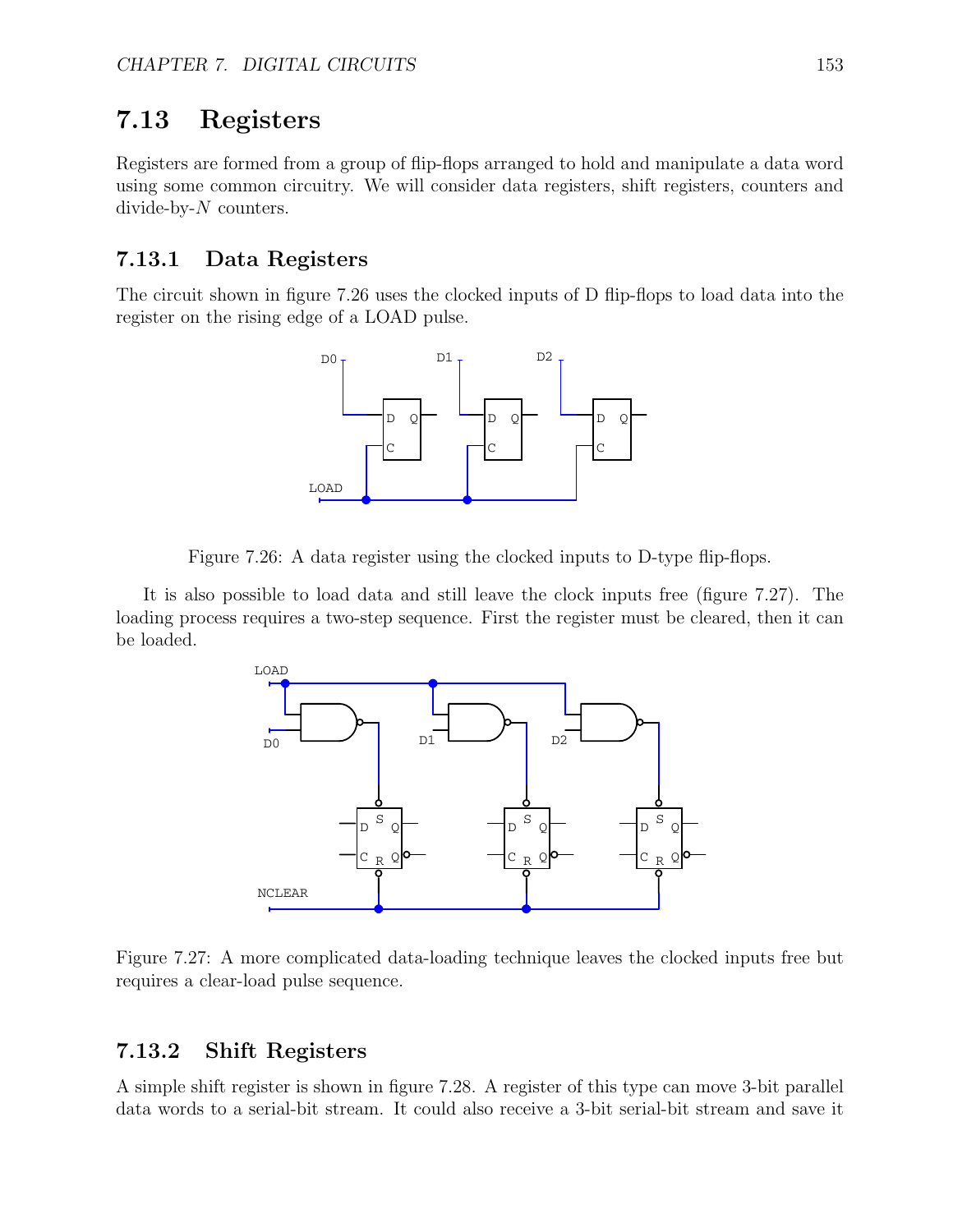## 7.13 Registers

Registers are formed from a group of flip-flops arranged to hold and manipulate a data word using some common circuitry. We will consider data registers, shift registers, counters and divide-by-$N$ counters.

### 7.13.1 Data Registers

The circuit shown in figure 7.26 uses the clocked inputs of D flip-flops to load data into the register on the rising edge of a LOAD pulse.

Figure 7.26: A data register using the clocked inputs to D-type flip-flops.

It is also possible to load data and still leave the clock inputs free (figure 7.27). The loading process requires a two-step sequence. First the register must be cleared, then it can be loaded.

Figure 7.27: A more complicated data-loading technique leaves the clocked inputs free but requires a clear-load pulse sequence.

### 7.13.2 Shift Registers

A simple shift register is shown in figure 7.28. A register of this type can move 3-bit parallel data words to a serial-bit stream. It could also receive a 3-bit serial-bit stream and save it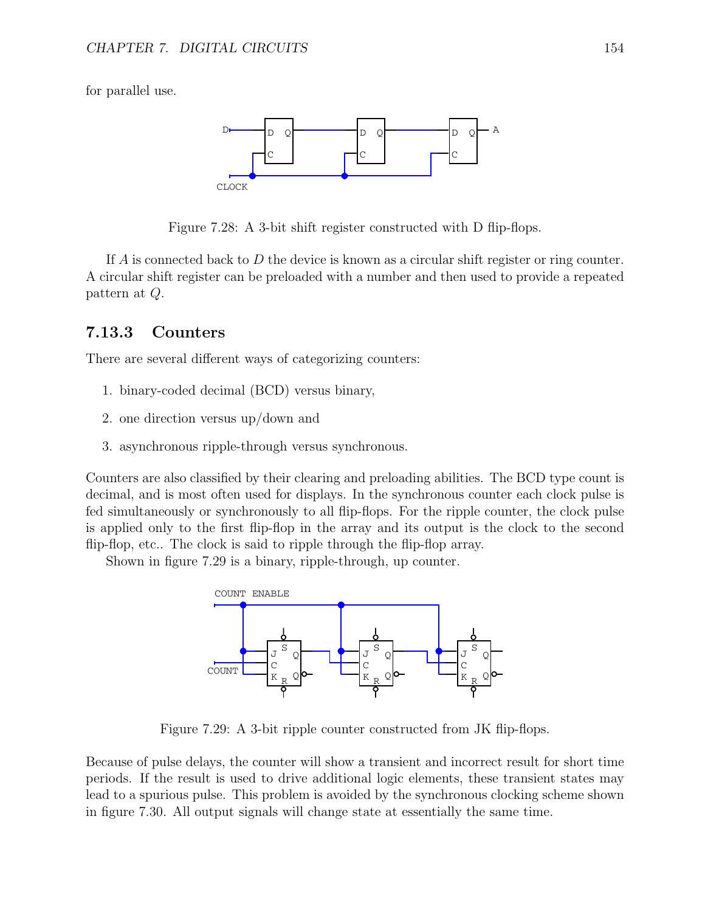for parallel use.

Figure 7.28: A 3-bit shift register constructed with D flip-flops.

If $A$ is connected back to $D$ the device is known as a circular shift register or ring counter. A circular shift register can be preloaded with a number and then used to provide a repeated pattern at $Q$.

### 7.13.3 Counters

There are several different ways of categorizing counters:

1. binary-coded decimal (BCD) versus binary,
2. one direction versus up/down and
3. asynchronous ripple-through versus synchronous.

Counters are also classified by their clearing and preloading abilities. The BCD type count is decimal, and is most often used for displays. In the synchronous counter each clock pulse is fed simultaneously or synchronously to all flip-flops. For the ripple counter, the clock pulse is applied only to the first flip-flop in the array and its output is the clock to the second flip-flop, etc.. The clock is said to ripple through the flip-flop array.

Shown in figure 7.29 is a binary, ripple-through, up counter.

Figure 7.29: A 3-bit ripple counter constructed from JK flip-flops.

Because of pulse delays, the counter will show a transient and incorrect result for short time periods. If the result is used to drive additional logic elements, these transient states may lead to a spurious pulse. This problem is avoided by the synchronous clocking scheme shown in figure 7.30. All output signals will change state at essentially the same time.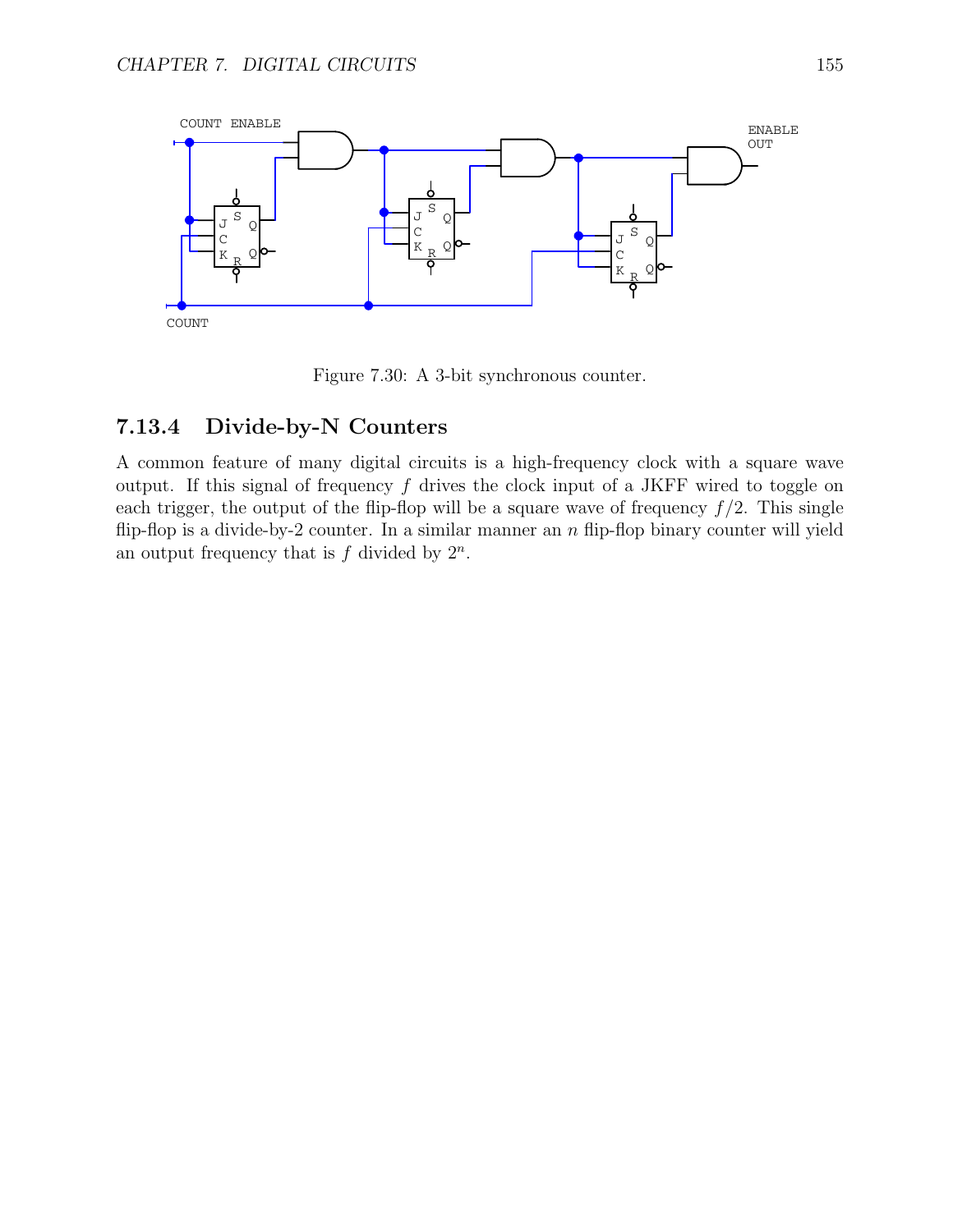Figure 7.30: A 3-bit synchronous counter.

### 7.13.4 Divide-by-N Counters

A common feature of many digital circuits is a high-frequency clock with a square wave output. If this signal of frequency $f$ drives the clock input of a JKFF wired to toggle on each trigger, the output of the flip-flop will be a square wave of frequency $f/2$. This single flip-flop is a divide-by-2 counter. In a similar manner an $n$ flip-flop binary counter will yield an output frequency that is $f$ divided by $2^n$.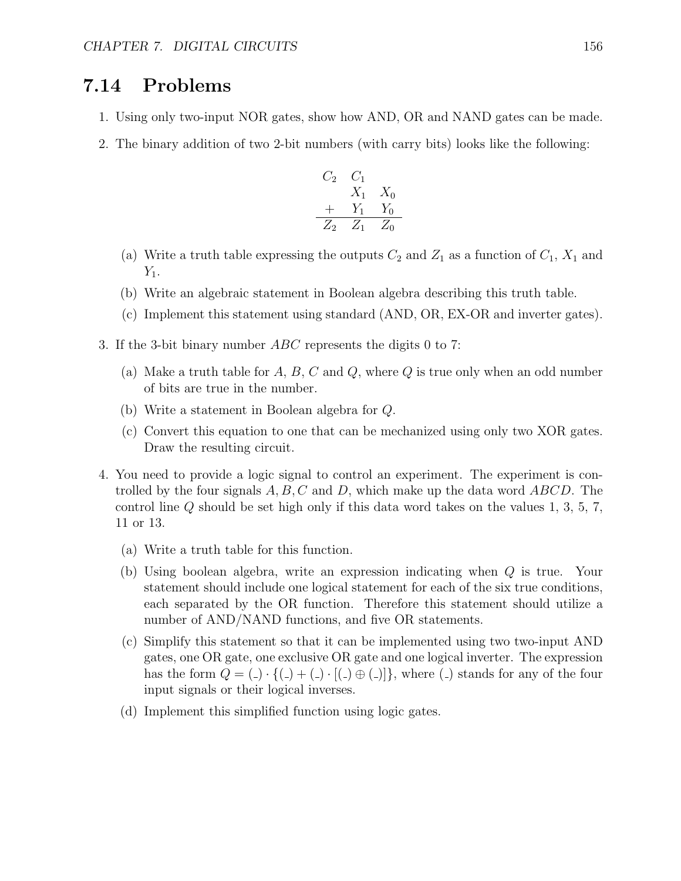## 7.14 Problems

1. Using only two-input NOR gates, show how AND, OR and NAND gates can be made.

2. The binary addition of two 2-bit numbers (with carry bits) looks like the following:

$$\begin{array}{ccc} C_2 & C_1 & \\ & X_1 & X_0 \\ + & Y_1 & Y_0 \\ \hline Z_2 & Z_1 & Z_0 \end{array}$$

   (a) Write a truth table expressing the outputs $C_2$ and $Z_1$ as a function of $C_1$, $X_1$ and $Y_1$.

   (b) Write an algebraic statement in Boolean algebra describing this truth table.

   (c) Implement this statement using standard (AND, OR, EX-OR and inverter gates).

3. If the 3-bit binary number $ABC$ represents the digits 0 to 7:

   (a) Make a truth table for $A$, $B$, $C$ and $Q$, where $Q$ is true only when an odd number of bits are true in the number.

   (b) Write a statement in Boolean algebra for $Q$.

   (c) Convert this equation to one that can be mechanized using only two XOR gates. Draw the resulting circuit.

4. You need to provide a logic signal to control an experiment. The experiment is controlled by the four signals $A, B, C$ and $D$, which make up the data word $ABCD$. The control line $Q$ should be set high only if this data word takes on the values 1, 3, 5, 7, 11 or 13.

   (a) Write a truth table for this function.

   (b) Using boolean algebra, write an expression indicating when $Q$ is true. Your statement should include one logical statement for each of the six true conditions, each separated by the OR function. Therefore this statement should utilize a number of AND/NAND functions, and five OR statements.

   (c) Simplify this statement so that it can be implemented using two two-input AND gates, one OR gate, one exclusive OR gate and one logical inverter. The expression has the form $Q = (\_) \cdot \{(\_) + (\_) \cdot [(\_) \oplus (\_)]\}$, where $(\_)$ stands for any of the four input signals or their logical inverses.

   (d) Implement this simplified function using logic gates.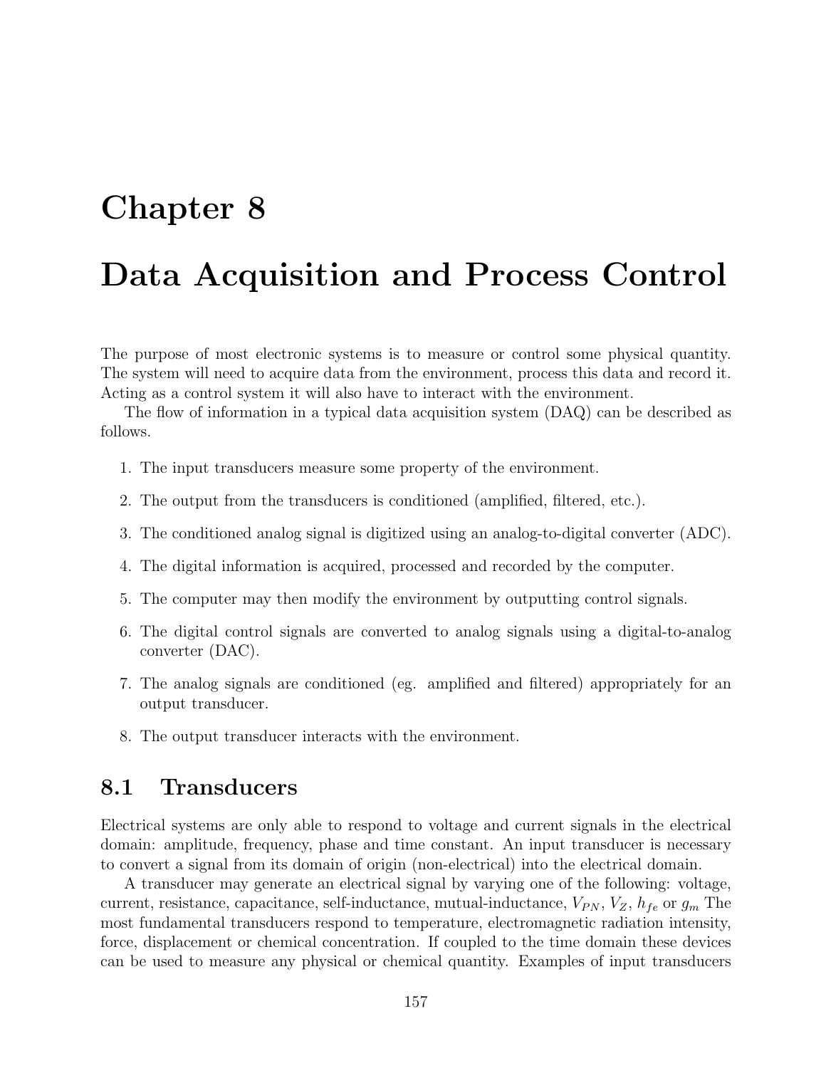# Chapter 8

# Data Acquisition and Process Control

The purpose of most electronic systems is to measure or control some physical quantity. The system will need to acquire data from the environment, process this data and record it. Acting as a control system it will also have to interact with the environment.

The flow of information in a typical data acquisition system (DAQ) can be described as follows.

1. The input transducers measure some property of the environment.
2. The output from the transducers is conditioned (amplified, filtered, etc.).
3. The conditioned analog signal is digitized using an analog-to-digital converter (ADC).
4. The digital information is acquired, processed and recorded by the computer.
5. The computer may then modify the environment by outputting control signals.
6. The digital control signals are converted to analog signals using a digital-to-analog converter (DAC).
7. The analog signals are conditioned (eg. amplified and filtered) appropriately for an output transducer.
8. The output transducer interacts with the environment.

## 8.1 Transducers

Electrical systems are only able to respond to voltage and current signals in the electrical domain: amplitude, frequency, phase and time constant. An input transducer is necessary to convert a signal from its domain of origin (non-electrical) into the electrical domain.

A transducer may generate an electrical signal by varying one of the following: voltage, current, resistance, capacitance, self-inductance, mutual-inductance, $V_{PN}$, $V_Z$, $h_{fe}$ or $g_m$ The most fundamental transducers respond to temperature, electromagnetic radiation intensity, force, displacement or chemical concentration. If coupled to the time domain these devices can be used to measure any physical or chemical quantity. Examples of input transducers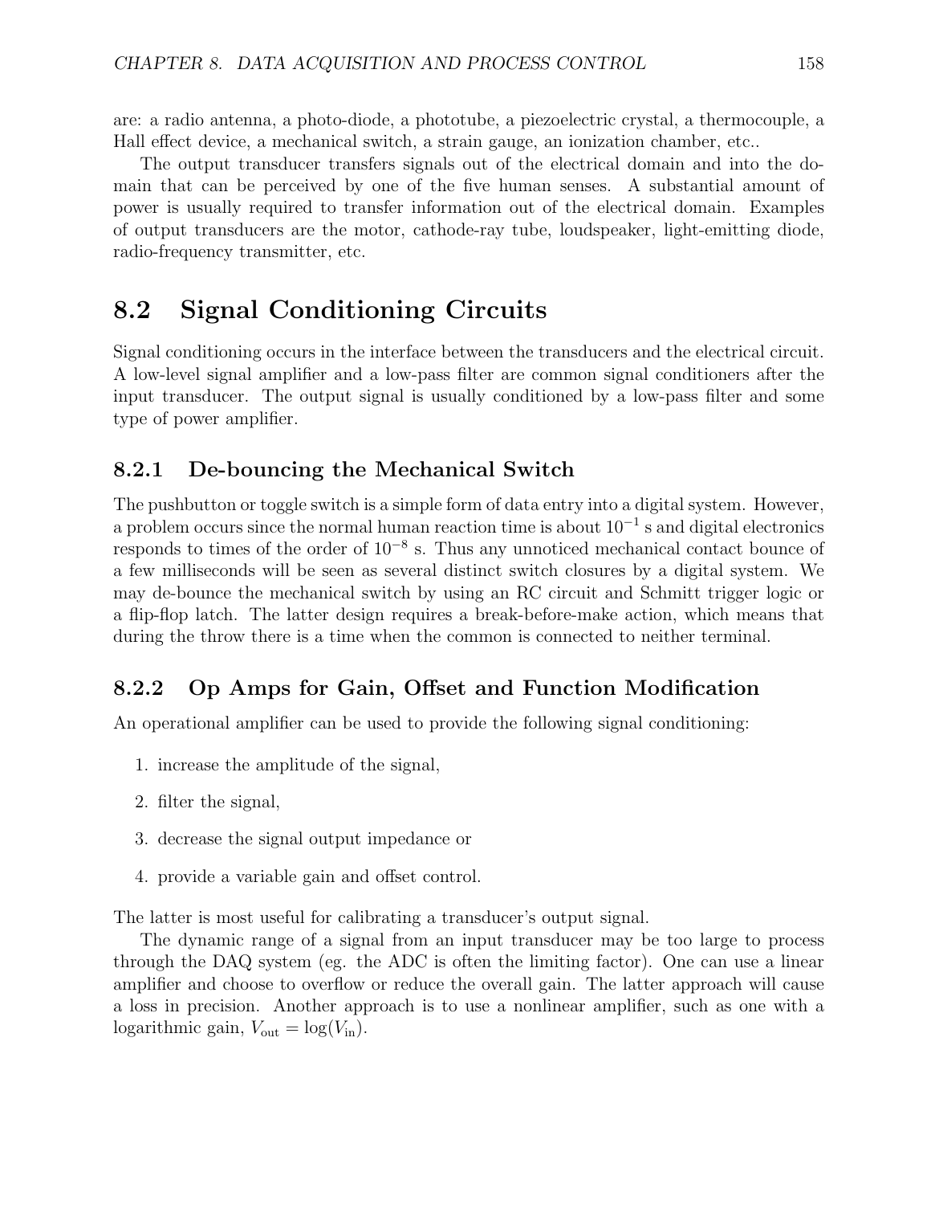are: a radio antenna, a photo-diode, a phototube, a piezoelectric crystal, a thermocouple, a Hall effect device, a mechanical switch, a strain gauge, an ionization chamber, etc..

The output transducer transfers signals out of the electrical domain and into the domain that can be perceived by one of the five human senses. A substantial amount of power is usually required to transfer information out of the electrical domain. Examples of output transducers are the motor, cathode-ray tube, loudspeaker, light-emitting diode, radio-frequency transmitter, etc.

## 8.2 Signal Conditioning Circuits

Signal conditioning occurs in the interface between the transducers and the electrical circuit. A low-level signal amplifier and a low-pass filter are common signal conditioners after the input transducer. The output signal is usually conditioned by a low-pass filter and some type of power amplifier.

### 8.2.1 De-bouncing the Mechanical Switch

The pushbutton or toggle switch is a simple form of data entry into a digital system. However, a problem occurs since the normal human reaction time is about $10^{-1}$ s and digital electronics responds to times of the order of $10^{-8}$ s. Thus any unnoticed mechanical contact bounce of a few milliseconds will be seen as several distinct switch closures by a digital system. We may de-bounce the mechanical switch by using an RC circuit and Schmitt trigger logic or a flip-flop latch. The latter design requires a break-before-make action, which means that during the throw there is a time when the common is connected to neither terminal.

### 8.2.2 Op Amps for Gain, Offset and Function Modification

An operational amplifier can be used to provide the following signal conditioning:

1. increase the amplitude of the signal,
2. filter the signal,
3. decrease the signal output impedance or
4. provide a variable gain and offset control.

The latter is most useful for calibrating a transducer's output signal.

The dynamic range of a signal from an input transducer may be too large to process through the DAQ system (eg. the ADC is often the limiting factor). One can use a linear amplifier and choose to overflow or reduce the overall gain. The latter approach will cause a loss in precision. Another approach is to use a nonlinear amplifier, such as one with a logarithmic gain, $V_{\text{out}} = \log(V_{\text{in}})$.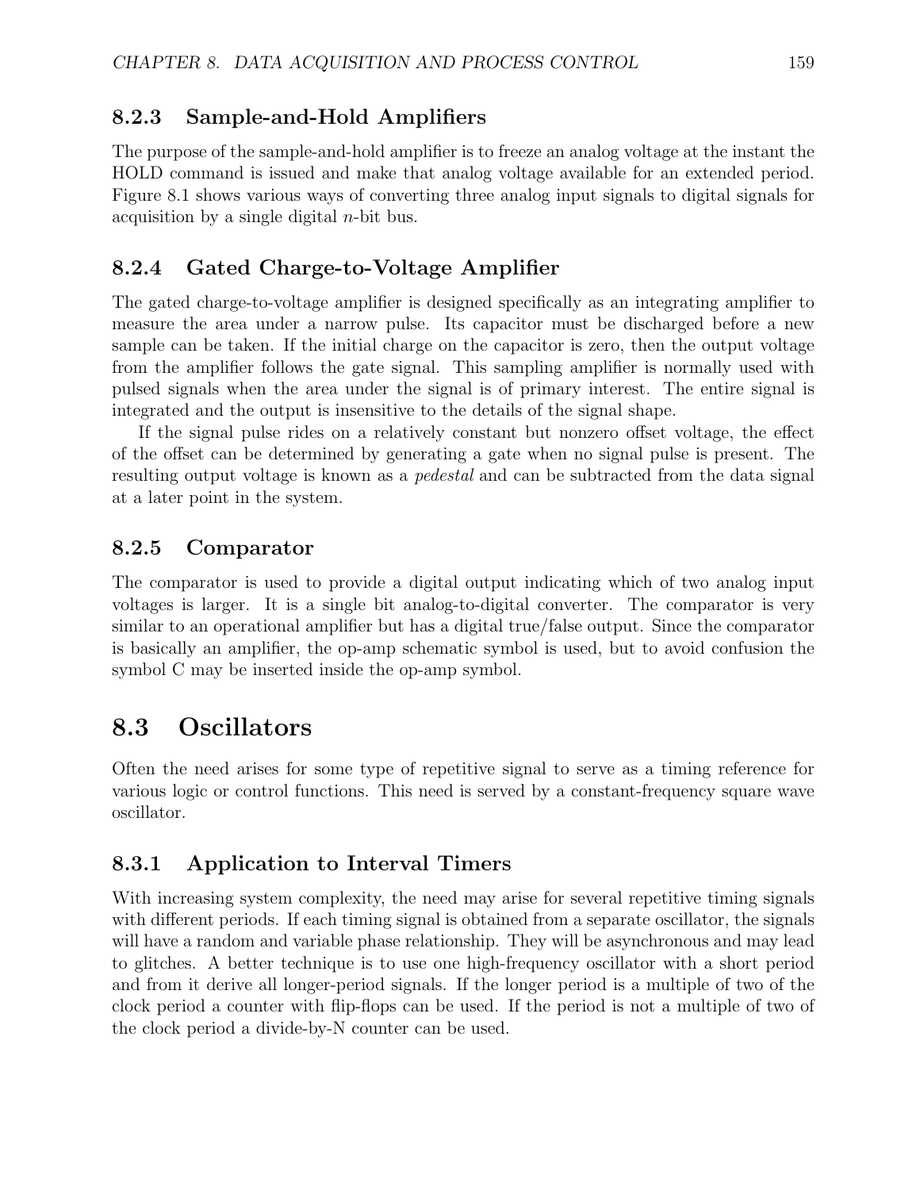### 8.2.3 Sample-and-Hold Amplifiers

The purpose of the sample-and-hold amplifier is to freeze an analog voltage at the instant the HOLD command is issued and make that analog voltage available for an extended period. Figure 8.1 shows various ways of converting three analog input signals to digital signals for acquisition by a single digital $n$-bit bus.

### 8.2.4 Gated Charge-to-Voltage Amplifier

The gated charge-to-voltage amplifier is designed specifically as an integrating amplifier to measure the area under a narrow pulse. Its capacitor must be discharged before a new sample can be taken. If the initial charge on the capacitor is zero, then the output voltage from the amplifier follows the gate signal. This sampling amplifier is normally used with pulsed signals when the area under the signal is of primary interest. The entire signal is integrated and the output is insensitive to the details of the signal shape.

If the signal pulse rides on a relatively constant but nonzero offset voltage, the effect of the offset can be determined by generating a gate when no signal pulse is present. The resulting output voltage is known as a *pedestal* and can be subtracted from the data signal at a later point in the system.

### 8.2.5 Comparator

The comparator is used to provide a digital output indicating which of two analog input voltages is larger. It is a single bit analog-to-digital converter. The comparator is very similar to an operational amplifier but has a digital true/false output. Since the comparator is basically an amplifier, the op-amp schematic symbol is used, but to avoid confusion the symbol C may be inserted inside the op-amp symbol.

## 8.3 Oscillators

Often the need arises for some type of repetitive signal to serve as a timing reference for various logic or control functions. This need is served by a constant-frequency square wave oscillator.

### 8.3.1 Application to Interval Timers

With increasing system complexity, the need may arise for several repetitive timing signals with different periods. If each timing signal is obtained from a separate oscillator, the signals will have a random and variable phase relationship. They will be asynchronous and may lead to glitches. A better technique is to use one high-frequency oscillator with a short period and from it derive all longer-period signals. If the longer period is a multiple of two of the clock period a counter with flip-flops can be used. If the period is not a multiple of two of the clock period a divide-by-N counter can be used.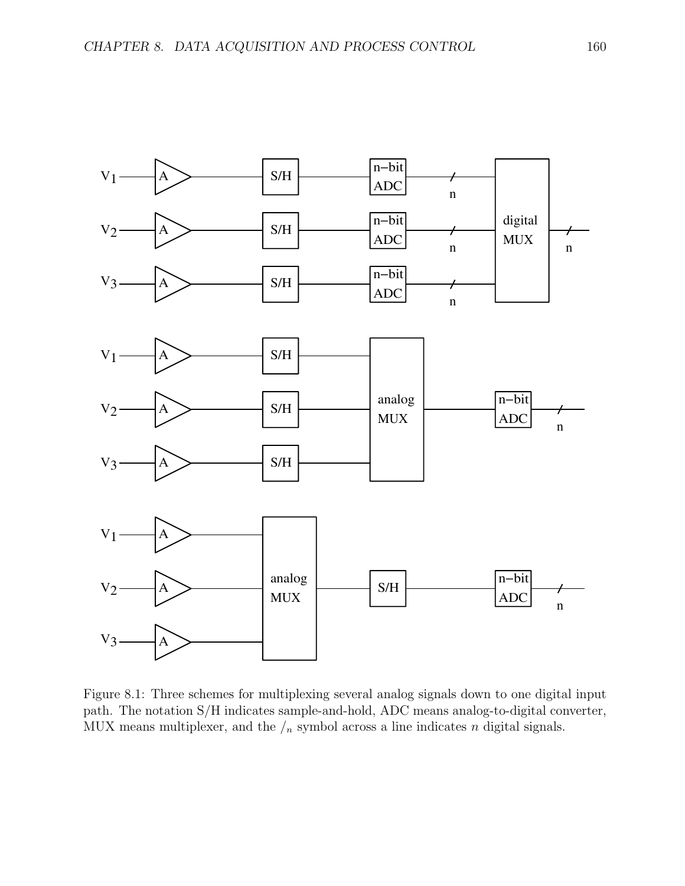Figure 8.1: Three schemes for multiplexing several analog signals down to one digital input path. The notation S/H indicates sample-and-hold, ADC means analog-to-digital converter, MUX means multiplexer, and the $/_n$ symbol across a line indicates $n$ digital signals.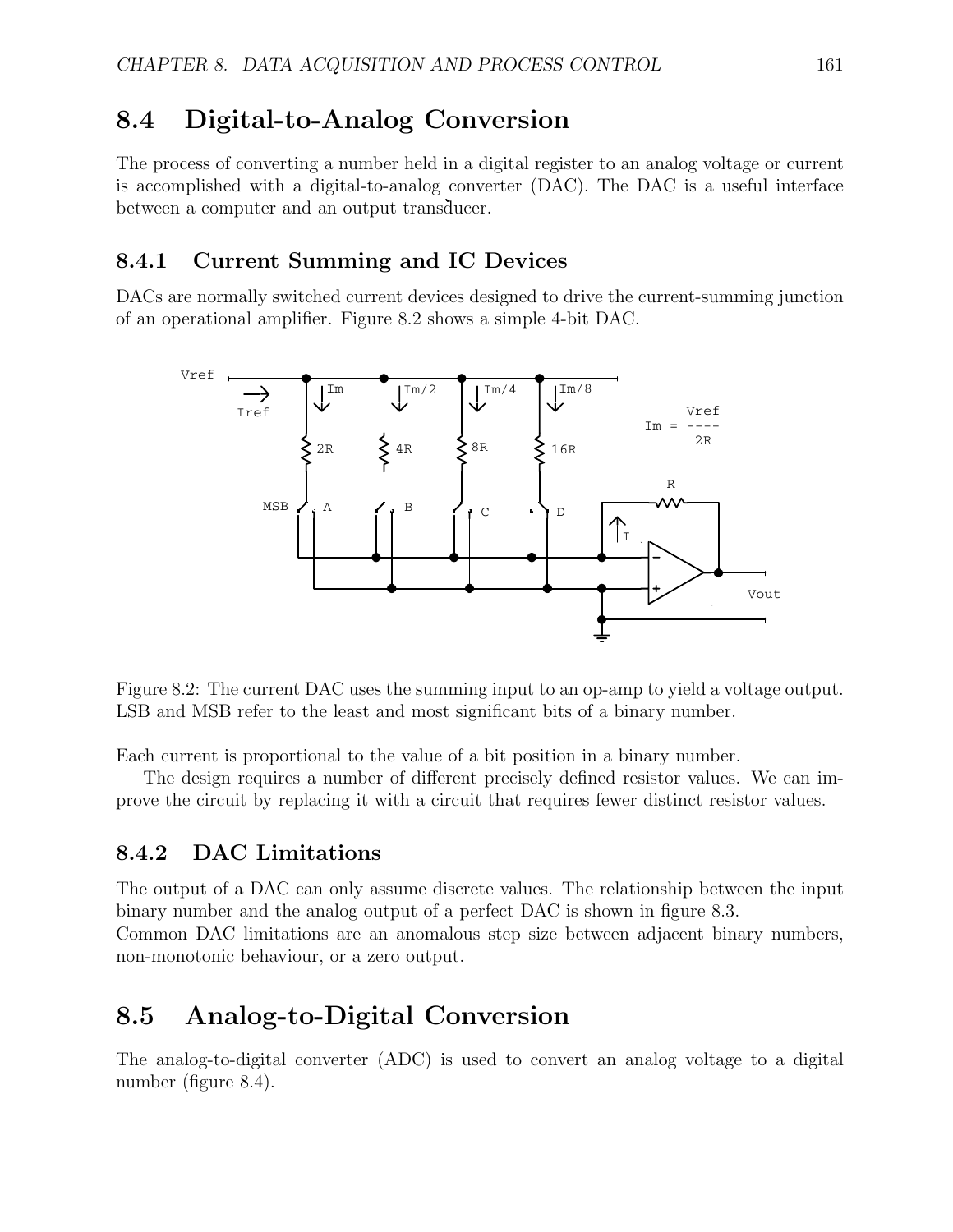## 8.4 Digital-to-Analog Conversion

The process of converting a number held in a digital register to an analog voltage or current is accomplished with a digital-to-analog converter (DAC). The DAC is a useful interface between a computer and an output transducer.

### 8.4.1 Current Summing and IC Devices

DACs are normally switched current devices designed to drive the current-summing junction of an operational amplifier. Figure 8.2 shows a simple 4-bit DAC.

Figure 8.2: The current DAC uses the summing input to an op-amp to yield a voltage output. LSB and MSB refer to the least and most significant bits of a binary number.

Each current is proportional to the value of a bit position in a binary number.

The design requires a number of different precisely defined resistor values. We can improve the circuit by replacing it with a circuit that requires fewer distinct resistor values.

### 8.4.2 DAC Limitations

The output of a DAC can only assume discrete values. The relationship between the input binary number and the analog output of a perfect DAC is shown in figure 8.3.

Common DAC limitations are an anomalous step size between adjacent binary numbers, non-monotonic behaviour, or a zero output.

## 8.5 Analog-to-Digital Conversion

The analog-to-digital converter (ADC) is used to convert an analog voltage to a digital number (figure 8.4).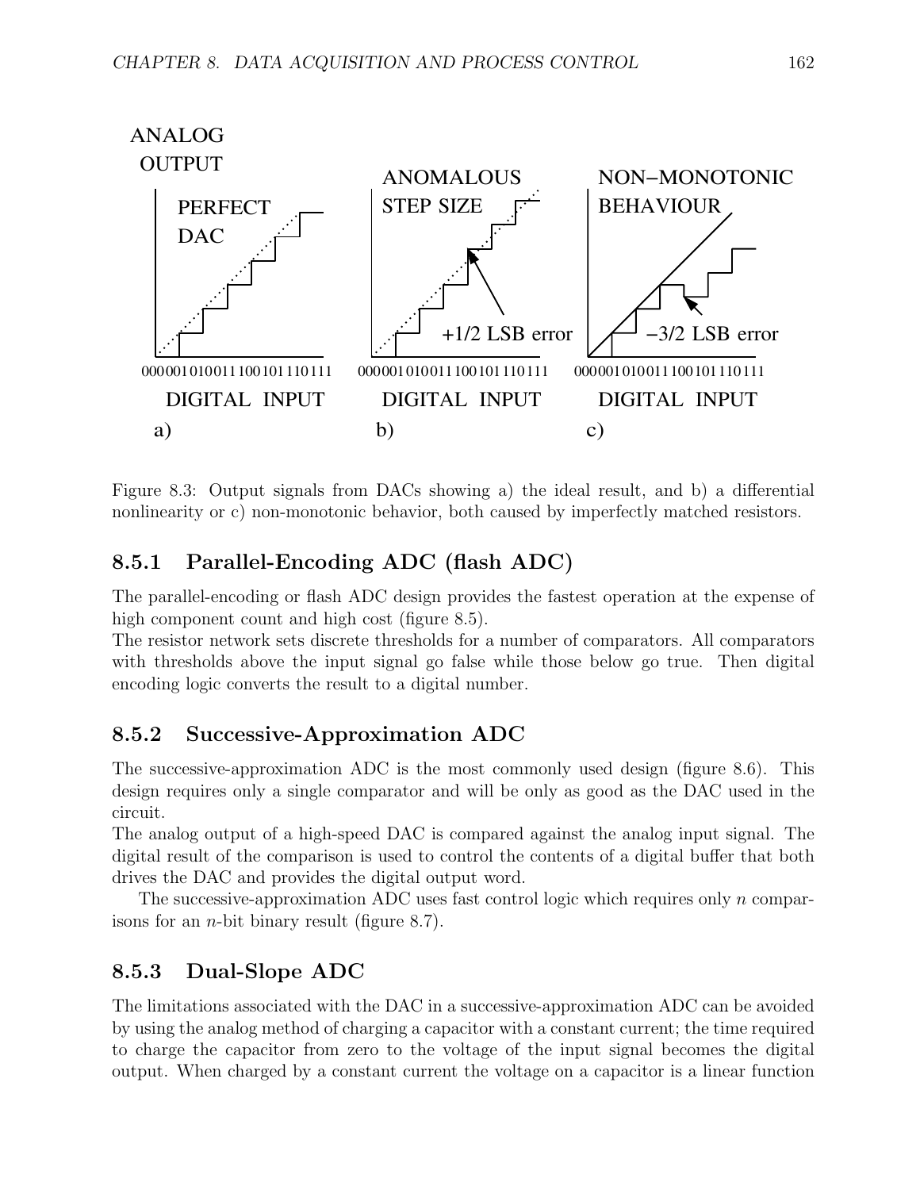Figure 8.3: Output signals from DACs showing a) the ideal result, and b) a differential nonlinearity or c) non-monotonic behavior, both caused by imperfectly matched resistors.

### 8.5.1 Parallel-Encoding ADC (flash ADC)

The parallel-encoding or flash ADC design provides the fastest operation at the expense of high component count and high cost (figure 8.5).
The resistor network sets discrete thresholds for a number of comparators. All comparators with thresholds above the input signal go false while those below go true. Then digital encoding logic converts the result to a digital number.

### 8.5.2 Successive-Approximation ADC

The successive-approximation ADC is the most commonly used design (figure 8.6). This design requires only a single comparator and will be only as good as the DAC used in the circuit.
The analog output of a high-speed DAC is compared against the analog input signal. The digital result of the comparison is used to control the contents of a digital buffer that both drives the DAC and provides the digital output word.

The successive-approximation ADC uses fast control logic which requires only $n$ comparisons for an $n$-bit binary result (figure 8.7).

### 8.5.3 Dual-Slope ADC

The limitations associated with the DAC in a successive-approximation ADC can be avoided by using the analog method of charging a capacitor with a constant current; the time required to charge the capacitor from zero to the voltage of the input signal becomes the digital output. When charged by a constant current the voltage on a capacitor is a linear function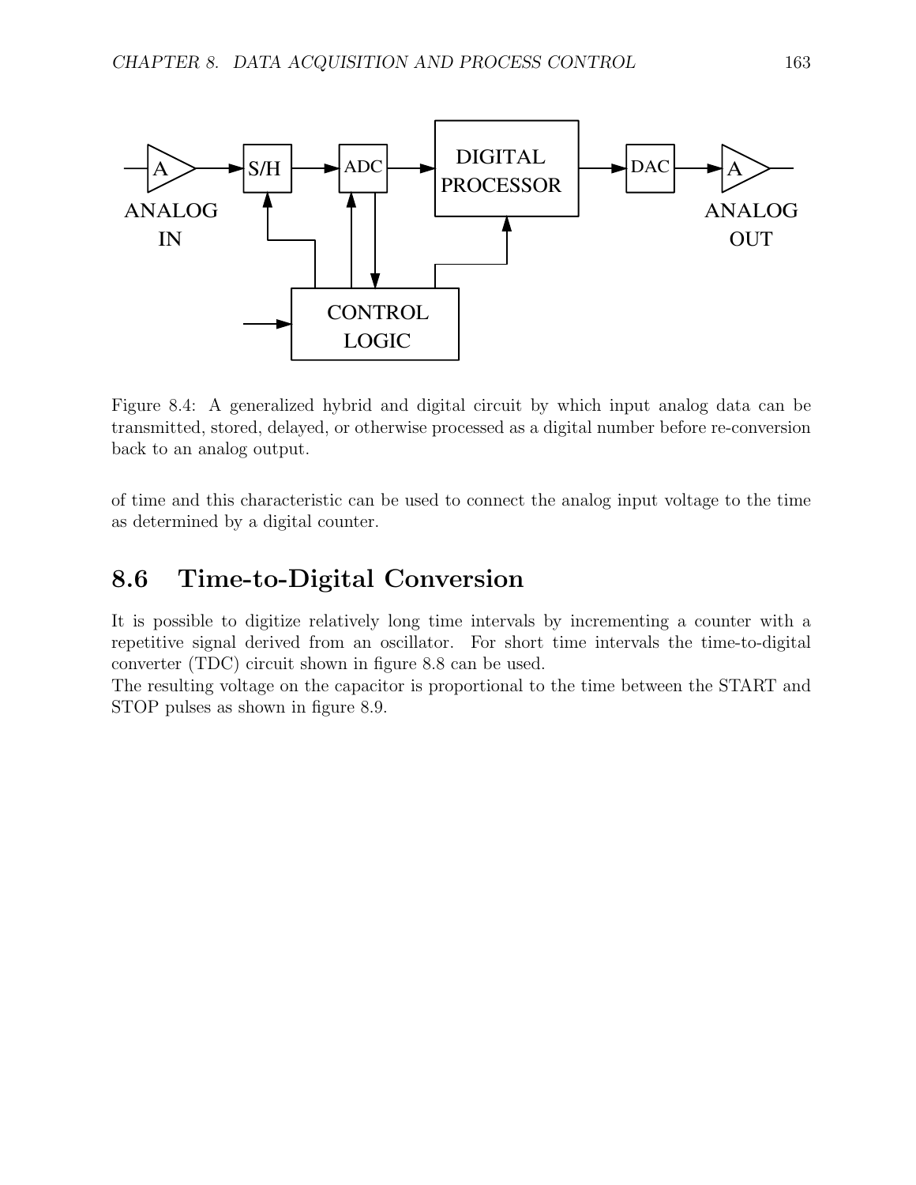Figure 8.4: A generalized hybrid and digital circuit by which input analog data can be transmitted, stored, delayed, or otherwise processed as a digital number before re-conversion back to an analog output.

of time and this characteristic can be used to connect the analog input voltage to the time as determined by a digital counter.

## 8.6 Time-to-Digital Conversion

It is possible to digitize relatively long time intervals by incrementing a counter with a repetitive signal derived from an oscillator. For short time intervals the time-to-digital converter (TDC) circuit shown in figure 8.8 can be used.
The resulting voltage on the capacitor is proportional to the time between the START and STOP pulses as shown in figure 8.9.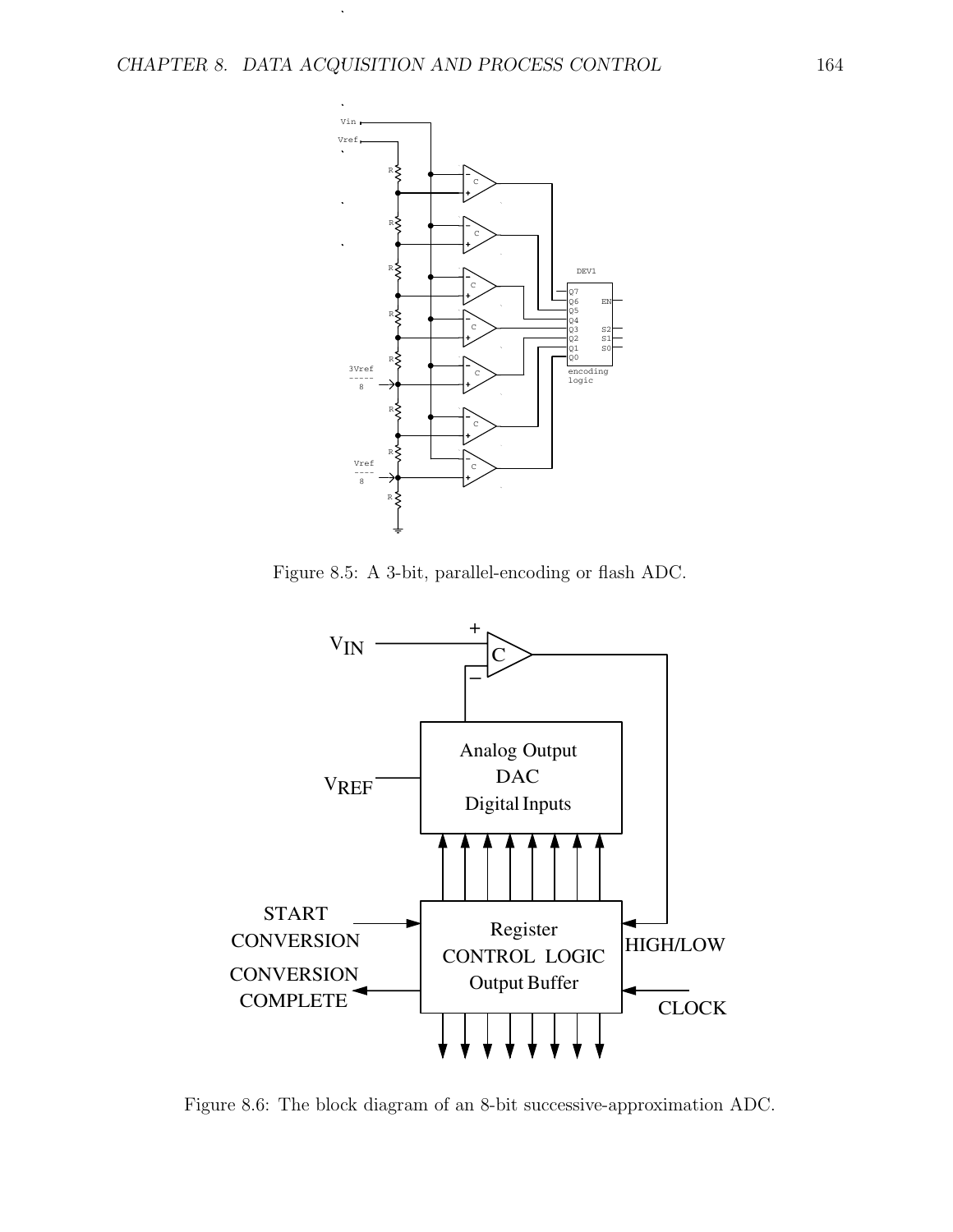Figure 8.5: A 3-bit, parallel-encoding or flash ADC.

Figure 8.6: The block diagram of an 8-bit successive-approximation ADC.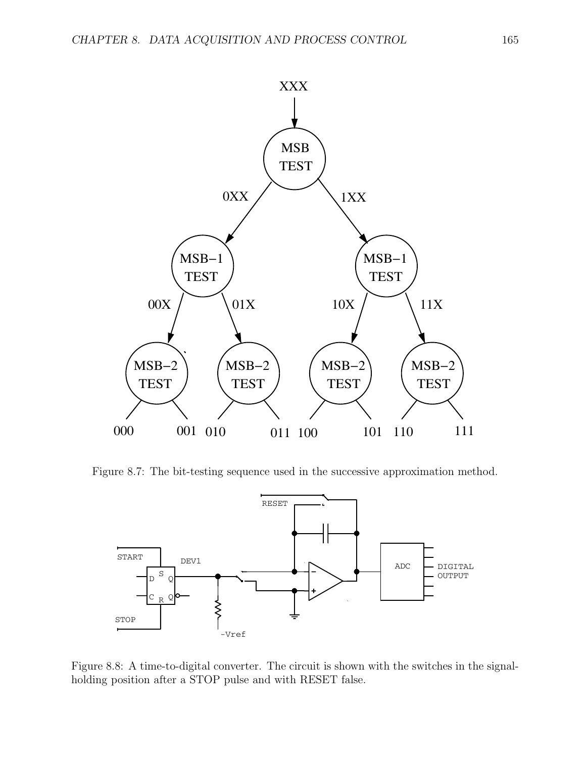Figure 8.7: The bit-testing sequence used in the successive approximation method.

Figure 8.8: A time-to-digital converter. The circuit is shown with the switches in the signal-holding position after a STOP pulse and with RESET false.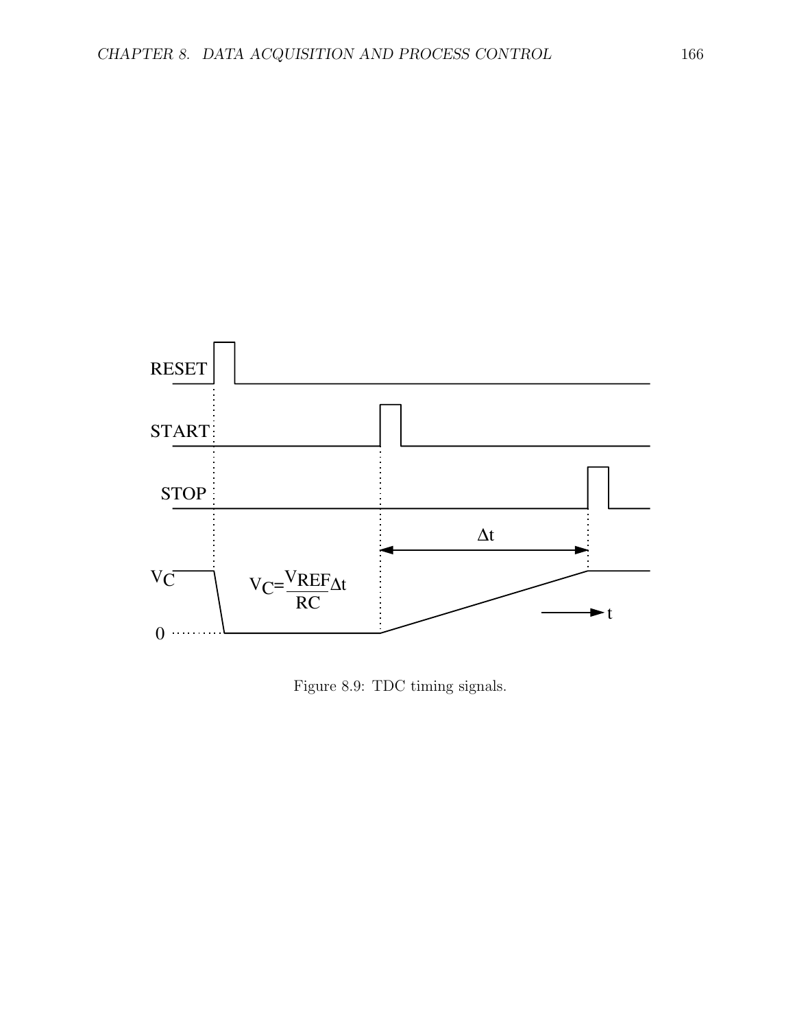Figure 8.9: TDC timing signals.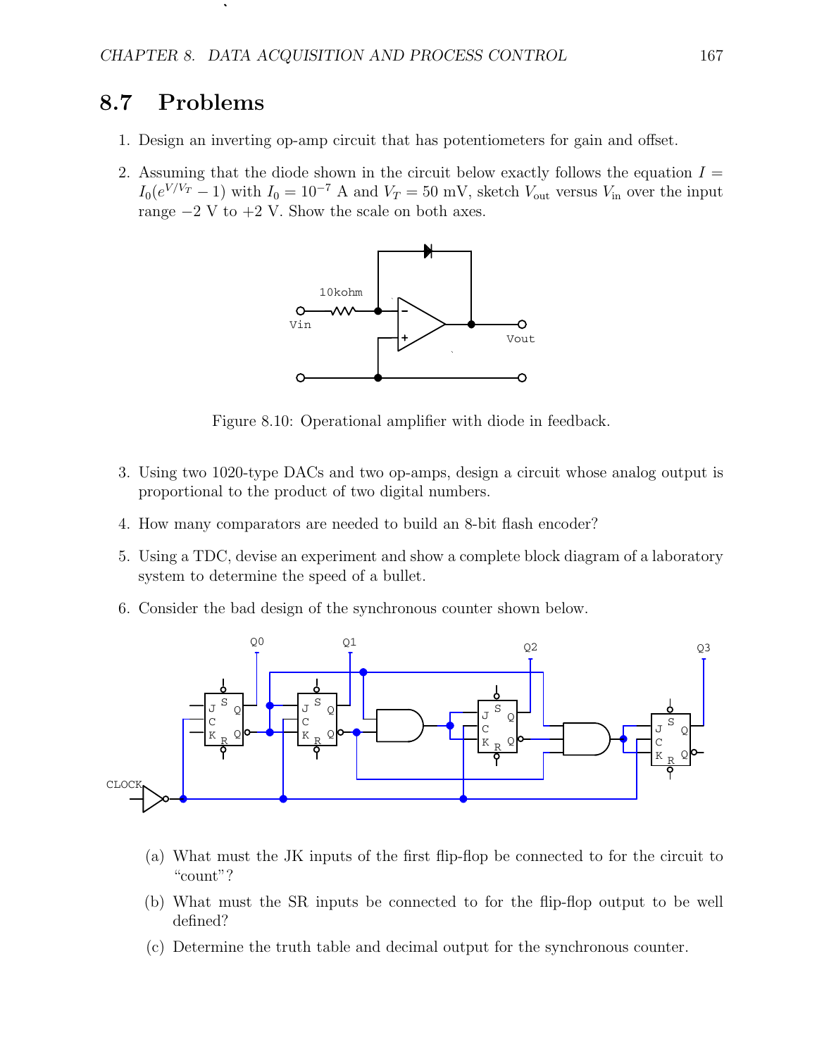## 8.7 Problems

1. Design an inverting op-amp circuit that has potentiometers for gain and offset.

2. Assuming that the diode shown in the circuit below exactly follows the equation $I = I_0(e^{V/V_T} - 1)$ with $I_0 = 10^{-7}$ A and $V_T = 50$ mV, sketch $V_{\text{out}}$ versus $V_{\text{in}}$ over the input range $-2$ V to $+2$ V. Show the scale on both axes.

Figure 8.10: Operational amplifier with diode in feedback.

3. Using two 1020-type DACs and two op-amps, design a circuit whose analog output is proportional to the product of two digital numbers.

4. How many comparators are needed to build an 8-bit flash encoder?

5. Using a TDC, devise an experiment and show a complete block diagram of a laboratory system to determine the speed of a bullet.

6. Consider the bad design of the synchronous counter shown below.

   (a) What must the JK inputs of the first flip-flop be connected to for the circuit to "count"?

   (b) What must the SR inputs be connected to for the flip-flop output to be well defined?

   (c) Determine the truth table and decimal output for the synchronous counter.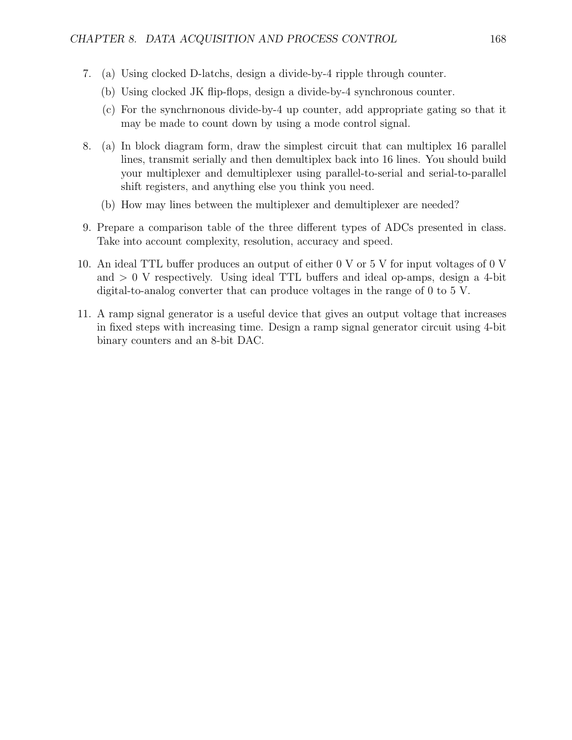7. (a) Using clocked D-latchs, design a divide-by-4 ripple through counter.

   (b) Using clocked JK flip-flops, design a divide-by-4 synchronous counter.

   (c) For the synchrnonous divide-by-4 up counter, add appropriate gating so that it may be made to count down by using a mode control signal.

8. (a) In block diagram form, draw the simplest circuit that can multiplex 16 parallel lines, transmit serially and then demultiplex back into 16 lines. You should build your multiplexer and demultiplexer using parallel-to-serial and serial-to-parallel shift registers, and anything else you think you need.

   (b) How may lines between the multiplexer and demultiplexer are needed?

9. Prepare a comparison table of the three different types of ADCs presented in class. Take into account complexity, resolution, accuracy and speed.

10. An ideal TTL buffer produces an output of either 0 V or 5 V for input voltages of 0 V and $> 0$ V respectively. Using ideal TTL buffers and ideal op-amps, design a 4-bit digital-to-analog converter that can produce voltages in the range of 0 to 5 V.

11. A ramp signal generator is a useful device that gives an output voltage that increases in fixed steps with increasing time. Design a ramp signal generator circuit using 4-bit binary counters and an 8-bit DAC.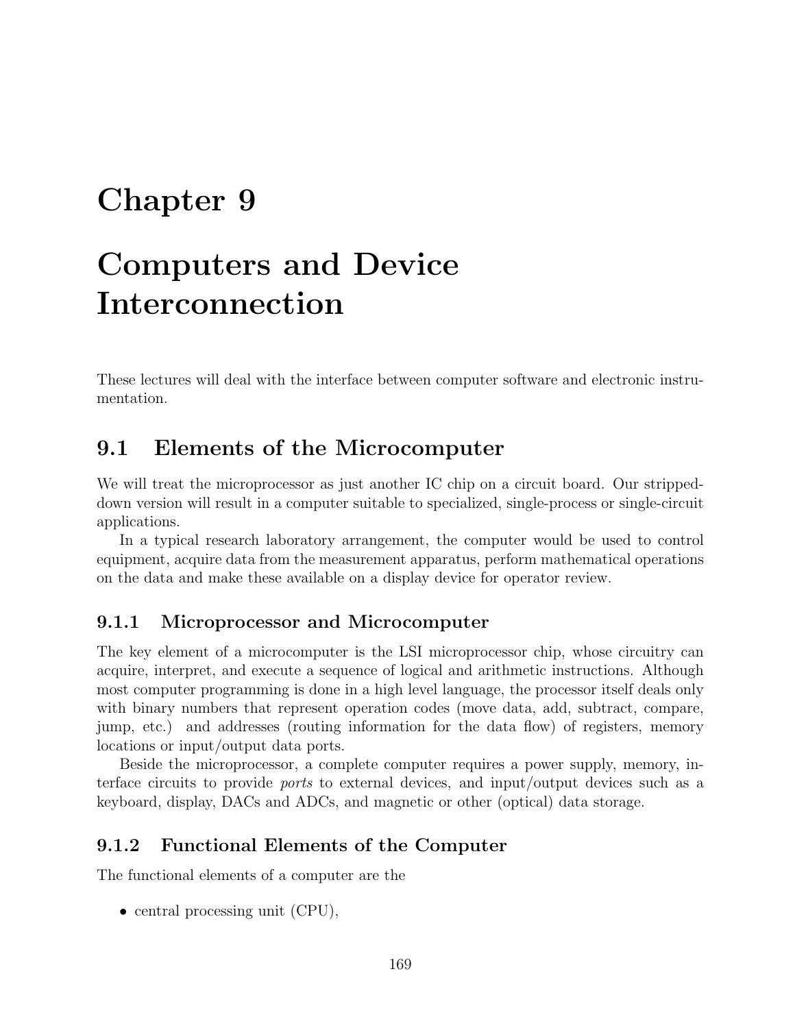# Chapter 9

# Computers and Device Interconnection

These lectures will deal with the interface between computer software and electronic instrumentation.

## 9.1 Elements of the Microcomputer

We will treat the microprocessor as just another IC chip on a circuit board. Our stripped-down version will result in a computer suitable to specialized, single-process or single-circuit applications.

In a typical research laboratory arrangement, the computer would be used to control equipment, acquire data from the measurement apparatus, perform mathematical operations on the data and make these available on a display device for operator review.

### 9.1.1 Microprocessor and Microcomputer

The key element of a microcomputer is the LSI microprocessor chip, whose circuitry can acquire, interpret, and execute a sequence of logical and arithmetic instructions. Although most computer programming is done in a high level language, the processor itself deals only with binary numbers that represent operation codes (move data, add, subtract, compare, jump, etc.) and addresses (routing information for the data flow) of registers, memory locations or input/output data ports.

Beside the microprocessor, a complete computer requires a power supply, memory, interface circuits to provide *ports* to external devices, and input/output devices such as a keyboard, display, DACs and ADCs, and magnetic or other (optical) data storage.

### 9.1.2 Functional Elements of the Computer

The functional elements of a computer are the

- central processing unit (CPU),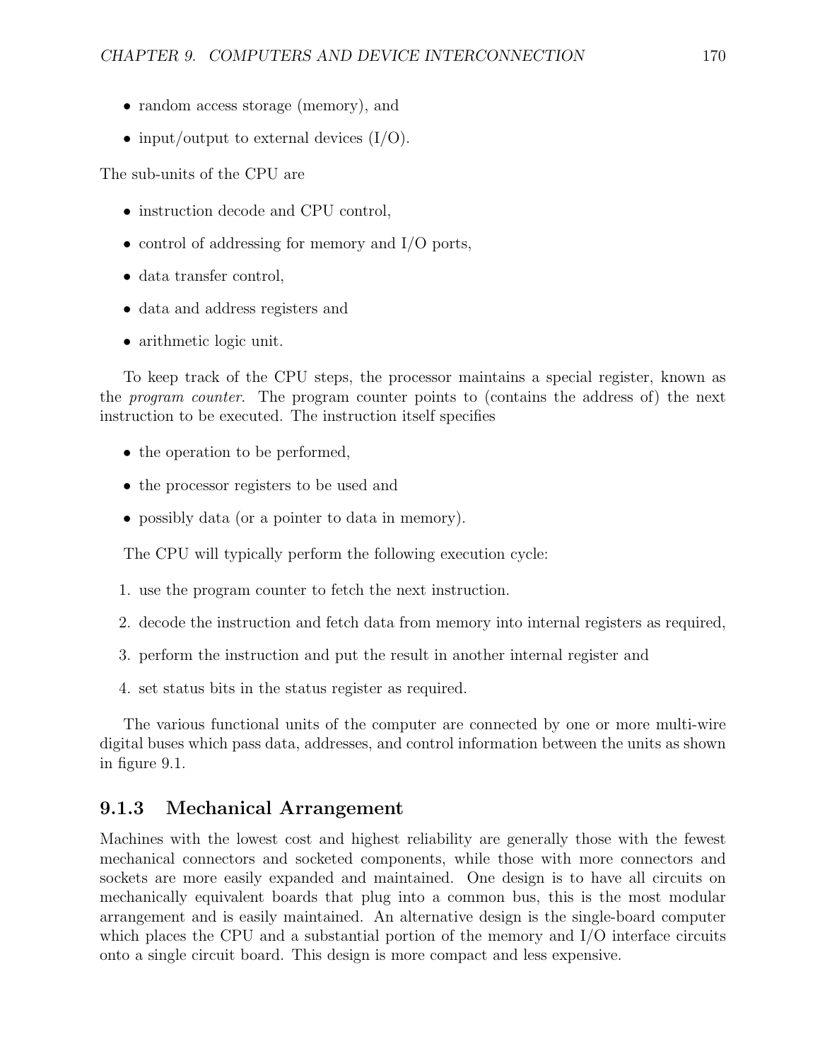- random access storage (memory), and
- input/output to external devices (I/O).

The sub-units of the CPU are

- instruction decode and CPU control,
- control of addressing for memory and I/O ports,
- data transfer control,
- data and address registers and
- arithmetic logic unit.

To keep track of the CPU steps, the processor maintains a special register, known as the *program counter*. The program counter points to (contains the address of) the next instruction to be executed. The instruction itself specifies

- the operation to be performed,
- the processor registers to be used and
- possibly data (or a pointer to data in memory).

The CPU will typically perform the following execution cycle:

1. use the program counter to fetch the next instruction.
2. decode the instruction and fetch data from memory into internal registers as required,
3. perform the instruction and put the result in another internal register and
4. set status bits in the status register as required.

The various functional units of the computer are connected by one or more multi-wire digital buses which pass data, addresses, and control information between the units as shown in figure 9.1.

### 9.1.3 Mechanical Arrangement

Machines with the lowest cost and highest reliability are generally those with the fewest mechanical connectors and socketed components, while those with more connectors and sockets are more easily expanded and maintained. One design is to have all circuits on mechanically equivalent boards that plug into a common bus, this is the most modular arrangement and is easily maintained. An alternative design is the single-board computer which places the CPU and a substantial portion of the memory and I/O interface circuits onto a single circuit board. This design is more compact and less expensive.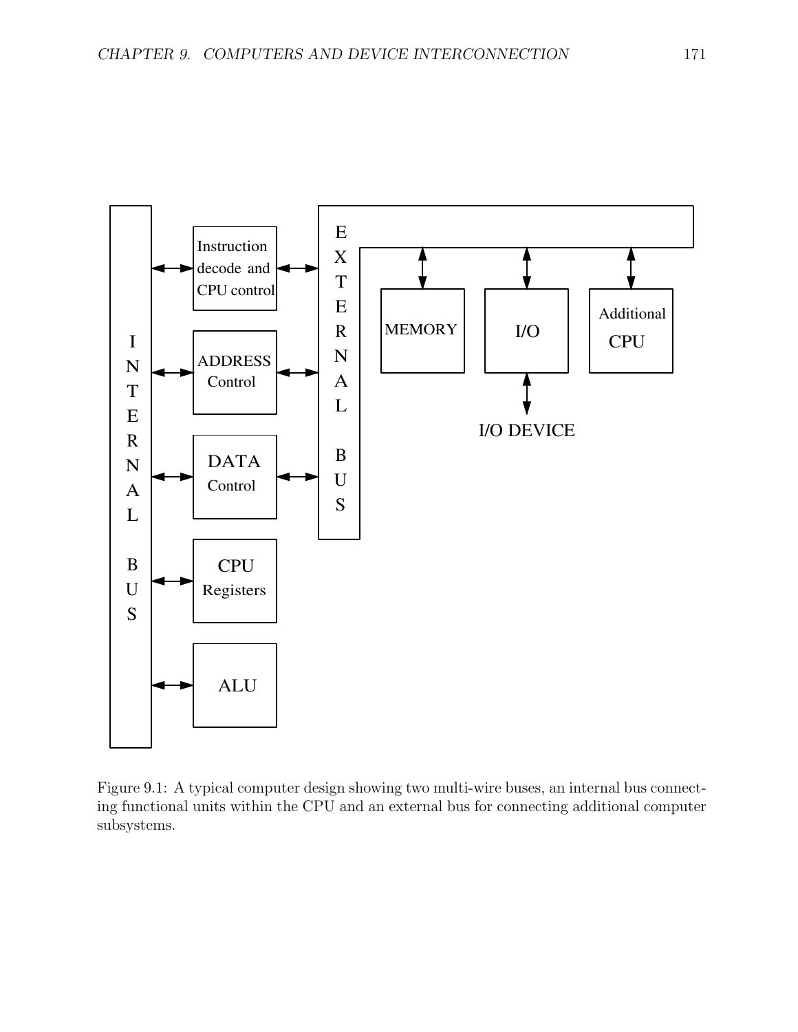Figure 9.1: A typical computer design showing two multi-wire buses, an internal bus connecting functional units within the CPU and an external bus for connecting additional computer subsystems.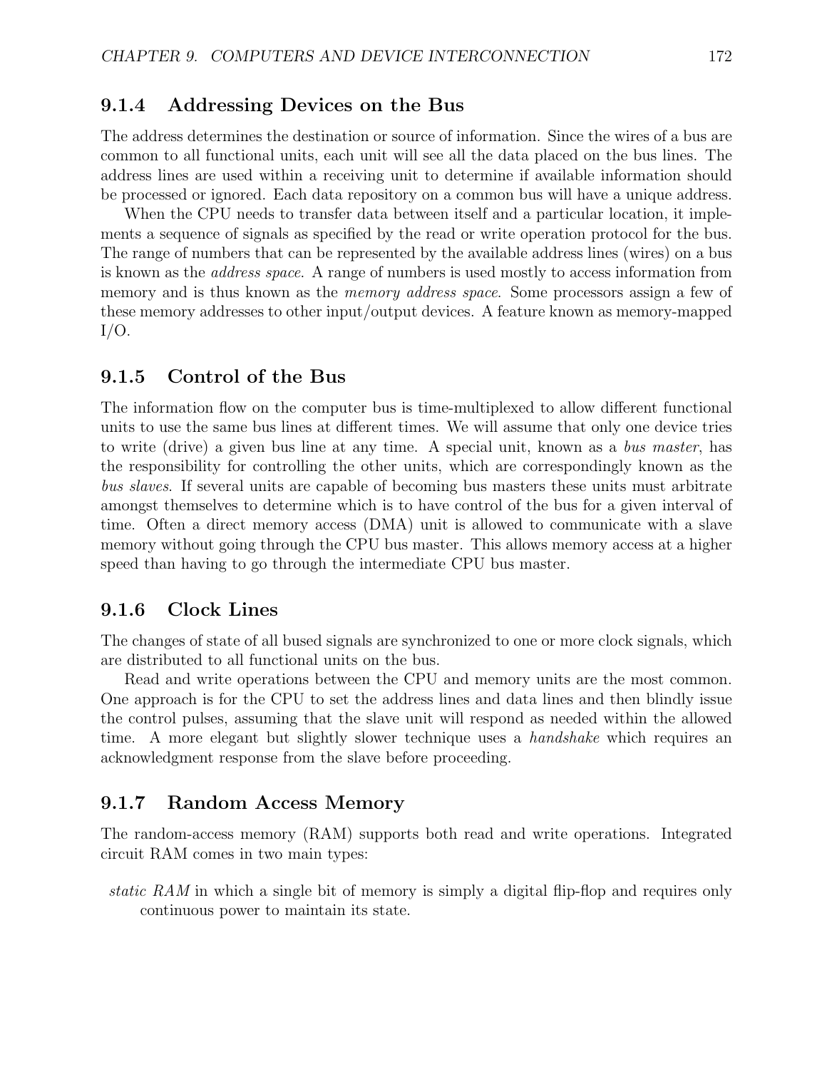### 9.1.4 Addressing Devices on the Bus

The address determines the destination or source of information. Since the wires of a bus are common to all functional units, each unit will see all the data placed on the bus lines. The address lines are used within a receiving unit to determine if available information should be processed or ignored. Each data repository on a common bus will have a unique address.

When the CPU needs to transfer data between itself and a particular location, it implements a sequence of signals as specified by the read or write operation protocol for the bus. The range of numbers that can be represented by the available address lines (wires) on a bus is known as the *address space*. A range of numbers is used mostly to access information from memory and is thus known as the *memory address space*. Some processors assign a few of these memory addresses to other input/output devices. A feature known as memory-mapped I/O.

### 9.1.5 Control of the Bus

The information flow on the computer bus is time-multiplexed to allow different functional units to use the same bus lines at different times. We will assume that only one device tries to write (drive) a given bus line at any time. A special unit, known as a *bus master*, has the responsibility for controlling the other units, which are correspondingly known as the *bus slaves*. If several units are capable of becoming bus masters these units must arbitrate amongst themselves to determine which is to have control of the bus for a given interval of time. Often a direct memory access (DMA) unit is allowed to communicate with a slave memory without going through the CPU bus master. This allows memory access at a higher speed than having to go through the intermediate CPU bus master.

### 9.1.6 Clock Lines

The changes of state of all bused signals are synchronized to one or more clock signals, which are distributed to all functional units on the bus.

Read and write operations between the CPU and memory units are the most common. One approach is for the CPU to set the address lines and data lines and then blindly issue the control pulses, assuming that the slave unit will respond as needed within the allowed time. A more elegant but slightly slower technique uses a *handshake* which requires an acknowledgment response from the slave before proceeding.

### 9.1.7 Random Access Memory

The random-access memory (RAM) supports both read and write operations. Integrated circuit RAM comes in two main types:

*static RAM* in which a single bit of memory is simply a digital flip-flop and requires only continuous power to maintain its state.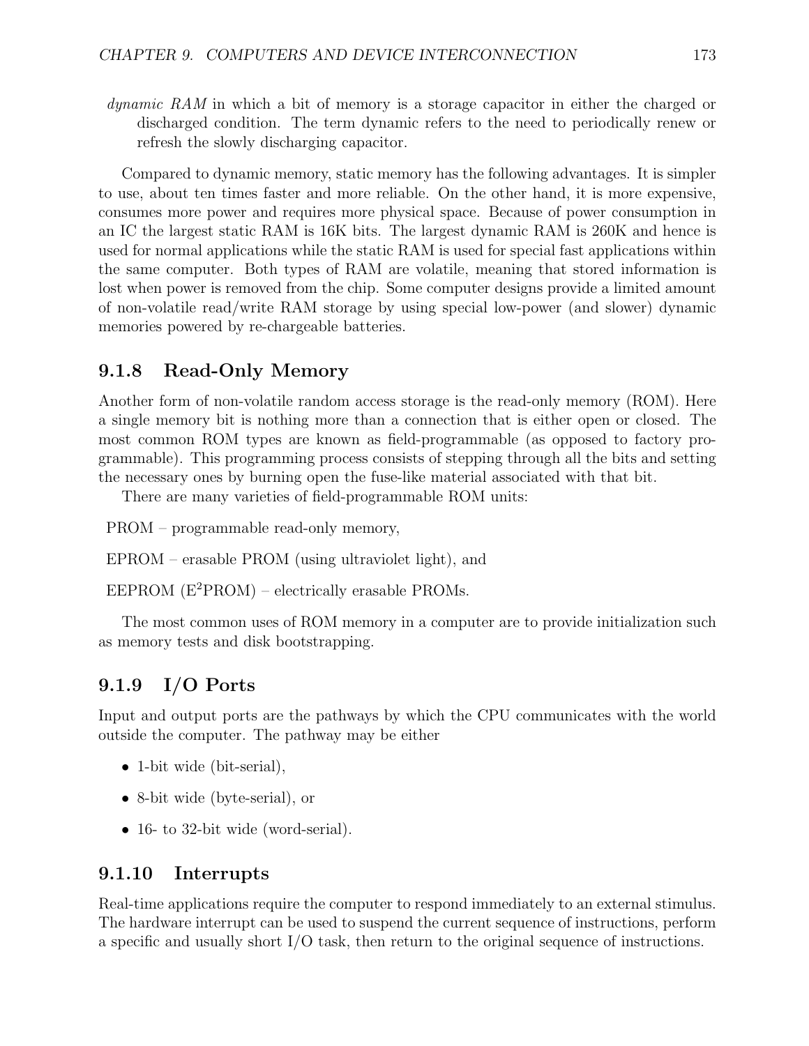*dynamic RAM* in which a bit of memory is a storage capacitor in either the charged or discharged condition. The term dynamic refers to the need to periodically renew or refresh the slowly discharging capacitor.

Compared to dynamic memory, static memory has the following advantages. It is simpler to use, about ten times faster and more reliable. On the other hand, it is more expensive, consumes more power and requires more physical space. Because of power consumption in an IC the largest static RAM is 16K bits. The largest dynamic RAM is 260K and hence is used for normal applications while the static RAM is used for special fast applications within the same computer. Both types of RAM are volatile, meaning that stored information is lost when power is removed from the chip. Some computer designs provide a limited amount of non-volatile read/write RAM storage by using special low-power (and slower) dynamic memories powered by re-chargeable batteries.

### 9.1.8 Read-Only Memory

Another form of non-volatile random access storage is the read-only memory (ROM). Here a single memory bit is nothing more than a connection that is either open or closed. The most common ROM types are known as field-programmable (as opposed to factory programmable). This programming process consists of stepping through all the bits and setting the necessary ones by burning open the fuse-like material associated with that bit.

There are many varieties of field-programmable ROM units:

PROM – programmable read-only memory,

EPROM – erasable PROM (using ultraviolet light), and

EEPROM ($E^2$PROM) – electrically erasable PROMs.

The most common uses of ROM memory in a computer are to provide initialization such as memory tests and disk bootstrapping.

### 9.1.9 I/O Ports

Input and output ports are the pathways by which the CPU communicates with the world outside the computer. The pathway may be either

- 1-bit wide (bit-serial),
- 8-bit wide (byte-serial), or
- 16- to 32-bit wide (word-serial).

### 9.1.10 Interrupts

Real-time applications require the computer to respond immediately to an external stimulus. The hardware interrupt can be used to suspend the current sequence of instructions, perform a specific and usually short I/O task, then return to the original sequence of instructions.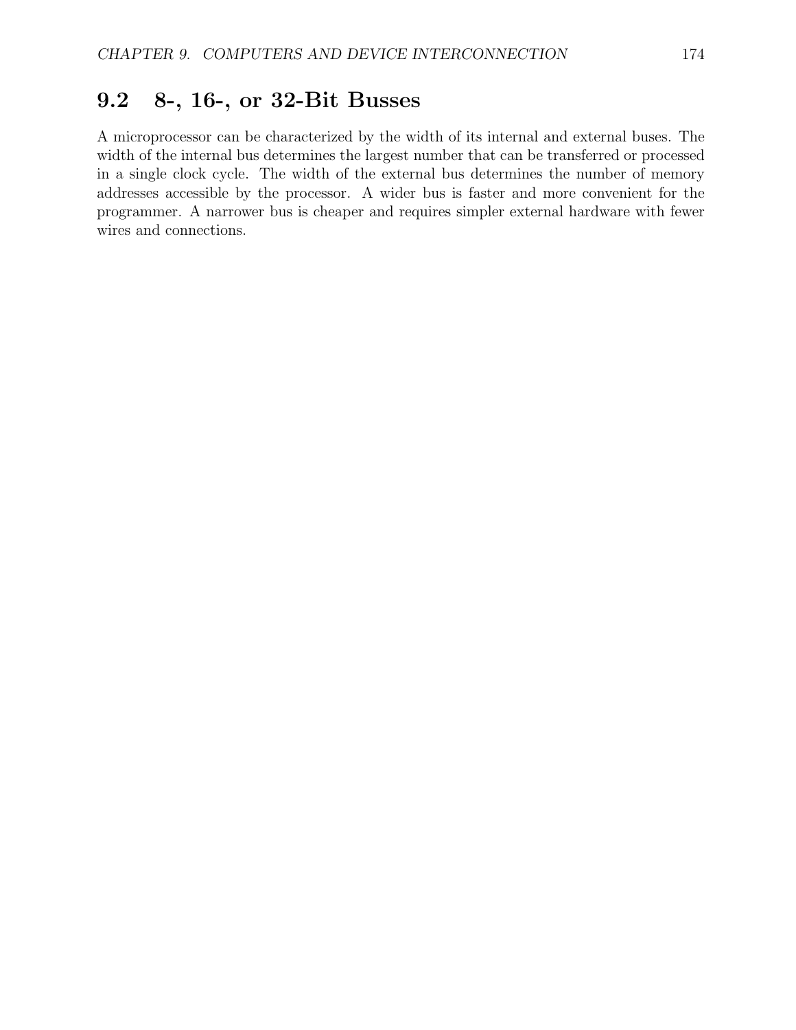## 9.2 8-, 16-, or 32-Bit Busses

A microprocessor can be characterized by the width of its internal and external buses. The width of the internal bus determines the largest number that can be transferred or processed in a single clock cycle. The width of the external bus determines the number of memory addresses accessible by the processor. A wider bus is faster and more convenient for the programmer. A narrower bus is cheaper and requires simpler external hardware with fewer wires and connections.